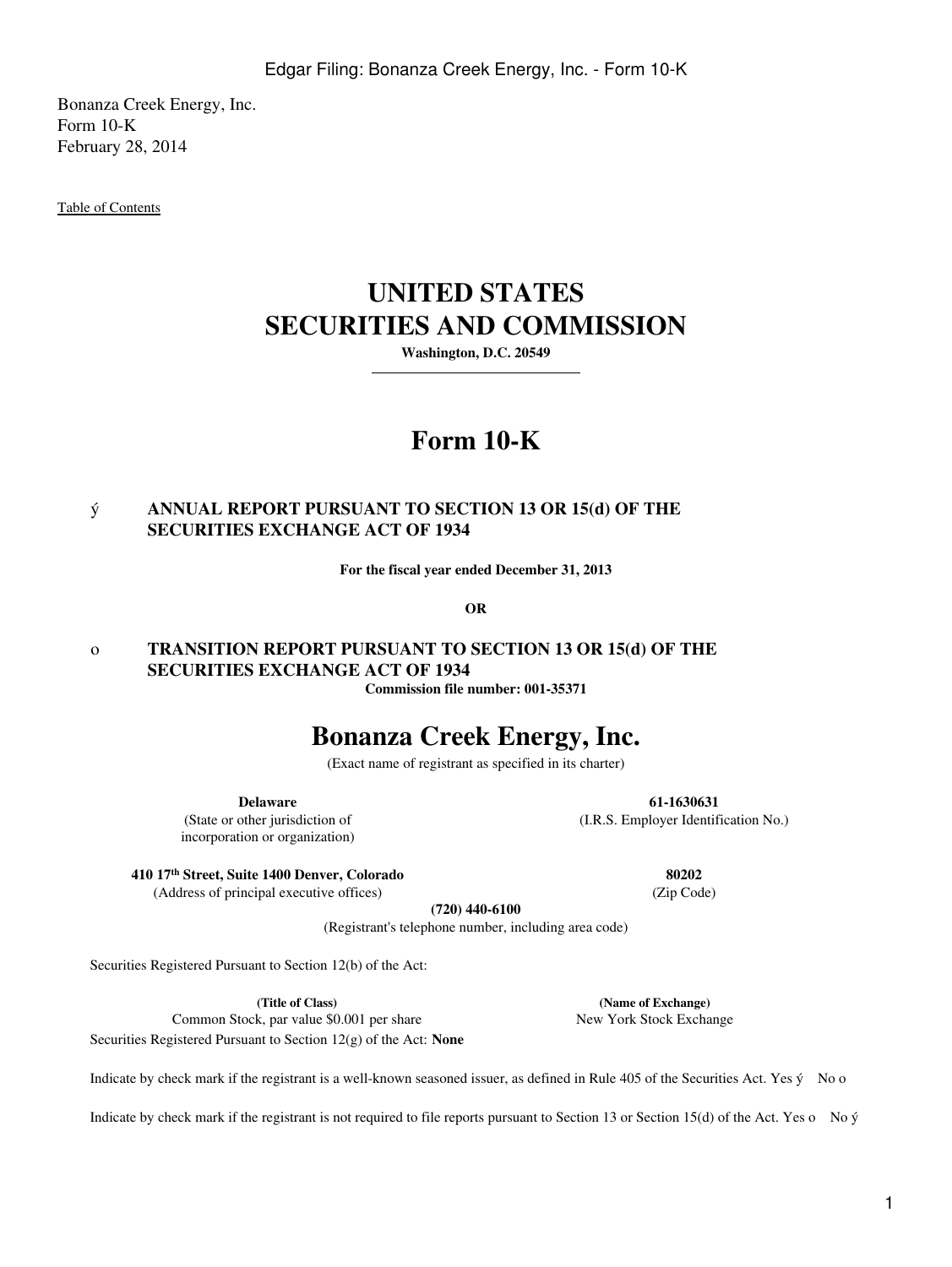Bonanza Creek Energy, Inc.
Form 10-K
February 28, 2014

Table of Contents

# UNITED STATES
# SECURITIES AND COMMISSION

**Washington, D.C. 20549**

# Form 10-K

ý **ANNUAL REPORT PURSUANT TO SECTION 13 OR 15(d) OF THE SECURITIES EXCHANGE ACT OF 1934**

**For the fiscal year ended December 31, 2013**

**OR**

o **TRANSITION REPORT PURSUANT TO SECTION 13 OR 15(d) OF THE SECURITIES EXCHANGE ACT OF 1934**

**Commission file number: 001-35371**

# Bonanza Creek Energy, Inc.

(Exact name of registrant as specified in its charter)

| | |
|---|---|
| **Delaware** | **61-1630631** |
| (State or other jurisdiction of incorporation or organization) | (I.R.S. Employer Identification No.) |
| **410 17th Street, Suite 1400 Denver, Colorado** | **80202** |
| (Address of principal executive offices) | (Zip Code) |

**(720) 440-6100**
(Registrant's telephone number, including area code)

Securities Registered Pursuant to Section 12(b) of the Act:

| **(Title of Class)** | **(Name of Exchange)** |
|---|---|
| Common Stock, par value $0.001 per share | New York Stock Exchange |

Securities Registered Pursuant to Section 12(g) of the Act: **None**

Indicate by check mark if the registrant is a well-known seasoned issuer, as defined in Rule 405 of the Securities Act. Yes ý No o

Indicate by check mark if the registrant is not required to file reports pursuant to Section 13 or Section 15(d) of the Act. Yes o No ý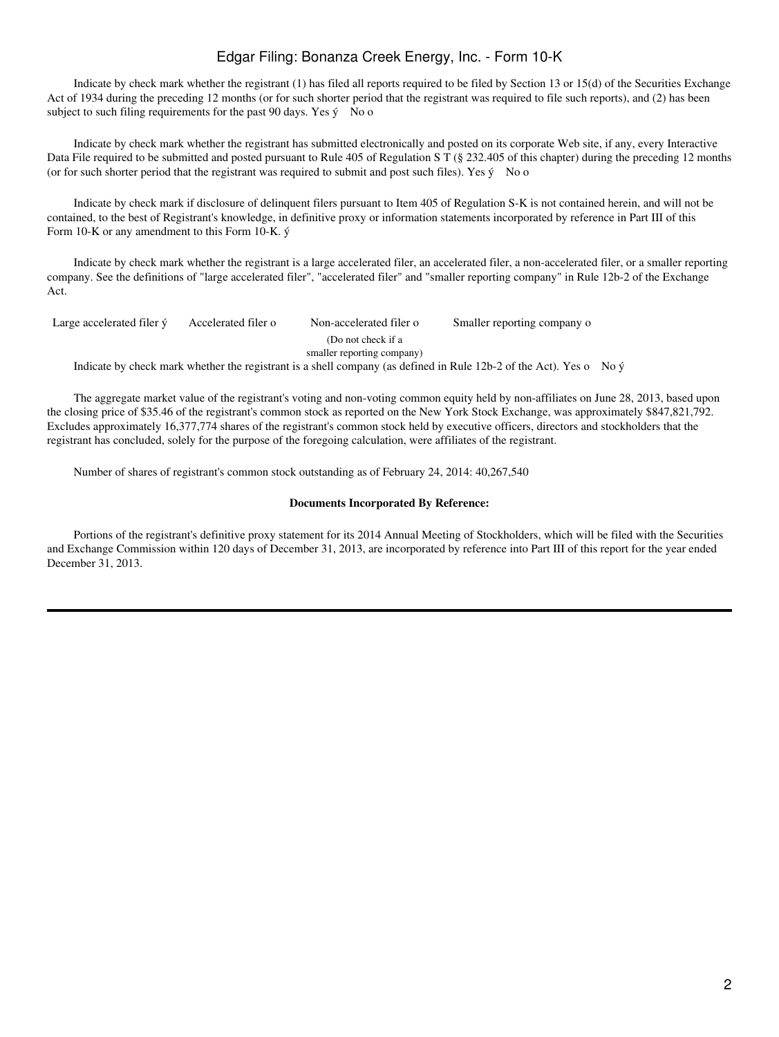Indicate by check mark whether the registrant (1) has filed all reports required to be filed by Section 13 or 15(d) of the Securities Exchange Act of 1934 during the preceding 12 months (or for such shorter period that the registrant was required to file such reports), and (2) has been subject to such filing requirements for the past 90 days. Yes ý No o

Indicate by check mark whether the registrant has submitted electronically and posted on its corporate Web site, if any, every Interactive Data File required to be submitted and posted pursuant to Rule 405 of Regulation S T (§ 232.405 of this chapter) during the preceding 12 months (or for such shorter period that the registrant was required to submit and post such files). Yes ý No o

Indicate by check mark if disclosure of delinquent filers pursuant to Item 405 of Regulation S-K is not contained herein, and will not be contained, to the best of Registrant's knowledge, in definitive proxy or information statements incorporated by reference in Part III of this Form 10-K or any amendment to this Form 10-K. ý

Indicate by check mark whether the registrant is a large accelerated filer, an accelerated filer, a non-accelerated filer, or a smaller reporting company. See the definitions of "large accelerated filer", "accelerated filer" and "smaller reporting company" in Rule 12b-2 of the Exchange Act.

| Large accelerated filer ý | Accelerated filer o | Non-accelerated filer o<br>(Do not check if a smaller reporting company) | Smaller reporting company o |
|---|---|---|---|

Indicate by check mark whether the registrant is a shell company (as defined in Rule 12b-2 of the Act). Yes o No ý

The aggregate market value of the registrant's voting and non-voting common equity held by non-affiliates on June 28, 2013, based upon the closing price of $35.46 of the registrant's common stock as reported on the New York Stock Exchange, was approximately $847,821,792. Excludes approximately 16,377,774 shares of the registrant's common stock held by executive officers, directors and stockholders that the registrant has concluded, solely for the purpose of the foregoing calculation, were affiliates of the registrant.

Number of shares of registrant's common stock outstanding as of February 24, 2014: 40,267,540

**Documents Incorporated By Reference:**

Portions of the registrant's definitive proxy statement for its 2014 Annual Meeting of Stockholders, which will be filed with the Securities and Exchange Commission within 120 days of December 31, 2013, are incorporated by reference into Part III of this report for the year ended December 31, 2013.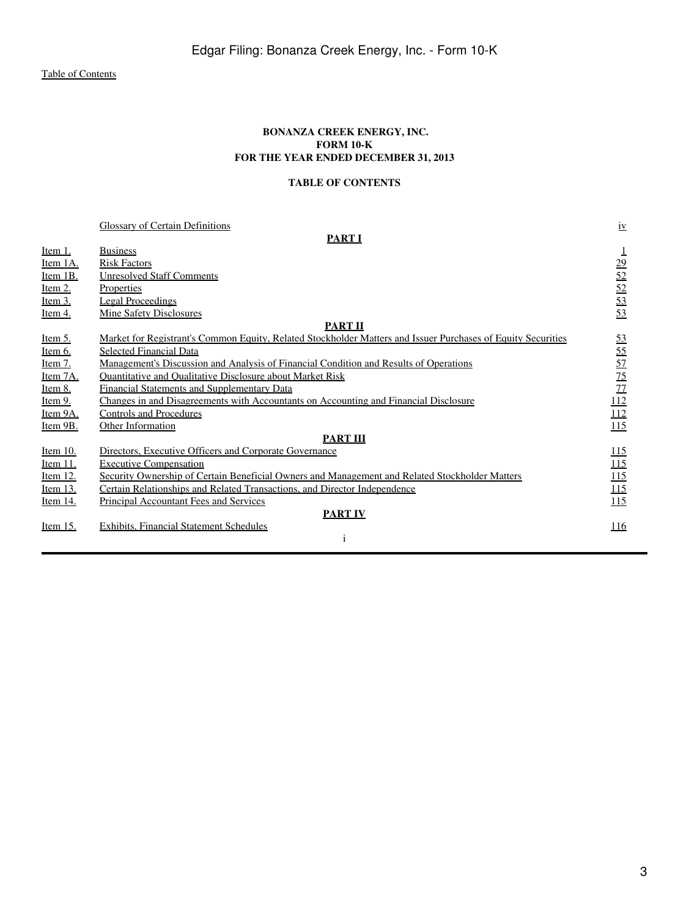[Table of Contents](#)

**BONANZA CREEK ENERGY, INC.**
**FORM 10-K**
**FOR THE YEAR ENDED DECEMBER 31, 2013**

**TABLE OF CONTENTS**

| | | |
|---|---|---|
| | Glossary of Certain Definitions | iv |
| | **PART I** | |
| Item 1. | Business | 1 |
| Item 1A. | Risk Factors | 29 |
| Item 1B. | Unresolved Staff Comments | 52 |
| Item 2. | Properties | 52 |
| Item 3. | Legal Proceedings | 53 |
| Item 4. | Mine Safety Disclosures | 53 |
| | **PART II** | |
| Item 5. | Market for Registrant's Common Equity, Related Stockholder Matters and Issuer Purchases of Equity Securities | 53 |
| Item 6. | Selected Financial Data | 55 |
| Item 7. | Management's Discussion and Analysis of Financial Condition and Results of Operations | 57 |
| Item 7A. | Quantitative and Qualitative Disclosure about Market Risk | 75 |
| Item 8. | Financial Statements and Supplementary Data | 77 |
| Item 9. | Changes in and Disagreements with Accountants on Accounting and Financial Disclosure | 112 |
| Item 9A. | Controls and Procedures | 112 |
| Item 9B. | Other Information | 115 |
| | **PART III** | |
| Item 10. | Directors, Executive Officers and Corporate Governance | 115 |
| Item 11. | Executive Compensation | 115 |
| Item 12. | Security Ownership of Certain Beneficial Owners and Management and Related Stockholder Matters | 115 |
| Item 13. | Certain Relationships and Related Transactions, and Director Independence | 115 |
| Item 14. | Principal Accountant Fees and Services | 115 |
| | **PART IV** | |
| Item 15. | Exhibits, Financial Statement Schedules | 116 |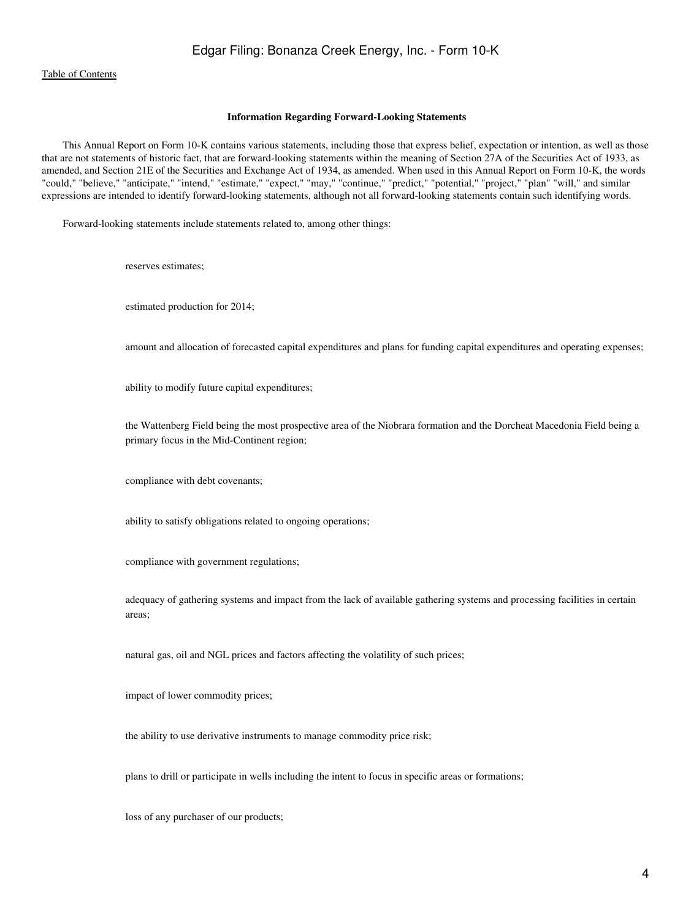### Information Regarding Forward-Looking Statements

This Annual Report on Form 10-K contains various statements, including those that express belief, expectation or intention, as well as those that are not statements of historic fact, that are forward-looking statements within the meaning of Section 27A of the Securities Act of 1933, as amended, and Section 21E of the Securities and Exchange Act of 1934, as amended. When used in this Annual Report on Form 10-K, the words "could," "believe," "anticipate," "intend," "estimate," "expect," "may," "continue," "predict," "potential," "project," "plan" "will," and similar expressions are intended to identify forward-looking statements, although not all forward-looking statements contain such identifying words.

Forward-looking statements include statements related to, among other things:

- reserves estimates;
- estimated production for 2014;
- amount and allocation of forecasted capital expenditures and plans for funding capital expenditures and operating expenses;
- ability to modify future capital expenditures;
- the Wattenberg Field being the most prospective area of the Niobrara formation and the Dorcheat Macedonia Field being a primary focus in the Mid-Continent region;
- compliance with debt covenants;
- ability to satisfy obligations related to ongoing operations;
- compliance with government regulations;
- adequacy of gathering systems and impact from the lack of available gathering systems and processing facilities in certain areas;
- natural gas, oil and NGL prices and factors affecting the volatility of such prices;
- impact of lower commodity prices;
- the ability to use derivative instruments to manage commodity price risk;
- plans to drill or participate in wells including the intent to focus in specific areas or formations;
- loss of any purchaser of our products;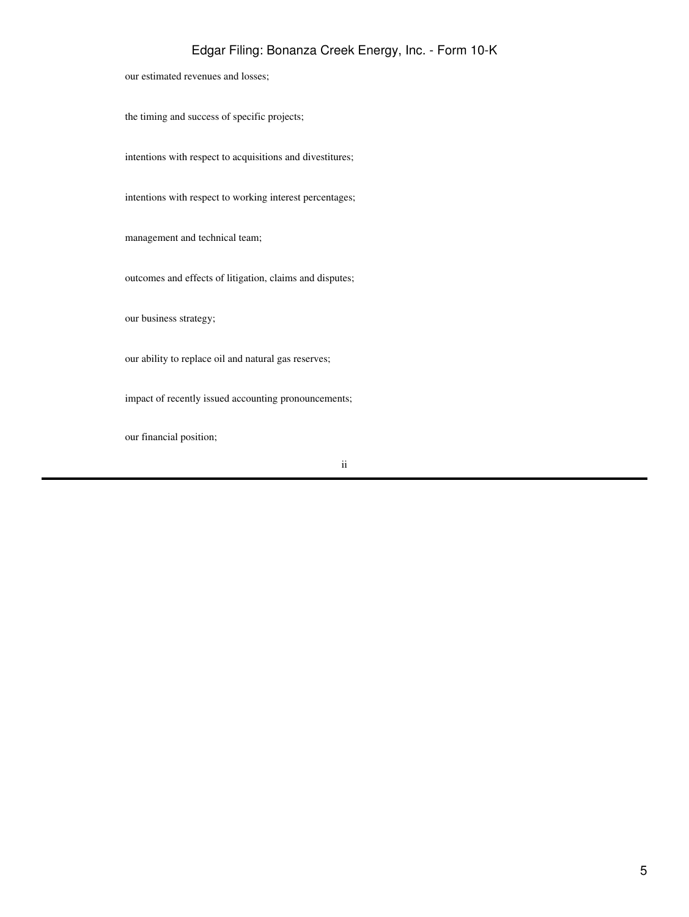our estimated revenues and losses;

the timing and success of specific projects;

intentions with respect to acquisitions and divestitures;

intentions with respect to working interest percentages;

management and technical team;

outcomes and effects of litigation, claims and disputes;

our business strategy;

our ability to replace oil and natural gas reserves;

impact of recently issued accounting pronouncements;

our financial position;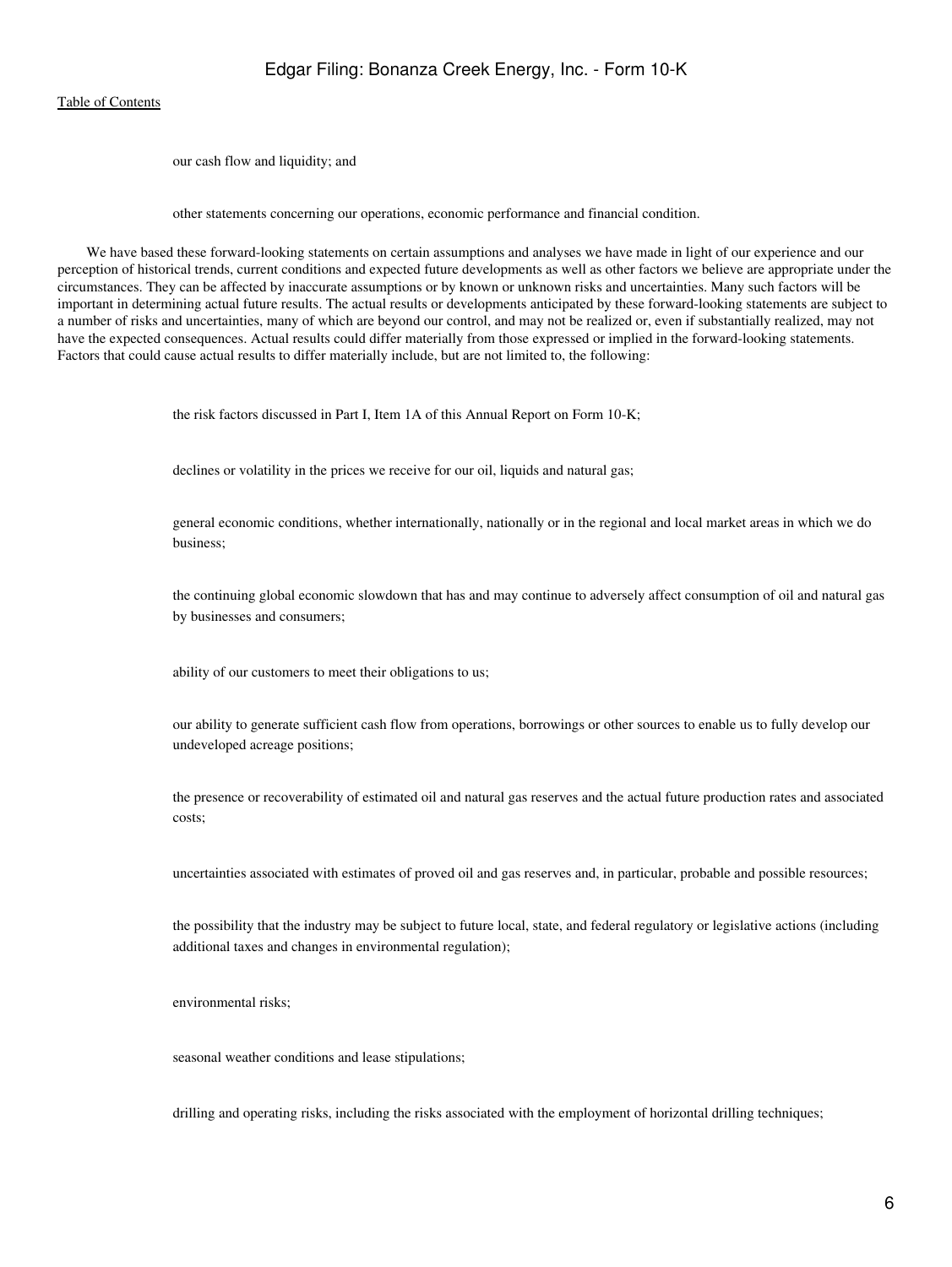- our cash flow and liquidity; and
- other statements concerning our operations, economic performance and financial condition.

We have based these forward-looking statements on certain assumptions and analyses we have made in light of our experience and our perception of historical trends, current conditions and expected future developments as well as other factors we believe are appropriate under the circumstances. They can be affected by inaccurate assumptions or by known or unknown risks and uncertainties. Many such factors will be important in determining actual future results. The actual results or developments anticipated by these forward-looking statements are subject to a number of risks and uncertainties, many of which are beyond our control, and may not be realized or, even if substantially realized, may not have the expected consequences. Actual results could differ materially from those expressed or implied in the forward-looking statements. Factors that could cause actual results to differ materially include, but are not limited to, the following:

- the risk factors discussed in Part I, Item 1A of this Annual Report on Form 10-K;
- declines or volatility in the prices we receive for our oil, liquids and natural gas;
- general economic conditions, whether internationally, nationally or in the regional and local market areas in which we do business;
- the continuing global economic slowdown that has and may continue to adversely affect consumption of oil and natural gas by businesses and consumers;
- ability of our customers to meet their obligations to us;
- our ability to generate sufficient cash flow from operations, borrowings or other sources to enable us to fully develop our undeveloped acreage positions;
- the presence or recoverability of estimated oil and natural gas reserves and the actual future production rates and associated costs;
- uncertainties associated with estimates of proved oil and gas reserves and, in particular, probable and possible resources;
- the possibility that the industry may be subject to future local, state, and federal regulatory or legislative actions (including additional taxes and changes in environmental regulation);
- environmental risks;
- seasonal weather conditions and lease stipulations;
- drilling and operating risks, including the risks associated with the employment of horizontal drilling techniques;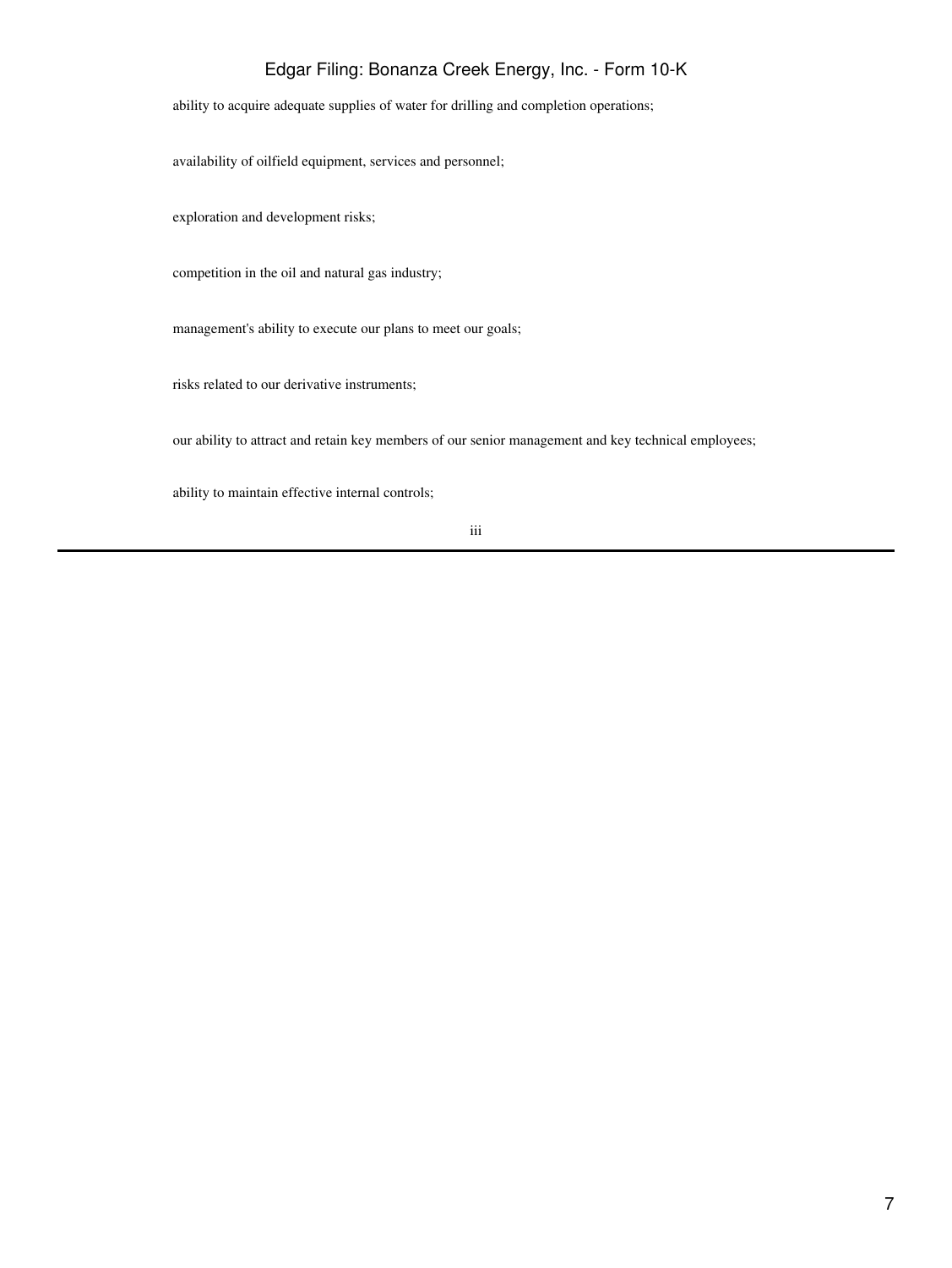- ability to acquire adequate supplies of water for drilling and completion operations;
- availability of oilfield equipment, services and personnel;
- exploration and development risks;
- competition in the oil and natural gas industry;
- management's ability to execute our plans to meet our goals;
- risks related to our derivative instruments;
- our ability to attract and retain key members of our senior management and key technical employees;
- ability to maintain effective internal controls;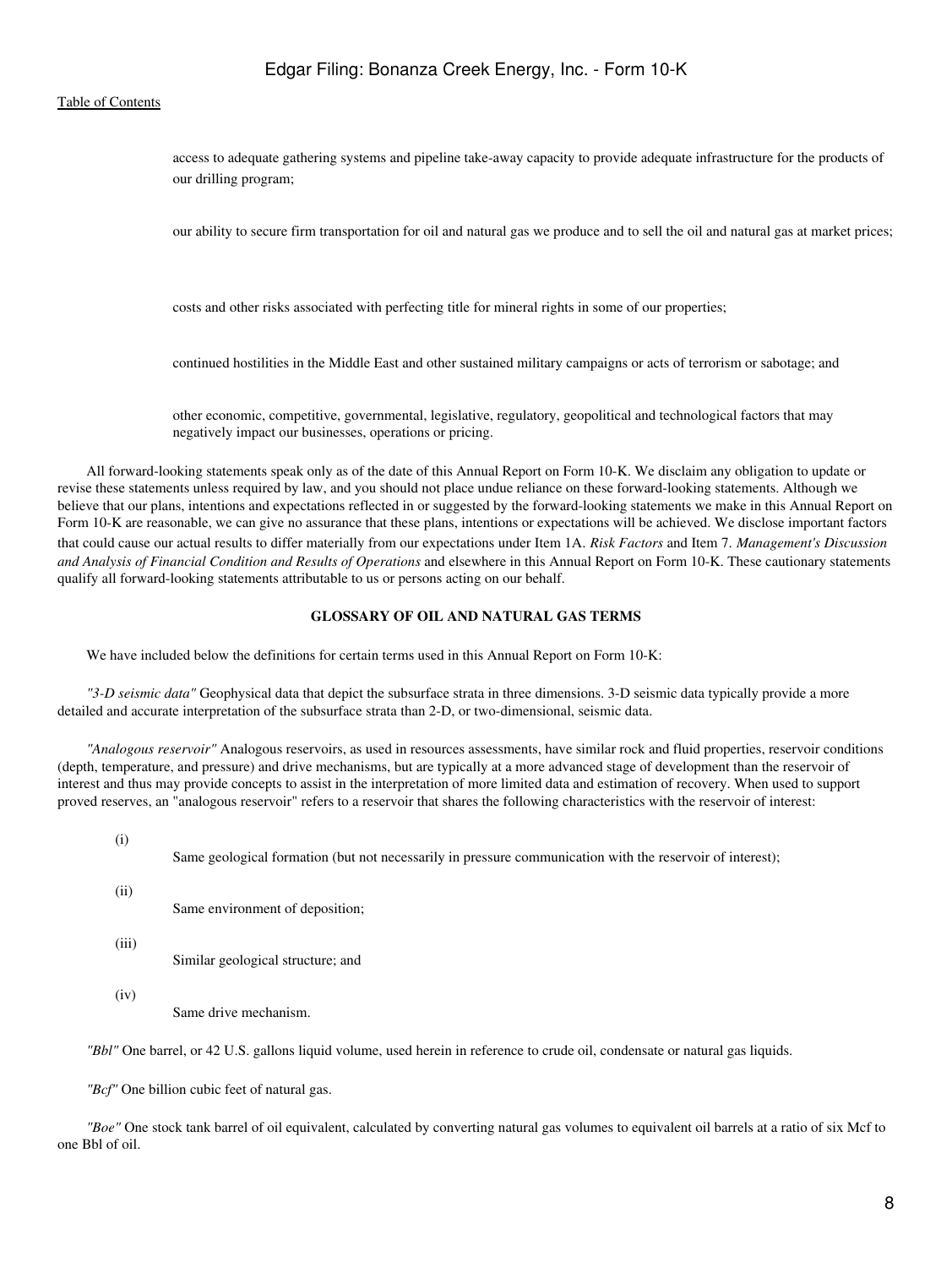- access to adequate gathering systems and pipeline take-away capacity to provide adequate infrastructure for the products of our drilling program;
- our ability to secure firm transportation for oil and natural gas we produce and to sell the oil and natural gas at market prices;
- costs and other risks associated with perfecting title for mineral rights in some of our properties;
- continued hostilities in the Middle East and other sustained military campaigns or acts of terrorism or sabotage; and
- other economic, competitive, governmental, legislative, regulatory, geopolitical and technological factors that may negatively impact our businesses, operations or pricing.

All forward-looking statements speak only as of the date of this Annual Report on Form 10-K. We disclaim any obligation to update or revise these statements unless required by law, and you should not place undue reliance on these forward-looking statements. Although we believe that our plans, intentions and expectations reflected in or suggested by the forward-looking statements we make in this Annual Report on Form 10-K are reasonable, we can give no assurance that these plans, intentions or expectations will be achieved. We disclose important factors that could cause our actual results to differ materially from our expectations under Item 1A. *Risk Factors* and Item 7. *Management's Discussion and Analysis of Financial Condition and Results of Operations* and elsewhere in this Annual Report on Form 10-K. These cautionary statements qualify all forward-looking statements attributable to us or persons acting on our behalf.

## GLOSSARY OF OIL AND NATURAL GAS TERMS

We have included below the definitions for certain terms used in this Annual Report on Form 10-K:

*"3-D seismic data"* Geophysical data that depict the subsurface strata in three dimensions. 3-D seismic data typically provide a more detailed and accurate interpretation of the subsurface strata than 2-D, or two-dimensional, seismic data.

*"Analogous reservoir"* Analogous reservoirs, as used in resources assessments, have similar rock and fluid properties, reservoir conditions (depth, temperature, and pressure) and drive mechanisms, but are typically at a more advanced stage of development than the reservoir of interest and thus may provide concepts to assist in the interpretation of more limited data and estimation of recovery. When used to support proved reserves, an "analogous reservoir" refers to a reservoir that shares the following characteristics with the reservoir of interest:

(i) Same geological formation (but not necessarily in pressure communication with the reservoir of interest);

(ii) Same environment of deposition;

(iii) Similar geological structure; and

(iv) Same drive mechanism.

*"Bbl"* One barrel, or 42 U.S. gallons liquid volume, used herein in reference to crude oil, condensate or natural gas liquids.

*"Bcf"* One billion cubic feet of natural gas.

*"Boe"* One stock tank barrel of oil equivalent, calculated by converting natural gas volumes to equivalent oil barrels at a ratio of six Mcf to one Bbl of oil.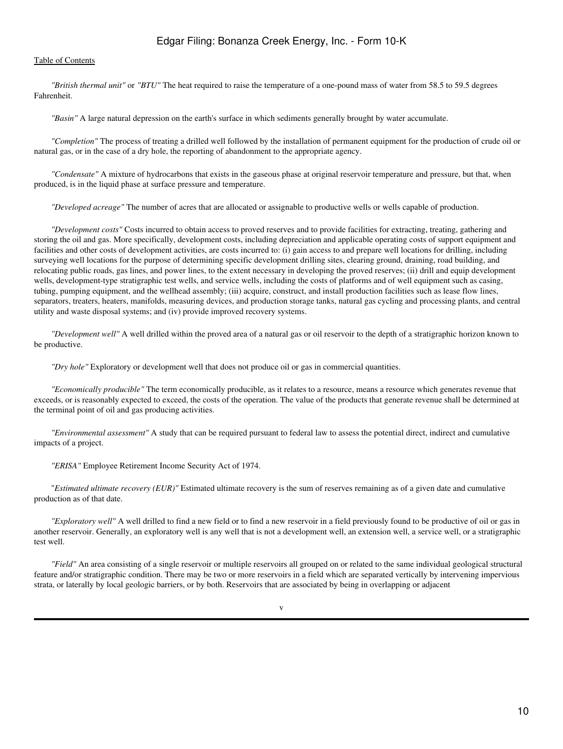[Table of Contents](#)

*"British thermal unit"* or *"BTU"* The heat required to raise the temperature of a one-pound mass of water from 58.5 to 59.5 degrees Fahrenheit.

*"Basin"* A large natural depression on the earth's surface in which sediments generally brought by water accumulate.

*"Completion"* The process of treating a drilled well followed by the installation of permanent equipment for the production of crude oil or natural gas, or in the case of a dry hole, the reporting of abandonment to the appropriate agency.

*"Condensate"* A mixture of hydrocarbons that exists in the gaseous phase at original reservoir temperature and pressure, but that, when produced, is in the liquid phase at surface pressure and temperature.

*"Developed acreage"* The number of acres that are allocated or assignable to productive wells or wells capable of production.

*"Development costs"* Costs incurred to obtain access to proved reserves and to provide facilities for extracting, treating, gathering and storing the oil and gas. More specifically, development costs, including depreciation and applicable operating costs of support equipment and facilities and other costs of development activities, are costs incurred to: (i) gain access to and prepare well locations for drilling, including surveying well locations for the purpose of determining specific development drilling sites, clearing ground, draining, road building, and relocating public roads, gas lines, and power lines, to the extent necessary in developing the proved reserves; (ii) drill and equip development wells, development-type stratigraphic test wells, and service wells, including the costs of platforms and of well equipment such as casing, tubing, pumping equipment, and the wellhead assembly; (iii) acquire, construct, and install production facilities such as lease flow lines, separators, treaters, heaters, manifolds, measuring devices, and production storage tanks, natural gas cycling and processing plants, and central utility and waste disposal systems; and (iv) provide improved recovery systems.

*"Development well"* A well drilled within the proved area of a natural gas or oil reservoir to the depth of a stratigraphic horizon known to be productive.

*"Dry hole"* Exploratory or development well that does not produce oil or gas in commercial quantities.

*"Economically producible"* The term economically producible, as it relates to a resource, means a resource which generates revenue that exceeds, or is reasonably expected to exceed, the costs of the operation. The value of the products that generate revenue shall be determined at the terminal point of oil and gas producing activities.

*"Environmental assessment"* A study that can be required pursuant to federal law to assess the potential direct, indirect and cumulative impacts of a project.

*"ERISA"* Employee Retirement Income Security Act of 1974.

*"Estimated ultimate recovery (EUR)"* Estimated ultimate recovery is the sum of reserves remaining as of a given date and cumulative production as of that date.

*"Exploratory well"* A well drilled to find a new field or to find a new reservoir in a field previously found to be productive of oil or gas in another reservoir. Generally, an exploratory well is any well that is not a development well, an extension well, a service well, or a stratigraphic test well.

*"Field"* An area consisting of a single reservoir or multiple reservoirs all grouped on or related to the same individual geological structural feature and/or stratigraphic condition. There may be two or more reservoirs in a field which are separated vertically by intervening impervious strata, or laterally by local geologic barriers, or by both. Reservoirs that are associated by being in overlapping or adjacent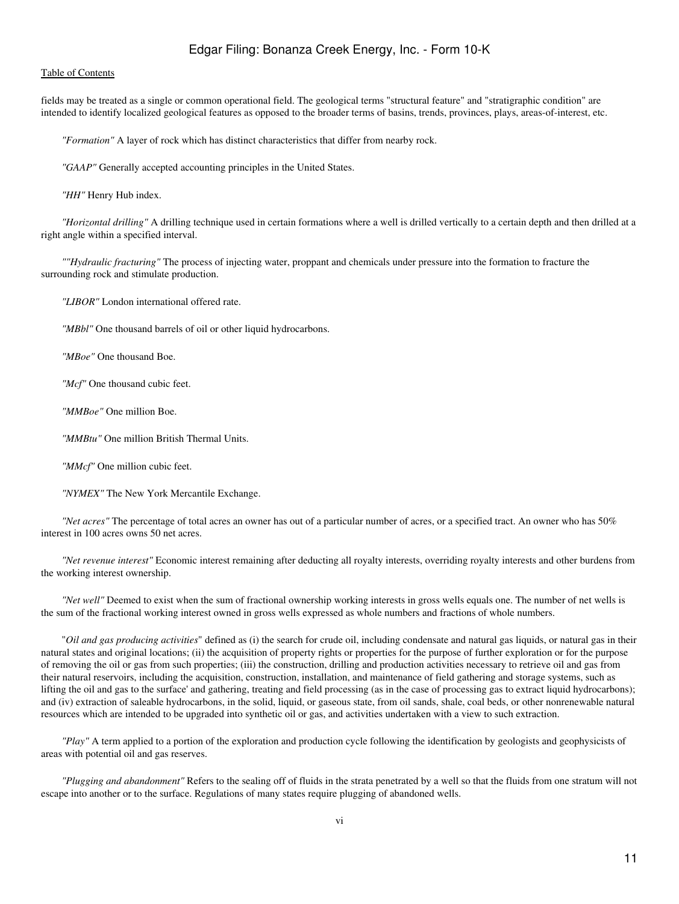fields may be treated as a single or common operational field. The geological terms "structural feature" and "stratigraphic condition" are intended to identify localized geological features as opposed to the broader terms of basins, trends, provinces, plays, areas-of-interest, etc.

*"Formation"* A layer of rock which has distinct characteristics that differ from nearby rock.

*"GAAP"* Generally accepted accounting principles in the United States.

*"HH"* Henry Hub index.

*"Horizontal drilling"* A drilling technique used in certain formations where a well is drilled vertically to a certain depth and then drilled at a right angle within a specified interval.

*""Hydraulic fracturing"* The process of injecting water, proppant and chemicals under pressure into the formation to fracture the surrounding rock and stimulate production.

*"LIBOR"* London international offered rate.

*"MBbl"* One thousand barrels of oil or other liquid hydrocarbons.

*"MBoe"* One thousand Boe.

*"Mcf"* One thousand cubic feet.

*"MMBoe"* One million Boe.

*"MMBtu"* One million British Thermal Units.

*"MMcf"* One million cubic feet.

*"NYMEX"* The New York Mercantile Exchange.

*"Net acres"* The percentage of total acres an owner has out of a particular number of acres, or a specified tract. An owner who has 50% interest in 100 acres owns 50 net acres.

*"Net revenue interest"* Economic interest remaining after deducting all royalty interests, overriding royalty interests and other burdens from the working interest ownership.

*"Net well"* Deemed to exist when the sum of fractional ownership working interests in gross wells equals one. The number of net wells is the sum of the fractional working interest owned in gross wells expressed as whole numbers and fractions of whole numbers.

"*Oil and gas producing activities*" defined as (i) the search for crude oil, including condensate and natural gas liquids, or natural gas in their natural states and original locations; (ii) the acquisition of property rights or properties for the purpose of further exploration or for the purpose of removing the oil or gas from such properties; (iii) the construction, drilling and production activities necessary to retrieve oil and gas from their natural reservoirs, including the acquisition, construction, installation, and maintenance of field gathering and storage systems, such as lifting the oil and gas to the surface' and gathering, treating and field processing (as in the case of processing gas to extract liquid hydrocarbons); and (iv) extraction of saleable hydrocarbons, in the solid, liquid, or gaseous state, from oil sands, shale, coal beds, or other nonrenewable natural resources which are intended to be upgraded into synthetic oil or gas, and activities undertaken with a view to such extraction.

*"Play"* A term applied to a portion of the exploration and production cycle following the identification by geologists and geophysicists of areas with potential oil and gas reserves.

*"Plugging and abandonment"* Refers to the sealing off of fluids in the strata penetrated by a well so that the fluids from one stratum will not escape into another or to the surface. Regulations of many states require plugging of abandoned wells.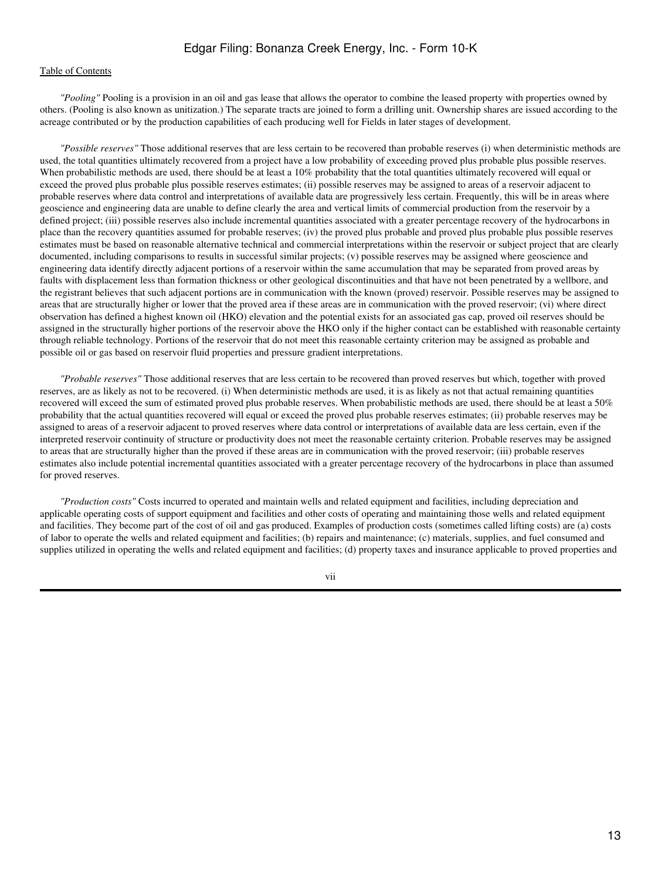*"Pooling"* Pooling is a provision in an oil and gas lease that allows the operator to combine the leased property with properties owned by others. (Pooling is also known as unitization.) The separate tracts are joined to form a drilling unit. Ownership shares are issued according to the acreage contributed or by the production capabilities of each producing well for Fields in later stages of development.

*"Possible reserves"* Those additional reserves that are less certain to be recovered than probable reserves (i) when deterministic methods are used, the total quantities ultimately recovered from a project have a low probability of exceeding proved plus probable plus possible reserves. When probabilistic methods are used, there should be at least a 10% probability that the total quantities ultimately recovered will equal or exceed the proved plus probable plus possible reserves estimates; (ii) possible reserves may be assigned to areas of a reservoir adjacent to probable reserves where data control and interpretations of available data are progressively less certain. Frequently, this will be in areas where geoscience and engineering data are unable to define clearly the area and vertical limits of commercial production from the reservoir by a defined project; (iii) possible reserves also include incremental quantities associated with a greater percentage recovery of the hydrocarbons in place than the recovery quantities assumed for probable reserves; (iv) the proved plus probable and proved plus probable plus possible reserves estimates must be based on reasonable alternative technical and commercial interpretations within the reservoir or subject project that are clearly documented, including comparisons to results in successful similar projects; (v) possible reserves may be assigned where geoscience and engineering data identify directly adjacent portions of a reservoir within the same accumulation that may be separated from proved areas by faults with displacement less than formation thickness or other geological discontinuities and that have not been penetrated by a wellbore, and the registrant believes that such adjacent portions are in communication with the known (proved) reservoir. Possible reserves may be assigned to areas that are structurally higher or lower that the proved area if these areas are in communication with the proved reservoir; (vi) where direct observation has defined a highest known oil (HKO) elevation and the potential exists for an associated gas cap, proved oil reserves should be assigned in the structurally higher portions of the reservoir above the HKO only if the higher contact can be established with reasonable certainty through reliable technology. Portions of the reservoir that do not meet this reasonable certainty criterion may be assigned as probable and possible oil or gas based on reservoir fluid properties and pressure gradient interpretations.

*"Probable reserves"* Those additional reserves that are less certain to be recovered than proved reserves but which, together with proved reserves, are as likely as not to be recovered. (i) When deterministic methods are used, it is as likely as not that actual remaining quantities recovered will exceed the sum of estimated proved plus probable reserves. When probabilistic methods are used, there should be at least a 50% probability that the actual quantities recovered will equal or exceed the proved plus probable reserves estimates; (ii) probable reserves may be assigned to areas of a reservoir adjacent to proved reserves where data control or interpretations of available data are less certain, even if the interpreted reservoir continuity of structure or productivity does not meet the reasonable certainty criterion. Probable reserves may be assigned to areas that are structurally higher than the proved if these areas are in communication with the proved reservoir; (iii) probable reserves estimates also include potential incremental quantities associated with a greater percentage recovery of the hydrocarbons in place than assumed for proved reserves.

*"Production costs"* Costs incurred to operated and maintain wells and related equipment and facilities, including depreciation and applicable operating costs of support equipment and facilities and other costs of operating and maintaining those wells and related equipment and facilities. They become part of the cost of oil and gas produced. Examples of production costs (sometimes called lifting costs) are (a) costs of labor to operate the wells and related equipment and facilities; (b) repairs and maintenance; (c) materials, supplies, and fuel consumed and supplies utilized in operating the wells and related equipment and facilities; (d) property taxes and insurance applicable to proved properties and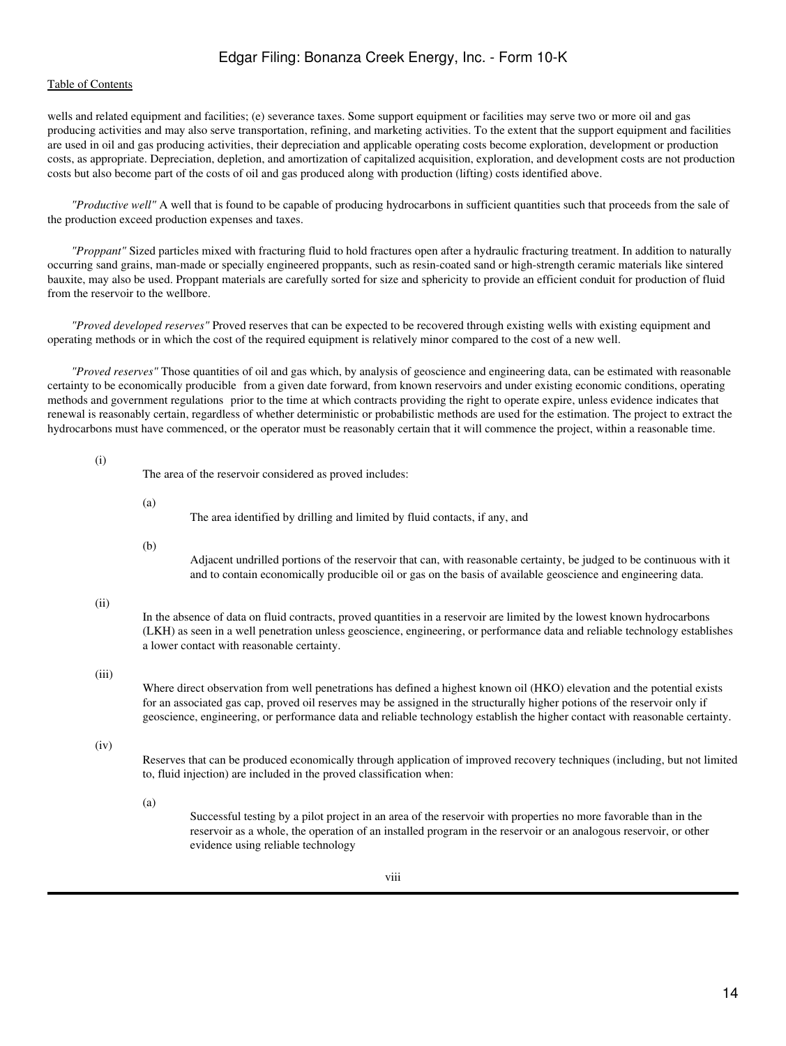wells and related equipment and facilities; (e) severance taxes. Some support equipment or facilities may serve two or more oil and gas producing activities and may also serve transportation, refining, and marketing activities. To the extent that the support equipment and facilities are used in oil and gas producing activities, their depreciation and applicable operating costs become exploration, development or production costs, as appropriate. Depreciation, depletion, and amortization of capitalized acquisition, exploration, and development costs are not production costs but also become part of the costs of oil and gas produced along with production (lifting) costs identified above.

*"Productive well"* A well that is found to be capable of producing hydrocarbons in sufficient quantities such that proceeds from the sale of the production exceed production expenses and taxes.

*"Proppant"* Sized particles mixed with fracturing fluid to hold fractures open after a hydraulic fracturing treatment. In addition to naturally occurring sand grains, man-made or specially engineered proppants, such as resin-coated sand or high-strength ceramic materials like sintered bauxite, may also be used. Proppant materials are carefully sorted for size and sphericity to provide an efficient conduit for production of fluid from the reservoir to the wellbore.

*"Proved developed reserves"* Proved reserves that can be expected to be recovered through existing wells with existing equipment and operating methods or in which the cost of the required equipment is relatively minor compared to the cost of a new well.

*"Proved reserves"* Those quantities of oil and gas which, by analysis of geoscience and engineering data, can be estimated with reasonable certainty to be economically producible from a given date forward, from known reservoirs and under existing economic conditions, operating methods and government regulations prior to the time at which contracts providing the right to operate expire, unless evidence indicates that renewal is reasonably certain, regardless of whether deterministic or probabilistic methods are used for the estimation. The project to extract the hydrocarbons must have commenced, or the operator must be reasonably certain that it will commence the project, within a reasonable time.

(i) The area of the reservoir considered as proved includes:

  (a) The area identified by drilling and limited by fluid contacts, if any, and

  (b) Adjacent undrilled portions of the reservoir that can, with reasonable certainty, be judged to be continuous with it and to contain economically producible oil or gas on the basis of available geoscience and engineering data.

(ii) In the absence of data on fluid contracts, proved quantities in a reservoir are limited by the lowest known hydrocarbons (LKH) as seen in a well penetration unless geoscience, engineering, or performance data and reliable technology establishes a lower contact with reasonable certainty.

(iii) Where direct observation from well penetrations has defined a highest known oil (HKO) elevation and the potential exists for an associated gas cap, proved oil reserves may be assigned in the structurally higher potions of the reservoir only if geoscience, engineering, or performance data and reliable technology establish the higher contact with reasonable certainty.

(iv) Reserves that can be produced economically through application of improved recovery techniques (including, but not limited to, fluid injection) are included in the proved classification when:

  (a) Successful testing by a pilot project in an area of the reservoir with properties no more favorable than in the reservoir as a whole, the operation of an installed program in the reservoir or an analogous reservoir, or other evidence using reliable technology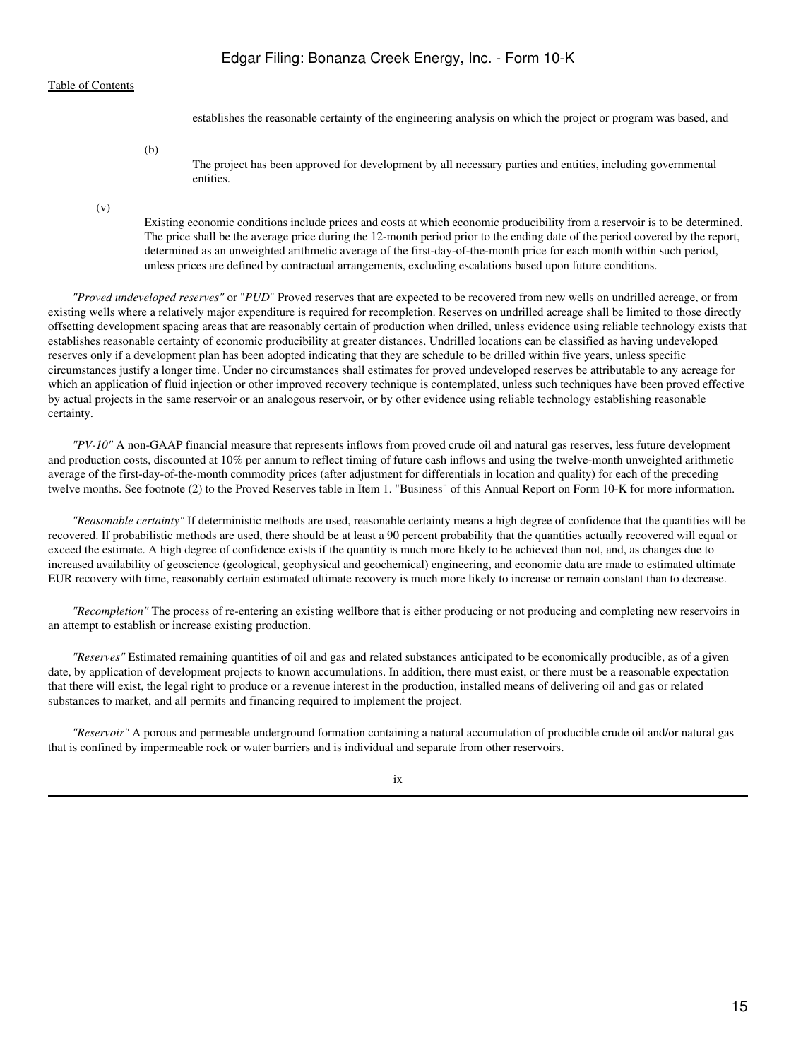establishes the reasonable certainty of the engineering analysis on which the project or program was based, and

(b) The project has been approved for development by all necessary parties and entities, including governmental entities.

(v) Existing economic conditions include prices and costs at which economic producibility from a reservoir is to be determined. The price shall be the average price during the 12-month period prior to the ending date of the period covered by the report, determined as an unweighted arithmetic average of the first-day-of-the-month price for each month within such period, unless prices are defined by contractual arrangements, excluding escalations based upon future conditions.

*"Proved undeveloped reserves"* or "*PUD*" Proved reserves that are expected to be recovered from new wells on undrilled acreage, or from existing wells where a relatively major expenditure is required for recompletion. Reserves on undrilled acreage shall be limited to those directly offsetting development spacing areas that are reasonably certain of production when drilled, unless evidence using reliable technology exists that establishes reasonable certainty of economic producibility at greater distances. Undrilled locations can be classified as having undeveloped reserves only if a development plan has been adopted indicating that they are schedule to be drilled within five years, unless specific circumstances justify a longer time. Under no circumstances shall estimates for proved undeveloped reserves be attributable to any acreage for which an application of fluid injection or other improved recovery technique is contemplated, unless such techniques have been proved effective by actual projects in the same reservoir or an analogous reservoir, or by other evidence using reliable technology establishing reasonable certainty.

*"PV-10"* A non-GAAP financial measure that represents inflows from proved crude oil and natural gas reserves, less future development and production costs, discounted at 10% per annum to reflect timing of future cash inflows and using the twelve-month unweighted arithmetic average of the first-day-of-the-month commodity prices (after adjustment for differentials in location and quality) for each of the preceding twelve months. See footnote (2) to the Proved Reserves table in Item 1. "Business" of this Annual Report on Form 10-K for more information.

*"Reasonable certainty"* If deterministic methods are used, reasonable certainty means a high degree of confidence that the quantities will be recovered. If probabilistic methods are used, there should be at least a 90 percent probability that the quantities actually recovered will equal or exceed the estimate. A high degree of confidence exists if the quantity is much more likely to be achieved than not, and, as changes due to increased availability of geoscience (geological, geophysical and geochemical) engineering, and economic data are made to estimated ultimate EUR recovery with time, reasonably certain estimated ultimate recovery is much more likely to increase or remain constant than to decrease.

*"Recompletion"* The process of re-entering an existing wellbore that is either producing or not producing and completing new reservoirs in an attempt to establish or increase existing production.

*"Reserves"* Estimated remaining quantities of oil and gas and related substances anticipated to be economically producible, as of a given date, by application of development projects to known accumulations. In addition, there must exist, or there must be a reasonable expectation that there will exist, the legal right to produce or a revenue interest in the production, installed means of delivering oil and gas or related substances to market, and all permits and financing required to implement the project.

*"Reservoir"* A porous and permeable underground formation containing a natural accumulation of producible crude oil and/or natural gas that is confined by impermeable rock or water barriers and is individual and separate from other reservoirs.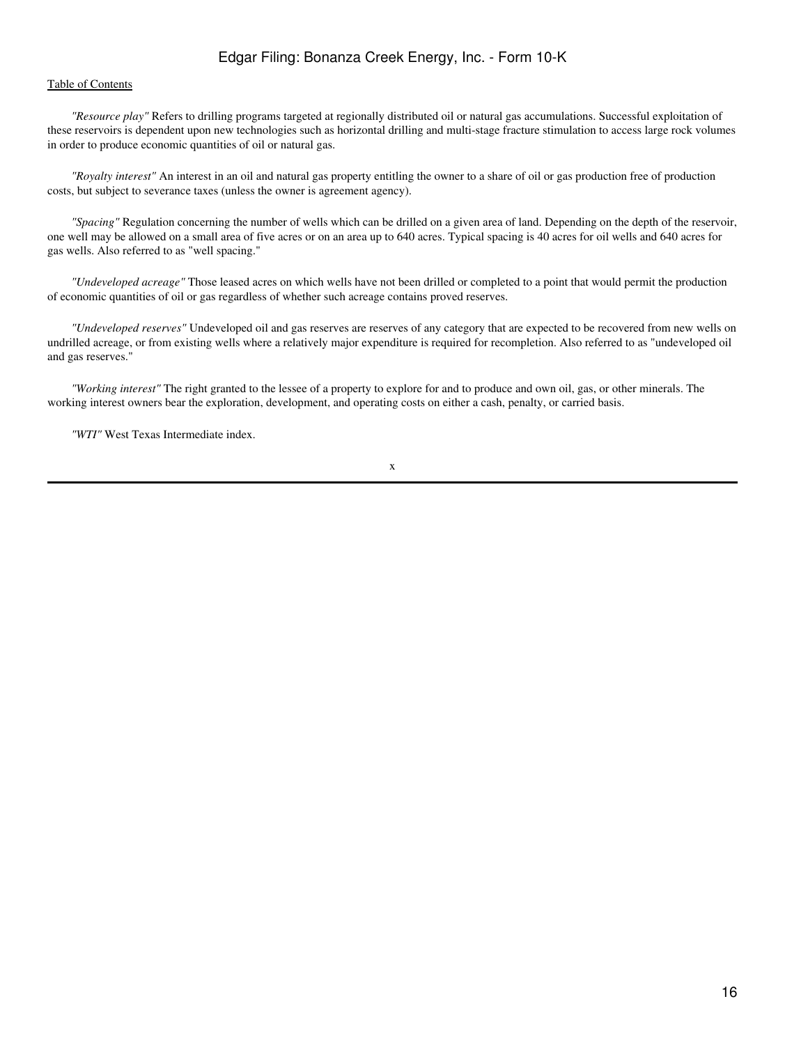*"Resource play"* Refers to drilling programs targeted at regionally distributed oil or natural gas accumulations. Successful exploitation of these reservoirs is dependent upon new technologies such as horizontal drilling and multi-stage fracture stimulation to access large rock volumes in order to produce economic quantities of oil or natural gas.

*"Royalty interest"* An interest in an oil and natural gas property entitling the owner to a share of oil or gas production free of production costs, but subject to severance taxes (unless the owner is agreement agency).

*"Spacing"* Regulation concerning the number of wells which can be drilled on a given area of land. Depending on the depth of the reservoir, one well may be allowed on a small area of five acres or on an area up to 640 acres. Typical spacing is 40 acres for oil wells and 640 acres for gas wells. Also referred to as "well spacing."

*"Undeveloped acreage"* Those leased acres on which wells have not been drilled or completed to a point that would permit the production of economic quantities of oil or gas regardless of whether such acreage contains proved reserves.

*"Undeveloped reserves"* Undeveloped oil and gas reserves are reserves of any category that are expected to be recovered from new wells on undrilled acreage, or from existing wells where a relatively major expenditure is required for recompletion. Also referred to as "undeveloped oil and gas reserves."

*"Working interest"* The right granted to the lessee of a property to explore for and to produce and own oil, gas, or other minerals. The working interest owners bear the exploration, development, and operating costs on either a cash, penalty, or carried basis.

*"WTI"* West Texas Intermediate index.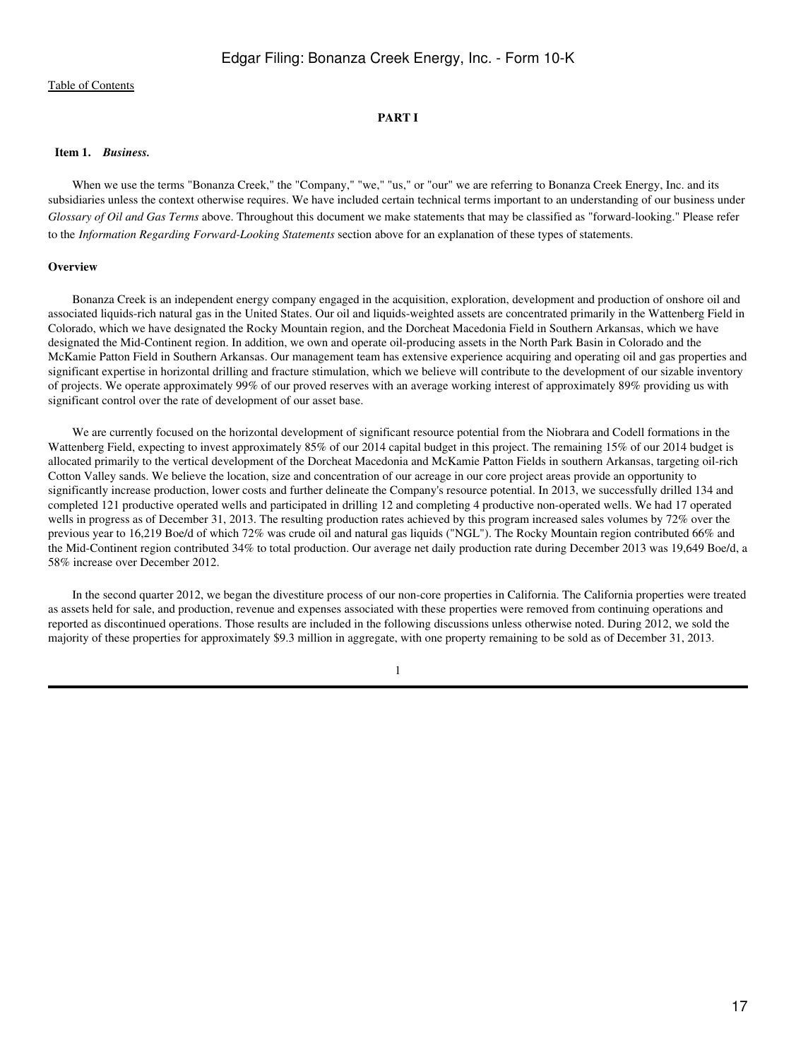# PART I

## Item 1. *Business.*

When we use the terms "Bonanza Creek," the "Company," "we," "us," or "our" we are referring to Bonanza Creek Energy, Inc. and its subsidiaries unless the context otherwise requires. We have included certain technical terms important to an understanding of our business under *Glossary of Oil and Gas Terms* above. Throughout this document we make statements that may be classified as "forward-looking." Please refer to the *Information Regarding Forward-Looking Statements* section above for an explanation of these types of statements.

### Overview

Bonanza Creek is an independent energy company engaged in the acquisition, exploration, development and production of onshore oil and associated liquids-rich natural gas in the United States. Our oil and liquids-weighted assets are concentrated primarily in the Wattenberg Field in Colorado, which we have designated the Rocky Mountain region, and the Dorcheat Macedonia Field in Southern Arkansas, which we have designated the Mid-Continent region. In addition, we own and operate oil-producing assets in the North Park Basin in Colorado and the McKamie Patton Field in Southern Arkansas. Our management team has extensive experience acquiring and operating oil and gas properties and significant expertise in horizontal drilling and fracture stimulation, which we believe will contribute to the development of our sizable inventory of projects. We operate approximately 99% of our proved reserves with an average working interest of approximately 89% providing us with significant control over the rate of development of our asset base.

We are currently focused on the horizontal development of significant resource potential from the Niobrara and Codell formations in the Wattenberg Field, expecting to invest approximately 85% of our 2014 capital budget in this project. The remaining 15% of our 2014 budget is allocated primarily to the vertical development of the Dorcheat Macedonia and McKamie Patton Fields in southern Arkansas, targeting oil-rich Cotton Valley sands. We believe the location, size and concentration of our acreage in our core project areas provide an opportunity to significantly increase production, lower costs and further delineate the Company's resource potential. In 2013, we successfully drilled 134 and completed 121 productive operated wells and participated in drilling 12 and completing 4 productive non-operated wells. We had 17 operated wells in progress as of December 31, 2013. The resulting production rates achieved by this program increased sales volumes by 72% over the previous year to 16,219 Boe/d of which 72% was crude oil and natural gas liquids ("NGL"). The Rocky Mountain region contributed 66% and the Mid-Continent region contributed 34% to total production. Our average net daily production rate during December 2013 was 19,649 Boe/d, a 58% increase over December 2012.

In the second quarter 2012, we began the divestiture process of our non-core properties in California. The California properties were treated as assets held for sale, and production, revenue and expenses associated with these properties were removed from continuing operations and reported as discontinued operations. Those results are included in the following discussions unless otherwise noted. During 2012, we sold the majority of these properties for approximately $9.3 million in aggregate, with one property remaining to be sold as of December 31, 2013.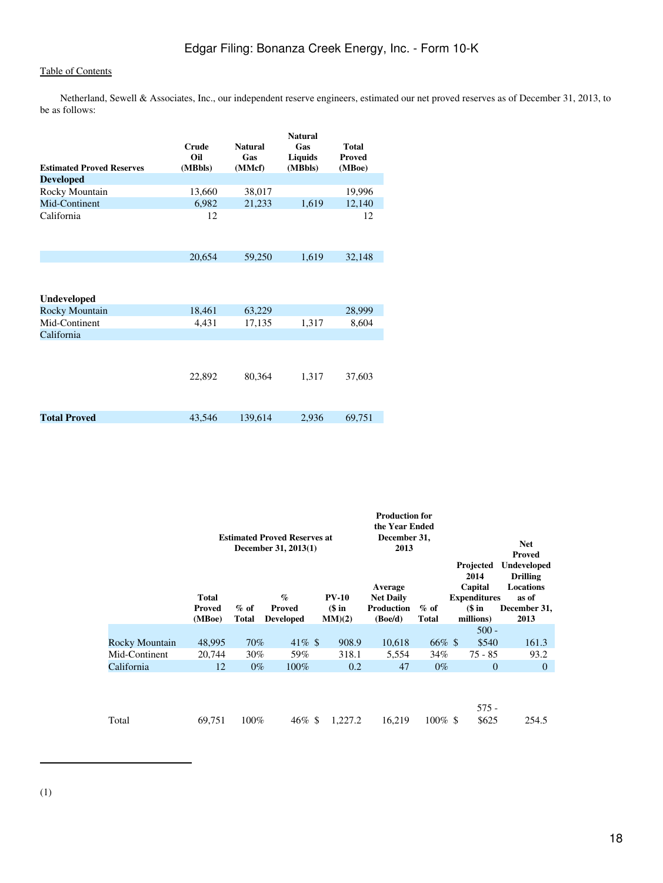Netherland, Sewell & Associates, Inc., our independent reserve engineers, estimated our net proved reserves as of December 31, 2013, to be as follows:

| Estimated Proved Reserves | Crude Oil (MBbls) | Natural Gas (MMcf) | Natural Gas Liquids (MBbls) | Total Proved (MBoe) |
|---|---|---|---|---|
| **Developed** | | | | |
| Rocky Mountain | 13,660 | 38,017 | | 19,996 |
| Mid-Continent | 6,982 | 21,233 | 1,619 | 12,140 |
| California | 12 | | | 12 |
| | 20,654 | 59,250 | 1,619 | 32,148 |
| **Undeveloped** | | | | |
| Rocky Mountain | 18,461 | 63,229 | | 28,999 |
| Mid-Continent | 4,431 | 17,135 | 1,317 | 8,604 |
| California | | | | |
| | 22,892 | 80,364 | 1,317 | 37,603 |
| **Total Proved** | 43,546 | 139,614 | 2,936 | 69,751 |

| | Estimated Proved Reserves at December 31, 2013(1) | | | | Production for the Year Ended December 31, 2013 | | | |
|---|---|---|---|---|---|---|---|---|
| | Total Proved (MBoe) | % of Total | % Proved Developed | PV-10 ($ in MM)(2) | Average Net Daily Production (Boe/d) | % of Total | Projected 2014 Capital Expenditures ($ in millions) | Net Proved Undeveloped Drilling Locations as of December 31, 2013 |
| Rocky Mountain | 48,995 | 70% | 41% | $ 908.9 | 10,618 | 66% | $ 500 - $540 | 161.3 |
| Mid-Continent | 20,744 | 30% | 59% | 318.1 | 5,554 | 34% | 75 - 85 | 93.2 |
| California | 12 | 0% | 100% | 0.2 | 47 | 0% | 0 | 0 |
| Total | 69,751 | 100% | 46% | $ 1,227.2 | 16,219 | 100% | $ 575 - $625 | 254.5 |

(1)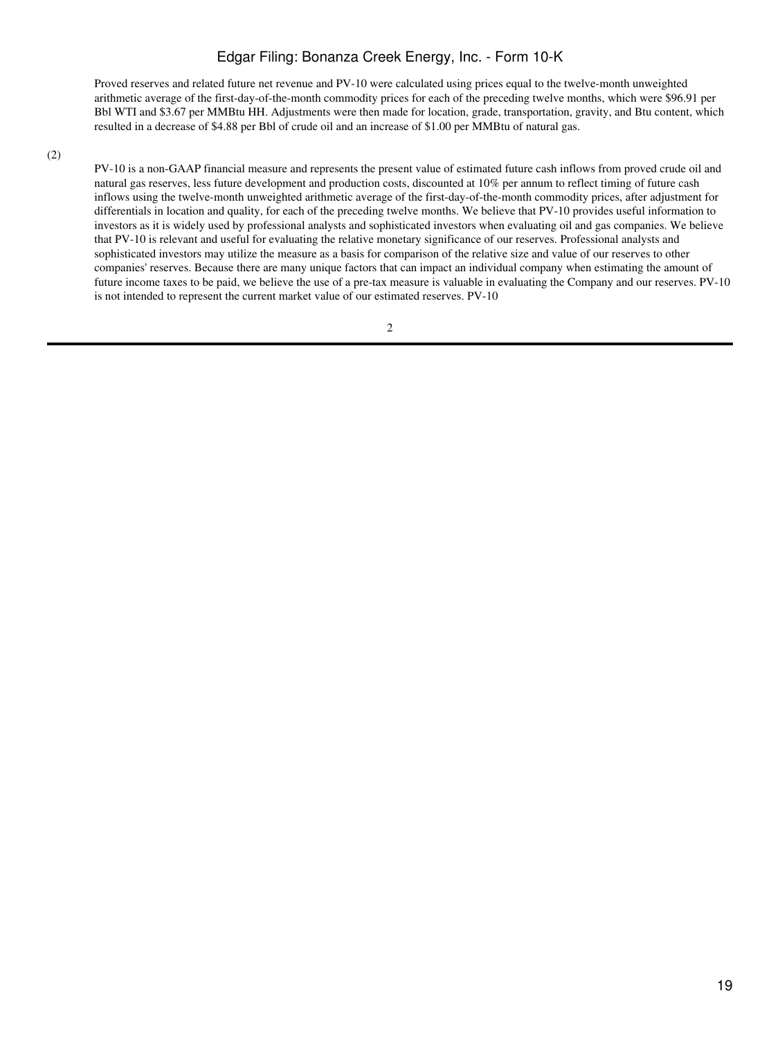Proved reserves and related future net revenue and PV-10 were calculated using prices equal to the twelve-month unweighted arithmetic average of the first-day-of-the-month commodity prices for each of the preceding twelve months, which were \$96.91 per Bbl WTI and \$3.67 per MMBtu HH. Adjustments were then made for location, grade, transportation, gravity, and Btu content, which resulted in a decrease of \$4.88 per Bbl of crude oil and an increase of \$1.00 per MMBtu of natural gas.

(2)

PV-10 is a non-GAAP financial measure and represents the present value of estimated future cash inflows from proved crude oil and natural gas reserves, less future development and production costs, discounted at 10% per annum to reflect timing of future cash inflows using the twelve-month unweighted arithmetic average of the first-day-of-the-month commodity prices, after adjustment for differentials in location and quality, for each of the preceding twelve months. We believe that PV-10 provides useful information to investors as it is widely used by professional analysts and sophisticated investors when evaluating oil and gas companies. We believe that PV-10 is relevant and useful for evaluating the relative monetary significance of our reserves. Professional analysts and sophisticated investors may utilize the measure as a basis for comparison of the relative size and value of our reserves to other companies' reserves. Because there are many unique factors that can impact an individual company when estimating the amount of future income taxes to be paid, we believe the use of a pre-tax measure is valuable in evaluating the Company and our reserves. PV-10 is not intended to represent the current market value of our estimated reserves. PV-10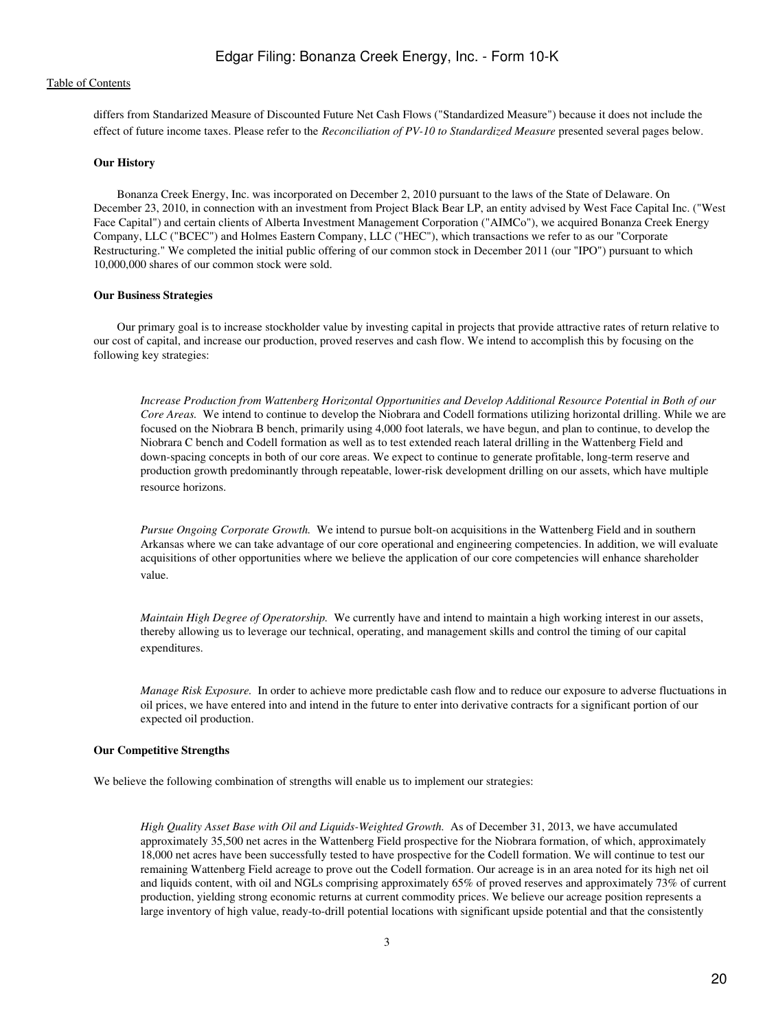differs from Standarized Measure of Discounted Future Net Cash Flows ("Standardized Measure") because it does not include the effect of future income taxes. Please refer to the *Reconciliation of PV-10 to Standardized Measure* presented several pages below.

**Our History**

Bonanza Creek Energy, Inc. was incorporated on December 2, 2010 pursuant to the laws of the State of Delaware. On December 23, 2010, in connection with an investment from Project Black Bear LP, an entity advised by West Face Capital Inc. ("West Face Capital") and certain clients of Alberta Investment Management Corporation ("AIMCo"), we acquired Bonanza Creek Energy Company, LLC ("BCEC") and Holmes Eastern Company, LLC ("HEC"), which transactions we refer to as our "Corporate Restructuring." We completed the initial public offering of our common stock in December 2011 (our "IPO") pursuant to which 10,000,000 shares of our common stock were sold.

**Our Business Strategies**

Our primary goal is to increase stockholder value by investing capital in projects that provide attractive rates of return relative to our cost of capital, and increase our production, proved reserves and cash flow. We intend to accomplish this by focusing on the following key strategies:

*Increase Production from Wattenberg Horizontal Opportunities and Develop Additional Resource Potential in Both of our Core Areas.* We intend to continue to develop the Niobrara and Codell formations utilizing horizontal drilling. While we are focused on the Niobrara B bench, primarily using 4,000 foot laterals, we have begun, and plan to continue, to develop the Niobrara C bench and Codell formation as well as to test extended reach lateral drilling in the Wattenberg Field and down-spacing concepts in both of our core areas. We expect to continue to generate profitable, long-term reserve and production growth predominantly through repeatable, lower-risk development drilling on our assets, which have multiple resource horizons.

*Pursue Ongoing Corporate Growth.* We intend to pursue bolt-on acquisitions in the Wattenberg Field and in southern Arkansas where we can take advantage of our core operational and engineering competencies. In addition, we will evaluate acquisitions of other opportunities where we believe the application of our core competencies will enhance shareholder value.

*Maintain High Degree of Operatorship.* We currently have and intend to maintain a high working interest in our assets, thereby allowing us to leverage our technical, operating, and management skills and control the timing of our capital expenditures.

*Manage Risk Exposure.* In order to achieve more predictable cash flow and to reduce our exposure to adverse fluctuations in oil prices, we have entered into and intend in the future to enter into derivative contracts for a significant portion of our expected oil production.

**Our Competitive Strengths**

We believe the following combination of strengths will enable us to implement our strategies:

*High Quality Asset Base with Oil and Liquids-Weighted Growth.* As of December 31, 2013, we have accumulated approximately 35,500 net acres in the Wattenberg Field prospective for the Niobrara formation, of which, approximately 18,000 net acres have been successfully tested to have prospective for the Codell formation. We will continue to test our remaining Wattenberg Field acreage to prove out the Codell formation. Our acreage is in an area noted for its high net oil and liquids content, with oil and NGLs comprising approximately 65% of proved reserves and approximately 73% of current production, yielding strong economic returns at current commodity prices. We believe our acreage position represents a large inventory of high value, ready-to-drill potential locations with significant upside potential and that the consistently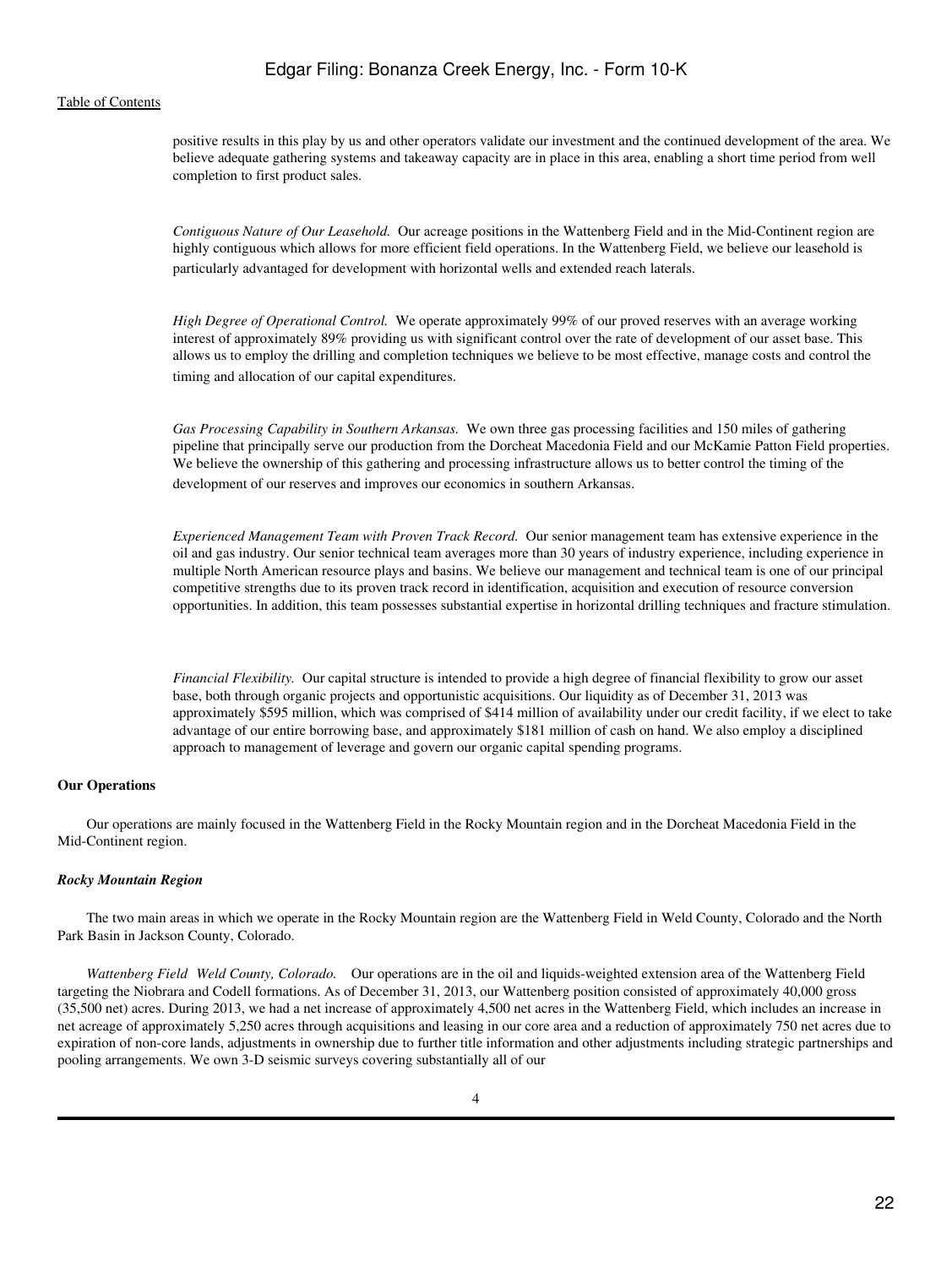positive results in this play by us and other operators validate our investment and the continued development of the area. We believe adequate gathering systems and takeaway capacity are in place in this area, enabling a short time period from well completion to first product sales.

*Contiguous Nature of Our Leasehold.* Our acreage positions in the Wattenberg Field and in the Mid-Continent region are highly contiguous which allows for more efficient field operations. In the Wattenberg Field, we believe our leasehold is particularly advantaged for development with horizontal wells and extended reach laterals.

*High Degree of Operational Control.* We operate approximately 99% of our proved reserves with an average working interest of approximately 89% providing us with significant control over the rate of development of our asset base. This allows us to employ the drilling and completion techniques we believe to be most effective, manage costs and control the timing and allocation of our capital expenditures.

*Gas Processing Capability in Southern Arkansas.* We own three gas processing facilities and 150 miles of gathering pipeline that principally serve our production from the Dorcheat Macedonia Field and our McKamie Patton Field properties. We believe the ownership of this gathering and processing infrastructure allows us to better control the timing of the development of our reserves and improves our economics in southern Arkansas.

*Experienced Management Team with Proven Track Record.* Our senior management team has extensive experience in the oil and gas industry. Our senior technical team averages more than 30 years of industry experience, including experience in multiple North American resource plays and basins. We believe our management and technical team is one of our principal competitive strengths due to its proven track record in identification, acquisition and execution of resource conversion opportunities. In addition, this team possesses substantial expertise in horizontal drilling techniques and fracture stimulation.

*Financial Flexibility.* Our capital structure is intended to provide a high degree of financial flexibility to grow our asset base, both through organic projects and opportunistic acquisitions. Our liquidity as of December 31, 2013 was approximately $595 million, which was comprised of $414 million of availability under our credit facility, if we elect to take advantage of our entire borrowing base, and approximately $181 million of cash on hand. We also employ a disciplined approach to management of leverage and govern our organic capital spending programs.

**Our Operations**

Our operations are mainly focused in the Wattenberg Field in the Rocky Mountain region and in the Dorcheat Macedonia Field in the Mid-Continent region.

***Rocky Mountain Region***

The two main areas in which we operate in the Rocky Mountain region are the Wattenberg Field in Weld County, Colorado and the North Park Basin in Jackson County, Colorado.

*Wattenberg Field Weld County, Colorado.* Our operations are in the oil and liquids-weighted extension area of the Wattenberg Field targeting the Niobrara and Codell formations. As of December 31, 2013, our Wattenberg position consisted of approximately 40,000 gross (35,500 net) acres. During 2013, we had a net increase of approximately 4,500 net acres in the Wattenberg Field, which includes an increase in net acreage of approximately 5,250 acres through acquisitions and leasing in our core area and a reduction of approximately 750 net acres due to expiration of non-core lands, adjustments in ownership due to further title information and other adjustments including strategic partnerships and pooling arrangements. We own 3-D seismic surveys covering substantially all of our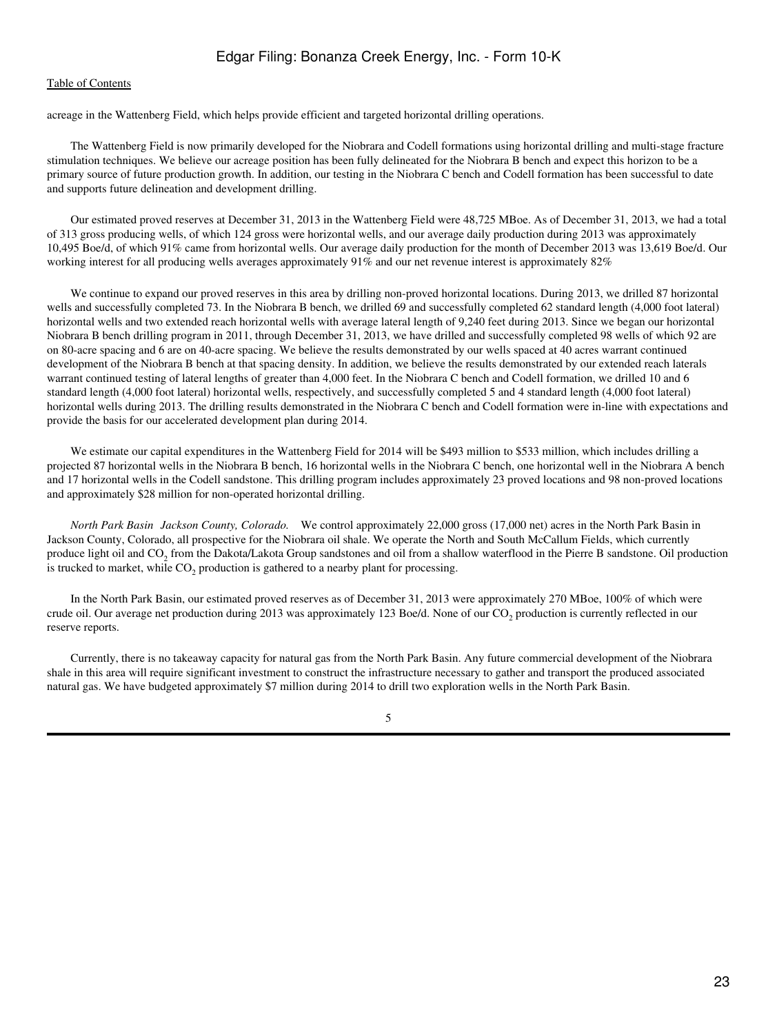acreage in the Wattenberg Field, which helps provide efficient and targeted horizontal drilling operations.

The Wattenberg Field is now primarily developed for the Niobrara and Codell formations using horizontal drilling and multi-stage fracture stimulation techniques. We believe our acreage position has been fully delineated for the Niobrara B bench and expect this horizon to be a primary source of future production growth. In addition, our testing in the Niobrara C bench and Codell formation has been successful to date and supports future delineation and development drilling.

Our estimated proved reserves at December 31, 2013 in the Wattenberg Field were 48,725 MBoe. As of December 31, 2013, we had a total of 313 gross producing wells, of which 124 gross were horizontal wells, and our average daily production during 2013 was approximately 10,495 Boe/d, of which 91% came from horizontal wells. Our average daily production for the month of December 2013 was 13,619 Boe/d. Our working interest for all producing wells averages approximately 91% and our net revenue interest is approximately 82%

We continue to expand our proved reserves in this area by drilling non-proved horizontal locations. During 2013, we drilled 87 horizontal wells and successfully completed 73. In the Niobrara B bench, we drilled 69 and successfully completed 62 standard length (4,000 foot lateral) horizontal wells and two extended reach horizontal wells with average lateral length of 9,240 feet during 2013. Since we began our horizontal Niobrara B bench drilling program in 2011, through December 31, 2013, we have drilled and successfully completed 98 wells of which 92 are on 80-acre spacing and 6 are on 40-acre spacing. We believe the results demonstrated by our wells spaced at 40 acres warrant continued development of the Niobrara B bench at that spacing density. In addition, we believe the results demonstrated by our extended reach laterals warrant continued testing of lateral lengths of greater than 4,000 feet. In the Niobrara C bench and Codell formation, we drilled 10 and 6 standard length (4,000 foot lateral) horizontal wells, respectively, and successfully completed 5 and 4 standard length (4,000 foot lateral) horizontal wells during 2013. The drilling results demonstrated in the Niobrara C bench and Codell formation were in-line with expectations and provide the basis for our accelerated development plan during 2014.

We estimate our capital expenditures in the Wattenberg Field for 2014 will be $493 million to $533 million, which includes drilling a projected 87 horizontal wells in the Niobrara B bench, 16 horizontal wells in the Niobrara C bench, one horizontal well in the Niobrara A bench and 17 horizontal wells in the Codell sandstone. This drilling program includes approximately 23 proved locations and 98 non-proved locations and approximately $28 million for non-operated horizontal drilling.

*North Park Basin Jackson County, Colorado.* We control approximately 22,000 gross (17,000 net) acres in the North Park Basin in Jackson County, Colorado, all prospective for the Niobrara oil shale. We operate the North and South McCallum Fields, which currently produce light oil and $CO_2$ from the Dakota/Lakota Group sandstones and oil from a shallow waterflood in the Pierre B sandstone. Oil production is trucked to market, while $CO_2$ production is gathered to a nearby plant for processing.

In the North Park Basin, our estimated proved reserves as of December 31, 2013 were approximately 270 MBoe, 100% of which were crude oil. Our average net production during 2013 was approximately 123 Boe/d. None of our $CO_2$ production is currently reflected in our reserve reports.

Currently, there is no takeaway capacity for natural gas from the North Park Basin. Any future commercial development of the Niobrara shale in this area will require significant investment to construct the infrastructure necessary to gather and transport the produced associated natural gas. We have budgeted approximately $7 million during 2014 to drill two exploration wells in the North Park Basin.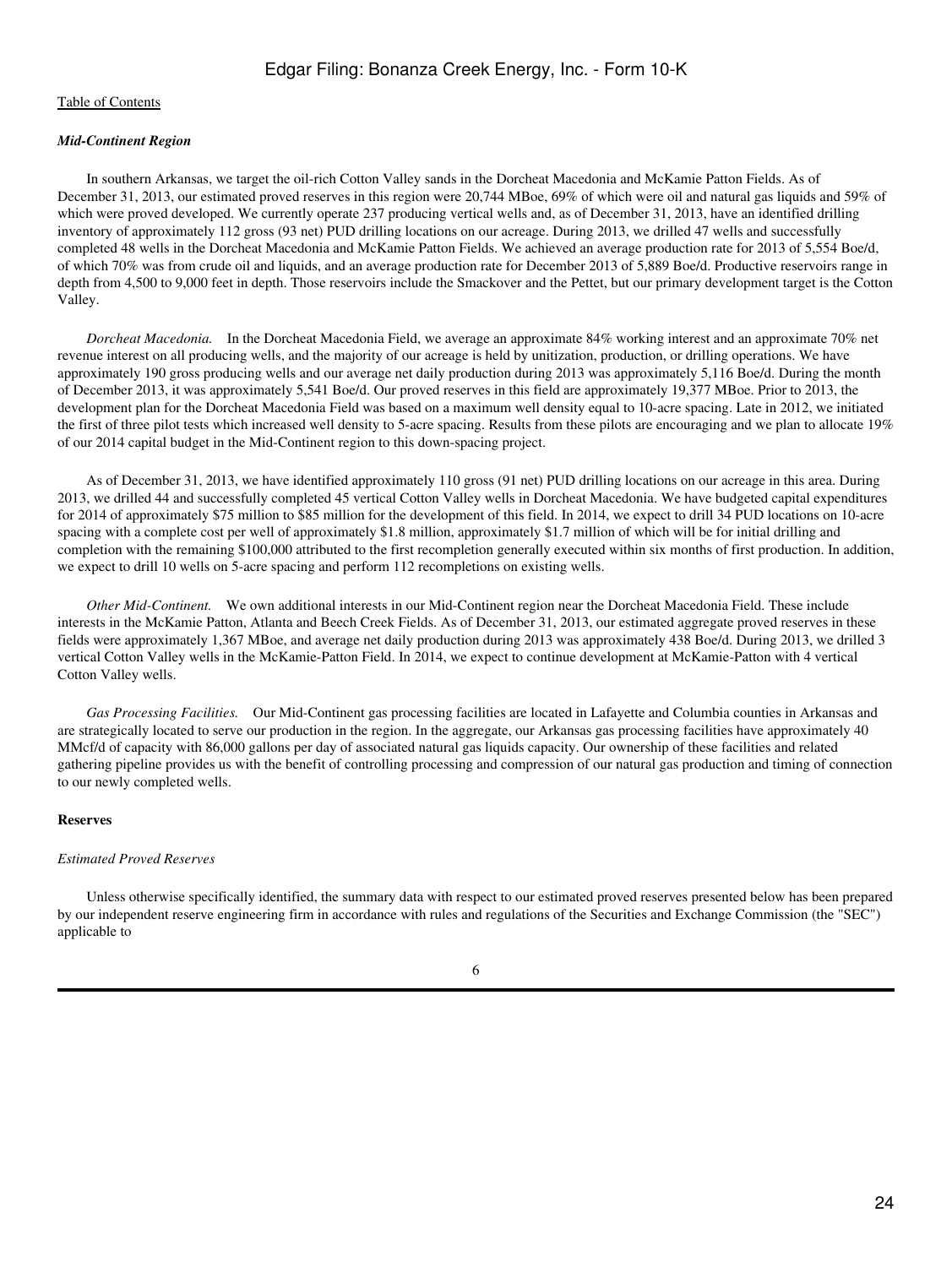### *Mid-Continent Region*

In southern Arkansas, we target the oil-rich Cotton Valley sands in the Dorcheat Macedonia and McKamie Patton Fields. As of December 31, 2013, our estimated proved reserves in this region were 20,744 MBoe, 69% of which were oil and natural gas liquids and 59% of which were proved developed. We currently operate 237 producing vertical wells and, as of December 31, 2013, have an identified drilling inventory of approximately 112 gross (93 net) PUD drilling locations on our acreage. During 2013, we drilled 47 wells and successfully completed 48 wells in the Dorcheat Macedonia and McKamie Patton Fields. We achieved an average production rate for 2013 of 5,554 Boe/d, of which 70% was from crude oil and liquids, and an average production rate for December 2013 of 5,889 Boe/d. Productive reservoirs range in depth from 4,500 to 9,000 feet in depth. Those reservoirs include the Smackover and the Pettet, but our primary development target is the Cotton Valley.

*Dorcheat Macedonia.* In the Dorcheat Macedonia Field, we average an approximate 84% working interest and an approximate 70% net revenue interest on all producing wells, and the majority of our acreage is held by unitization, production, or drilling operations. We have approximately 190 gross producing wells and our average net daily production during 2013 was approximately 5,116 Boe/d. During the month of December 2013, it was approximately 5,541 Boe/d. Our proved reserves in this field are approximately 19,377 MBoe. Prior to 2013, the development plan for the Dorcheat Macedonia Field was based on a maximum well density equal to 10-acre spacing. Late in 2012, we initiated the first of three pilot tests which increased well density to 5-acre spacing. Results from these pilots are encouraging and we plan to allocate 19% of our 2014 capital budget in the Mid-Continent region to this down-spacing project.

As of December 31, 2013, we have identified approximately 110 gross (91 net) PUD drilling locations on our acreage in this area. During 2013, we drilled 44 and successfully completed 45 vertical Cotton Valley wells in Dorcheat Macedonia. We have budgeted capital expenditures for 2014 of approximately $75 million to $85 million for the development of this field. In 2014, we expect to drill 34 PUD locations on 10-acre spacing with a complete cost per well of approximately $1.8 million, approximately $1.7 million of which will be for initial drilling and completion with the remaining $100,000 attributed to the first recompletion generally executed within six months of first production. In addition, we expect to drill 10 wells on 5-acre spacing and perform 112 recompletions on existing wells.

*Other Mid-Continent.* We own additional interests in our Mid-Continent region near the Dorcheat Macedonia Field. These include interests in the McKamie Patton, Atlanta and Beech Creek Fields. As of December 31, 2013, our estimated aggregate proved reserves in these fields were approximately 1,367 MBoe, and average net daily production during 2013 was approximately 438 Boe/d. During 2013, we drilled 3 vertical Cotton Valley wells in the McKamie-Patton Field. In 2014, we expect to continue development at McKamie-Patton with 4 vertical Cotton Valley wells.

*Gas Processing Facilities.* Our Mid-Continent gas processing facilities are located in Lafayette and Columbia counties in Arkansas and are strategically located to serve our production in the region. In the aggregate, our Arkansas gas processing facilities have approximately 40 MMcf/d of capacity with 86,000 gallons per day of associated natural gas liquids capacity. Our ownership of these facilities and related gathering pipeline provides us with the benefit of controlling processing and compression of our natural gas production and timing of connection to our newly completed wells.

## Reserves

*Estimated Proved Reserves*

Unless otherwise specifically identified, the summary data with respect to our estimated proved reserves presented below has been prepared by our independent reserve engineering firm in accordance with rules and regulations of the Securities and Exchange Commission (the "SEC") applicable to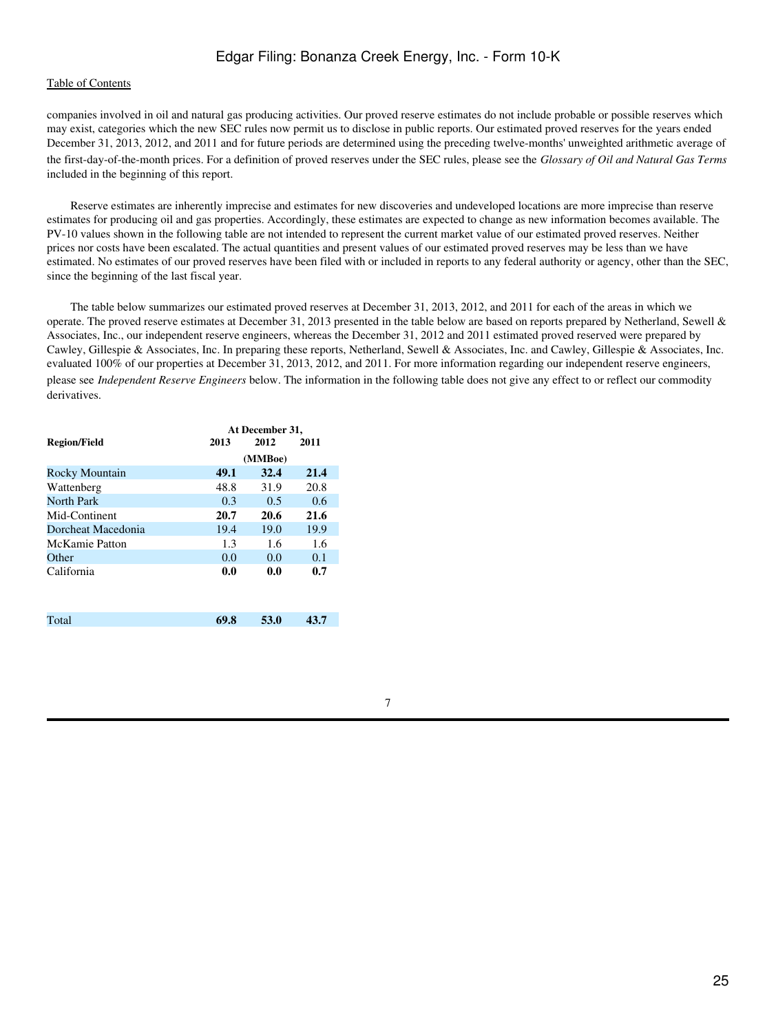companies involved in oil and natural gas producing activities. Our proved reserve estimates do not include probable or possible reserves which may exist, categories which the new SEC rules now permit us to disclose in public reports. Our estimated proved reserves for the years ended December 31, 2013, 2012, and 2011 and for future periods are determined using the preceding twelve-months' unweighted arithmetic average of the first-day-of-the-month prices. For a definition of proved reserves under the SEC rules, please see the *Glossary of Oil and Natural Gas Terms* included in the beginning of this report.

Reserve estimates are inherently imprecise and estimates for new discoveries and undeveloped locations are more imprecise than reserve estimates for producing oil and gas properties. Accordingly, these estimates are expected to change as new information becomes available. The PV-10 values shown in the following table are not intended to represent the current market value of our estimated proved reserves. Neither prices nor costs have been escalated. The actual quantities and present values of our estimated proved reserves may be less than we have estimated. No estimates of our proved reserves have been filed with or included in reports to any federal authority or agency, other than the SEC, since the beginning of the last fiscal year.

The table below summarizes our estimated proved reserves at December 31, 2013, 2012, and 2011 for each of the areas in which we operate. The proved reserve estimates at December 31, 2013 presented in the table below are based on reports prepared by Netherland, Sewell & Associates, Inc., our independent reserve engineers, whereas the December 31, 2012 and 2011 estimated proved reserved were prepared by Cawley, Gillespie & Associates, Inc. In preparing these reports, Netherland, Sewell & Associates, Inc. and Cawley, Gillespie & Associates, Inc. evaluated 100% of our properties at December 31, 2013, 2012, and 2011. For more information regarding our independent reserve engineers, please see *Independent Reserve Engineers* below. The information in the following table does not give any effect to or reflect our commodity derivatives.

| Region/Field | At December 31, 2013 | 2012 | 2011 |
|---|---|---|---|
| | (MMBoe) | | |
| **Rocky Mountain** | **49.1** | **32.4** | **21.4** |
| Wattenberg | 48.8 | 31.9 | 20.8 |
| North Park | 0.3 | 0.5 | 0.6 |
| **Mid-Continent** | **20.7** | **20.6** | **21.6** |
| Dorcheat Macedonia | 19.4 | 19.0 | 19.9 |
| McKamie Patton | 1.3 | 1.6 | 1.6 |
| Other | 0.0 | 0.0 | 0.1 |
| **California** | **0.0** | **0.0** | **0.7** |
| **Total** | **69.8** | **53.0** | **43.7** |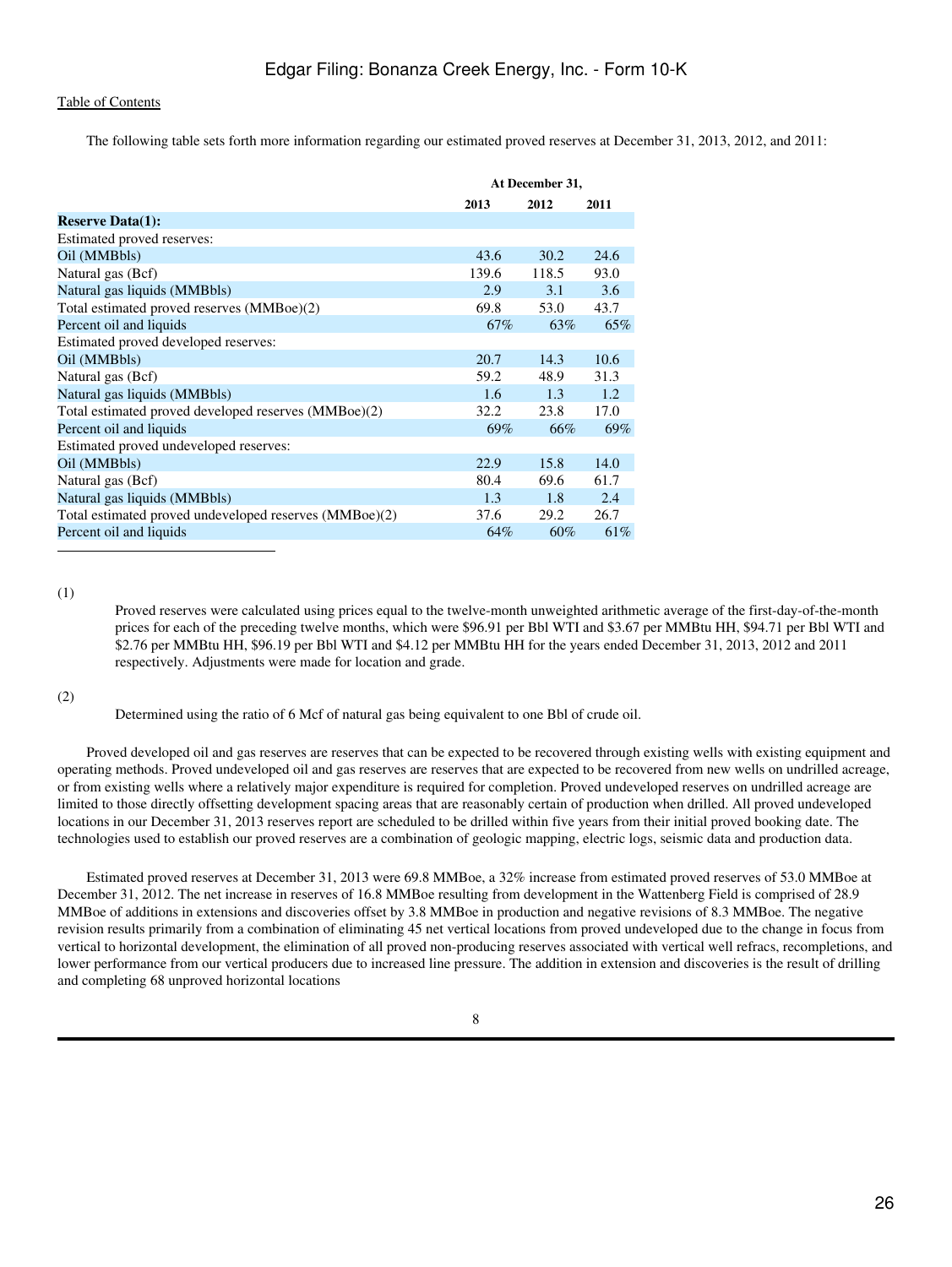[Table of Contents](#)

The following table sets forth more information regarding our estimated proved reserves at December 31, 2013, 2012, and 2011:

| | At December 31, | | |
|---|---|---|---|
| | 2013 | 2012 | 2011 |
| **Reserve Data(1):** | | | |
| Estimated proved reserves: | | | |
| Oil (MMBbls) | 43.6 | 30.2 | 24.6 |
| Natural gas (Bcf) | 139.6 | 118.5 | 93.0 |
| Natural gas liquids (MMBbls) | 2.9 | 3.1 | 3.6 |
| Total estimated proved reserves (MMBoe)(2) | 69.8 | 53.0 | 43.7 |
| Percent oil and liquids | 67% | 63% | 65% |
| Estimated proved developed reserves: | | | |
| Oil (MMBbls) | 20.7 | 14.3 | 10.6 |
| Natural gas (Bcf) | 59.2 | 48.9 | 31.3 |
| Natural gas liquids (MMBbls) | 1.6 | 1.3 | 1.2 |
| Total estimated proved developed reserves (MMBoe)(2) | 32.2 | 23.8 | 17.0 |
| Percent oil and liquids | 69% | 66% | 69% |
| Estimated proved undeveloped reserves: | | | |
| Oil (MMBbls) | 22.9 | 15.8 | 14.0 |
| Natural gas (Bcf) | 80.4 | 69.6 | 61.7 |
| Natural gas liquids (MMBbls) | 1.3 | 1.8 | 2.4 |
| Total estimated proved undeveloped reserves (MMBoe)(2) | 37.6 | 29.2 | 26.7 |
| Percent oil and liquids | 64% | 60% | 61% |

(1) Proved reserves were calculated using prices equal to the twelve-month unweighted arithmetic average of the first-day-of-the-month prices for each of the preceding twelve months, which were $96.91 per Bbl WTI and $3.67 per MMBtu HH, $94.71 per Bbl WTI and $2.76 per MMBtu HH, $96.19 per Bbl WTI and $4.12 per MMBtu HH for the years ended December 31, 2013, 2012 and 2011 respectively. Adjustments were made for location and grade.

(2) Determined using the ratio of 6 Mcf of natural gas being equivalent to one Bbl of crude oil.

Proved developed oil and gas reserves are reserves that can be expected to be recovered through existing wells with existing equipment and operating methods. Proved undeveloped oil and gas reserves are reserves that are expected to be recovered from new wells on undrilled acreage, or from existing wells where a relatively major expenditure is required for completion. Proved undeveloped reserves on undrilled acreage are limited to those directly offsetting development spacing areas that are reasonably certain of production when drilled. All proved undeveloped locations in our December 31, 2013 reserves report are scheduled to be drilled within five years from their initial proved booking date. The technologies used to establish our proved reserves are a combination of geologic mapping, electric logs, seismic data and production data.

Estimated proved reserves at December 31, 2013 were 69.8 MMBoe, a 32% increase from estimated proved reserves of 53.0 MMBoe at December 31, 2012. The net increase in reserves of 16.8 MMBoe resulting from development in the Wattenberg Field is comprised of 28.9 MMBoe of additions in extensions and discoveries offset by 3.8 MMBoe in production and negative revisions of 8.3 MMBoe. The negative revision results primarily from a combination of eliminating 45 net vertical locations from proved undeveloped due to the change in focus from vertical to horizontal development, the elimination of all proved non-producing reserves associated with vertical well refracs, recompletions, and lower performance from our vertical producers due to increased line pressure. The addition in extension and discoveries is the result of drilling and completing 68 unproved horizontal locations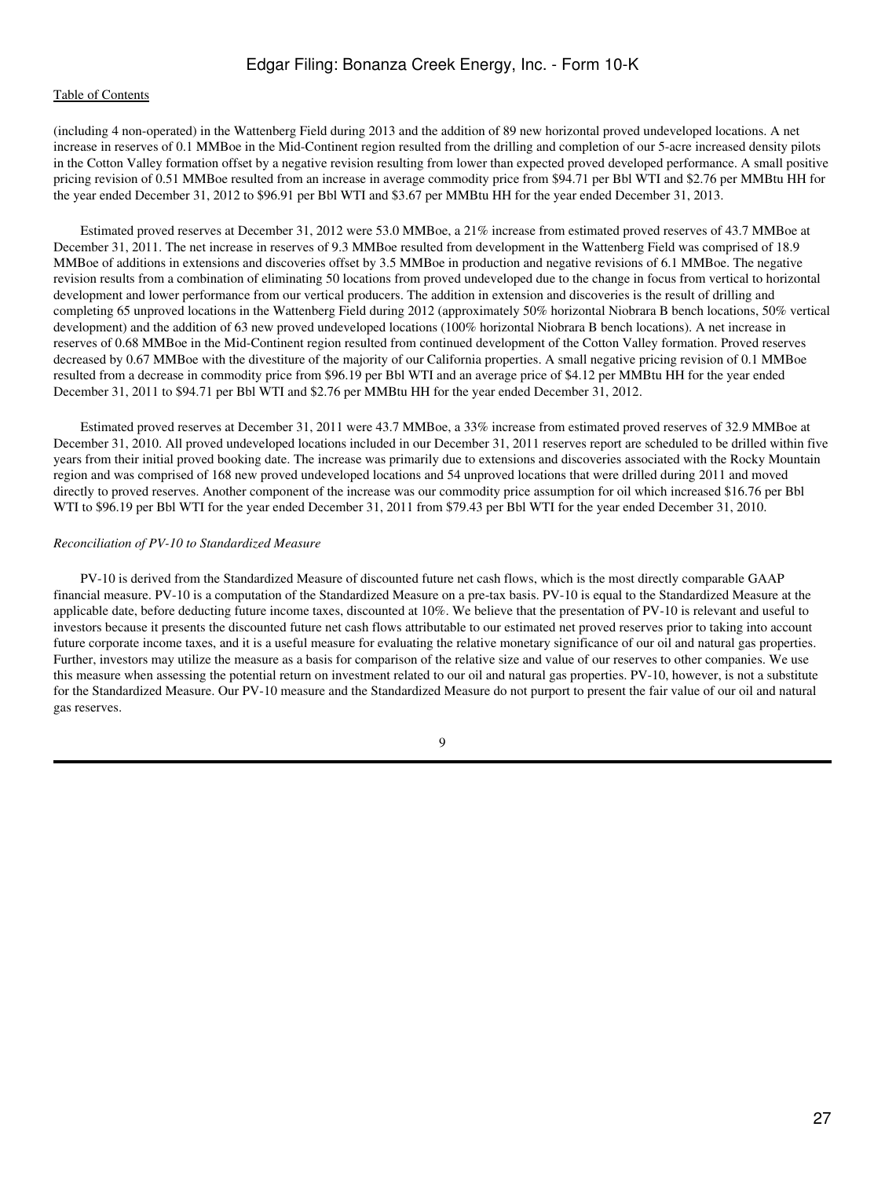(including 4 non-operated) in the Wattenberg Field during 2013 and the addition of 89 new horizontal proved undeveloped locations. A net increase in reserves of 0.1 MMBoe in the Mid-Continent region resulted from the drilling and completion of our 5-acre increased density pilots in the Cotton Valley formation offset by a negative revision resulting from lower than expected proved developed performance. A small positive pricing revision of 0.51 MMBoe resulted from an increase in average commodity price from $94.71 per Bbl WTI and $2.76 per MMBtu HH for the year ended December 31, 2012 to $96.91 per Bbl WTI and $3.67 per MMBtu HH for the year ended December 31, 2013.

Estimated proved reserves at December 31, 2012 were 53.0 MMBoe, a 21% increase from estimated proved reserves of 43.7 MMBoe at December 31, 2011. The net increase in reserves of 9.3 MMBoe resulted from development in the Wattenberg Field was comprised of 18.9 MMBoe of additions in extensions and discoveries offset by 3.5 MMBoe in production and negative revisions of 6.1 MMBoe. The negative revision results from a combination of eliminating 50 locations from proved undeveloped due to the change in focus from vertical to horizontal development and lower performance from our vertical producers. The addition in extension and discoveries is the result of drilling and completing 65 unproved locations in the Wattenberg Field during 2012 (approximately 50% horizontal Niobrara B bench locations, 50% vertical development) and the addition of 63 new proved undeveloped locations (100% horizontal Niobrara B bench locations). A net increase in reserves of 0.68 MMBoe in the Mid-Continent region resulted from continued development of the Cotton Valley formation. Proved reserves decreased by 0.67 MMBoe with the divestiture of the majority of our California properties. A small negative pricing revision of 0.1 MMBoe resulted from a decrease in commodity price from $96.19 per Bbl WTI and an average price of $4.12 per MMBtu HH for the year ended December 31, 2011 to $94.71 per Bbl WTI and $2.76 per MMBtu HH for the year ended December 31, 2012.

Estimated proved reserves at December 31, 2011 were 43.7 MMBoe, a 33% increase from estimated proved reserves of 32.9 MMBoe at December 31, 2010. All proved undeveloped locations included in our December 31, 2011 reserves report are scheduled to be drilled within five years from their initial proved booking date. The increase was primarily due to extensions and discoveries associated with the Rocky Mountain region and was comprised of 168 new proved undeveloped locations and 54 unproved locations that were drilled during 2011 and moved directly to proved reserves. Another component of the increase was our commodity price assumption for oil which increased $16.76 per Bbl WTI to $96.19 per Bbl WTI for the year ended December 31, 2011 from $79.43 per Bbl WTI for the year ended December 31, 2010.

*Reconciliation of PV-10 to Standardized Measure*

PV-10 is derived from the Standardized Measure of discounted future net cash flows, which is the most directly comparable GAAP financial measure. PV-10 is a computation of the Standardized Measure on a pre-tax basis. PV-10 is equal to the Standardized Measure at the applicable date, before deducting future income taxes, discounted at 10%. We believe that the presentation of PV-10 is relevant and useful to investors because it presents the discounted future net cash flows attributable to our estimated net proved reserves prior to taking into account future corporate income taxes, and it is a useful measure for evaluating the relative monetary significance of our oil and natural gas properties. Further, investors may utilize the measure as a basis for comparison of the relative size and value of our reserves to other companies. We use this measure when assessing the potential return on investment related to our oil and natural gas properties. PV-10, however, is not a substitute for the Standardized Measure. Our PV-10 measure and the Standardized Measure do not purport to present the fair value of our oil and natural gas reserves.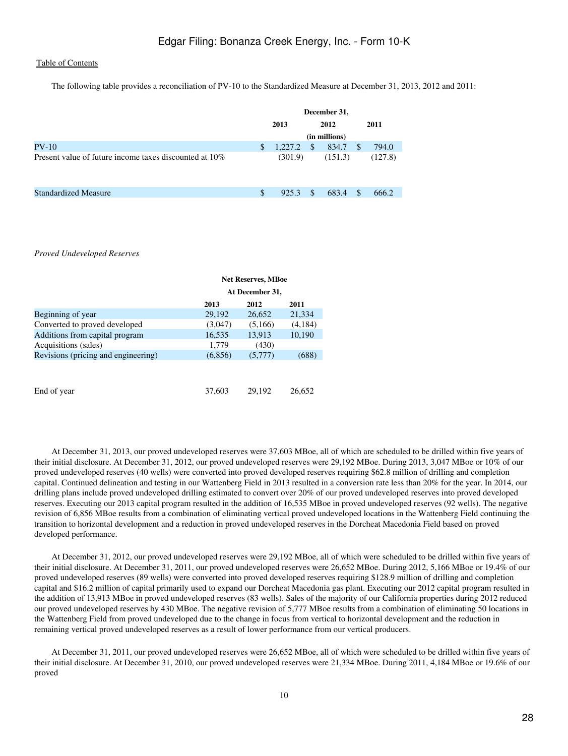The following table provides a reconciliation of PV-10 to the Standardized Measure at December 31, 2013, 2012 and 2011:

| | December 31, | | |
|---|---|---|---|
| | 2013 | 2012 | 2011 |
| | (in millions) | | |
| PV-10 | $ 1,227.2 | $ 834.7 | $ 794.0 |
| Present value of future income taxes discounted at 10% | (301.9) | (151.3) | (127.8) |
| Standardized Measure | $ 925.3 | $ 683.4 | $ 666.2 |

*Proved Undeveloped Reserves*

| | Net Reserves, MBoe At December 31, | | |
|---|---|---|---|
| | 2013 | 2012 | 2011 |
| Beginning of year | 29,192 | 26,652 | 21,334 |
| Converted to proved developed | (3,047) | (5,166) | (4,184) |
| Additions from capital program | 16,535 | 13,913 | 10,190 |
| Acquisitions (sales) | 1,779 | (430) | |
| Revisions (pricing and engineering) | (6,856) | (5,777) | (688) |
| End of year | 37,603 | 29,192 | 26,652 |

At December 31, 2013, our proved undeveloped reserves were 37,603 MBoe, all of which are scheduled to be drilled within five years of their initial disclosure. At December 31, 2012, our proved undeveloped reserves were 29,192 MBoe. During 2013, 3,047 MBoe or 10% of our proved undeveloped reserves (40 wells) were converted into proved developed reserves requiring $62.8 million of drilling and completion capital. Continued delineation and testing in our Wattenberg Field in 2013 resulted in a conversion rate less than 20% for the year. In 2014, our drilling plans include proved undeveloped drilling estimated to convert over 20% of our proved undeveloped reserves into proved developed reserves. Executing our 2013 capital program resulted in the addition of 16,535 MBoe in proved undeveloped reserves (92 wells). The negative revision of 6,856 MBoe results from a combination of eliminating vertical proved undeveloped locations in the Wattenberg Field continuing the transition to horizontal development and a reduction in proved undeveloped reserves in the Dorcheat Macedonia Field based on proved developed performance.

At December 31, 2012, our proved undeveloped reserves were 29,192 MBoe, all of which were scheduled to be drilled within five years of their initial disclosure. At December 31, 2011, our proved undeveloped reserves were 26,652 MBoe. During 2012, 5,166 MBoe or 19.4% of our proved undeveloped reserves (89 wells) were converted into proved developed reserves requiring $128.9 million of drilling and completion capital and $16.2 million of capital primarily used to expand our Dorcheat Macedonia gas plant. Executing our 2012 capital program resulted in the addition of 13,913 MBoe in proved undeveloped reserves (83 wells). Sales of the majority of our California properties during 2012 reduced our proved undeveloped reserves by 430 MBoe. The negative revision of 5,777 MBoe results from a combination of eliminating 50 locations in the Wattenberg Field from proved undeveloped due to the change in focus from vertical to horizontal development and the reduction in remaining vertical proved undeveloped reserves as a result of lower performance from our vertical producers.

At December 31, 2011, our proved undeveloped reserves were 26,652 MBoe, all of which were scheduled to be drilled within five years of their initial disclosure. At December 31, 2010, our proved undeveloped reserves were 21,334 MBoe. During 2011, 4,184 MBoe or 19.6% of our proved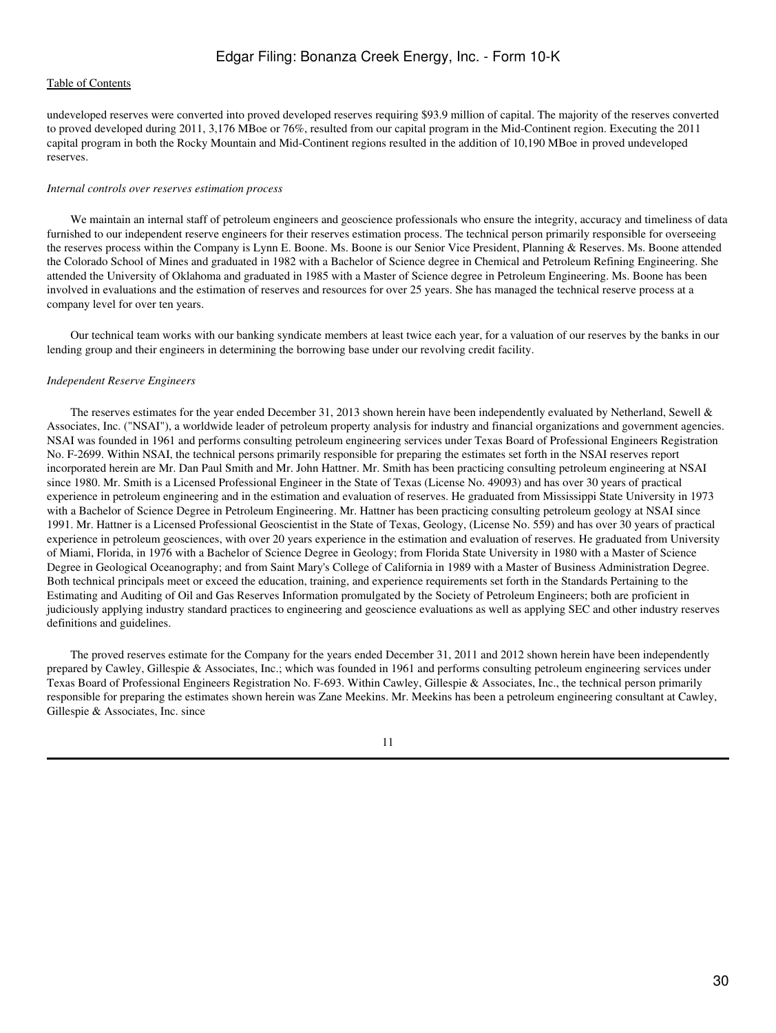undeveloped reserves were converted into proved developed reserves requiring $93.9 million of capital. The majority of the reserves converted to proved developed during 2011, 3,176 MBoe or 76%, resulted from our capital program in the Mid-Continent region. Executing the 2011 capital program in both the Rocky Mountain and Mid-Continent regions resulted in the addition of 10,190 MBoe in proved undeveloped reserves.

*Internal controls over reserves estimation process*

We maintain an internal staff of petroleum engineers and geoscience professionals who ensure the integrity, accuracy and timeliness of data furnished to our independent reserve engineers for their reserves estimation process. The technical person primarily responsible for overseeing the reserves process within the Company is Lynn E. Boone. Ms. Boone is our Senior Vice President, Planning & Reserves. Ms. Boone attended the Colorado School of Mines and graduated in 1982 with a Bachelor of Science degree in Chemical and Petroleum Refining Engineering. She attended the University of Oklahoma and graduated in 1985 with a Master of Science degree in Petroleum Engineering. Ms. Boone has been involved in evaluations and the estimation of reserves and resources for over 25 years. She has managed the technical reserve process at a company level for over ten years.

Our technical team works with our banking syndicate members at least twice each year, for a valuation of our reserves by the banks in our lending group and their engineers in determining the borrowing base under our revolving credit facility.

*Independent Reserve Engineers*

The reserves estimates for the year ended December 31, 2013 shown herein have been independently evaluated by Netherland, Sewell & Associates, Inc. ("NSAI"), a worldwide leader of petroleum property analysis for industry and financial organizations and government agencies. NSAI was founded in 1961 and performs consulting petroleum engineering services under Texas Board of Professional Engineers Registration No. F-2699. Within NSAI, the technical persons primarily responsible for preparing the estimates set forth in the NSAI reserves report incorporated herein are Mr. Dan Paul Smith and Mr. John Hattner. Mr. Smith has been practicing consulting petroleum engineering at NSAI since 1980. Mr. Smith is a Licensed Professional Engineer in the State of Texas (License No. 49093) and has over 30 years of practical experience in petroleum engineering and in the estimation and evaluation of reserves. He graduated from Mississippi State University in 1973 with a Bachelor of Science Degree in Petroleum Engineering. Mr. Hattner has been practicing consulting petroleum geology at NSAI since 1991. Mr. Hattner is a Licensed Professional Geoscientist in the State of Texas, Geology, (License No. 559) and has over 30 years of practical experience in petroleum geosciences, with over 20 years experience in the estimation and evaluation of reserves. He graduated from University of Miami, Florida, in 1976 with a Bachelor of Science Degree in Geology; from Florida State University in 1980 with a Master of Science Degree in Geological Oceanography; and from Saint Mary's College of California in 1989 with a Master of Business Administration Degree. Both technical principals meet or exceed the education, training, and experience requirements set forth in the Standards Pertaining to the Estimating and Auditing of Oil and Gas Reserves Information promulgated by the Society of Petroleum Engineers; both are proficient in judiciously applying industry standard practices to engineering and geoscience evaluations as well as applying SEC and other industry reserves definitions and guidelines.

The proved reserves estimate for the Company for the years ended December 31, 2011 and 2012 shown herein have been independently prepared by Cawley, Gillespie & Associates, Inc.; which was founded in 1961 and performs consulting petroleum engineering services under Texas Board of Professional Engineers Registration No. F-693. Within Cawley, Gillespie & Associates, Inc., the technical person primarily responsible for preparing the estimates shown herein was Zane Meekins. Mr. Meekins has been a petroleum engineering consultant at Cawley, Gillespie & Associates, Inc. since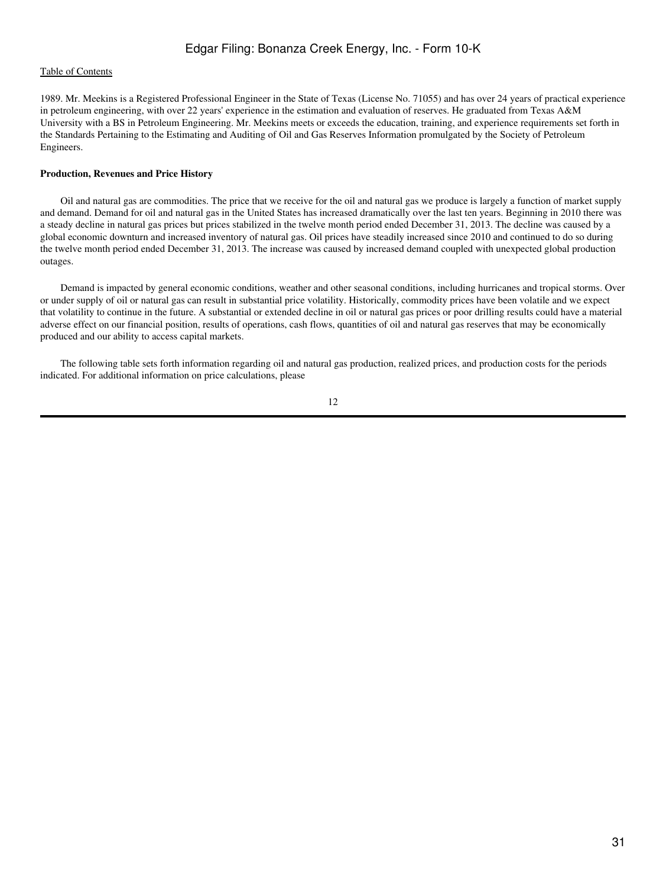1989. Mr. Meekins is a Registered Professional Engineer in the State of Texas (License No. 71055) and has over 24 years of practical experience in petroleum engineering, with over 22 years' experience in the estimation and evaluation of reserves. He graduated from Texas A&M University with a BS in Petroleum Engineering. Mr. Meekins meets or exceeds the education, training, and experience requirements set forth in the Standards Pertaining to the Estimating and Auditing of Oil and Gas Reserves Information promulgated by the Society of Petroleum Engineers.

**Production, Revenues and Price History**

Oil and natural gas are commodities. The price that we receive for the oil and natural gas we produce is largely a function of market supply and demand. Demand for oil and natural gas in the United States has increased dramatically over the last ten years. Beginning in 2010 there was a steady decline in natural gas prices but prices stabilized in the twelve month period ended December 31, 2013. The decline was caused by a global economic downturn and increased inventory of natural gas. Oil prices have steadily increased since 2010 and continued to do so during the twelve month period ended December 31, 2013. The increase was caused by increased demand coupled with unexpected global production outages.

Demand is impacted by general economic conditions, weather and other seasonal conditions, including hurricanes and tropical storms. Over or under supply of oil or natural gas can result in substantial price volatility. Historically, commodity prices have been volatile and we expect that volatility to continue in the future. A substantial or extended decline in oil or natural gas prices or poor drilling results could have a material adverse effect on our financial position, results of operations, cash flows, quantities of oil and natural gas reserves that may be economically produced and our ability to access capital markets.

The following table sets forth information regarding oil and natural gas production, realized prices, and production costs for the periods indicated. For additional information on price calculations, please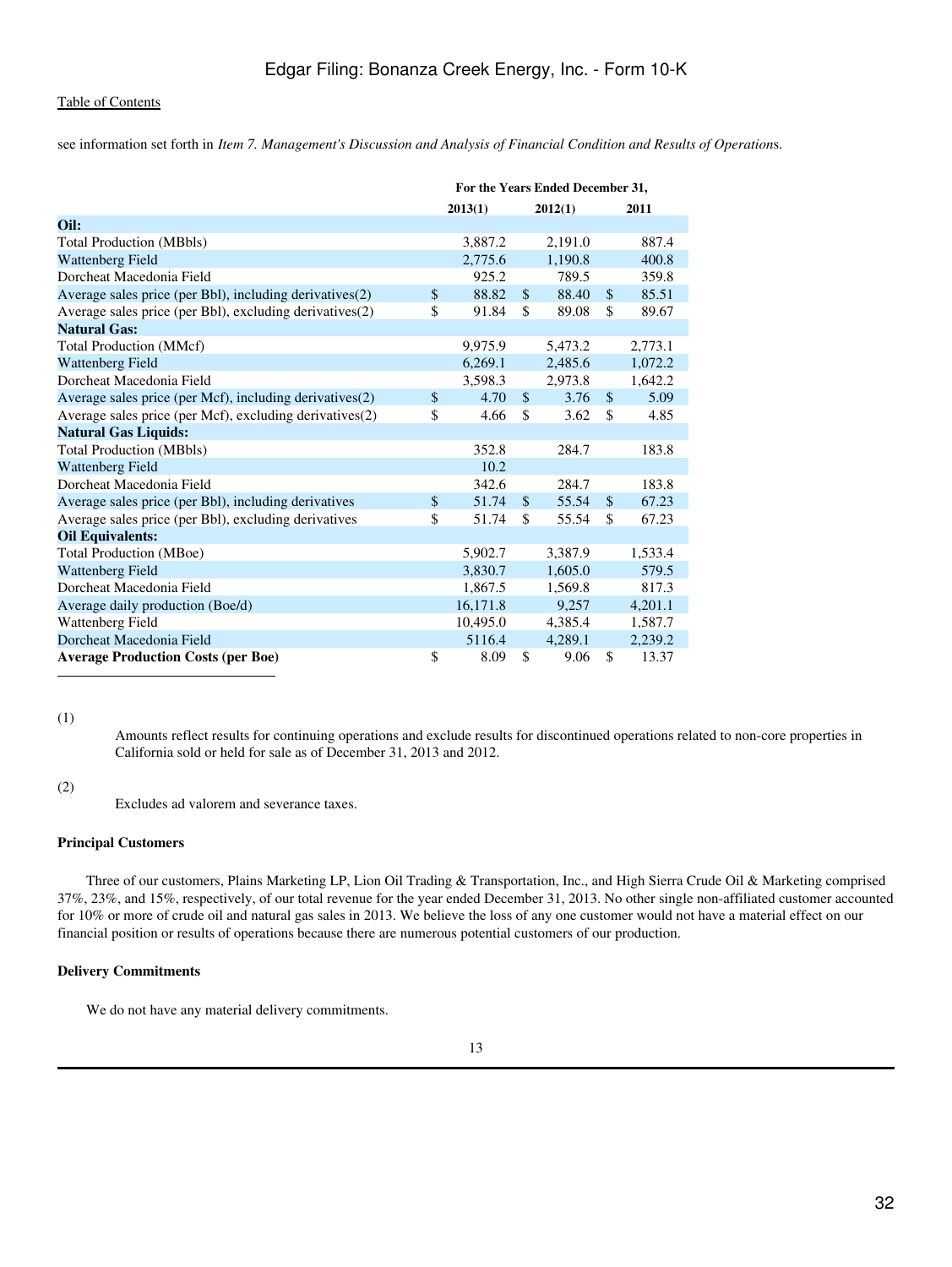see information set forth in *Item 7. Management's Discussion and Analysis of Financial Condition and Results of Operations*.

| | For the Years Ended December 31, | | |
|---|---|---|---|
| | 2013(1) | 2012(1) | 2011 |
| **Oil:** | | | |
| Total Production (MBbls) | 3,887.2 | 2,191.0 | 887.4 |
| Wattenberg Field | 2,775.6 | 1,190.8 | 400.8 |
| Dorcheat Macedonia Field | 925.2 | 789.5 | 359.8 |
| Average sales price (per Bbl), including derivatives(2) | $ 88.82 | $ 88.40 | $ 85.51 |
| Average sales price (per Bbl), excluding derivatives(2) | $ 91.84 | $ 89.08 | $ 89.67 |
| **Natural Gas:** | | | |
| Total Production (MMcf) | 9,975.9 | 5,473.2 | 2,773.1 |
| Wattenberg Field | 6,269.1 | 2,485.6 | 1,072.2 |
| Dorcheat Macedonia Field | 3,598.3 | 2,973.8 | 1,642.2 |
| Average sales price (per Mcf), including derivatives(2) | $ 4.70 | $ 3.76 | $ 5.09 |
| Average sales price (per Mcf), excluding derivatives(2) | $ 4.66 | $ 3.62 | $ 4.85 |
| **Natural Gas Liquids:** | | | |
| Total Production (MBbls) | 352.8 | 284.7 | 183.8 |
| Wattenberg Field | 10.2 | | |
| Dorcheat Macedonia Field | 342.6 | 284.7 | 183.8 |
| Average sales price (per Bbl), including derivatives | $ 51.74 | $ 55.54 | $ 67.23 |
| Average sales price (per Bbl), excluding derivatives | $ 51.74 | $ 55.54 | $ 67.23 |
| **Oil Equivalents:** | | | |
| Total Production (MBoe) | 5,902.7 | 3,387.9 | 1,533.4 |
| Wattenberg Field | 3,830.7 | 1,605.0 | 579.5 |
| Dorcheat Macedonia Field | 1,867.5 | 1,569.8 | 817.3 |
| Average daily production (Boe/d) | 16,171.8 | 9,257 | 4,201.1 |
| Wattenberg Field | 10,495.0 | 4,385.4 | 1,587.7 |
| Dorcheat Macedonia Field | 5116.4 | 4,289.1 | 2,239.2 |
| **Average Production Costs (per Boe)** | $ 8.09 | $ 9.06 | $ 13.37 |

(1) Amounts reflect results for continuing operations and exclude results for discontinued operations related to non-core properties in California sold or held for sale as of December 31, 2013 and 2012.

(2) Excludes ad valorem and severance taxes.

**Principal Customers**

Three of our customers, Plains Marketing LP, Lion Oil Trading & Transportation, Inc., and High Sierra Crude Oil & Marketing comprised 37%, 23%, and 15%, respectively, of our total revenue for the year ended December 31, 2013. No other single non-affiliated customer accounted for 10% or more of crude oil and natural gas sales in 2013. We believe the loss of any one customer would not have a material effect on our financial position or results of operations because there are numerous potential customers of our production.

**Delivery Commitments**

We do not have any material delivery commitments.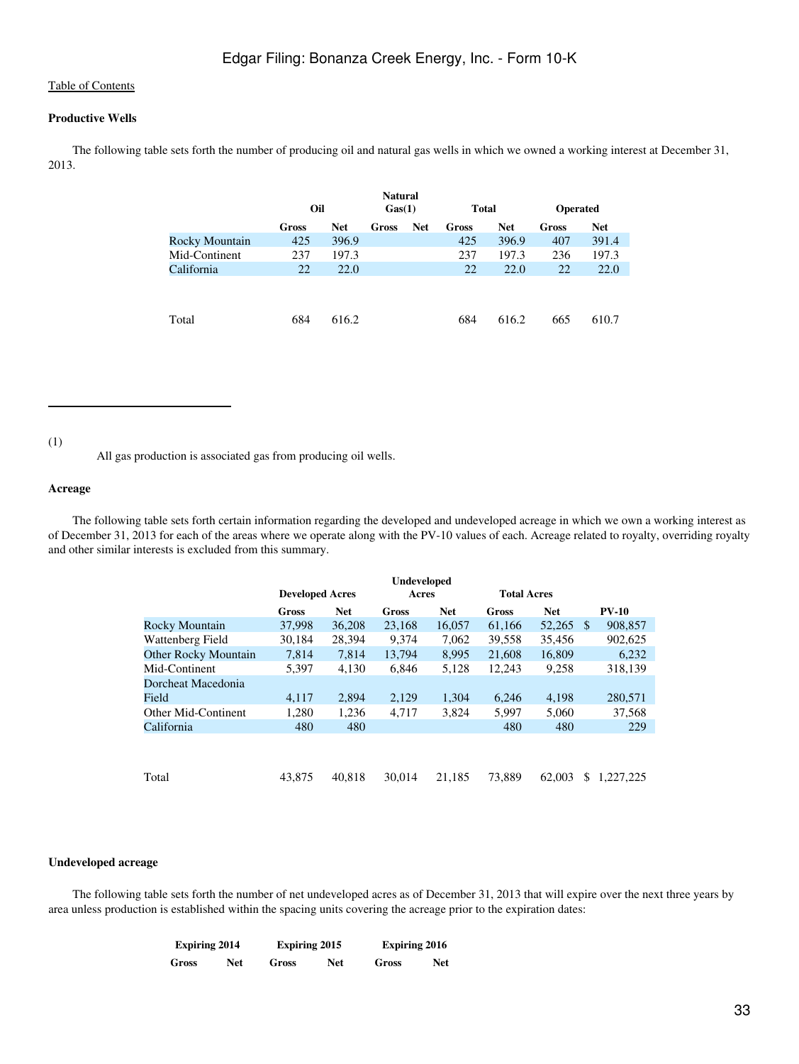Table of Contents

**Productive Wells**

The following table sets forth the number of producing oil and natural gas wells in which we owned a working interest at December 31, 2013.

| | Oil | | Natural Gas(1) | | Total | | Operated | |
|---|---|---|---|---|---|---|---|---|
| | Gross | Net | Gross | Net | Gross | Net | Gross | Net |
| Rocky Mountain | 425 | 396.9 | | | 425 | 396.9 | 407 | 391.4 |
| Mid-Continent | 237 | 197.3 | | | 237 | 197.3 | 236 | 197.3 |
| California | 22 | 22.0 | | | 22 | 22.0 | 22 | 22.0 |
| Total | 684 | 616.2 | | | 684 | 616.2 | 665 | 610.7 |

(1) All gas production is associated gas from producing oil wells.

**Acreage**

The following table sets forth certain information regarding the developed and undeveloped acreage in which we own a working interest as of December 31, 2013 for each of the areas where we operate along with the PV-10 values of each. Acreage related to royalty, overriding royalty and other similar interests is excluded from this summary.

| | Developed Acres | | Undeveloped Acres | | Total Acres | | |
|---|---|---|---|---|---|---|---|
| | Gross | Net | Gross | Net | Gross | Net | PV-10 |
| Rocky Mountain | 37,998 | 36,208 | 23,168 | 16,057 | 61,166 | 52,265 | $ 908,857 |
| Wattenberg Field | 30,184 | 28,394 | 9,374 | 7,062 | 39,558 | 35,456 | 902,625 |
| Other Rocky Mountain | 7,814 | 7,814 | 13,794 | 8,995 | 21,608 | 16,809 | 6,232 |
| Mid-Continent | 5,397 | 4,130 | 6,846 | 5,128 | 12,243 | 9,258 | 318,139 |
| Dorcheat Macedonia Field | 4,117 | 2,894 | 2,129 | 1,304 | 6,246 | 4,198 | 280,571 |
| Other Mid-Continent | 1,280 | 1,236 | 4,717 | 3,824 | 5,997 | 5,060 | 37,568 |
| California | 480 | 480 | | | 480 | 480 | 229 |
| Total | 43,875 | 40,818 | 30,014 | 21,185 | 73,889 | 62,003 | $ 1,227,225 |

**Undeveloped acreage**

The following table sets forth the number of net undeveloped acres as of December 31, 2013 that will expire over the next three years by area unless production is established within the spacing units covering the acreage prior to the expiration dates:

| Expiring 2014 | | Expiring 2015 | | Expiring 2016 | |
|---|---|---|---|---|---|
| Gross | Net | Gross | Net | Gross | Net |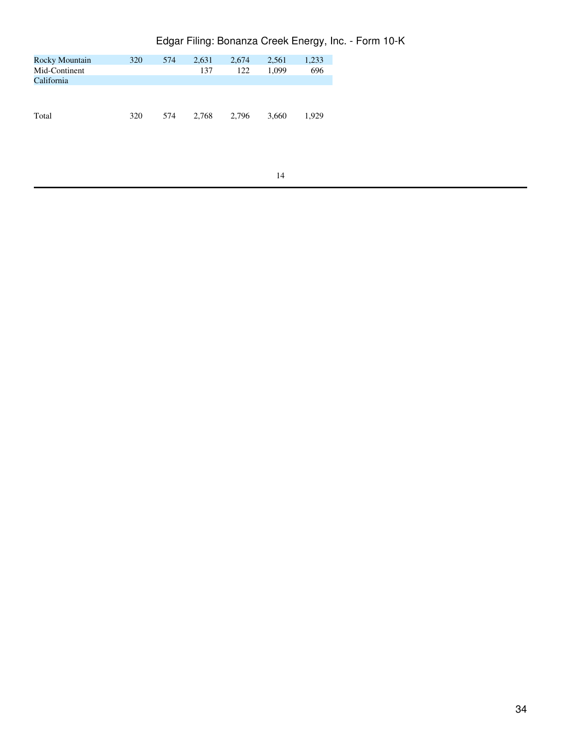| | | | | | | |
|---|---|---|---|---|---|---|
| Rocky Mountain | 320 | 574 | 2,631 | 2,674 | 2,561 | 1,233 |
| Mid-Continent | | | 137 | 122 | 1,099 | 696 |
| California | | | | | | |
| Total | 320 | 574 | 2,768 | 2,796 | 3,660 | 1,929 |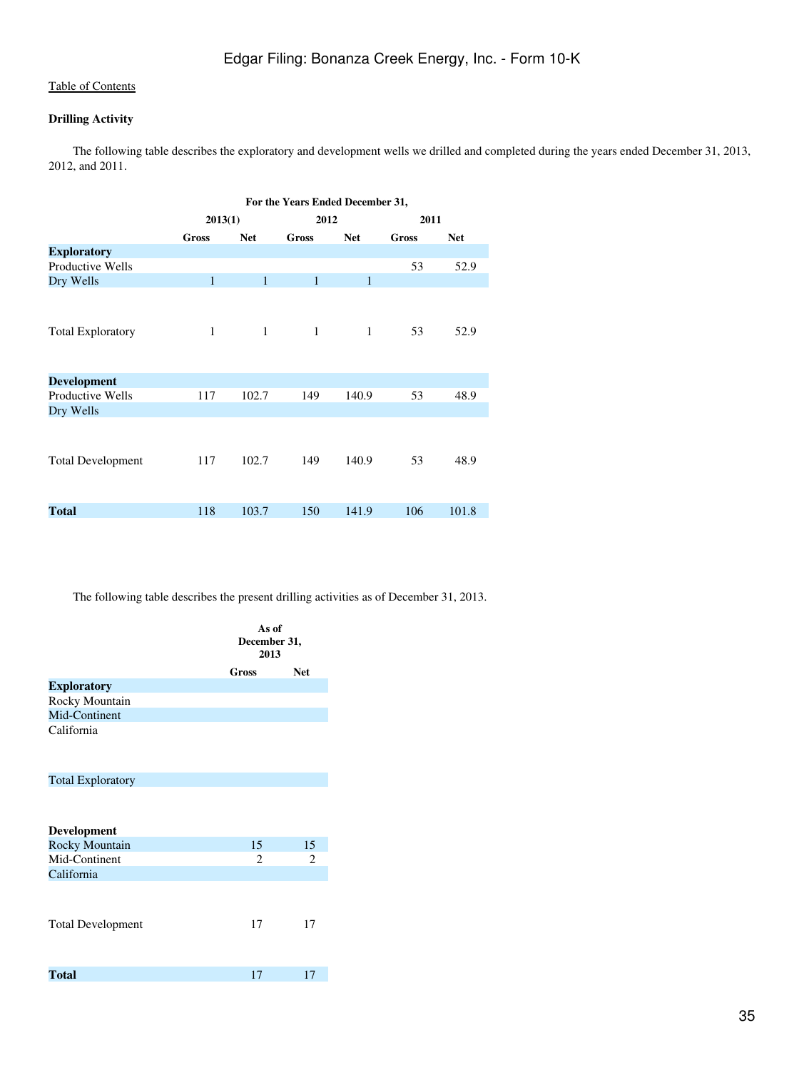[Table of Contents](#)

**Drilling Activity**

The following table describes the exploratory and development wells we drilled and completed during the years ended December 31, 2013, 2012, and 2011.

| | For the Years Ended December 31, | | | | | |
|---|---|---|---|---|---|---|
| | 2013(1) | | 2012 | | 2011 | |
| | Gross | Net | Gross | Net | Gross | Net |
| **Exploratory** | | | | | | |
| Productive Wells | | | | | 53 | 52.9 |
| Dry Wells | 1 | 1 | 1 | 1 | | |
| Total Exploratory | 1 | 1 | 1 | 1 | 53 | 52.9 |
| **Development** | | | | | | |
| Productive Wells | 117 | 102.7 | 149 | 140.9 | 53 | 48.9 |
| Dry Wells | | | | | | |
| Total Development | 117 | 102.7 | 149 | 140.9 | 53 | 48.9 |
| **Total** | 118 | 103.7 | 150 | 141.9 | 106 | 101.8 |

The following table describes the present drilling activities as of December 31, 2013.

| | As of December 31, 2013 | |
|---|---|---|
| | Gross | Net |
| **Exploratory** | | |
| Rocky Mountain | | |
| Mid-Continent | | |
| California | | |
| Total Exploratory | | |
| **Development** | | |
| Rocky Mountain | 15 | 15 |
| Mid-Continent | 2 | 2 |
| California | | |
| Total Development | 17 | 17 |
| **Total** | 17 | 17 |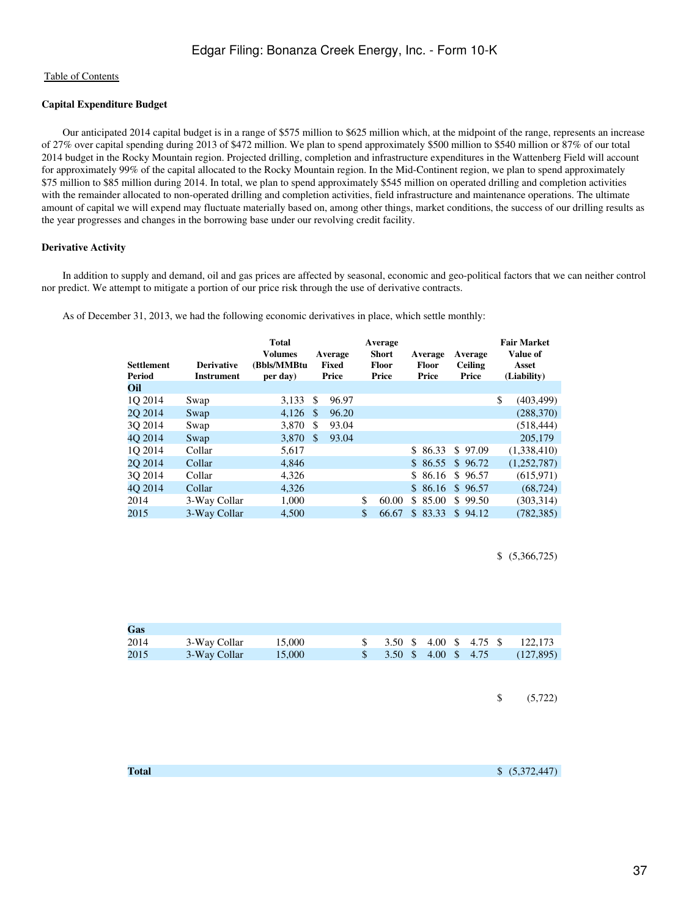Table of Contents

**Capital Expenditure Budget**

Our anticipated 2014 capital budget is in a range of $575 million to $625 million which, at the midpoint of the range, represents an increase of 27% over capital spending during 2013 of $472 million. We plan to spend approximately $500 million to $540 million or 87% of our total 2014 budget in the Rocky Mountain region. Projected drilling, completion and infrastructure expenditures in the Wattenberg Field will account for approximately 99% of the capital allocated to the Rocky Mountain region. In the Mid-Continent region, we plan to spend approximately $75 million to $85 million during 2014. In total, we plan to spend approximately $545 million on operated drilling and completion activities with the remainder allocated to non-operated drilling and completion activities, field infrastructure and maintenance operations. The ultimate amount of capital we will expend may fluctuate materially based on, among other things, market conditions, the success of our drilling results as the year progresses and changes in the borrowing base under our revolving credit facility.

**Derivative Activity**

In addition to supply and demand, oil and gas prices are affected by seasonal, economic and geo-political factors that we can neither control nor predict. We attempt to mitigate a portion of our price risk through the use of derivative contracts.

As of December 31, 2013, we had the following economic derivatives in place, which settle monthly:

| Settlement Period | Derivative Instrument | Total Volumes (Bbls/MMBtu per day) | Average Fixed Price | Average Short Floor Price | Average Floor Price | Average Ceiling Price | Fair Market Value of Asset (Liability) |
|---|---|---|---|---|---|---|---|
| **Oil** | | | | | | | |
| 1Q 2014 | Swap | 3,133 | $ 96.97 | | | | $ (403,499) |
| 2Q 2014 | Swap | 4,126 | $ 96.20 | | | | (288,370) |
| 3Q 2014 | Swap | 3,870 | $ 93.04 | | | | (518,444) |
| 4Q 2014 | Swap | 3,870 | $ 93.04 | | | | 205,179 |
| 1Q 2014 | Collar | 5,617 | | | $ 86.33 | $ 97.09 | (1,338,410) |
| 2Q 2014 | Collar | 4,846 | | | $ 86.55 | $ 96.72 | (1,252,787) |
| 3Q 2014 | Collar | 4,326 | | | $ 86.16 | $ 96.57 | (615,971) |
| 4Q 2014 | Collar | 4,326 | | | $ 86.16 | $ 96.57 | (68,724) |
| 2014 | 3-Way Collar | 1,000 | | $ 60.00 | $ 85.00 | $ 99.50 | (303,314) |
| 2015 | 3-Way Collar | 4,500 | | $ 66.67 | $ 83.33 | $ 94.12 | (782,385) |
| | | | | | | | $ (5,366,725) |
| **Gas** | | | | | | | |
| 2014 | 3-Way Collar | 15,000 | | $ 3.50 | $ 4.00 | $ 4.75 | $ 122,173 |
| 2015 | 3-Way Collar | 15,000 | | $ 3.50 | $ 4.00 | $ 4.75 | (127,895) |
| | | | | | | | $ (5,722) |
| **Total** | | | | | | | $ (5,372,447) |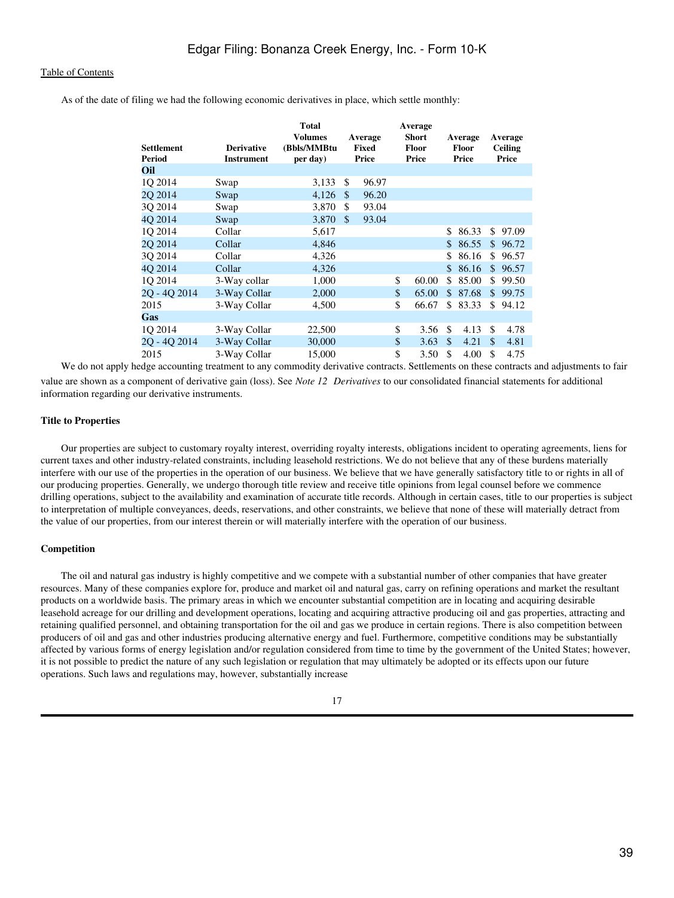As of the date of filing we had the following economic derivatives in place, which settle monthly:

| Settlement Period | Derivative Instrument | Total Volumes (Bbls/MMBtu per day) | Average Fixed Price | Average Short Floor Price | Average Floor Price | Average Ceiling Price |
|---|---|---|---|---|---|---|
| **Oil** | | | | | | |
| 1Q 2014 | Swap | 3,133 | $ 96.97 | | | |
| 2Q 2014 | Swap | 4,126 | $ 96.20 | | | |
| 3Q 2014 | Swap | 3,870 | $ 93.04 | | | |
| 4Q 2014 | Swap | 3,870 | $ 93.04 | | | |
| 1Q 2014 | Collar | 5,617 | | | $ 86.33 | $ 97.09 |
| 2Q 2014 | Collar | 4,846 | | | $ 86.55 | $ 96.72 |
| 3Q 2014 | Collar | 4,326 | | | $ 86.16 | $ 96.57 |
| 4Q 2014 | Collar | 4,326 | | | $ 86.16 | $ 96.57 |
| 1Q 2014 | 3-Way collar | 1,000 | | $ 60.00 | $ 85.00 | $ 99.50 |
| 2Q - 4Q 2014 | 3-Way Collar | 2,000 | | $ 65.00 | $ 87.68 | $ 99.75 |
| 2015 | 3-Way Collar | 4,500 | | $ 66.67 | $ 83.33 | $ 94.12 |
| **Gas** | | | | | | |
| 1Q 2014 | 3-Way Collar | 22,500 | | $ 3.56 | $ 4.13 | $ 4.78 |
| 2Q - 4Q 2014 | 3-Way Collar | 30,000 | | $ 3.63 | $ 4.21 | $ 4.81 |
| 2015 | 3-Way Collar | 15,000 | | $ 3.50 | $ 4.00 | $ 4.75 |

We do not apply hedge accounting treatment to any commodity derivative contracts. Settlements on these contracts and adjustments to fair value are shown as a component of derivative gain (loss). See *Note 12 Derivatives* to our consolidated financial statements for additional information regarding our derivative instruments.

### Title to Properties

Our properties are subject to customary royalty interest, overriding royalty interests, obligations incident to operating agreements, liens for current taxes and other industry-related constraints, including leasehold restrictions. We do not believe that any of these burdens materially interfere with our use of the properties in the operation of our business. We believe that we have generally satisfactory title to or rights in all of our producing properties. Generally, we undergo thorough title review and receive title opinions from legal counsel before we commence drilling operations, subject to the availability and examination of accurate title records. Although in certain cases, title to our properties is subject to interpretation of multiple conveyances, deeds, reservations, and other constraints, we believe that none of these will materially detract from the value of our properties, from our interest therein or will materially interfere with the operation of our business.

### Competition

The oil and natural gas industry is highly competitive and we compete with a substantial number of other companies that have greater resources. Many of these companies explore for, produce and market oil and natural gas, carry on refining operations and market the resultant products on a worldwide basis. The primary areas in which we encounter substantial competition are in locating and acquiring desirable leasehold acreage for our drilling and development operations, locating and acquiring attractive producing oil and gas properties, attracting and retaining qualified personnel, and obtaining transportation for the oil and gas we produce in certain regions. There is also competition between producers of oil and gas and other industries producing alternative energy and fuel. Furthermore, competitive conditions may be substantially affected by various forms of energy legislation and/or regulation considered from time to time by the government of the United States; however, it is not possible to predict the nature of any such legislation or regulation that may ultimately be adopted or its effects upon our future operations. Such laws and regulations may, however, substantially increase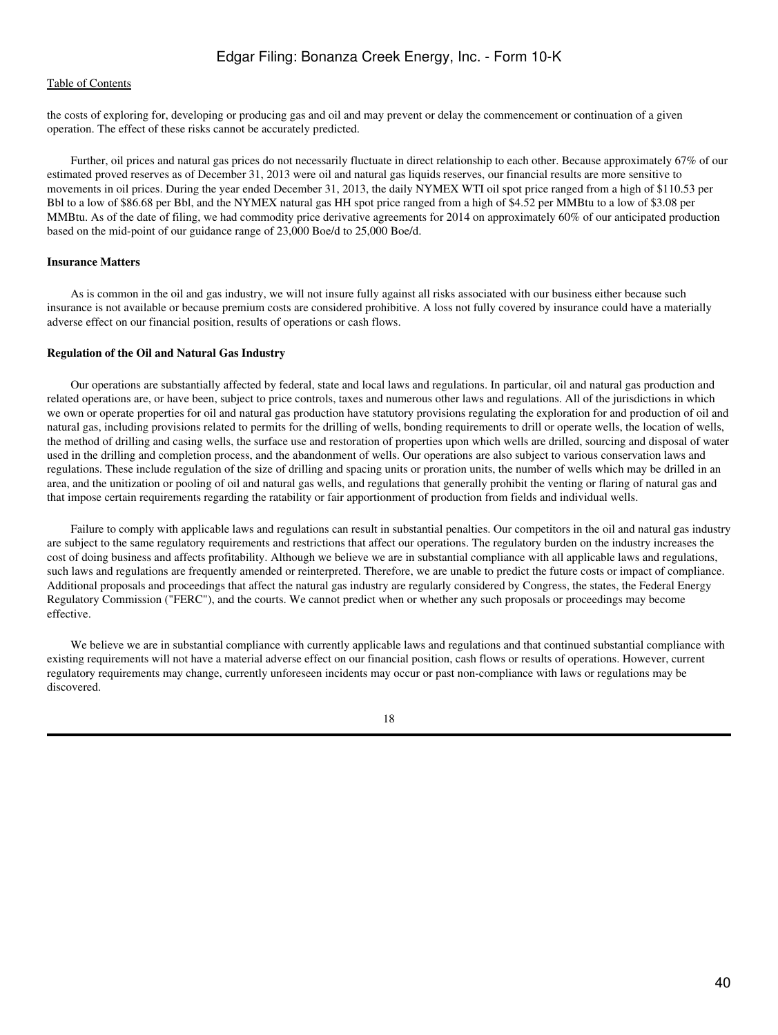the costs of exploring for, developing or producing gas and oil and may prevent or delay the commencement or continuation of a given operation. The effect of these risks cannot be accurately predicted.

Further, oil prices and natural gas prices do not necessarily fluctuate in direct relationship to each other. Because approximately 67% of our estimated proved reserves as of December 31, 2013 were oil and natural gas liquids reserves, our financial results are more sensitive to movements in oil prices. During the year ended December 31, 2013, the daily NYMEX WTI oil spot price ranged from a high of $110.53 per Bbl to a low of $86.68 per Bbl, and the NYMEX natural gas HH spot price ranged from a high of $4.52 per MMBtu to a low of $3.08 per MMBtu. As of the date of filing, we had commodity price derivative agreements for 2014 on approximately 60% of our anticipated production based on the mid-point of our guidance range of 23,000 Boe/d to 25,000 Boe/d.

**Insurance Matters**

As is common in the oil and gas industry, we will not insure fully against all risks associated with our business either because such insurance is not available or because premium costs are considered prohibitive. A loss not fully covered by insurance could have a materially adverse effect on our financial position, results of operations or cash flows.

**Regulation of the Oil and Natural Gas Industry**

Our operations are substantially affected by federal, state and local laws and regulations. In particular, oil and natural gas production and related operations are, or have been, subject to price controls, taxes and numerous other laws and regulations. All of the jurisdictions in which we own or operate properties for oil and natural gas production have statutory provisions regulating the exploration for and production of oil and natural gas, including provisions related to permits for the drilling of wells, bonding requirements to drill or operate wells, the location of wells, the method of drilling and casing wells, the surface use and restoration of properties upon which wells are drilled, sourcing and disposal of water used in the drilling and completion process, and the abandonment of wells. Our operations are also subject to various conservation laws and regulations. These include regulation of the size of drilling and spacing units or proration units, the number of wells which may be drilled in an area, and the unitization or pooling of oil and natural gas wells, and regulations that generally prohibit the venting or flaring of natural gas and that impose certain requirements regarding the ratability or fair apportionment of production from fields and individual wells.

Failure to comply with applicable laws and regulations can result in substantial penalties. Our competitors in the oil and natural gas industry are subject to the same regulatory requirements and restrictions that affect our operations. The regulatory burden on the industry increases the cost of doing business and affects profitability. Although we believe we are in substantial compliance with all applicable laws and regulations, such laws and regulations are frequently amended or reinterpreted. Therefore, we are unable to predict the future costs or impact of compliance. Additional proposals and proceedings that affect the natural gas industry are regularly considered by Congress, the states, the Federal Energy Regulatory Commission ("FERC"), and the courts. We cannot predict when or whether any such proposals or proceedings may become effective.

We believe we are in substantial compliance with currently applicable laws and regulations and that continued substantial compliance with existing requirements will not have a material adverse effect on our financial position, cash flows or results of operations. However, current regulatory requirements may change, currently unforeseen incidents may occur or past non-compliance with laws or regulations may be discovered.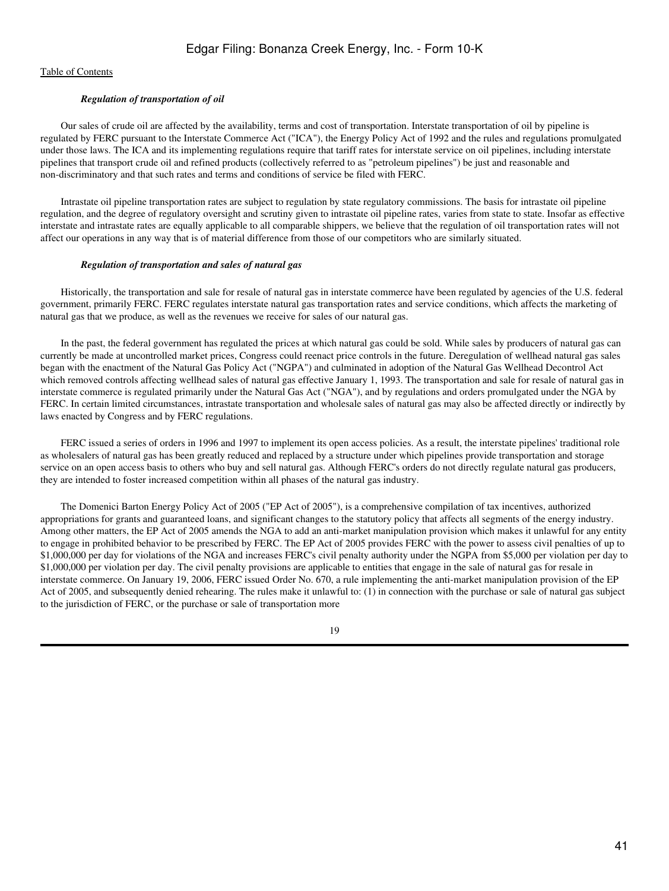*Regulation of transportation of oil*

Our sales of crude oil are affected by the availability, terms and cost of transportation. Interstate transportation of oil by pipeline is regulated by FERC pursuant to the Interstate Commerce Act ("ICA"), the Energy Policy Act of 1992 and the rules and regulations promulgated under those laws. The ICA and its implementing regulations require that tariff rates for interstate service on oil pipelines, including interstate pipelines that transport crude oil and refined products (collectively referred to as "petroleum pipelines") be just and reasonable and non-discriminatory and that such rates and terms and conditions of service be filed with FERC.

Intrastate oil pipeline transportation rates are subject to regulation by state regulatory commissions. The basis for intrastate oil pipeline regulation, and the degree of regulatory oversight and scrutiny given to intrastate oil pipeline rates, varies from state to state. Insofar as effective interstate and intrastate rates are equally applicable to all comparable shippers, we believe that the regulation of oil transportation rates will not affect our operations in any way that is of material difference from those of our competitors who are similarly situated.

*Regulation of transportation and sales of natural gas*

Historically, the transportation and sale for resale of natural gas in interstate commerce have been regulated by agencies of the U.S. federal government, primarily FERC. FERC regulates interstate natural gas transportation rates and service conditions, which affects the marketing of natural gas that we produce, as well as the revenues we receive for sales of our natural gas.

In the past, the federal government has regulated the prices at which natural gas could be sold. While sales by producers of natural gas can currently be made at uncontrolled market prices, Congress could reenact price controls in the future. Deregulation of wellhead natural gas sales began with the enactment of the Natural Gas Policy Act ("NGPA") and culminated in adoption of the Natural Gas Wellhead Decontrol Act which removed controls affecting wellhead sales of natural gas effective January 1, 1993. The transportation and sale for resale of natural gas in interstate commerce is regulated primarily under the Natural Gas Act ("NGA"), and by regulations and orders promulgated under the NGA by FERC. In certain limited circumstances, intrastate transportation and wholesale sales of natural gas may also be affected directly or indirectly by laws enacted by Congress and by FERC regulations.

FERC issued a series of orders in 1996 and 1997 to implement its open access policies. As a result, the interstate pipelines' traditional role as wholesalers of natural gas has been greatly reduced and replaced by a structure under which pipelines provide transportation and storage service on an open access basis to others who buy and sell natural gas. Although FERC's orders do not directly regulate natural gas producers, they are intended to foster increased competition within all phases of the natural gas industry.

The Domenici Barton Energy Policy Act of 2005 ("EP Act of 2005"), is a comprehensive compilation of tax incentives, authorized appropriations for grants and guaranteed loans, and significant changes to the statutory policy that affects all segments of the energy industry. Among other matters, the EP Act of 2005 amends the NGA to add an anti-market manipulation provision which makes it unlawful for any entity to engage in prohibited behavior to be prescribed by FERC. The EP Act of 2005 provides FERC with the power to assess civil penalties of up to $1,000,000 per day for violations of the NGA and increases FERC's civil penalty authority under the NGPA from $5,000 per violation per day to $1,000,000 per violation per day. The civil penalty provisions are applicable to entities that engage in the sale of natural gas for resale in interstate commerce. On January 19, 2006, FERC issued Order No. 670, a rule implementing the anti-market manipulation provision of the EP Act of 2005, and subsequently denied rehearing. The rules make it unlawful to: (1) in connection with the purchase or sale of natural gas subject to the jurisdiction of FERC, or the purchase or sale of transportation more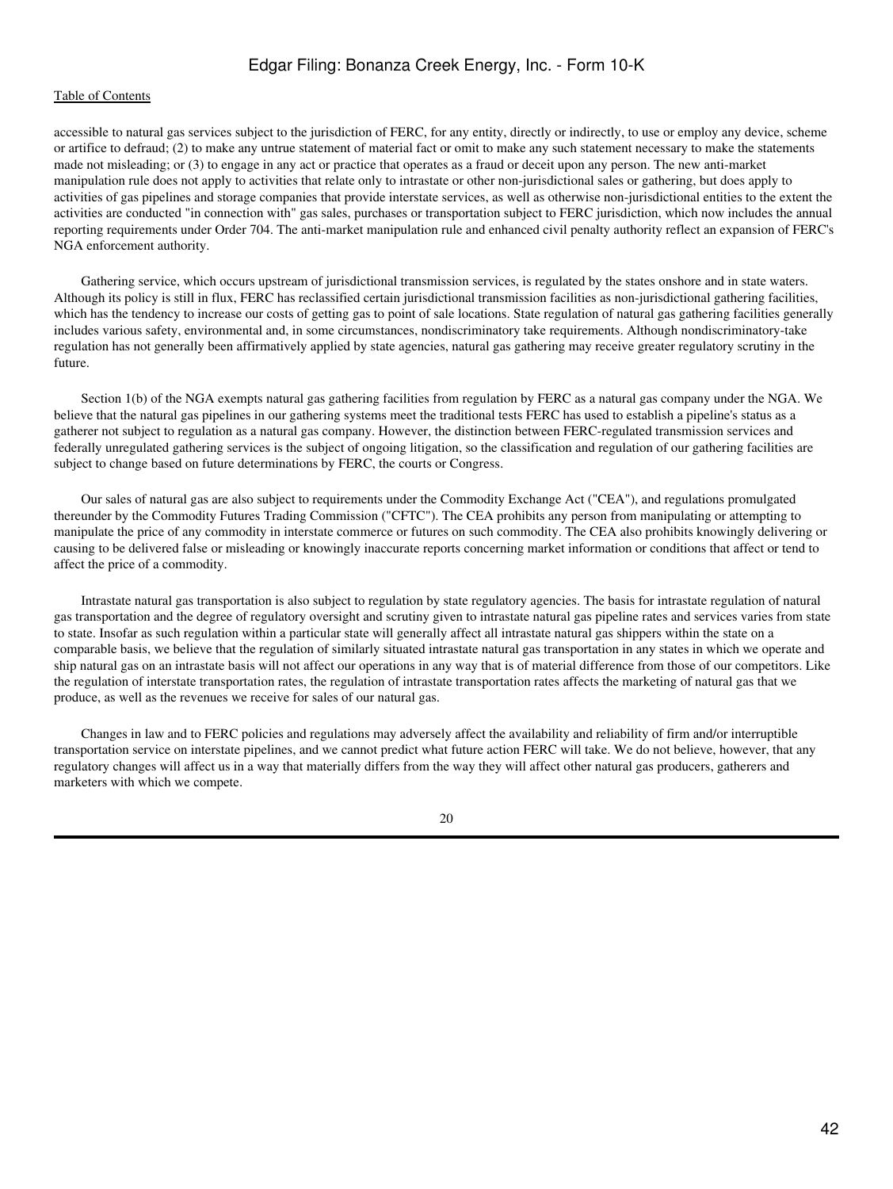accessible to natural gas services subject to the jurisdiction of FERC, for any entity, directly or indirectly, to use or employ any device, scheme or artifice to defraud; (2) to make any untrue statement of material fact or omit to make any such statement necessary to make the statements made not misleading; or (3) to engage in any act or practice that operates as a fraud or deceit upon any person. The new anti-market manipulation rule does not apply to activities that relate only to intrastate or other non-jurisdictional sales or gathering, but does apply to activities of gas pipelines and storage companies that provide interstate services, as well as otherwise non-jurisdictional entities to the extent the activities are conducted "in connection with" gas sales, purchases or transportation subject to FERC jurisdiction, which now includes the annual reporting requirements under Order 704. The anti-market manipulation rule and enhanced civil penalty authority reflect an expansion of FERC's NGA enforcement authority.

Gathering service, which occurs upstream of jurisdictional transmission services, is regulated by the states onshore and in state waters. Although its policy is still in flux, FERC has reclassified certain jurisdictional transmission facilities as non-jurisdictional gathering facilities, which has the tendency to increase our costs of getting gas to point of sale locations. State regulation of natural gas gathering facilities generally includes various safety, environmental and, in some circumstances, nondiscriminatory take requirements. Although nondiscriminatory-take regulation has not generally been affirmatively applied by state agencies, natural gas gathering may receive greater regulatory scrutiny in the future.

Section 1(b) of the NGA exempts natural gas gathering facilities from regulation by FERC as a natural gas company under the NGA. We believe that the natural gas pipelines in our gathering systems meet the traditional tests FERC has used to establish a pipeline's status as a gatherer not subject to regulation as a natural gas company. However, the distinction between FERC-regulated transmission services and federally unregulated gathering services is the subject of ongoing litigation, so the classification and regulation of our gathering facilities are subject to change based on future determinations by FERC, the courts or Congress.

Our sales of natural gas are also subject to requirements under the Commodity Exchange Act ("CEA"), and regulations promulgated thereunder by the Commodity Futures Trading Commission ("CFTC"). The CEA prohibits any person from manipulating or attempting to manipulate the price of any commodity in interstate commerce or futures on such commodity. The CEA also prohibits knowingly delivering or causing to be delivered false or misleading or knowingly inaccurate reports concerning market information or conditions that affect or tend to affect the price of a commodity.

Intrastate natural gas transportation is also subject to regulation by state regulatory agencies. The basis for intrastate regulation of natural gas transportation and the degree of regulatory oversight and scrutiny given to intrastate natural gas pipeline rates and services varies from state to state. Insofar as such regulation within a particular state will generally affect all intrastate natural gas shippers within the state on a comparable basis, we believe that the regulation of similarly situated intrastate natural gas transportation in any states in which we operate and ship natural gas on an intrastate basis will not affect our operations in any way that is of material difference from those of our competitors. Like the regulation of interstate transportation rates, the regulation of intrastate transportation rates affects the marketing of natural gas that we produce, as well as the revenues we receive for sales of our natural gas.

Changes in law and to FERC policies and regulations may adversely affect the availability and reliability of firm and/or interruptible transportation service on interstate pipelines, and we cannot predict what future action FERC will take. We do not believe, however, that any regulatory changes will affect us in a way that materially differs from the way they will affect other natural gas producers, gatherers and marketers with which we compete.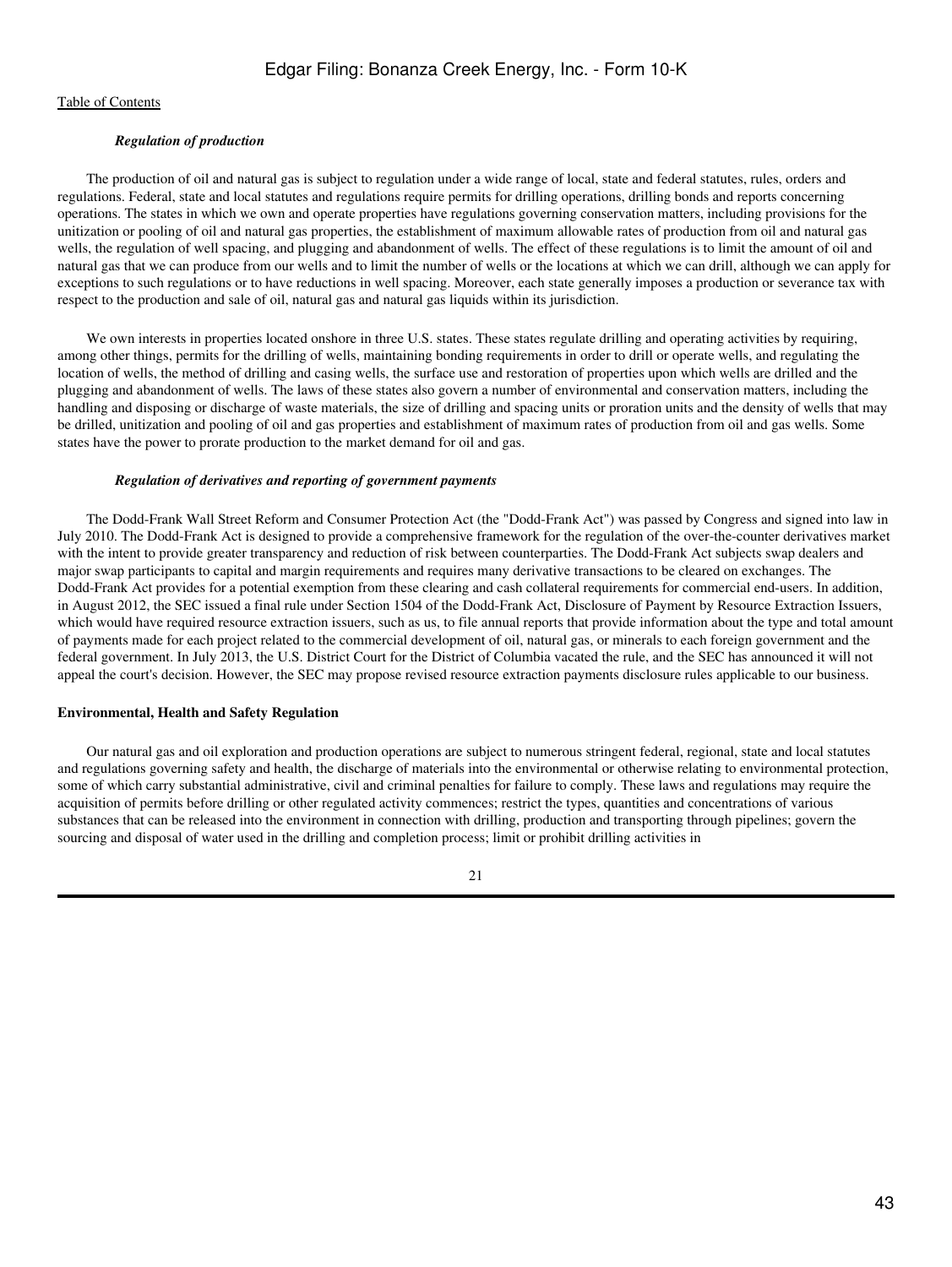***Regulation of production***

The production of oil and natural gas is subject to regulation under a wide range of local, state and federal statutes, rules, orders and regulations. Federal, state and local statutes and regulations require permits for drilling operations, drilling bonds and reports concerning operations. The states in which we own and operate properties have regulations governing conservation matters, including provisions for the unitization or pooling of oil and natural gas properties, the establishment of maximum allowable rates of production from oil and natural gas wells, the regulation of well spacing, and plugging and abandonment of wells. The effect of these regulations is to limit the amount of oil and natural gas that we can produce from our wells and to limit the number of wells or the locations at which we can drill, although we can apply for exceptions to such regulations or to have reductions in well spacing. Moreover, each state generally imposes a production or severance tax with respect to the production and sale of oil, natural gas and natural gas liquids within its jurisdiction.

We own interests in properties located onshore in three U.S. states. These states regulate drilling and operating activities by requiring, among other things, permits for the drilling of wells, maintaining bonding requirements in order to drill or operate wells, and regulating the location of wells, the method of drilling and casing wells, the surface use and restoration of properties upon which wells are drilled and the plugging and abandonment of wells. The laws of these states also govern a number of environmental and conservation matters, including the handling and disposing or discharge of waste materials, the size of drilling and spacing units or proration units and the density of wells that may be drilled, unitization and pooling of oil and gas properties and establishment of maximum rates of production from oil and gas wells. Some states have the power to prorate production to the market demand for oil and gas.

***Regulation of derivatives and reporting of government payments***

The Dodd-Frank Wall Street Reform and Consumer Protection Act (the "Dodd-Frank Act") was passed by Congress and signed into law in July 2010. The Dodd-Frank Act is designed to provide a comprehensive framework for the regulation of the over-the-counter derivatives market with the intent to provide greater transparency and reduction of risk between counterparties. The Dodd-Frank Act subjects swap dealers and major swap participants to capital and margin requirements and requires many derivative transactions to be cleared on exchanges. The Dodd-Frank Act provides for a potential exemption from these clearing and cash collateral requirements for commercial end-users. In addition, in August 2012, the SEC issued a final rule under Section 1504 of the Dodd-Frank Act, Disclosure of Payment by Resource Extraction Issuers, which would have required resource extraction issuers, such as us, to file annual reports that provide information about the type and total amount of payments made for each project related to the commercial development of oil, natural gas, or minerals to each foreign government and the federal government. In July 2013, the U.S. District Court for the District of Columbia vacated the rule, and the SEC has announced it will not appeal the court's decision. However, the SEC may propose revised resource extraction payments disclosure rules applicable to our business.

**Environmental, Health and Safety Regulation**

Our natural gas and oil exploration and production operations are subject to numerous stringent federal, regional, state and local statutes and regulations governing safety and health, the discharge of materials into the environmental or otherwise relating to environmental protection, some of which carry substantial administrative, civil and criminal penalties for failure to comply. These laws and regulations may require the acquisition of permits before drilling or other regulated activity commences; restrict the types, quantities and concentrations of various substances that can be released into the environment in connection with drilling, production and transporting through pipelines; govern the sourcing and disposal of water used in the drilling and completion process; limit or prohibit drilling activities in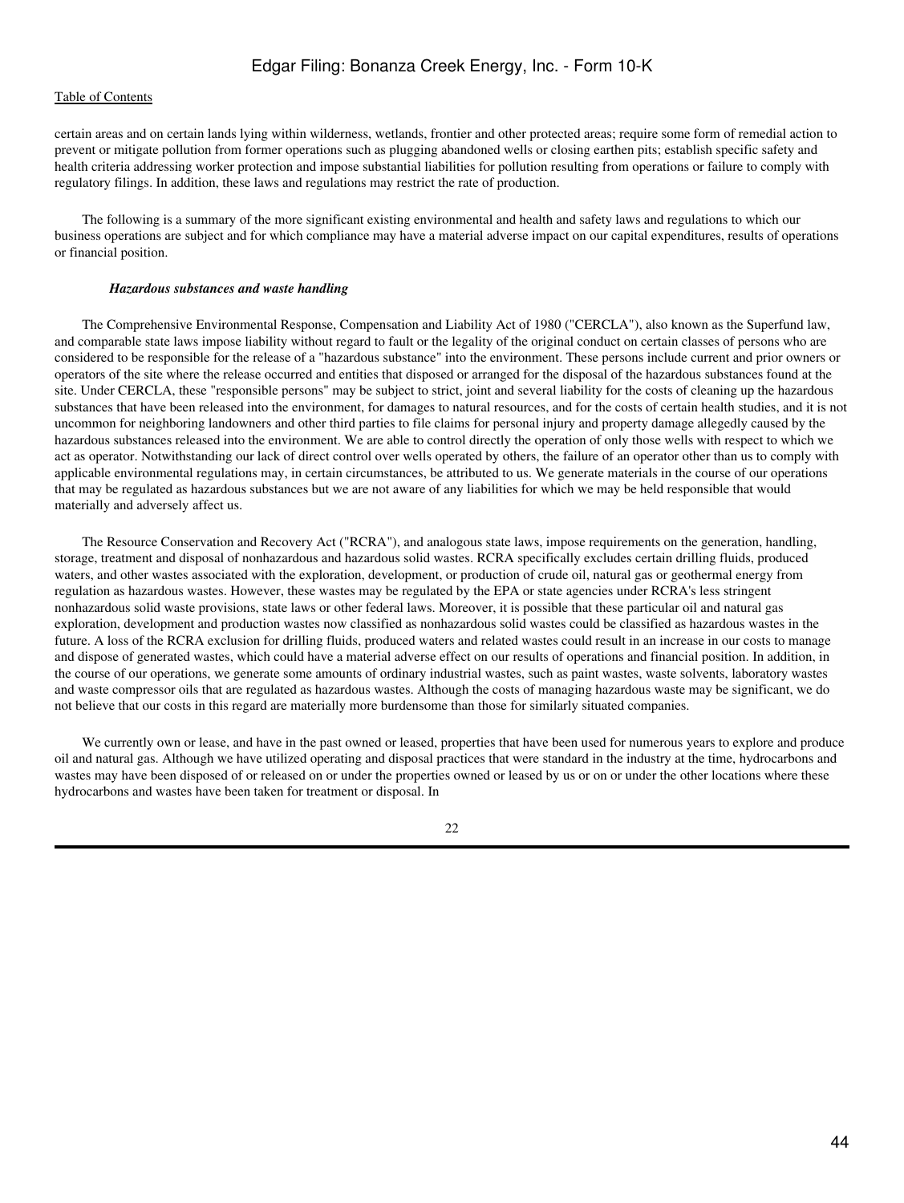certain areas and on certain lands lying within wilderness, wetlands, frontier and other protected areas; require some form of remedial action to prevent or mitigate pollution from former operations such as plugging abandoned wells or closing earthen pits; establish specific safety and health criteria addressing worker protection and impose substantial liabilities for pollution resulting from operations or failure to comply with regulatory filings. In addition, these laws and regulations may restrict the rate of production.

The following is a summary of the more significant existing environmental and health and safety laws and regulations to which our business operations are subject and for which compliance may have a material adverse impact on our capital expenditures, results of operations or financial position.

***Hazardous substances and waste handling***

The Comprehensive Environmental Response, Compensation and Liability Act of 1980 ("CERCLA"), also known as the Superfund law, and comparable state laws impose liability without regard to fault or the legality of the original conduct on certain classes of persons who are considered to be responsible for the release of a "hazardous substance" into the environment. These persons include current and prior owners or operators of the site where the release occurred and entities that disposed or arranged for the disposal of the hazardous substances found at the site. Under CERCLA, these "responsible persons" may be subject to strict, joint and several liability for the costs of cleaning up the hazardous substances that have been released into the environment, for damages to natural resources, and for the costs of certain health studies, and it is not uncommon for neighboring landowners and other third parties to file claims for personal injury and property damage allegedly caused by the hazardous substances released into the environment. We are able to control directly the operation of only those wells with respect to which we act as operator. Notwithstanding our lack of direct control over wells operated by others, the failure of an operator other than us to comply with applicable environmental regulations may, in certain circumstances, be attributed to us. We generate materials in the course of our operations that may be regulated as hazardous substances but we are not aware of any liabilities for which we may be held responsible that would materially and adversely affect us.

The Resource Conservation and Recovery Act ("RCRA"), and analogous state laws, impose requirements on the generation, handling, storage, treatment and disposal of nonhazardous and hazardous solid wastes. RCRA specifically excludes certain drilling fluids, produced waters, and other wastes associated with the exploration, development, or production of crude oil, natural gas or geothermal energy from regulation as hazardous wastes. However, these wastes may be regulated by the EPA or state agencies under RCRA's less stringent nonhazardous solid waste provisions, state laws or other federal laws. Moreover, it is possible that these particular oil and natural gas exploration, development and production wastes now classified as nonhazardous solid wastes could be classified as hazardous wastes in the future. A loss of the RCRA exclusion for drilling fluids, produced waters and related wastes could result in an increase in our costs to manage and dispose of generated wastes, which could have a material adverse effect on our results of operations and financial position. In addition, in the course of our operations, we generate some amounts of ordinary industrial wastes, such as paint wastes, waste solvents, laboratory wastes and waste compressor oils that are regulated as hazardous wastes. Although the costs of managing hazardous waste may be significant, we do not believe that our costs in this regard are materially more burdensome than those for similarly situated companies.

We currently own or lease, and have in the past owned or leased, properties that have been used for numerous years to explore and produce oil and natural gas. Although we have utilized operating and disposal practices that were standard in the industry at the time, hydrocarbons and wastes may have been disposed of or released on or under the properties owned or leased by us or on or under the other locations where these hydrocarbons and wastes have been taken for treatment or disposal. In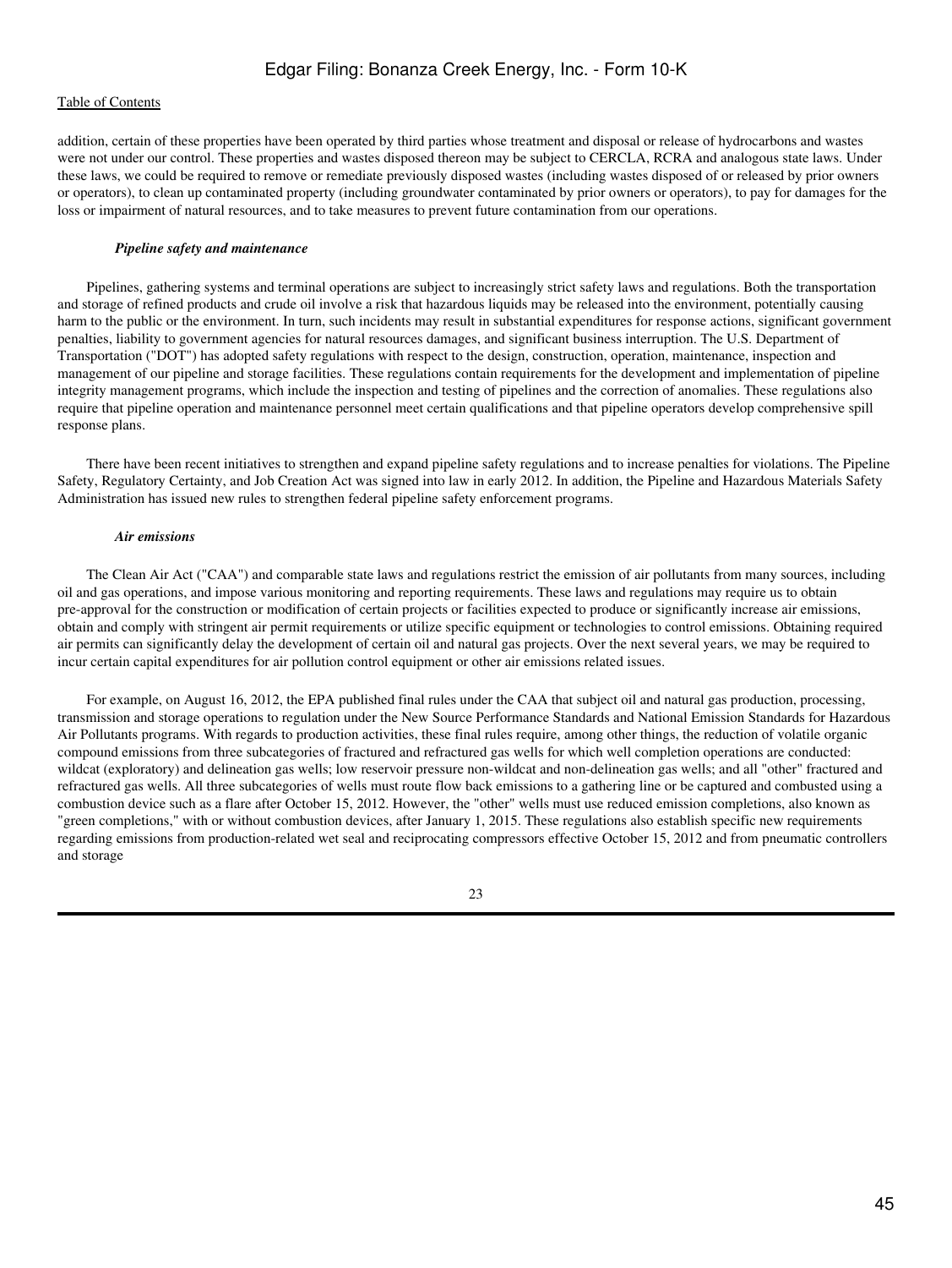addition, certain of these properties have been operated by third parties whose treatment and disposal or release of hydrocarbons and wastes were not under our control. These properties and wastes disposed thereon may be subject to CERCLA, RCRA and analogous state laws. Under these laws, we could be required to remove or remediate previously disposed wastes (including wastes disposed of or released by prior owners or operators), to clean up contaminated property (including groundwater contaminated by prior owners or operators), to pay for damages for the loss or impairment of natural resources, and to take measures to prevent future contamination from our operations.

***Pipeline safety and maintenance***

Pipelines, gathering systems and terminal operations are subject to increasingly strict safety laws and regulations. Both the transportation and storage of refined products and crude oil involve a risk that hazardous liquids may be released into the environment, potentially causing harm to the public or the environment. In turn, such incidents may result in substantial expenditures for response actions, significant government penalties, liability to government agencies for natural resources damages, and significant business interruption. The U.S. Department of Transportation ("DOT") has adopted safety regulations with respect to the design, construction, operation, maintenance, inspection and management of our pipeline and storage facilities. These regulations contain requirements for the development and implementation of pipeline integrity management programs, which include the inspection and testing of pipelines and the correction of anomalies. These regulations also require that pipeline operation and maintenance personnel meet certain qualifications and that pipeline operators develop comprehensive spill response plans.

There have been recent initiatives to strengthen and expand pipeline safety regulations and to increase penalties for violations. The Pipeline Safety, Regulatory Certainty, and Job Creation Act was signed into law in early 2012. In addition, the Pipeline and Hazardous Materials Safety Administration has issued new rules to strengthen federal pipeline safety enforcement programs.

***Air emissions***

The Clean Air Act ("CAA") and comparable state laws and regulations restrict the emission of air pollutants from many sources, including oil and gas operations, and impose various monitoring and reporting requirements. These laws and regulations may require us to obtain pre-approval for the construction or modification of certain projects or facilities expected to produce or significantly increase air emissions, obtain and comply with stringent air permit requirements or utilize specific equipment or technologies to control emissions. Obtaining required air permits can significantly delay the development of certain oil and natural gas projects. Over the next several years, we may be required to incur certain capital expenditures for air pollution control equipment or other air emissions related issues.

For example, on August 16, 2012, the EPA published final rules under the CAA that subject oil and natural gas production, processing, transmission and storage operations to regulation under the New Source Performance Standards and National Emission Standards for Hazardous Air Pollutants programs. With regards to production activities, these final rules require, among other things, the reduction of volatile organic compound emissions from three subcategories of fractured and refractured gas wells for which well completion operations are conducted: wildcat (exploratory) and delineation gas wells; low reservoir pressure non-wildcat and non-delineation gas wells; and all "other" fractured and refractured gas wells. All three subcategories of wells must route flow back emissions to a gathering line or be captured and combusted using a combustion device such as a flare after October 15, 2012. However, the "other" wells must use reduced emission completions, also known as "green completions," with or without combustion devices, after January 1, 2015. These regulations also establish specific new requirements regarding emissions from production-related wet seal and reciprocating compressors effective October 15, 2012 and from pneumatic controllers and storage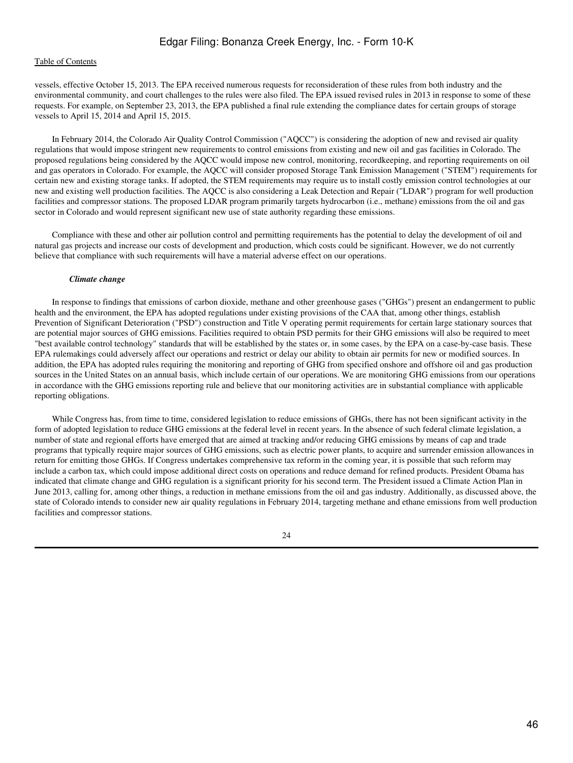vessels, effective October 15, 2013. The EPA received numerous requests for reconsideration of these rules from both industry and the environmental community, and court challenges to the rules were also filed. The EPA issued revised rules in 2013 in response to some of these requests. For example, on September 23, 2013, the EPA published a final rule extending the compliance dates for certain groups of storage vessels to April 15, 2014 and April 15, 2015.

In February 2014, the Colorado Air Quality Control Commission ("AQCC") is considering the adoption of new and revised air quality regulations that would impose stringent new requirements to control emissions from existing and new oil and gas facilities in Colorado. The proposed regulations being considered by the AQCC would impose new control, monitoring, recordkeeping, and reporting requirements on oil and gas operators in Colorado. For example, the AQCC will consider proposed Storage Tank Emission Management ("STEM") requirements for certain new and existing storage tanks. If adopted, the STEM requirements may require us to install costly emission control technologies at our new and existing well production facilities. The AQCC is also considering a Leak Detection and Repair ("LDAR") program for well production facilities and compressor stations. The proposed LDAR program primarily targets hydrocarbon (i.e., methane) emissions from the oil and gas sector in Colorado and would represent significant new use of state authority regarding these emissions.

Compliance with these and other air pollution control and permitting requirements has the potential to delay the development of oil and natural gas projects and increase our costs of development and production, which costs could be significant. However, we do not currently believe that compliance with such requirements will have a material adverse effect on our operations.

***Climate change***

In response to findings that emissions of carbon dioxide, methane and other greenhouse gases ("GHGs") present an endangerment to public health and the environment, the EPA has adopted regulations under existing provisions of the CAA that, among other things, establish Prevention of Significant Deterioration ("PSD") construction and Title V operating permit requirements for certain large stationary sources that are potential major sources of GHG emissions. Facilities required to obtain PSD permits for their GHG emissions will also be required to meet "best available control technology" standards that will be established by the states or, in some cases, by the EPA on a case-by-case basis. These EPA rulemakings could adversely affect our operations and restrict or delay our ability to obtain air permits for new or modified sources. In addition, the EPA has adopted rules requiring the monitoring and reporting of GHG from specified onshore and offshore oil and gas production sources in the United States on an annual basis, which include certain of our operations. We are monitoring GHG emissions from our operations in accordance with the GHG emissions reporting rule and believe that our monitoring activities are in substantial compliance with applicable reporting obligations.

While Congress has, from time to time, considered legislation to reduce emissions of GHGs, there has not been significant activity in the form of adopted legislation to reduce GHG emissions at the federal level in recent years. In the absence of such federal climate legislation, a number of state and regional efforts have emerged that are aimed at tracking and/or reducing GHG emissions by means of cap and trade programs that typically require major sources of GHG emissions, such as electric power plants, to acquire and surrender emission allowances in return for emitting those GHGs. If Congress undertakes comprehensive tax reform in the coming year, it is possible that such reform may include a carbon tax, which could impose additional direct costs on operations and reduce demand for refined products. President Obama has indicated that climate change and GHG regulation is a significant priority for his second term. The President issued a Climate Action Plan in June 2013, calling for, among other things, a reduction in methane emissions from the oil and gas industry. Additionally, as discussed above, the state of Colorado intends to consider new air quality regulations in February 2014, targeting methane and ethane emissions from well production facilities and compressor stations.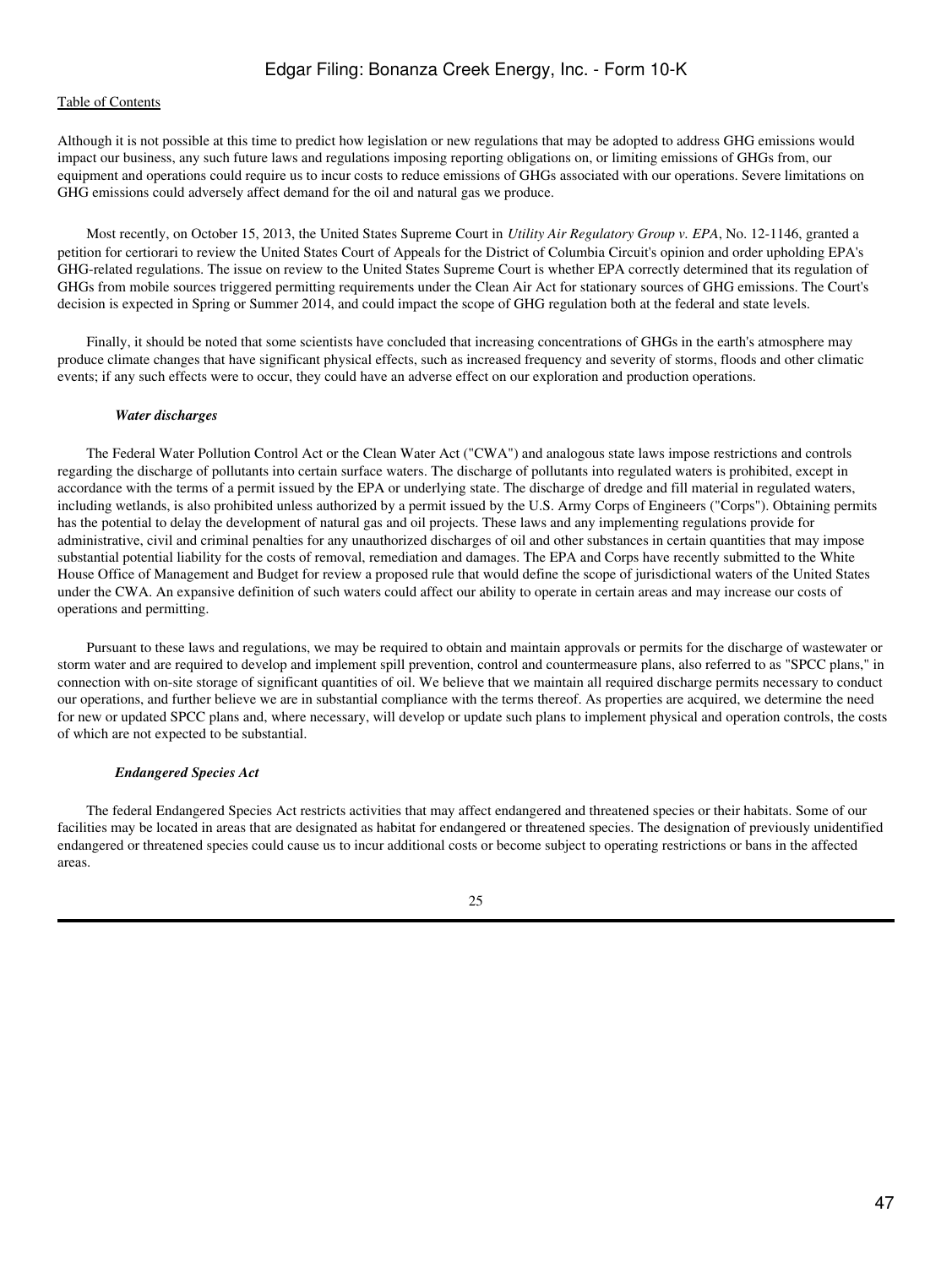Although it is not possible at this time to predict how legislation or new regulations that may be adopted to address GHG emissions would impact our business, any such future laws and regulations imposing reporting obligations on, or limiting emissions of GHGs from, our equipment and operations could require us to incur costs to reduce emissions of GHGs associated with our operations. Severe limitations on GHG emissions could adversely affect demand for the oil and natural gas we produce.

Most recently, on October 15, 2013, the United States Supreme Court in *Utility Air Regulatory Group v. EPA*, No. 12-1146, granted a petition for certiorari to review the United States Court of Appeals for the District of Columbia Circuit's opinion and order upholding EPA's GHG-related regulations. The issue on review to the United States Supreme Court is whether EPA correctly determined that its regulation of GHGs from mobile sources triggered permitting requirements under the Clean Air Act for stationary sources of GHG emissions. The Court's decision is expected in Spring or Summer 2014, and could impact the scope of GHG regulation both at the federal and state levels.

Finally, it should be noted that some scientists have concluded that increasing concentrations of GHGs in the earth's atmosphere may produce climate changes that have significant physical effects, such as increased frequency and severity of storms, floods and other climatic events; if any such effects were to occur, they could have an adverse effect on our exploration and production operations.

***Water discharges***

The Federal Water Pollution Control Act or the Clean Water Act ("CWA") and analogous state laws impose restrictions and controls regarding the discharge of pollutants into certain surface waters. The discharge of pollutants into regulated waters is prohibited, except in accordance with the terms of a permit issued by the EPA or underlying state. The discharge of dredge and fill material in regulated waters, including wetlands, is also prohibited unless authorized by a permit issued by the U.S. Army Corps of Engineers ("Corps"). Obtaining permits has the potential to delay the development of natural gas and oil projects. These laws and any implementing regulations provide for administrative, civil and criminal penalties for any unauthorized discharges of oil and other substances in certain quantities that may impose substantial potential liability for the costs of removal, remediation and damages. The EPA and Corps have recently submitted to the White House Office of Management and Budget for review a proposed rule that would define the scope of jurisdictional waters of the United States under the CWA. An expansive definition of such waters could affect our ability to operate in certain areas and may increase our costs of operations and permitting.

Pursuant to these laws and regulations, we may be required to obtain and maintain approvals or permits for the discharge of wastewater or storm water and are required to develop and implement spill prevention, control and countermeasure plans, also referred to as "SPCC plans," in connection with on-site storage of significant quantities of oil. We believe that we maintain all required discharge permits necessary to conduct our operations, and further believe we are in substantial compliance with the terms thereof. As properties are acquired, we determine the need for new or updated SPCC plans and, where necessary, will develop or update such plans to implement physical and operation controls, the costs of which are not expected to be substantial.

***Endangered Species Act***

The federal Endangered Species Act restricts activities that may affect endangered and threatened species or their habitats. Some of our facilities may be located in areas that are designated as habitat for endangered or threatened species. The designation of previously unidentified endangered or threatened species could cause us to incur additional costs or become subject to operating restrictions or bans in the affected areas.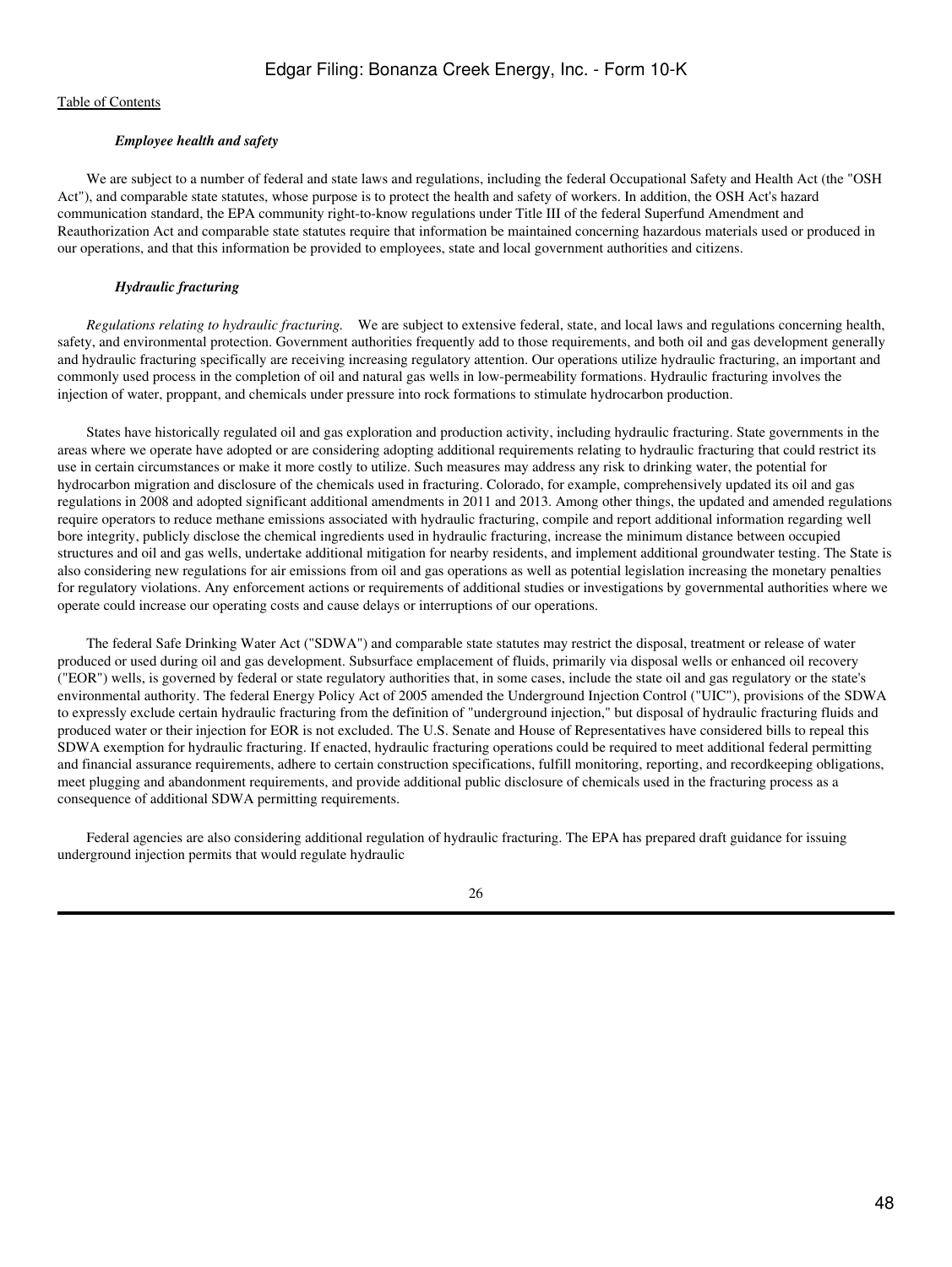*Employee health and safety*

We are subject to a number of federal and state laws and regulations, including the federal Occupational Safety and Health Act (the "OSH Act"), and comparable state statutes, whose purpose is to protect the health and safety of workers. In addition, the OSH Act's hazard communication standard, the EPA community right-to-know regulations under Title III of the federal Superfund Amendment and Reauthorization Act and comparable state statutes require that information be maintained concerning hazardous materials used or produced in our operations, and that this information be provided to employees, state and local government authorities and citizens.

*Hydraulic fracturing*

*Regulations relating to hydraulic fracturing.* We are subject to extensive federal, state, and local laws and regulations concerning health, safety, and environmental protection. Government authorities frequently add to those requirements, and both oil and gas development generally and hydraulic fracturing specifically are receiving increasing regulatory attention. Our operations utilize hydraulic fracturing, an important and commonly used process in the completion of oil and natural gas wells in low-permeability formations. Hydraulic fracturing involves the injection of water, proppant, and chemicals under pressure into rock formations to stimulate hydrocarbon production.

States have historically regulated oil and gas exploration and production activity, including hydraulic fracturing. State governments in the areas where we operate have adopted or are considering adopting additional requirements relating to hydraulic fracturing that could restrict its use in certain circumstances or make it more costly to utilize. Such measures may address any risk to drinking water, the potential for hydrocarbon migration and disclosure of the chemicals used in fracturing. Colorado, for example, comprehensively updated its oil and gas regulations in 2008 and adopted significant additional amendments in 2011 and 2013. Among other things, the updated and amended regulations require operators to reduce methane emissions associated with hydraulic fracturing, compile and report additional information regarding well bore integrity, publicly disclose the chemical ingredients used in hydraulic fracturing, increase the minimum distance between occupied structures and oil and gas wells, undertake additional mitigation for nearby residents, and implement additional groundwater testing. The State is also considering new regulations for air emissions from oil and gas operations as well as potential legislation increasing the monetary penalties for regulatory violations. Any enforcement actions or requirements of additional studies or investigations by governmental authorities where we operate could increase our operating costs and cause delays or interruptions of our operations.

The federal Safe Drinking Water Act ("SDWA") and comparable state statutes may restrict the disposal, treatment or release of water produced or used during oil and gas development. Subsurface emplacement of fluids, primarily via disposal wells or enhanced oil recovery ("EOR") wells, is governed by federal or state regulatory authorities that, in some cases, include the state oil and gas regulatory or the state's environmental authority. The federal Energy Policy Act of 2005 amended the Underground Injection Control ("UIC"), provisions of the SDWA to expressly exclude certain hydraulic fracturing from the definition of "underground injection," but disposal of hydraulic fracturing fluids and produced water or their injection for EOR is not excluded. The U.S. Senate and House of Representatives have considered bills to repeal this SDWA exemption for hydraulic fracturing. If enacted, hydraulic fracturing operations could be required to meet additional federal permitting and financial assurance requirements, adhere to certain construction specifications, fulfill monitoring, reporting, and recordkeeping obligations, meet plugging and abandonment requirements, and provide additional public disclosure of chemicals used in the fracturing process as a consequence of additional SDWA permitting requirements.

Federal agencies are also considering additional regulation of hydraulic fracturing. The EPA has prepared draft guidance for issuing underground injection permits that would regulate hydraulic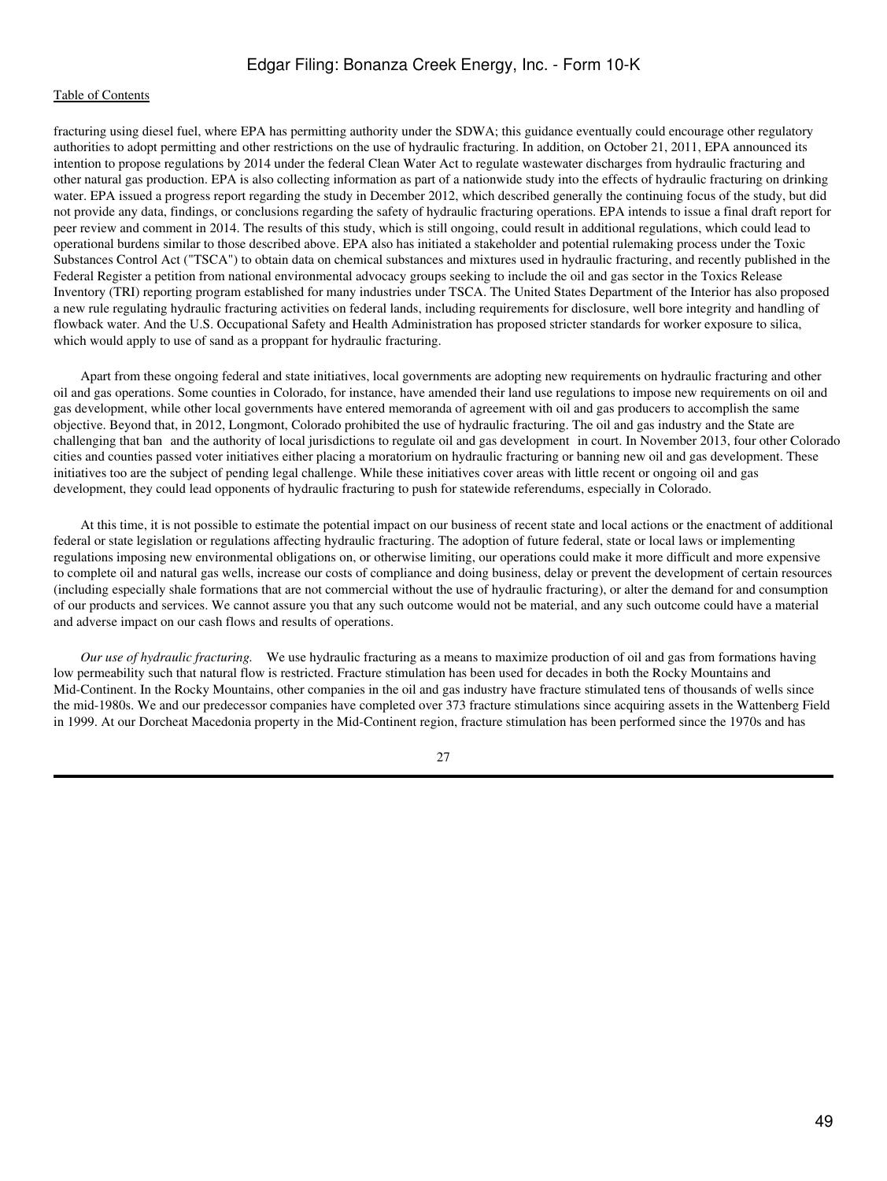fracturing using diesel fuel, where EPA has permitting authority under the SDWA; this guidance eventually could encourage other regulatory authorities to adopt permitting and other restrictions on the use of hydraulic fracturing. In addition, on October 21, 2011, EPA announced its intention to propose regulations by 2014 under the federal Clean Water Act to regulate wastewater discharges from hydraulic fracturing and other natural gas production. EPA is also collecting information as part of a nationwide study into the effects of hydraulic fracturing on drinking water. EPA issued a progress report regarding the study in December 2012, which described generally the continuing focus of the study, but did not provide any data, findings, or conclusions regarding the safety of hydraulic fracturing operations. EPA intends to issue a final draft report for peer review and comment in 2014. The results of this study, which is still ongoing, could result in additional regulations, which could lead to operational burdens similar to those described above. EPA also has initiated a stakeholder and potential rulemaking process under the Toxic Substances Control Act ("TSCA") to obtain data on chemical substances and mixtures used in hydraulic fracturing, and recently published in the Federal Register a petition from national environmental advocacy groups seeking to include the oil and gas sector in the Toxics Release Inventory (TRI) reporting program established for many industries under TSCA. The United States Department of the Interior has also proposed a new rule regulating hydraulic fracturing activities on federal lands, including requirements for disclosure, well bore integrity and handling of flowback water. And the U.S. Occupational Safety and Health Administration has proposed stricter standards for worker exposure to silica, which would apply to use of sand as a proppant for hydraulic fracturing.

Apart from these ongoing federal and state initiatives, local governments are adopting new requirements on hydraulic fracturing and other oil and gas operations. Some counties in Colorado, for instance, have amended their land use regulations to impose new requirements on oil and gas development, while other local governments have entered memoranda of agreement with oil and gas producers to accomplish the same objective. Beyond that, in 2012, Longmont, Colorado prohibited the use of hydraulic fracturing. The oil and gas industry and the State are challenging that ban and the authority of local jurisdictions to regulate oil and gas development in court. In November 2013, four other Colorado cities and counties passed voter initiatives either placing a moratorium on hydraulic fracturing or banning new oil and gas development. These initiatives too are the subject of pending legal challenge. While these initiatives cover areas with little recent or ongoing oil and gas development, they could lead opponents of hydraulic fracturing to push for statewide referendums, especially in Colorado.

At this time, it is not possible to estimate the potential impact on our business of recent state and local actions or the enactment of additional federal or state legislation or regulations affecting hydraulic fracturing. The adoption of future federal, state or local laws or implementing regulations imposing new environmental obligations on, or otherwise limiting, our operations could make it more difficult and more expensive to complete oil and natural gas wells, increase our costs of compliance and doing business, delay or prevent the development of certain resources (including especially shale formations that are not commercial without the use of hydraulic fracturing), or alter the demand for and consumption of our products and services. We cannot assure you that any such outcome would not be material, and any such outcome could have a material and adverse impact on our cash flows and results of operations.

*Our use of hydraulic fracturing.* We use hydraulic fracturing as a means to maximize production of oil and gas from formations having low permeability such that natural flow is restricted. Fracture stimulation has been used for decades in both the Rocky Mountains and Mid-Continent. In the Rocky Mountains, other companies in the oil and gas industry have fracture stimulated tens of thousands of wells since the mid-1980s. We and our predecessor companies have completed over 373 fracture stimulations since acquiring assets in the Wattenberg Field in 1999. At our Dorcheat Macedonia property in the Mid-Continent region, fracture stimulation has been performed since the 1970s and has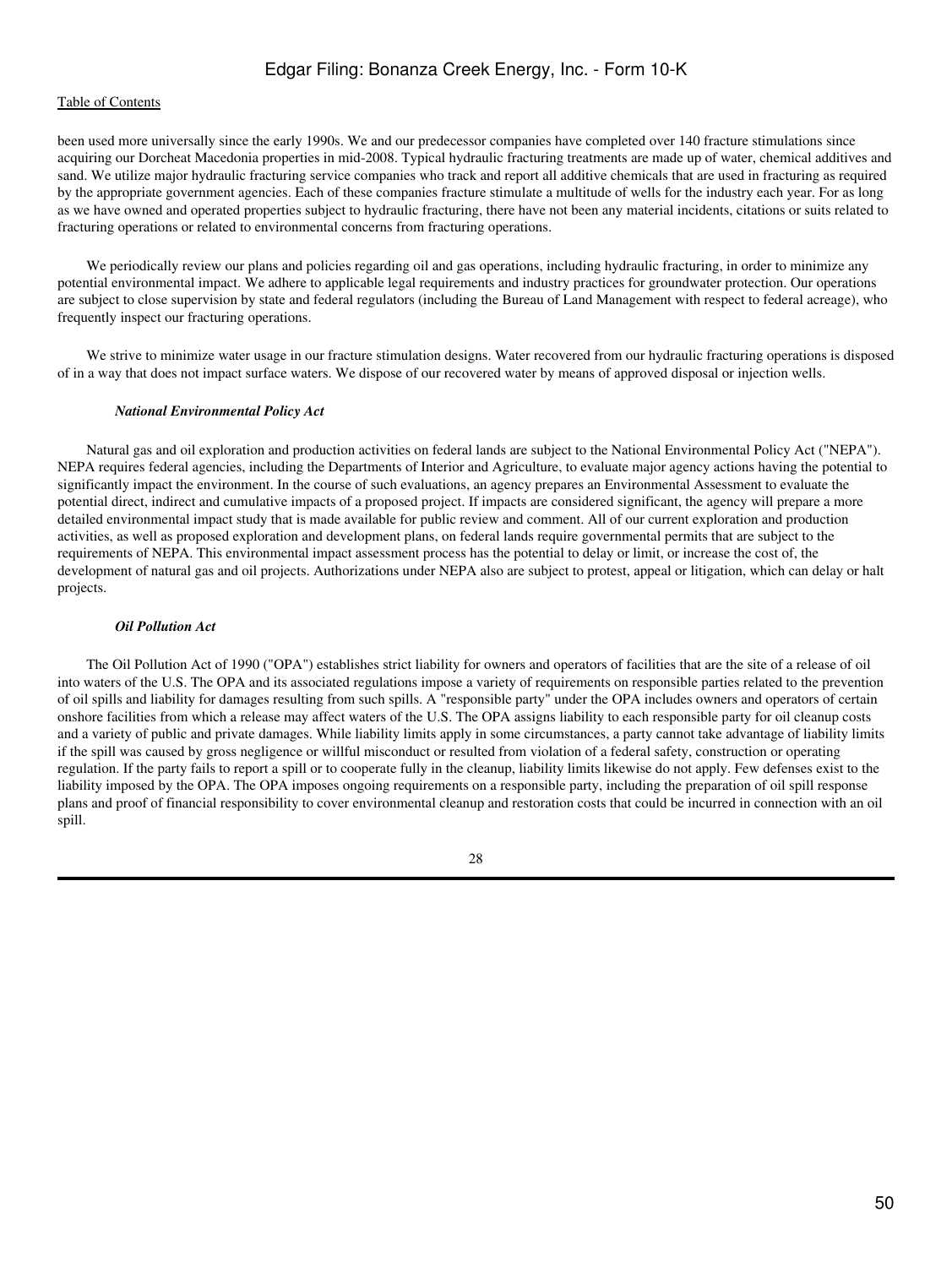been used more universally since the early 1990s. We and our predecessor companies have completed over 140 fracture stimulations since acquiring our Dorcheat Macedonia properties in mid-2008. Typical hydraulic fracturing treatments are made up of water, chemical additives and sand. We utilize major hydraulic fracturing service companies who track and report all additive chemicals that are used in fracturing as required by the appropriate government agencies. Each of these companies fracture stimulate a multitude of wells for the industry each year. For as long as we have owned and operated properties subject to hydraulic fracturing, there have not been any material incidents, citations or suits related to fracturing operations or related to environmental concerns from fracturing operations.

We periodically review our plans and policies regarding oil and gas operations, including hydraulic fracturing, in order to minimize any potential environmental impact. We adhere to applicable legal requirements and industry practices for groundwater protection. Our operations are subject to close supervision by state and federal regulators (including the Bureau of Land Management with respect to federal acreage), who frequently inspect our fracturing operations.

We strive to minimize water usage in our fracture stimulation designs. Water recovered from our hydraulic fracturing operations is disposed of in a way that does not impact surface waters. We dispose of our recovered water by means of approved disposal or injection wells.

***National Environmental Policy Act***

Natural gas and oil exploration and production activities on federal lands are subject to the National Environmental Policy Act ("NEPA"). NEPA requires federal agencies, including the Departments of Interior and Agriculture, to evaluate major agency actions having the potential to significantly impact the environment. In the course of such evaluations, an agency prepares an Environmental Assessment to evaluate the potential direct, indirect and cumulative impacts of a proposed project. If impacts are considered significant, the agency will prepare a more detailed environmental impact study that is made available for public review and comment. All of our current exploration and production activities, as well as proposed exploration and development plans, on federal lands require governmental permits that are subject to the requirements of NEPA. This environmental impact assessment process has the potential to delay or limit, or increase the cost of, the development of natural gas and oil projects. Authorizations under NEPA also are subject to protest, appeal or litigation, which can delay or halt projects.

***Oil Pollution Act***

The Oil Pollution Act of 1990 ("OPA") establishes strict liability for owners and operators of facilities that are the site of a release of oil into waters of the U.S. The OPA and its associated regulations impose a variety of requirements on responsible parties related to the prevention of oil spills and liability for damages resulting from such spills. A "responsible party" under the OPA includes owners and operators of certain onshore facilities from which a release may affect waters of the U.S. The OPA assigns liability to each responsible party for oil cleanup costs and a variety of public and private damages. While liability limits apply in some circumstances, a party cannot take advantage of liability limits if the spill was caused by gross negligence or willful misconduct or resulted from violation of a federal safety, construction or operating regulation. If the party fails to report a spill or to cooperate fully in the cleanup, liability limits likewise do not apply. Few defenses exist to the liability imposed by the OPA. The OPA imposes ongoing requirements on a responsible party, including the preparation of oil spill response plans and proof of financial responsibility to cover environmental cleanup and restoration costs that could be incurred in connection with an oil spill.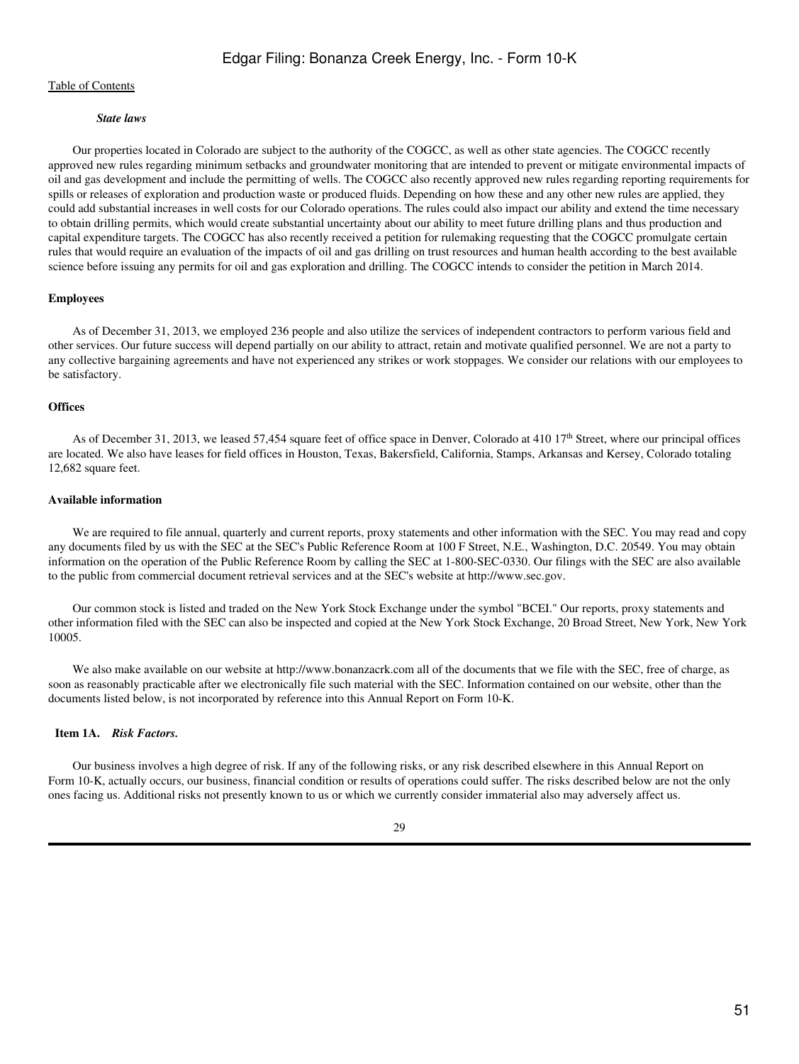*State laws*

Our properties located in Colorado are subject to the authority of the COGCC, as well as other state agencies. The COGCC recently approved new rules regarding minimum setbacks and groundwater monitoring that are intended to prevent or mitigate environmental impacts of oil and gas development and include the permitting of wells. The COGCC also recently approved new rules regarding reporting requirements for spills or releases of exploration and production waste or produced fluids. Depending on how these and any other new rules are applied, they could add substantial increases in well costs for our Colorado operations. The rules could also impact our ability and extend the time necessary to obtain drilling permits, which would create substantial uncertainty about our ability to meet future drilling plans and thus production and capital expenditure targets. The COGCC has also recently received a petition for rulemaking requesting that the COGCC promulgate certain rules that would require an evaluation of the impacts of oil and gas drilling on trust resources and human health according to the best available science before issuing any permits for oil and gas exploration and drilling. The COGCC intends to consider the petition in March 2014.

**Employees**

As of December 31, 2013, we employed 236 people and also utilize the services of independent contractors to perform various field and other services. Our future success will depend partially on our ability to attract, retain and motivate qualified personnel. We are not a party to any collective bargaining agreements and have not experienced any strikes or work stoppages. We consider our relations with our employees to be satisfactory.

**Offices**

As of December 31, 2013, we leased 57,454 square feet of office space in Denver, Colorado at 410 17th Street, where our principal offices are located. We also have leases for field offices in Houston, Texas, Bakersfield, California, Stamps, Arkansas and Kersey, Colorado totaling 12,682 square feet.

**Available information**

We are required to file annual, quarterly and current reports, proxy statements and other information with the SEC. You may read and copy any documents filed by us with the SEC at the SEC's Public Reference Room at 100 F Street, N.E., Washington, D.C. 20549. You may obtain information on the operation of the Public Reference Room by calling the SEC at 1-800-SEC-0330. Our filings with the SEC are also available to the public from commercial document retrieval services and at the SEC's website at http://www.sec.gov.

Our common stock is listed and traded on the New York Stock Exchange under the symbol "BCEI." Our reports, proxy statements and other information filed with the SEC can also be inspected and copied at the New York Stock Exchange, 20 Broad Street, New York, New York 10005.

We also make available on our website at http://www.bonanzacrk.com all of the documents that we file with the SEC, free of charge, as soon as reasonably practicable after we electronically file such material with the SEC. Information contained on our website, other than the documents listed below, is not incorporated by reference into this Annual Report on Form 10-K.

## Item 1A. *Risk Factors.*

Our business involves a high degree of risk. If any of the following risks, or any risk described elsewhere in this Annual Report on Form 10-K, actually occurs, our business, financial condition or results of operations could suffer. The risks described below are not the only ones facing us. Additional risks not presently known to us or which we currently consider immaterial also may adversely affect us.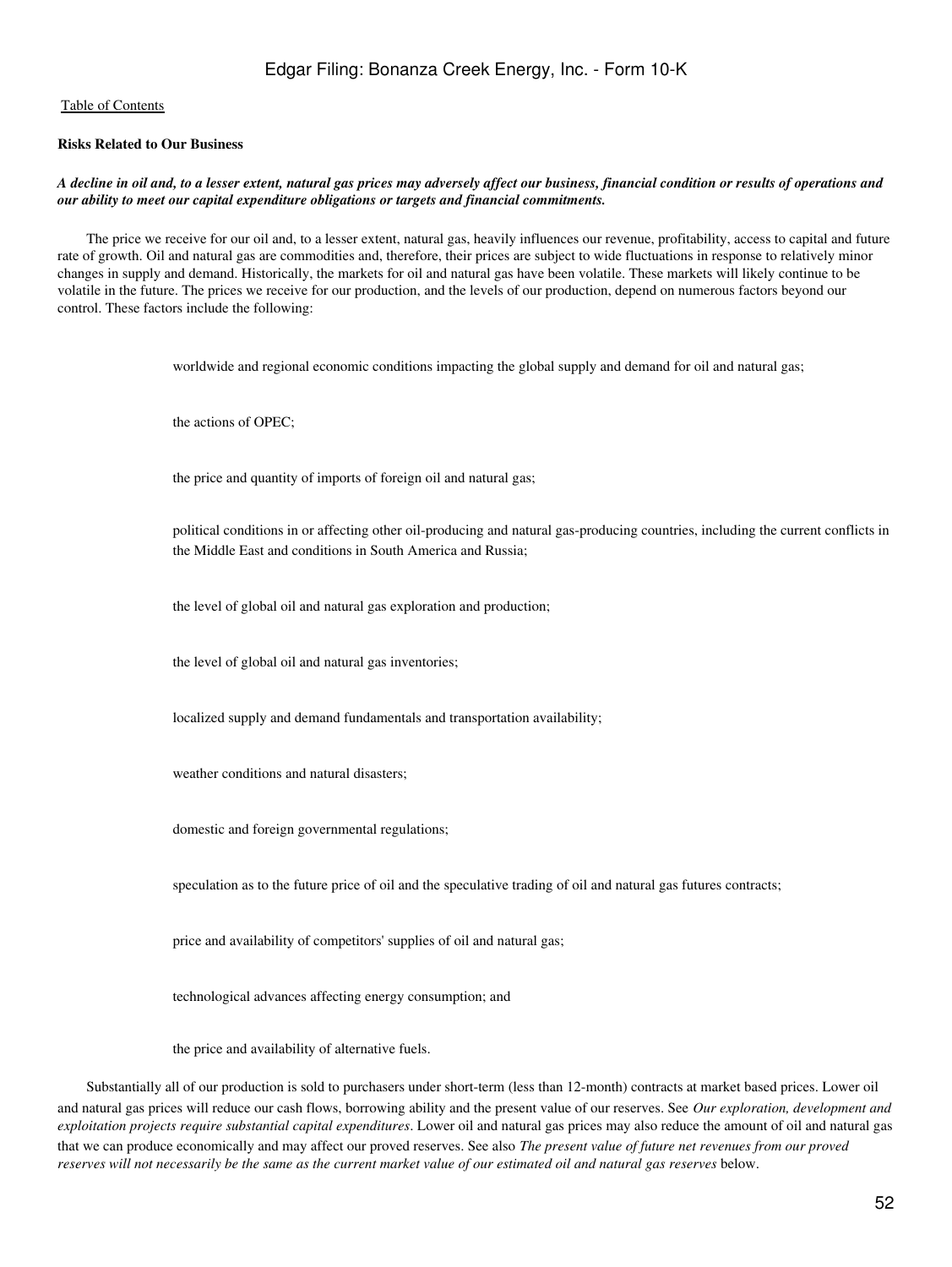**Risks Related to Our Business**

***A decline in oil and, to a lesser extent, natural gas prices may adversely affect our business, financial condition or results of operations and our ability to meet our capital expenditure obligations or targets and financial commitments.***

The price we receive for our oil and, to a lesser extent, natural gas, heavily influences our revenue, profitability, access to capital and future rate of growth. Oil and natural gas are commodities and, therefore, their prices are subject to wide fluctuations in response to relatively minor changes in supply and demand. Historically, the markets for oil and natural gas have been volatile. These markets will likely continue to be volatile in the future. The prices we receive for our production, and the levels of our production, depend on numerous factors beyond our control. These factors include the following:

- worldwide and regional economic conditions impacting the global supply and demand for oil and natural gas;
- the actions of OPEC;
- the price and quantity of imports of foreign oil and natural gas;
- political conditions in or affecting other oil-producing and natural gas-producing countries, including the current conflicts in the Middle East and conditions in South America and Russia;
- the level of global oil and natural gas exploration and production;
- the level of global oil and natural gas inventories;
- localized supply and demand fundamentals and transportation availability;
- weather conditions and natural disasters;
- domestic and foreign governmental regulations;
- speculation as to the future price of oil and the speculative trading of oil and natural gas futures contracts;
- price and availability of competitors' supplies of oil and natural gas;
- technological advances affecting energy consumption; and
- the price and availability of alternative fuels.

Substantially all of our production is sold to purchasers under short-term (less than 12-month) contracts at market based prices. Lower oil and natural gas prices will reduce our cash flows, borrowing ability and the present value of our reserves. See *Our exploration, development and exploitation projects require substantial capital expenditures*. Lower oil and natural gas prices may also reduce the amount of oil and natural gas that we can produce economically and may affect our proved reserves. See also *The present value of future net revenues from our proved reserves will not necessarily be the same as the current market value of our estimated oil and natural gas reserves* below.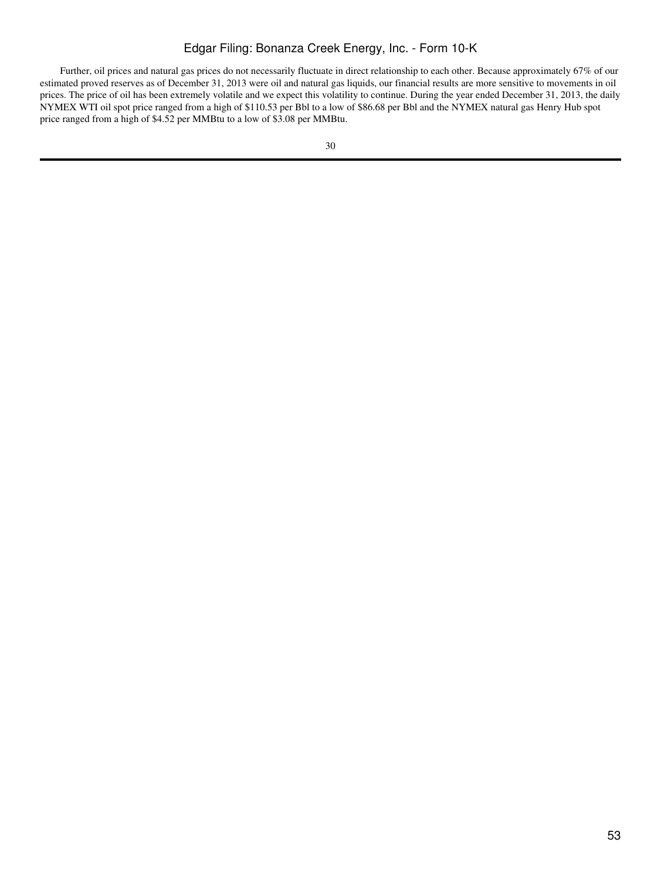Further, oil prices and natural gas prices do not necessarily fluctuate in direct relationship to each other. Because approximately 67% of our estimated proved reserves as of December 31, 2013 were oil and natural gas liquids, our financial results are more sensitive to movements in oil prices. The price of oil has been extremely volatile and we expect this volatility to continue. During the year ended December 31, 2013, the daily NYMEX WTI oil spot price ranged from a high of $110.53 per Bbl to a low of $86.68 per Bbl and the NYMEX natural gas Henry Hub spot price ranged from a high of $4.52 per MMBtu to a low of $3.08 per MMBtu.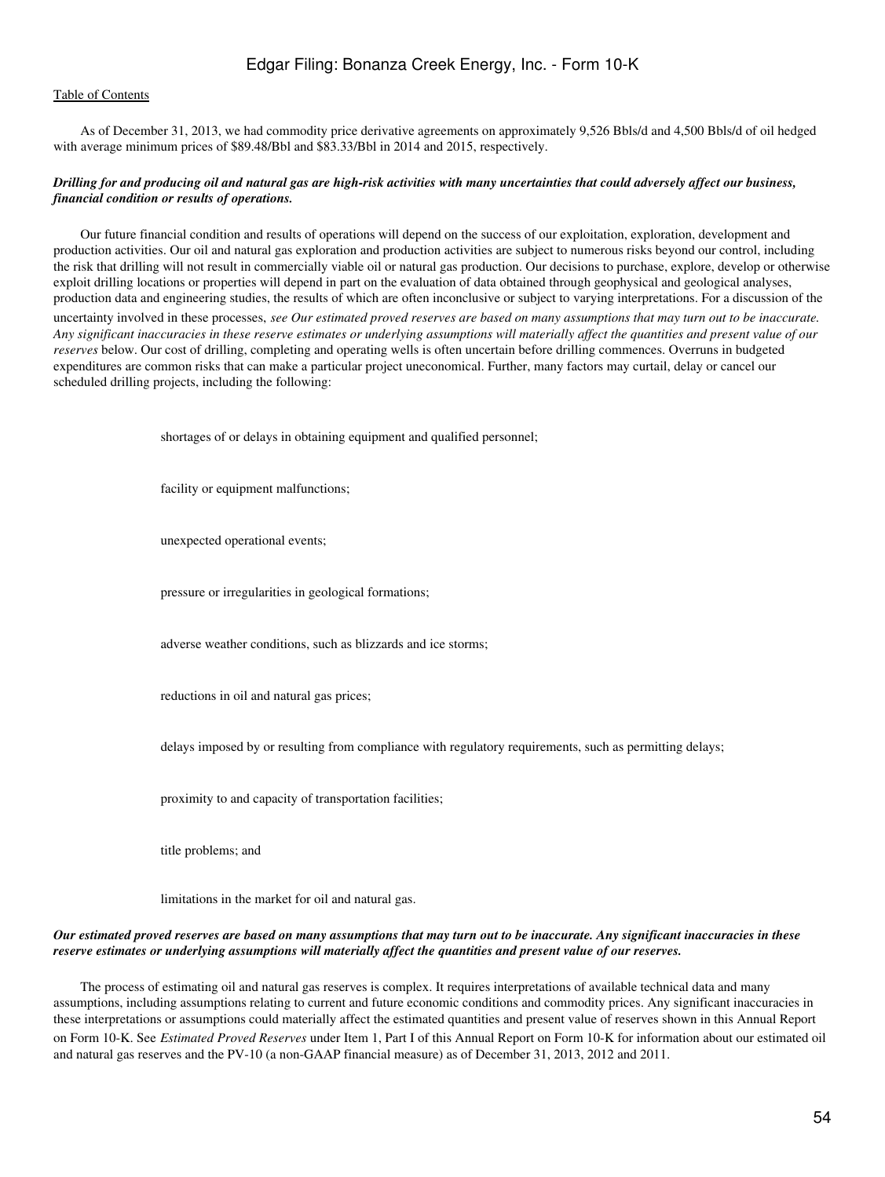As of December 31, 2013, we had commodity price derivative agreements on approximately 9,526 Bbls/d and 4,500 Bbls/d of oil hedged with average minimum prices of $89.48/Bbl and $83.33/Bbl in 2014 and 2015, respectively.

***Drilling for and producing oil and natural gas are high-risk activities with many uncertainties that could adversely affect our business, financial condition or results of operations.***

Our future financial condition and results of operations will depend on the success of our exploitation, exploration, development and production activities. Our oil and natural gas exploration and production activities are subject to numerous risks beyond our control, including the risk that drilling will not result in commercially viable oil or natural gas production. Our decisions to purchase, explore, develop or otherwise exploit drilling locations or properties will depend in part on the evaluation of data obtained through geophysical and geological analyses, production data and engineering studies, the results of which are often inconclusive or subject to varying interpretations. For a discussion of the uncertainty involved in these processes, *see Our estimated proved reserves are based on many assumptions that may turn out to be inaccurate. Any significant inaccuracies in these reserve estimates or underlying assumptions will materially affect the quantities and present value of our reserves* below. Our cost of drilling, completing and operating wells is often uncertain before drilling commences. Overruns in budgeted expenditures are common risks that can make a particular project uneconomical. Further, many factors may curtail, delay or cancel our scheduled drilling projects, including the following:

- shortages of or delays in obtaining equipment and qualified personnel;
- facility or equipment malfunctions;
- unexpected operational events;
- pressure or irregularities in geological formations;
- adverse weather conditions, such as blizzards and ice storms;
- reductions in oil and natural gas prices;
- delays imposed by or resulting from compliance with regulatory requirements, such as permitting delays;
- proximity to and capacity of transportation facilities;
- title problems; and
- limitations in the market for oil and natural gas.

***Our estimated proved reserves are based on many assumptions that may turn out to be inaccurate. Any significant inaccuracies in these reserve estimates or underlying assumptions will materially affect the quantities and present value of our reserves.***

The process of estimating oil and natural gas reserves is complex. It requires interpretations of available technical data and many assumptions, including assumptions relating to current and future economic conditions and commodity prices. Any significant inaccuracies in these interpretations or assumptions could materially affect the estimated quantities and present value of reserves shown in this Annual Report on Form 10-K. See *Estimated Proved Reserves* under Item 1, Part I of this Annual Report on Form 10-K for information about our estimated oil and natural gas reserves and the PV-10 (a non-GAAP financial measure) as of December 31, 2013, 2012 and 2011.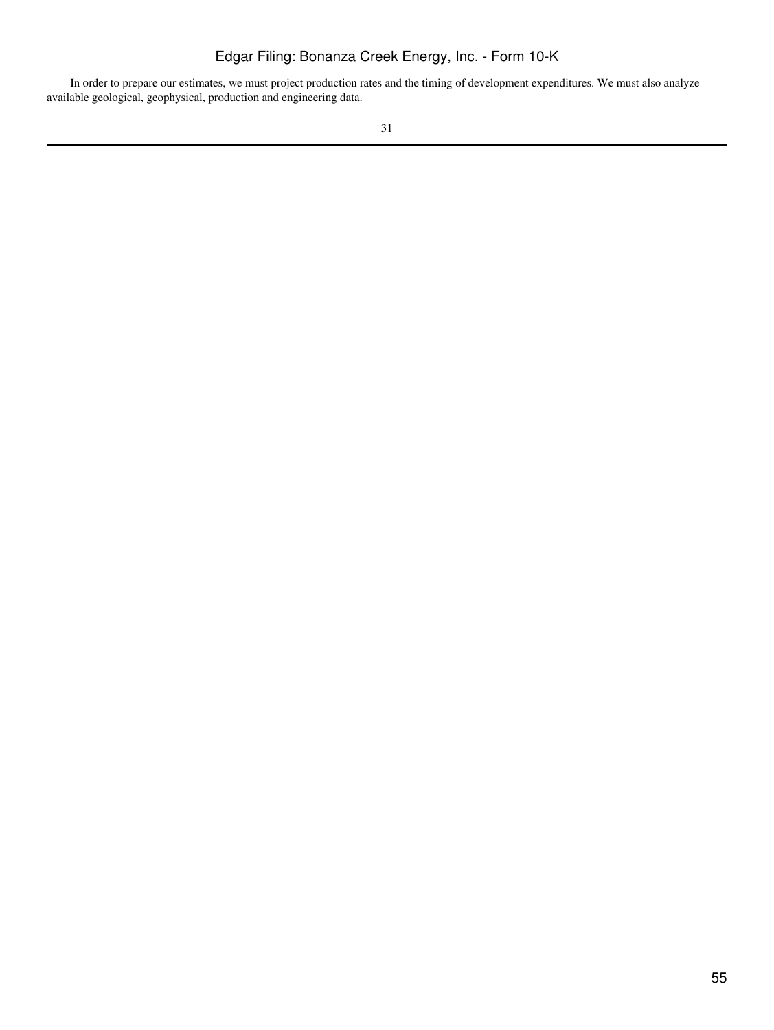In order to prepare our estimates, we must project production rates and the timing of development expenditures. We must also analyze available geological, geophysical, production and engineering data.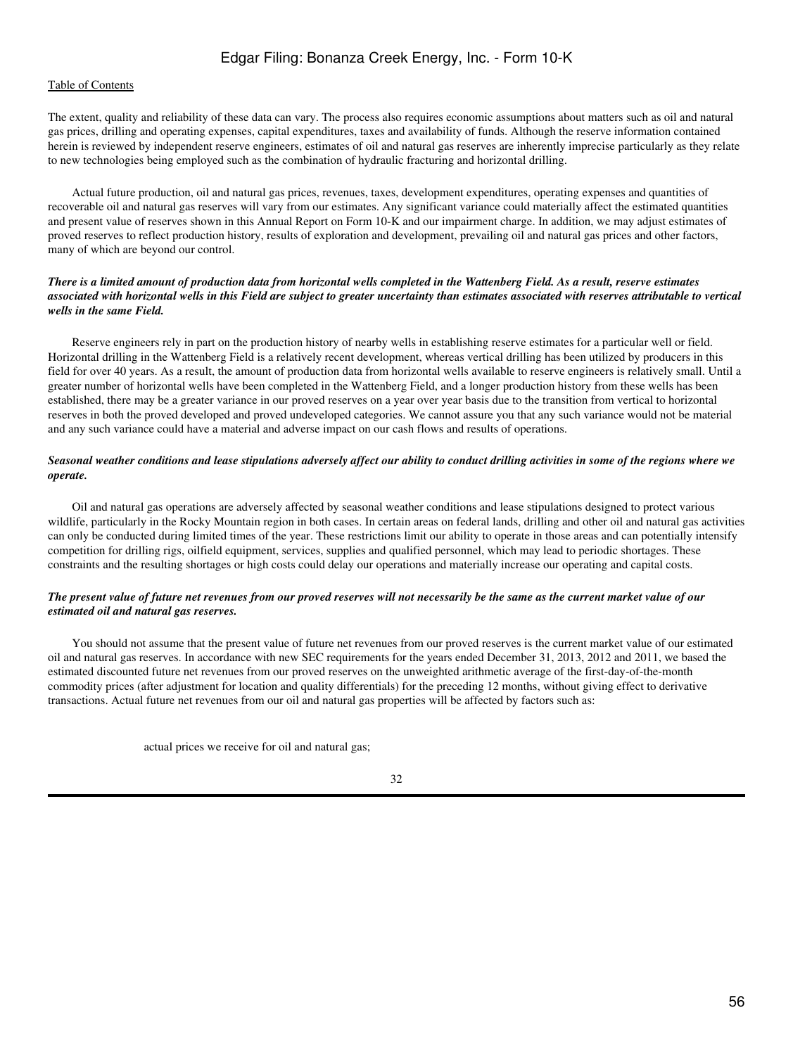The extent, quality and reliability of these data can vary. The process also requires economic assumptions about matters such as oil and natural gas prices, drilling and operating expenses, capital expenditures, taxes and availability of funds. Although the reserve information contained herein is reviewed by independent reserve engineers, estimates of oil and natural gas reserves are inherently imprecise particularly as they relate to new technologies being employed such as the combination of hydraulic fracturing and horizontal drilling.

Actual future production, oil and natural gas prices, revenues, taxes, development expenditures, operating expenses and quantities of recoverable oil and natural gas reserves will vary from our estimates. Any significant variance could materially affect the estimated quantities and present value of reserves shown in this Annual Report on Form 10-K and our impairment charge. In addition, we may adjust estimates of proved reserves to reflect production history, results of exploration and development, prevailing oil and natural gas prices and other factors, many of which are beyond our control.

***There is a limited amount of production data from horizontal wells completed in the Wattenberg Field. As a result, reserve estimates associated with horizontal wells in this Field are subject to greater uncertainty than estimates associated with reserves attributable to vertical wells in the same Field.***

Reserve engineers rely in part on the production history of nearby wells in establishing reserve estimates for a particular well or field. Horizontal drilling in the Wattenberg Field is a relatively recent development, whereas vertical drilling has been utilized by producers in this field for over 40 years. As a result, the amount of production data from horizontal wells available to reserve engineers is relatively small. Until a greater number of horizontal wells have been completed in the Wattenberg Field, and a longer production history from these wells has been established, there may be a greater variance in our proved reserves on a year over year basis due to the transition from vertical to horizontal reserves in both the proved developed and proved undeveloped categories. We cannot assure you that any such variance would not be material and any such variance could have a material and adverse impact on our cash flows and results of operations.

***Seasonal weather conditions and lease stipulations adversely affect our ability to conduct drilling activities in some of the regions where we operate.***

Oil and natural gas operations are adversely affected by seasonal weather conditions and lease stipulations designed to protect various wildlife, particularly in the Rocky Mountain region in both cases. In certain areas on federal lands, drilling and other oil and natural gas activities can only be conducted during limited times of the year. These restrictions limit our ability to operate in those areas and can potentially intensify competition for drilling rigs, oilfield equipment, services, supplies and qualified personnel, which may lead to periodic shortages. These constraints and the resulting shortages or high costs could delay our operations and materially increase our operating and capital costs.

***The present value of future net revenues from our proved reserves will not necessarily be the same as the current market value of our estimated oil and natural gas reserves.***

You should not assume that the present value of future net revenues from our proved reserves is the current market value of our estimated oil and natural gas reserves. In accordance with new SEC requirements for the years ended December 31, 2013, 2012 and 2011, we based the estimated discounted future net revenues from our proved reserves on the unweighted arithmetic average of the first-day-of-the-month commodity prices (after adjustment for location and quality differentials) for the preceding 12 months, without giving effect to derivative transactions. Actual future net revenues from our oil and natural gas properties will be affected by factors such as:

- actual prices we receive for oil and natural gas;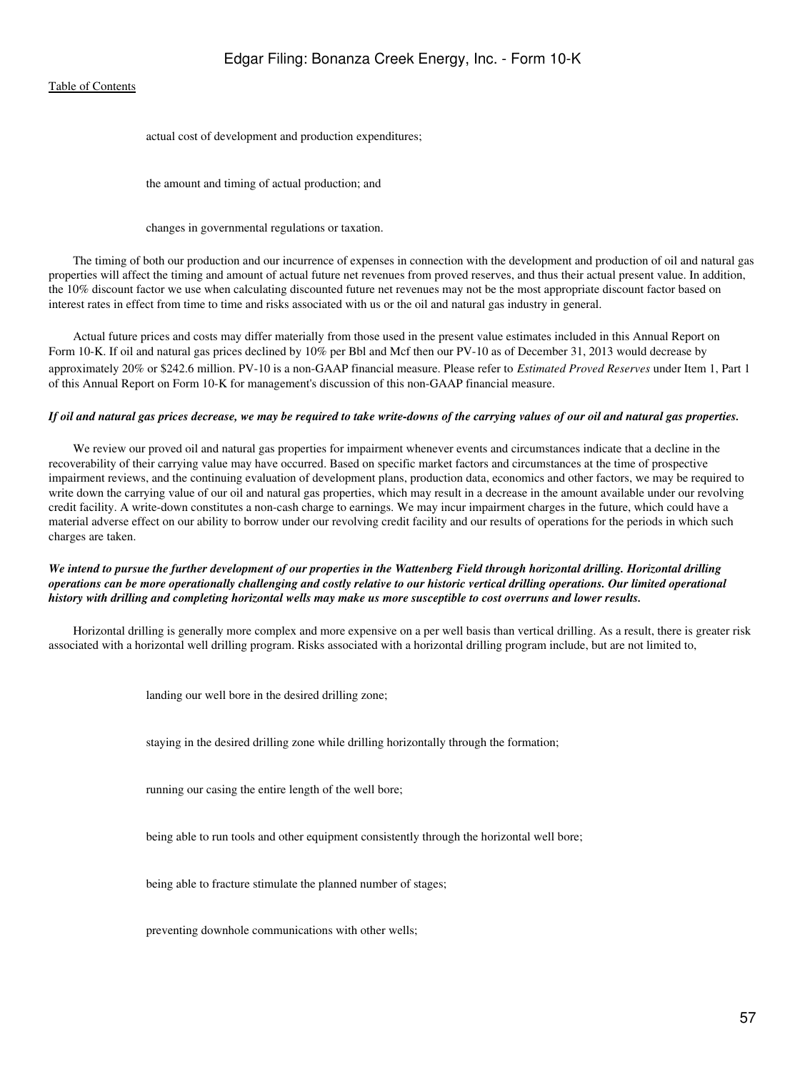- actual cost of development and production expenditures;
- the amount and timing of actual production; and
- changes in governmental regulations or taxation.

The timing of both our production and our incurrence of expenses in connection with the development and production of oil and natural gas properties will affect the timing and amount of actual future net revenues from proved reserves, and thus their actual present value. In addition, the 10% discount factor we use when calculating discounted future net revenues may not be the most appropriate discount factor based on interest rates in effect from time to time and risks associated with us or the oil and natural gas industry in general.

Actual future prices and costs may differ materially from those used in the present value estimates included in this Annual Report on Form 10-K. If oil and natural gas prices declined by 10% per Bbl and Mcf then our PV-10 as of December 31, 2013 would decrease by approximately 20% or $242.6 million. PV-10 is a non-GAAP financial measure. Please refer to *Estimated Proved Reserves* under Item 1, Part 1 of this Annual Report on Form 10-K for management's discussion of this non-GAAP financial measure.

***If oil and natural gas prices decrease, we may be required to take write-downs of the carrying values of our oil and natural gas properties.***

We review our proved oil and natural gas properties for impairment whenever events and circumstances indicate that a decline in the recoverability of their carrying value may have occurred. Based on specific market factors and circumstances at the time of prospective impairment reviews, and the continuing evaluation of development plans, production data, economics and other factors, we may be required to write down the carrying value of our oil and natural gas properties, which may result in a decrease in the amount available under our revolving credit facility. A write-down constitutes a non-cash charge to earnings. We may incur impairment charges in the future, which could have a material adverse effect on our ability to borrow under our revolving credit facility and our results of operations for the periods in which such charges are taken.

***We intend to pursue the further development of our properties in the Wattenberg Field through horizontal drilling. Horizontal drilling operations can be more operationally challenging and costly relative to our historic vertical drilling operations. Our limited operational history with drilling and completing horizontal wells may make us more susceptible to cost overruns and lower results.***

Horizontal drilling is generally more complex and more expensive on a per well basis than vertical drilling. As a result, there is greater risk associated with a horizontal well drilling program. Risks associated with a horizontal drilling program include, but are not limited to,

- landing our well bore in the desired drilling zone;
- staying in the desired drilling zone while drilling horizontally through the formation;
- running our casing the entire length of the well bore;
- being able to run tools and other equipment consistently through the horizontal well bore;
- being able to fracture stimulate the planned number of stages;
- preventing downhole communications with other wells;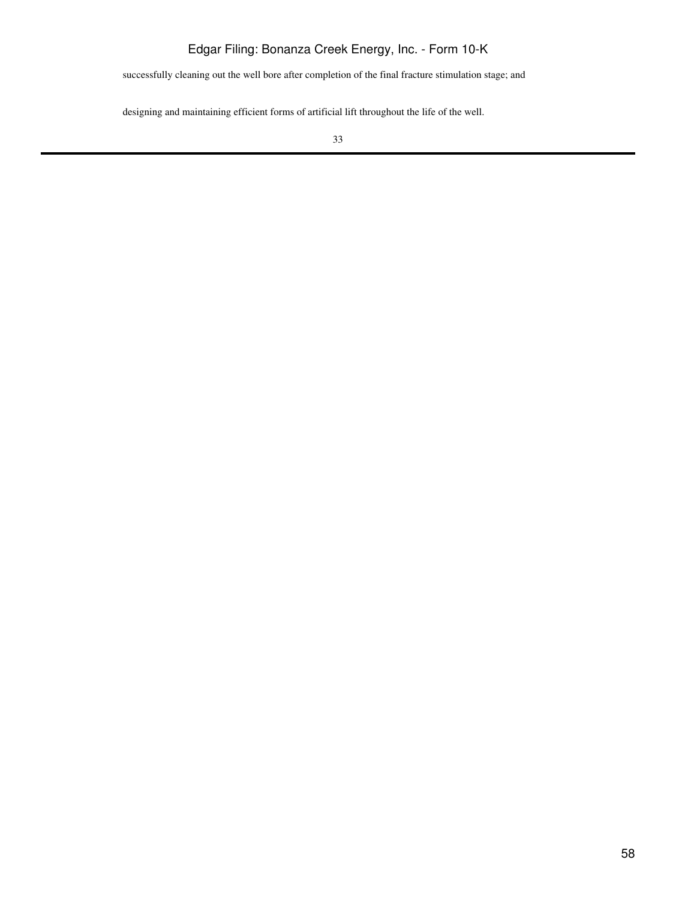successfully cleaning out the well bore after completion of the final fracture stimulation stage; and

designing and maintaining efficient forms of artificial lift throughout the life of the well.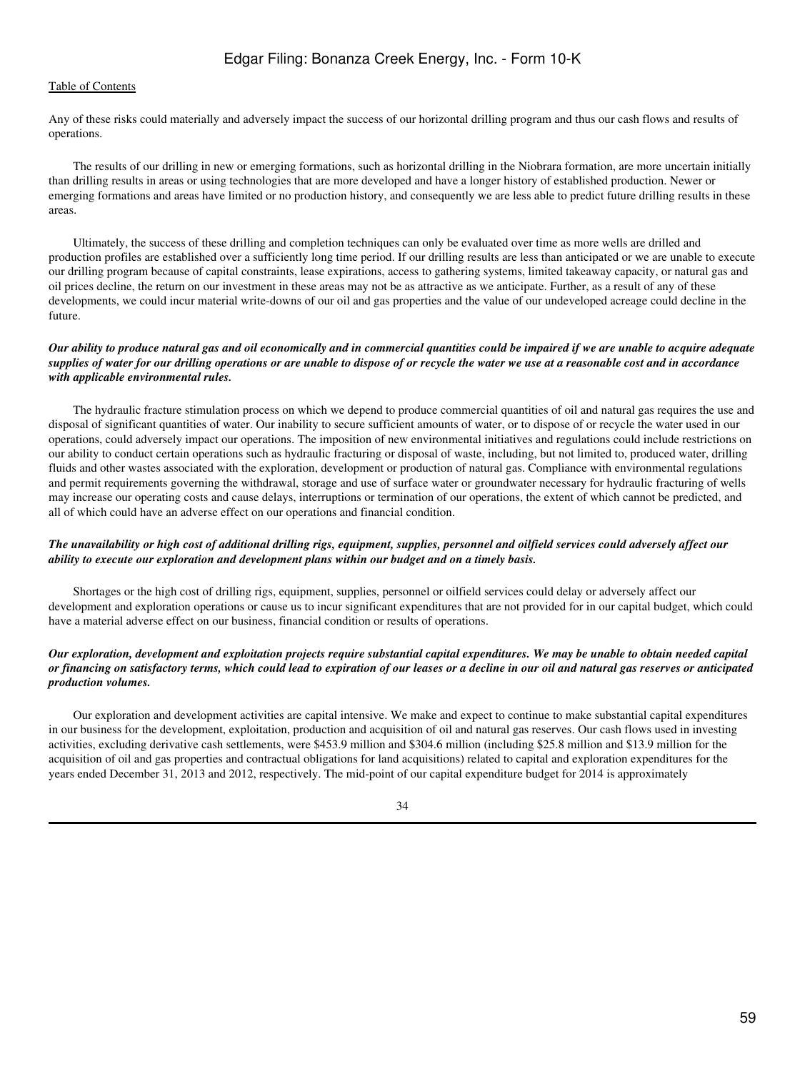Any of these risks could materially and adversely impact the success of our horizontal drilling program and thus our cash flows and results of operations.

The results of our drilling in new or emerging formations, such as horizontal drilling in the Niobrara formation, are more uncertain initially than drilling results in areas or using technologies that are more developed and have a longer history of established production. Newer or emerging formations and areas have limited or no production history, and consequently we are less able to predict future drilling results in these areas.

Ultimately, the success of these drilling and completion techniques can only be evaluated over time as more wells are drilled and production profiles are established over a sufficiently long time period. If our drilling results are less than anticipated or we are unable to execute our drilling program because of capital constraints, lease expirations, access to gathering systems, limited takeaway capacity, or natural gas and oil prices decline, the return on our investment in these areas may not be as attractive as we anticipate. Further, as a result of any of these developments, we could incur material write-downs of our oil and gas properties and the value of our undeveloped acreage could decline in the future.

***Our ability to produce natural gas and oil economically and in commercial quantities could be impaired if we are unable to acquire adequate supplies of water for our drilling operations or are unable to dispose of or recycle the water we use at a reasonable cost and in accordance with applicable environmental rules.***

The hydraulic fracture stimulation process on which we depend to produce commercial quantities of oil and natural gas requires the use and disposal of significant quantities of water. Our inability to secure sufficient amounts of water, or to dispose of or recycle the water used in our operations, could adversely impact our operations. The imposition of new environmental initiatives and regulations could include restrictions on our ability to conduct certain operations such as hydraulic fracturing or disposal of waste, including, but not limited to, produced water, drilling fluids and other wastes associated with the exploration, development or production of natural gas. Compliance with environmental regulations and permit requirements governing the withdrawal, storage and use of surface water or groundwater necessary for hydraulic fracturing of wells may increase our operating costs and cause delays, interruptions or termination of our operations, the extent of which cannot be predicted, and all of which could have an adverse effect on our operations and financial condition.

***The unavailability or high cost of additional drilling rigs, equipment, supplies, personnel and oilfield services could adversely affect our ability to execute our exploration and development plans within our budget and on a timely basis.***

Shortages or the high cost of drilling rigs, equipment, supplies, personnel or oilfield services could delay or adversely affect our development and exploration operations or cause us to incur significant expenditures that are not provided for in our capital budget, which could have a material adverse effect on our business, financial condition or results of operations.

***Our exploration, development and exploitation projects require substantial capital expenditures. We may be unable to obtain needed capital or financing on satisfactory terms, which could lead to expiration of our leases or a decline in our oil and natural gas reserves or anticipated production volumes.***

Our exploration and development activities are capital intensive. We make and expect to continue to make substantial capital expenditures in our business for the development, exploitation, production and acquisition of oil and natural gas reserves. Our cash flows used in investing activities, excluding derivative cash settlements, were $453.9 million and $304.6 million (including $25.8 million and $13.9 million for the acquisition of oil and gas properties and contractual obligations for land acquisitions) related to capital and exploration expenditures for the years ended December 31, 2013 and 2012, respectively. The mid-point of our capital expenditure budget for 2014 is approximately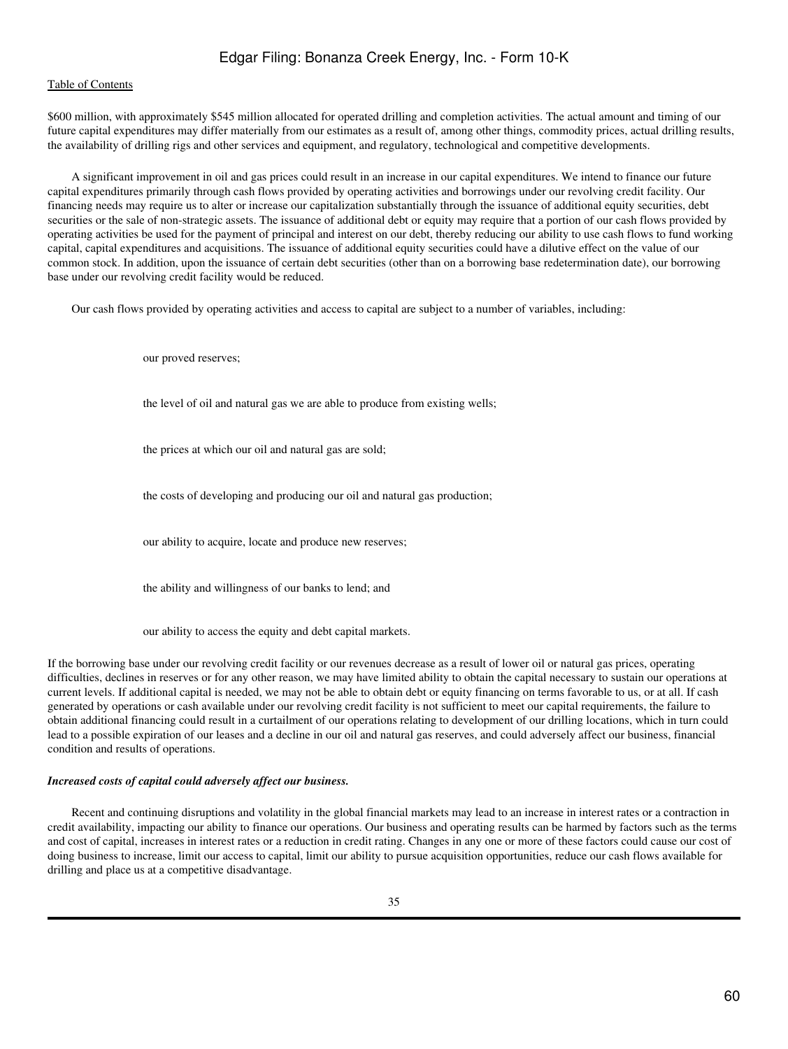$600 million, with approximately $545 million allocated for operated drilling and completion activities. The actual amount and timing of our future capital expenditures may differ materially from our estimates as a result of, among other things, commodity prices, actual drilling results, the availability of drilling rigs and other services and equipment, and regulatory, technological and competitive developments.

A significant improvement in oil and gas prices could result in an increase in our capital expenditures. We intend to finance our future capital expenditures primarily through cash flows provided by operating activities and borrowings under our revolving credit facility. Our financing needs may require us to alter or increase our capitalization substantially through the issuance of additional equity securities, debt securities or the sale of non-strategic assets. The issuance of additional debt or equity may require that a portion of our cash flows provided by operating activities be used for the payment of principal and interest on our debt, thereby reducing our ability to use cash flows to fund working capital, capital expenditures and acquisitions. The issuance of additional equity securities could have a dilutive effect on the value of our common stock. In addition, upon the issuance of certain debt securities (other than on a borrowing base redetermination date), our borrowing base under our revolving credit facility would be reduced.

Our cash flows provided by operating activities and access to capital are subject to a number of variables, including:

- our proved reserves;
- the level of oil and natural gas we are able to produce from existing wells;
- the prices at which our oil and natural gas are sold;
- the costs of developing and producing our oil and natural gas production;
- our ability to acquire, locate and produce new reserves;
- the ability and willingness of our banks to lend; and
- our ability to access the equity and debt capital markets.

If the borrowing base under our revolving credit facility or our revenues decrease as a result of lower oil or natural gas prices, operating difficulties, declines in reserves or for any other reason, we may have limited ability to obtain the capital necessary to sustain our operations at current levels. If additional capital is needed, we may not be able to obtain debt or equity financing on terms favorable to us, or at all. If cash generated by operations or cash available under our revolving credit facility is not sufficient to meet our capital requirements, the failure to obtain additional financing could result in a curtailment of our operations relating to development of our drilling locations, which in turn could lead to a possible expiration of our leases and a decline in our oil and natural gas reserves, and could adversely affect our business, financial condition and results of operations.

***Increased costs of capital could adversely affect our business.***

Recent and continuing disruptions and volatility in the global financial markets may lead to an increase in interest rates or a contraction in credit availability, impacting our ability to finance our operations. Our business and operating results can be harmed by factors such as the terms and cost of capital, increases in interest rates or a reduction in credit rating. Changes in any one or more of these factors could cause our cost of doing business to increase, limit our access to capital, limit our ability to pursue acquisition opportunities, reduce our cash flows available for drilling and place us at a competitive disadvantage.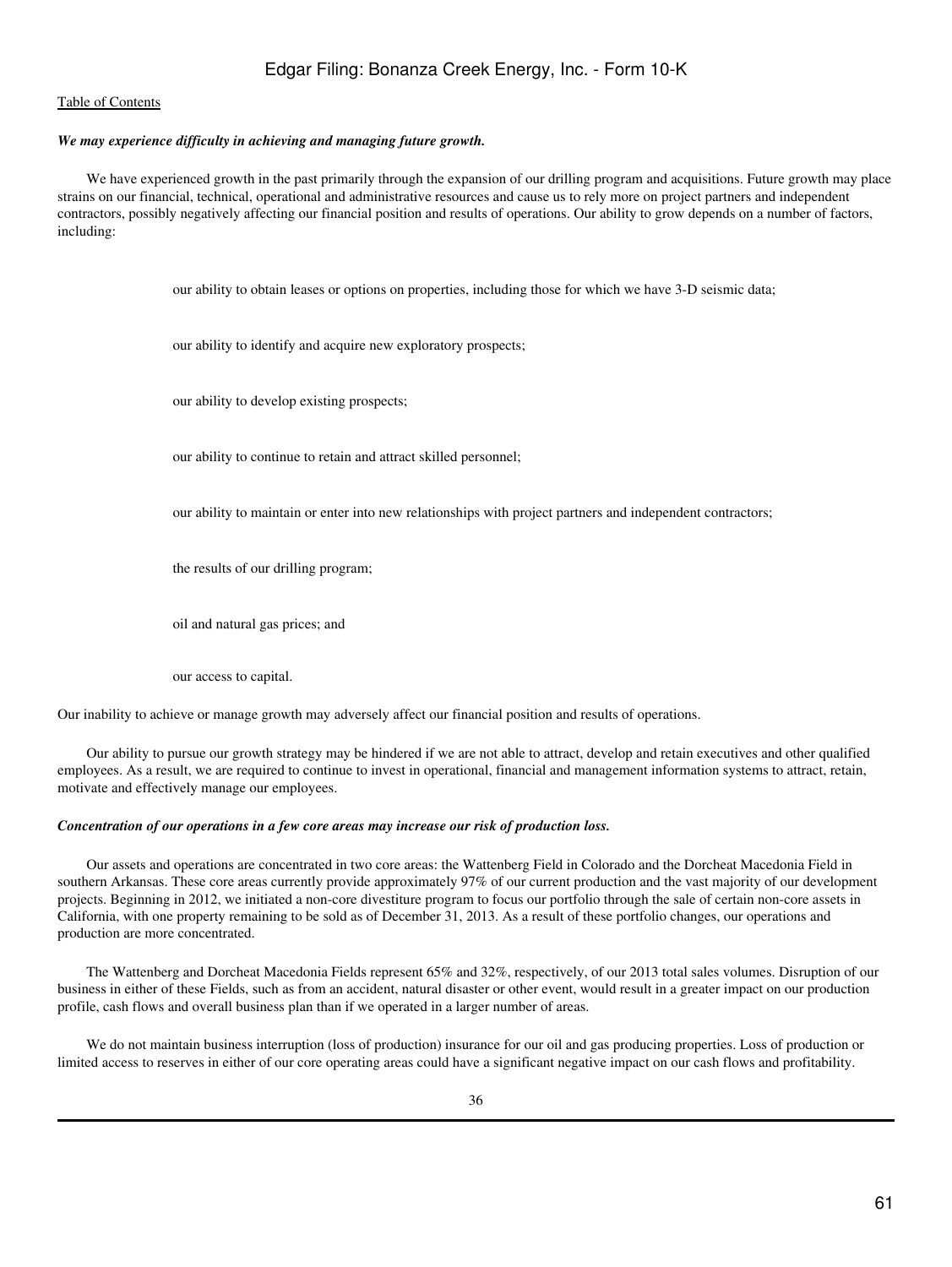*We may experience difficulty in achieving and managing future growth.*

We have experienced growth in the past primarily through the expansion of our drilling program and acquisitions. Future growth may place strains on our financial, technical, operational and administrative resources and cause us to rely more on project partners and independent contractors, possibly negatively affecting our financial position and results of operations. Our ability to grow depends on a number of factors, including:

- our ability to obtain leases or options on properties, including those for which we have 3-D seismic data;
- our ability to identify and acquire new exploratory prospects;
- our ability to develop existing prospects;
- our ability to continue to retain and attract skilled personnel;
- our ability to maintain or enter into new relationships with project partners and independent contractors;
- the results of our drilling program;
- oil and natural gas prices; and
- our access to capital.

Our inability to achieve or manage growth may adversely affect our financial position and results of operations.

Our ability to pursue our growth strategy may be hindered if we are not able to attract, develop and retain executives and other qualified employees. As a result, we are required to continue to invest in operational, financial and management information systems to attract, retain, motivate and effectively manage our employees.

*Concentration of our operations in a few core areas may increase our risk of production loss.*

Our assets and operations are concentrated in two core areas: the Wattenberg Field in Colorado and the Dorcheat Macedonia Field in southern Arkansas. These core areas currently provide approximately 97% of our current production and the vast majority of our development projects. Beginning in 2012, we initiated a non-core divestiture program to focus our portfolio through the sale of certain non-core assets in California, with one property remaining to be sold as of December 31, 2013. As a result of these portfolio changes, our operations and production are more concentrated.

The Wattenberg and Dorcheat Macedonia Fields represent 65% and 32%, respectively, of our 2013 total sales volumes. Disruption of our business in either of these Fields, such as from an accident, natural disaster or other event, would result in a greater impact on our production profile, cash flows and overall business plan than if we operated in a larger number of areas.

We do not maintain business interruption (loss of production) insurance for our oil and gas producing properties. Loss of production or limited access to reserves in either of our core operating areas could have a significant negative impact on our cash flows and profitability.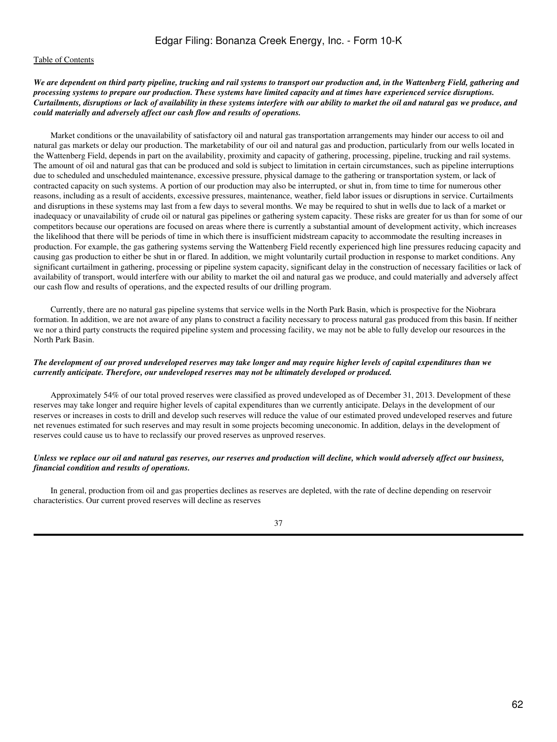***We are dependent on third party pipeline, trucking and rail systems to transport our production and, in the Wattenberg Field, gathering and processing systems to prepare our production. These systems have limited capacity and at times have experienced service disruptions. Curtailments, disruptions or lack of availability in these systems interfere with our ability to market the oil and natural gas we produce, and could materially and adversely affect our cash flow and results of operations.***

Market conditions or the unavailability of satisfactory oil and natural gas transportation arrangements may hinder our access to oil and natural gas markets or delay our production. The marketability of our oil and natural gas and production, particularly from our wells located in the Wattenberg Field, depends in part on the availability, proximity and capacity of gathering, processing, pipeline, trucking and rail systems. The amount of oil and natural gas that can be produced and sold is subject to limitation in certain circumstances, such as pipeline interruptions due to scheduled and unscheduled maintenance, excessive pressure, physical damage to the gathering or transportation system, or lack of contracted capacity on such systems. A portion of our production may also be interrupted, or shut in, from time to time for numerous other reasons, including as a result of accidents, excessive pressures, maintenance, weather, field labor issues or disruptions in service. Curtailments and disruptions in these systems may last from a few days to several months. We may be required to shut in wells due to lack of a market or inadequacy or unavailability of crude oil or natural gas pipelines or gathering system capacity. These risks are greater for us than for some of our competitors because our operations are focused on areas where there is currently a substantial amount of development activity, which increases the likelihood that there will be periods of time in which there is insufficient midstream capacity to accommodate the resulting increases in production. For example, the gas gathering systems serving the Wattenberg Field recently experienced high line pressures reducing capacity and causing gas production to either be shut in or flared. In addition, we might voluntarily curtail production in response to market conditions. Any significant curtailment in gathering, processing or pipeline system capacity, significant delay in the construction of necessary facilities or lack of availability of transport, would interfere with our ability to market the oil and natural gas we produce, and could materially and adversely affect our cash flow and results of operations, and the expected results of our drilling program.

Currently, there are no natural gas pipeline systems that service wells in the North Park Basin, which is prospective for the Niobrara formation. In addition, we are not aware of any plans to construct a facility necessary to process natural gas produced from this basin. If neither we nor a third party constructs the required pipeline system and processing facility, we may not be able to fully develop our resources in the North Park Basin.

***The development of our proved undeveloped reserves may take longer and may require higher levels of capital expenditures than we currently anticipate. Therefore, our undeveloped reserves may not be ultimately developed or produced.***

Approximately 54% of our total proved reserves were classified as proved undeveloped as of December 31, 2013. Development of these reserves may take longer and require higher levels of capital expenditures than we currently anticipate. Delays in the development of our reserves or increases in costs to drill and develop such reserves will reduce the value of our estimated proved undeveloped reserves and future net revenues estimated for such reserves and may result in some projects becoming uneconomic. In addition, delays in the development of reserves could cause us to have to reclassify our proved reserves as unproved reserves.

***Unless we replace our oil and natural gas reserves, our reserves and production will decline, which would adversely affect our business, financial condition and results of operations.***

In general, production from oil and gas properties declines as reserves are depleted, with the rate of decline depending on reservoir characteristics. Our current proved reserves will decline as reserves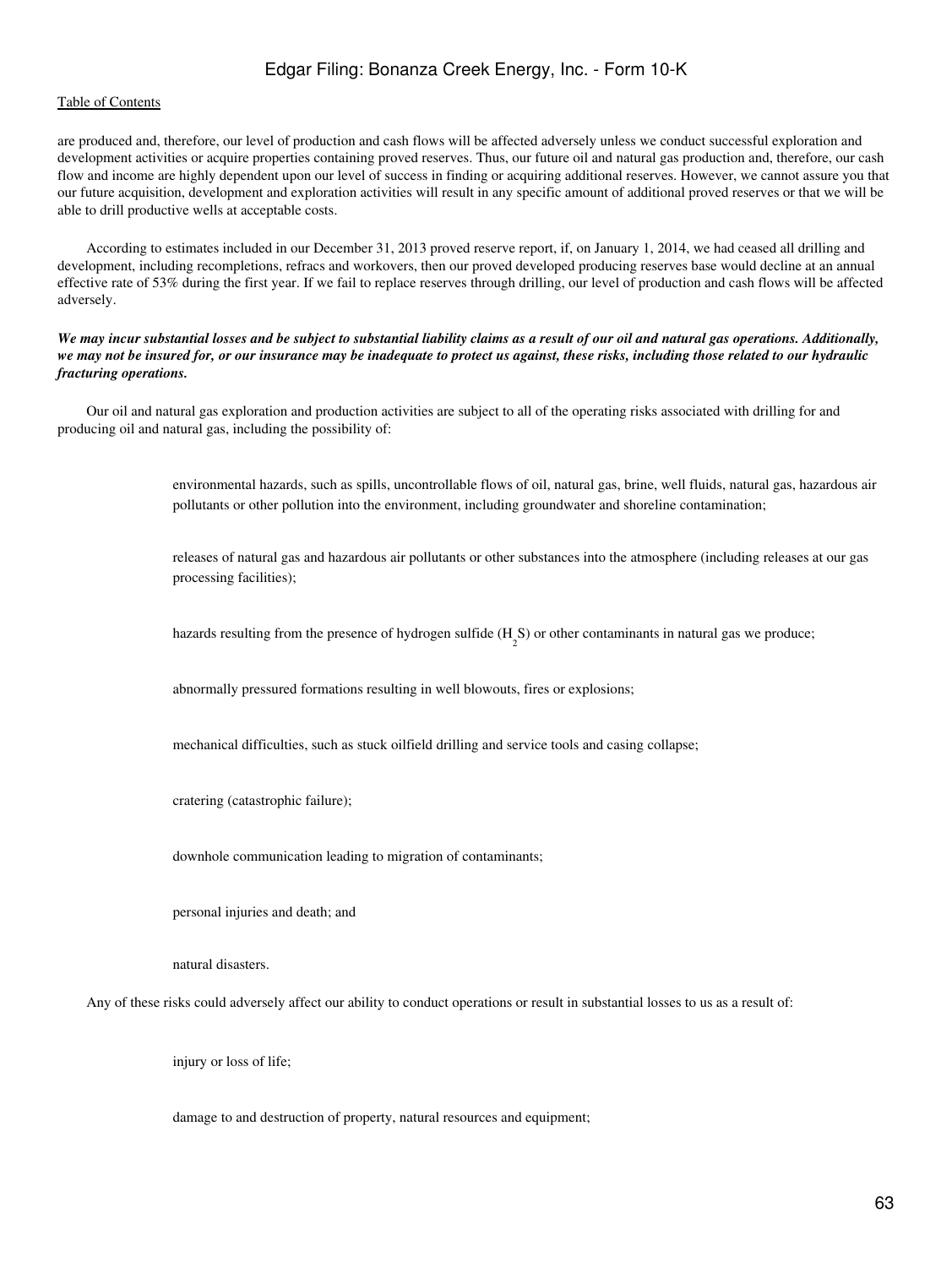are produced and, therefore, our level of production and cash flows will be affected adversely unless we conduct successful exploration and development activities or acquire properties containing proved reserves. Thus, our future oil and natural gas production and, therefore, our cash flow and income are highly dependent upon our level of success in finding or acquiring additional reserves. However, we cannot assure you that our future acquisition, development and exploration activities will result in any specific amount of additional proved reserves or that we will be able to drill productive wells at acceptable costs.

According to estimates included in our December 31, 2013 proved reserve report, if, on January 1, 2014, we had ceased all drilling and development, including recompletions, refracs and workovers, then our proved developed producing reserves base would decline at an annual effective rate of 53% during the first year. If we fail to replace reserves through drilling, our level of production and cash flows will be affected adversely.

***We may incur substantial losses and be subject to substantial liability claims as a result of our oil and natural gas operations. Additionally, we may not be insured for, or our insurance may be inadequate to protect us against, these risks, including those related to our hydraulic fracturing operations.***

Our oil and natural gas exploration and production activities are subject to all of the operating risks associated with drilling for and producing oil and natural gas, including the possibility of:

- environmental hazards, such as spills, uncontrollable flows of oil, natural gas, brine, well fluids, natural gas, hazardous air pollutants or other pollution into the environment, including groundwater and shoreline contamination;
- releases of natural gas and hazardous air pollutants or other substances into the atmosphere (including releases at our gas processing facilities);
- hazards resulting from the presence of hydrogen sulfide ($H_2S$) or other contaminants in natural gas we produce;
- abnormally pressured formations resulting in well blowouts, fires or explosions;
- mechanical difficulties, such as stuck oilfield drilling and service tools and casing collapse;
- cratering (catastrophic failure);
- downhole communication leading to migration of contaminants;
- personal injuries and death; and
- natural disasters.

Any of these risks could adversely affect our ability to conduct operations or result in substantial losses to us as a result of:

- injury or loss of life;
- damage to and destruction of property, natural resources and equipment;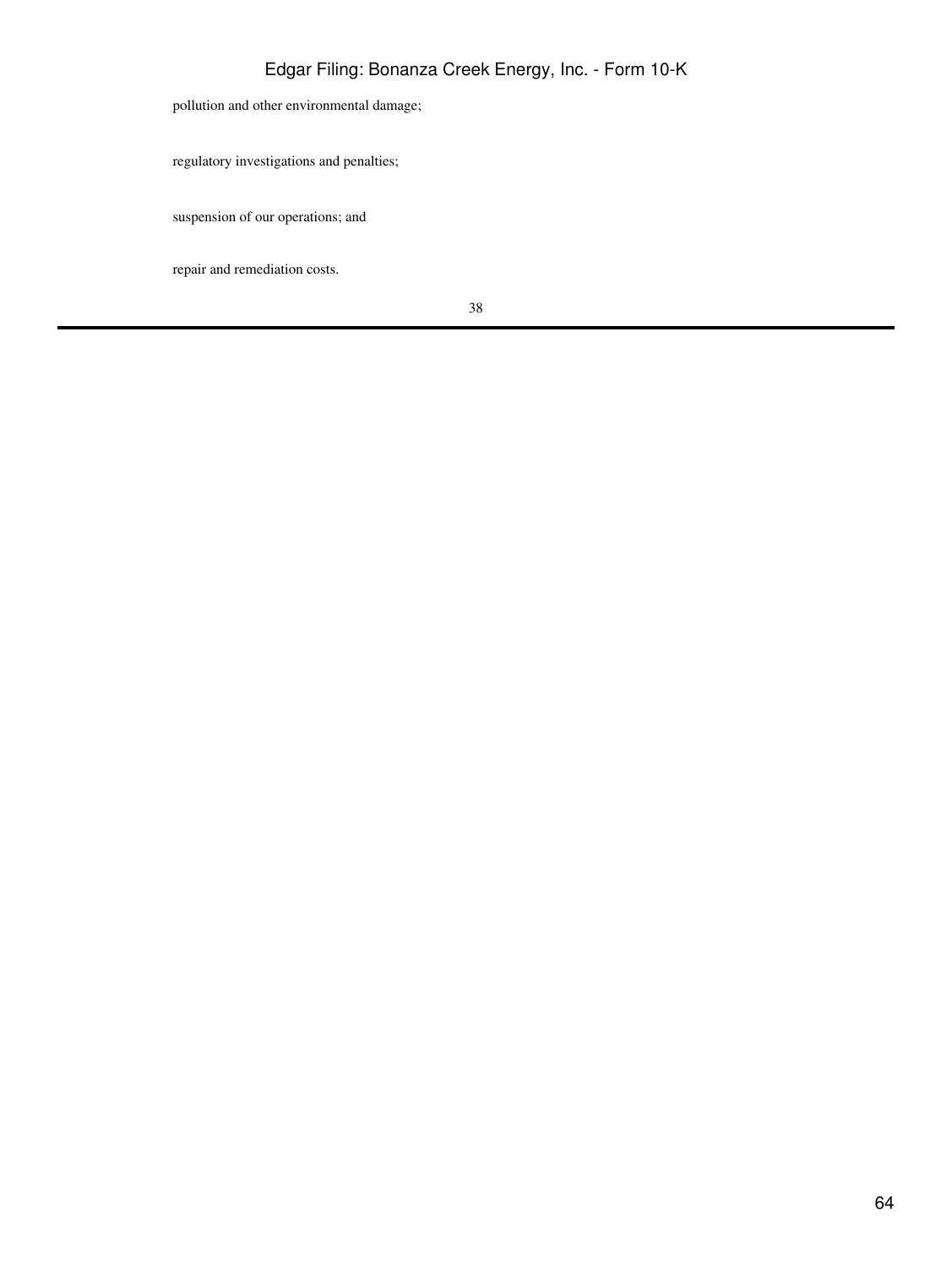- pollution and other environmental damage;
- regulatory investigations and penalties;
- suspension of our operations; and
- repair and remediation costs.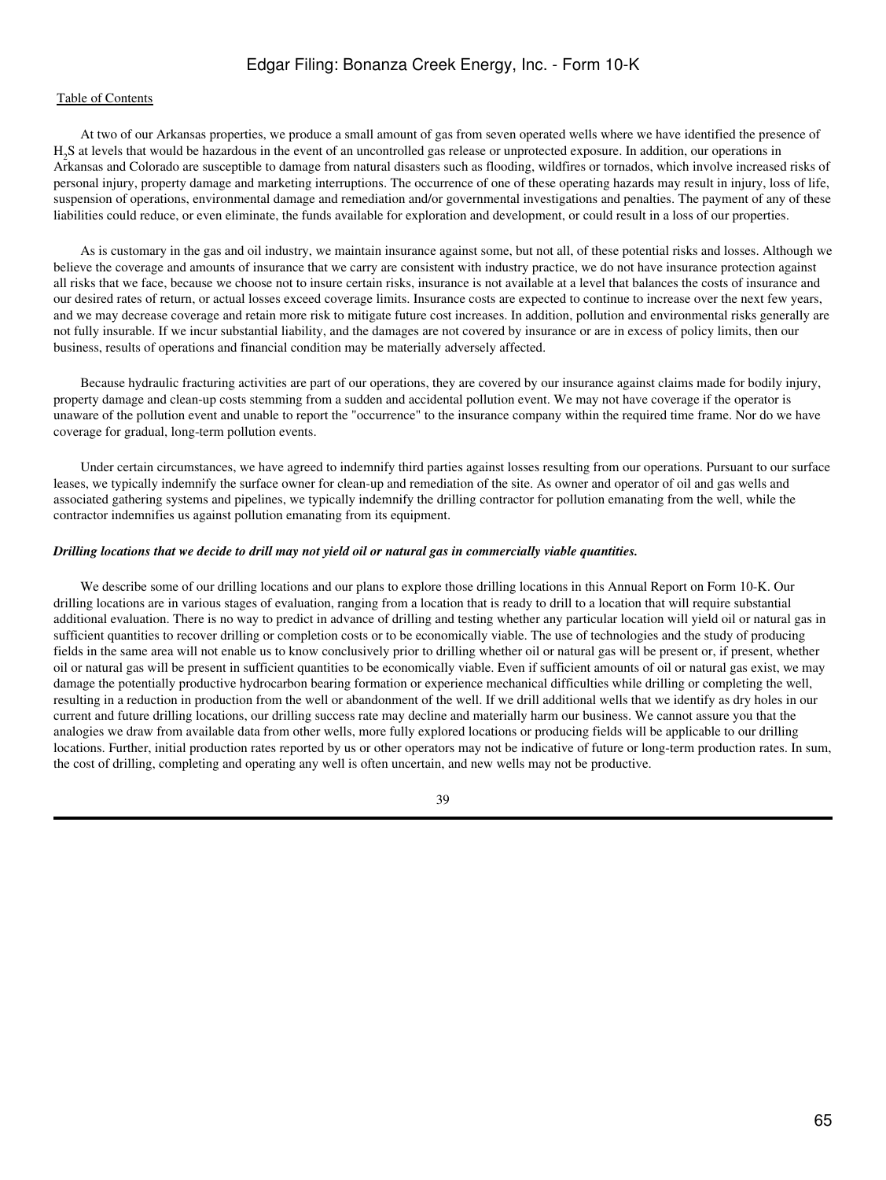At two of our Arkansas properties, we produce a small amount of gas from seven operated wells where we have identified the presence of $H_2S$ at levels that would be hazardous in the event of an uncontrolled gas release or unprotected exposure. In addition, our operations in Arkansas and Colorado are susceptible to damage from natural disasters such as flooding, wildfires or tornados, which involve increased risks of personal injury, property damage and marketing interruptions. The occurrence of one of these operating hazards may result in injury, loss of life, suspension of operations, environmental damage and remediation and/or governmental investigations and penalties. The payment of any of these liabilities could reduce, or even eliminate, the funds available for exploration and development, or could result in a loss of our properties.

As is customary in the gas and oil industry, we maintain insurance against some, but not all, of these potential risks and losses. Although we believe the coverage and amounts of insurance that we carry are consistent with industry practice, we do not have insurance protection against all risks that we face, because we choose not to insure certain risks, insurance is not available at a level that balances the costs of insurance and our desired rates of return, or actual losses exceed coverage limits. Insurance costs are expected to continue to increase over the next few years, and we may decrease coverage and retain more risk to mitigate future cost increases. In addition, pollution and environmental risks generally are not fully insurable. If we incur substantial liability, and the damages are not covered by insurance or are in excess of policy limits, then our business, results of operations and financial condition may be materially adversely affected.

Because hydraulic fracturing activities are part of our operations, they are covered by our insurance against claims made for bodily injury, property damage and clean-up costs stemming from a sudden and accidental pollution event. We may not have coverage if the operator is unaware of the pollution event and unable to report the "occurrence" to the insurance company within the required time frame. Nor do we have coverage for gradual, long-term pollution events.

Under certain circumstances, we have agreed to indemnify third parties against losses resulting from our operations. Pursuant to our surface leases, we typically indemnify the surface owner for clean-up and remediation of the site. As owner and operator of oil and gas wells and associated gathering systems and pipelines, we typically indemnify the drilling contractor for pollution emanating from the well, while the contractor indemnifies us against pollution emanating from its equipment.

***Drilling locations that we decide to drill may not yield oil or natural gas in commercially viable quantities.***

We describe some of our drilling locations and our plans to explore those drilling locations in this Annual Report on Form 10-K. Our drilling locations are in various stages of evaluation, ranging from a location that is ready to drill to a location that will require substantial additional evaluation. There is no way to predict in advance of drilling and testing whether any particular location will yield oil or natural gas in sufficient quantities to recover drilling or completion costs or to be economically viable. The use of technologies and the study of producing fields in the same area will not enable us to know conclusively prior to drilling whether oil or natural gas will be present or, if present, whether oil or natural gas will be present in sufficient quantities to be economically viable. Even if sufficient amounts of oil or natural gas exist, we may damage the potentially productive hydrocarbon bearing formation or experience mechanical difficulties while drilling or completing the well, resulting in a reduction in production from the well or abandonment of the well. If we drill additional wells that we identify as dry holes in our current and future drilling locations, our drilling success rate may decline and materially harm our business. We cannot assure you that the analogies we draw from available data from other wells, more fully explored locations or producing fields will be applicable to our drilling locations. Further, initial production rates reported by us or other operators may not be indicative of future or long-term production rates. In sum, the cost of drilling, completing and operating any well is often uncertain, and new wells may not be productive.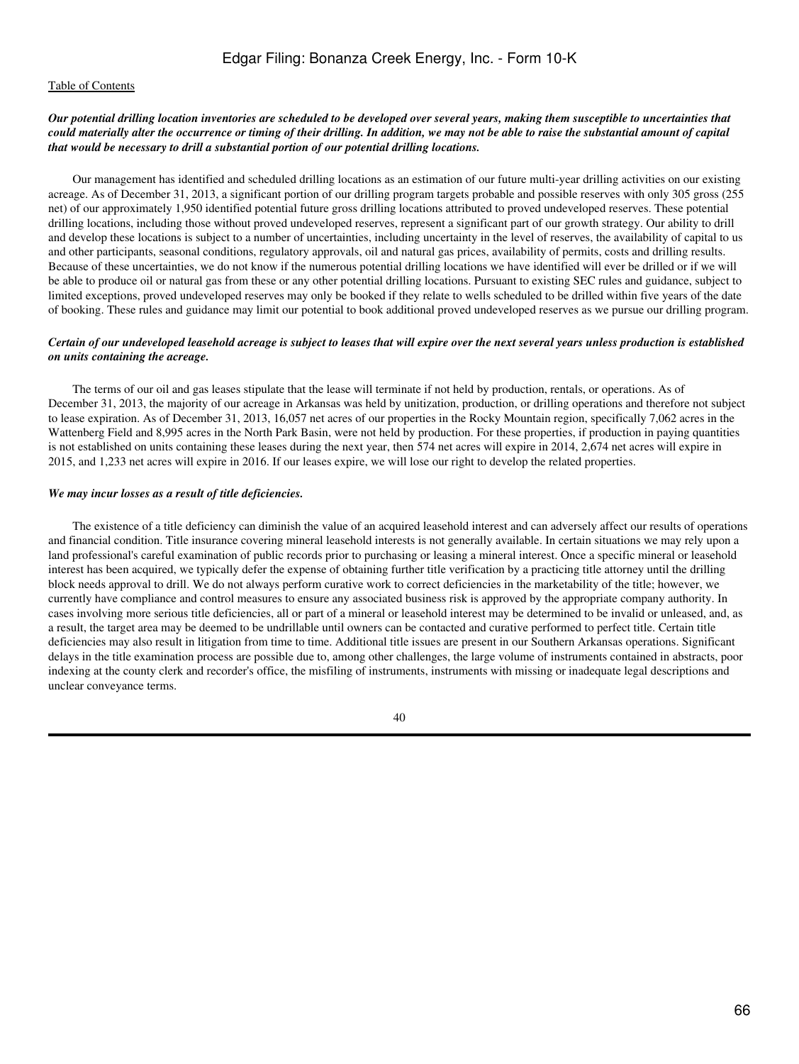***Our potential drilling location inventories are scheduled to be developed over several years, making them susceptible to uncertainties that could materially alter the occurrence or timing of their drilling. In addition, we may not be able to raise the substantial amount of capital that would be necessary to drill a substantial portion of our potential drilling locations.***

Our management has identified and scheduled drilling locations as an estimation of our future multi-year drilling activities on our existing acreage. As of December 31, 2013, a significant portion of our drilling program targets probable and possible reserves with only 305 gross (255 net) of our approximately 1,950 identified potential future gross drilling locations attributed to proved undeveloped reserves. These potential drilling locations, including those without proved undeveloped reserves, represent a significant part of our growth strategy. Our ability to drill and develop these locations is subject to a number of uncertainties, including uncertainty in the level of reserves, the availability of capital to us and other participants, seasonal conditions, regulatory approvals, oil and natural gas prices, availability of permits, costs and drilling results. Because of these uncertainties, we do not know if the numerous potential drilling locations we have identified will ever be drilled or if we will be able to produce oil or natural gas from these or any other potential drilling locations. Pursuant to existing SEC rules and guidance, subject to limited exceptions, proved undeveloped reserves may only be booked if they relate to wells scheduled to be drilled within five years of the date of booking. These rules and guidance may limit our potential to book additional proved undeveloped reserves as we pursue our drilling program.

***Certain of our undeveloped leasehold acreage is subject to leases that will expire over the next several years unless production is established on units containing the acreage.***

The terms of our oil and gas leases stipulate that the lease will terminate if not held by production, rentals, or operations. As of December 31, 2013, the majority of our acreage in Arkansas was held by unitization, production, or drilling operations and therefore not subject to lease expiration. As of December 31, 2013, 16,057 net acres of our properties in the Rocky Mountain region, specifically 7,062 acres in the Wattenberg Field and 8,995 acres in the North Park Basin, were not held by production. For these properties, if production in paying quantities is not established on units containing these leases during the next year, then 574 net acres will expire in 2014, 2,674 net acres will expire in 2015, and 1,233 net acres will expire in 2016. If our leases expire, we will lose our right to develop the related properties.

***We may incur losses as a result of title deficiencies.***

The existence of a title deficiency can diminish the value of an acquired leasehold interest and can adversely affect our results of operations and financial condition. Title insurance covering mineral leasehold interests is not generally available. In certain situations we may rely upon a land professional's careful examination of public records prior to purchasing or leasing a mineral interest. Once a specific mineral or leasehold interest has been acquired, we typically defer the expense of obtaining further title verification by a practicing title attorney until the drilling block needs approval to drill. We do not always perform curative work to correct deficiencies in the marketability of the title; however, we currently have compliance and control measures to ensure any associated business risk is approved by the appropriate company authority. In cases involving more serious title deficiencies, all or part of a mineral or leasehold interest may be determined to be invalid or unleased, and, as a result, the target area may be deemed to be undrillable until owners can be contacted and curative performed to perfect title. Certain title deficiencies may also result in litigation from time to time. Additional title issues are present in our Southern Arkansas operations. Significant delays in the title examination process are possible due to, among other challenges, the large volume of instruments contained in abstracts, poor indexing at the county clerk and recorder's office, the misfiling of instruments, instruments with missing or inadequate legal descriptions and unclear conveyance terms.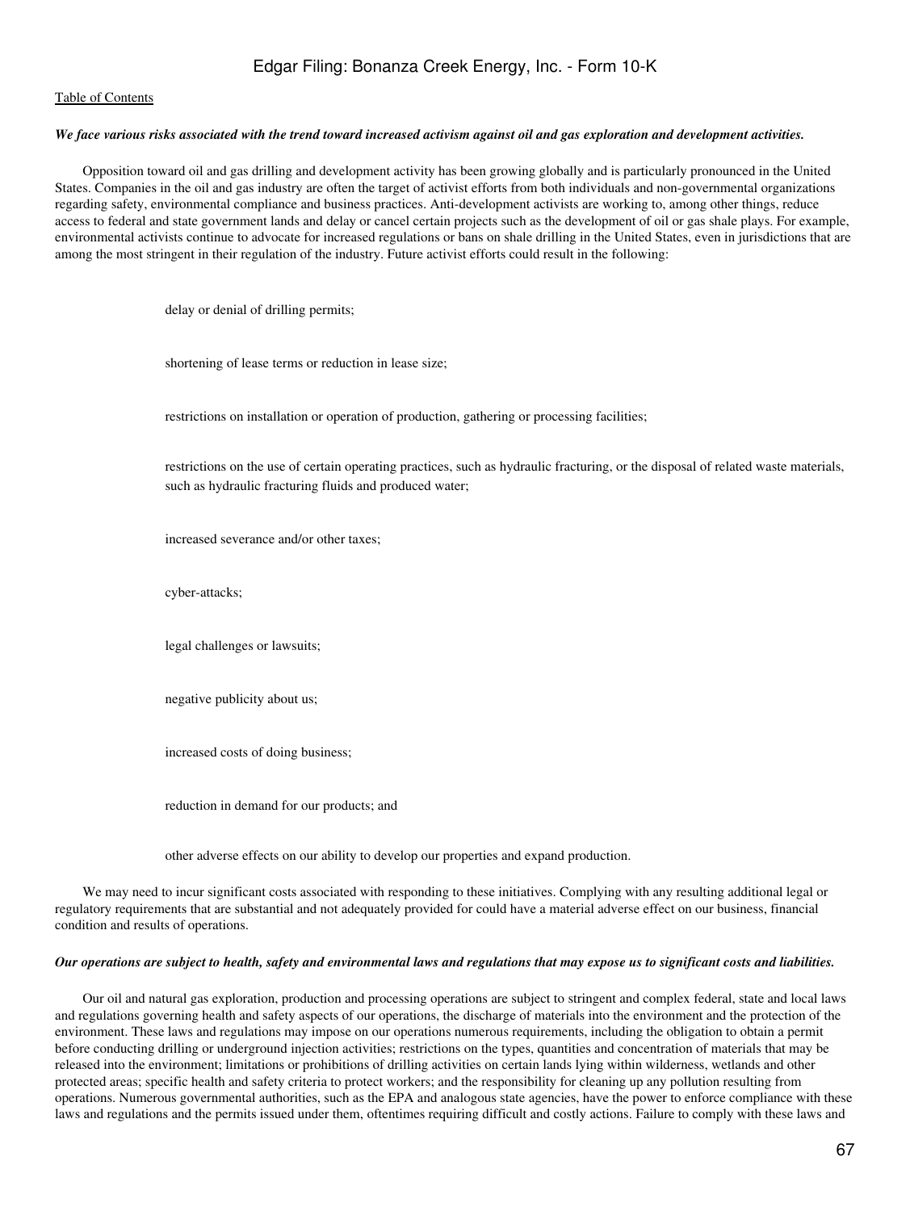***We face various risks associated with the trend toward increased activism against oil and gas exploration and development activities.***

Opposition toward oil and gas drilling and development activity has been growing globally and is particularly pronounced in the United States. Companies in the oil and gas industry are often the target of activist efforts from both individuals and non-governmental organizations regarding safety, environmental compliance and business practices. Anti-development activists are working to, among other things, reduce access to federal and state government lands and delay or cancel certain projects such as the development of oil or gas shale plays. For example, environmental activists continue to advocate for increased regulations or bans on shale drilling in the United States, even in jurisdictions that are among the most stringent in their regulation of the industry. Future activist efforts could result in the following:

- delay or denial of drilling permits;
- shortening of lease terms or reduction in lease size;
- restrictions on installation or operation of production, gathering or processing facilities;
- restrictions on the use of certain operating practices, such as hydraulic fracturing, or the disposal of related waste materials, such as hydraulic fracturing fluids and produced water;
- increased severance and/or other taxes;
- cyber-attacks;
- legal challenges or lawsuits;
- negative publicity about us;
- increased costs of doing business;
- reduction in demand for our products; and
- other adverse effects on our ability to develop our properties and expand production.

We may need to incur significant costs associated with responding to these initiatives. Complying with any resulting additional legal or regulatory requirements that are substantial and not adequately provided for could have a material adverse effect on our business, financial condition and results of operations.

***Our operations are subject to health, safety and environmental laws and regulations that may expose us to significant costs and liabilities.***

Our oil and natural gas exploration, production and processing operations are subject to stringent and complex federal, state and local laws and regulations governing health and safety aspects of our operations, the discharge of materials into the environment and the protection of the environment. These laws and regulations may impose on our operations numerous requirements, including the obligation to obtain a permit before conducting drilling or underground injection activities; restrictions on the types, quantities and concentration of materials that may be released into the environment; limitations or prohibitions of drilling activities on certain lands lying within wilderness, wetlands and other protected areas; specific health and safety criteria to protect workers; and the responsibility for cleaning up any pollution resulting from operations. Numerous governmental authorities, such as the EPA and analogous state agencies, have the power to enforce compliance with these laws and regulations and the permits issued under them, oftentimes requiring difficult and costly actions. Failure to comply with these laws and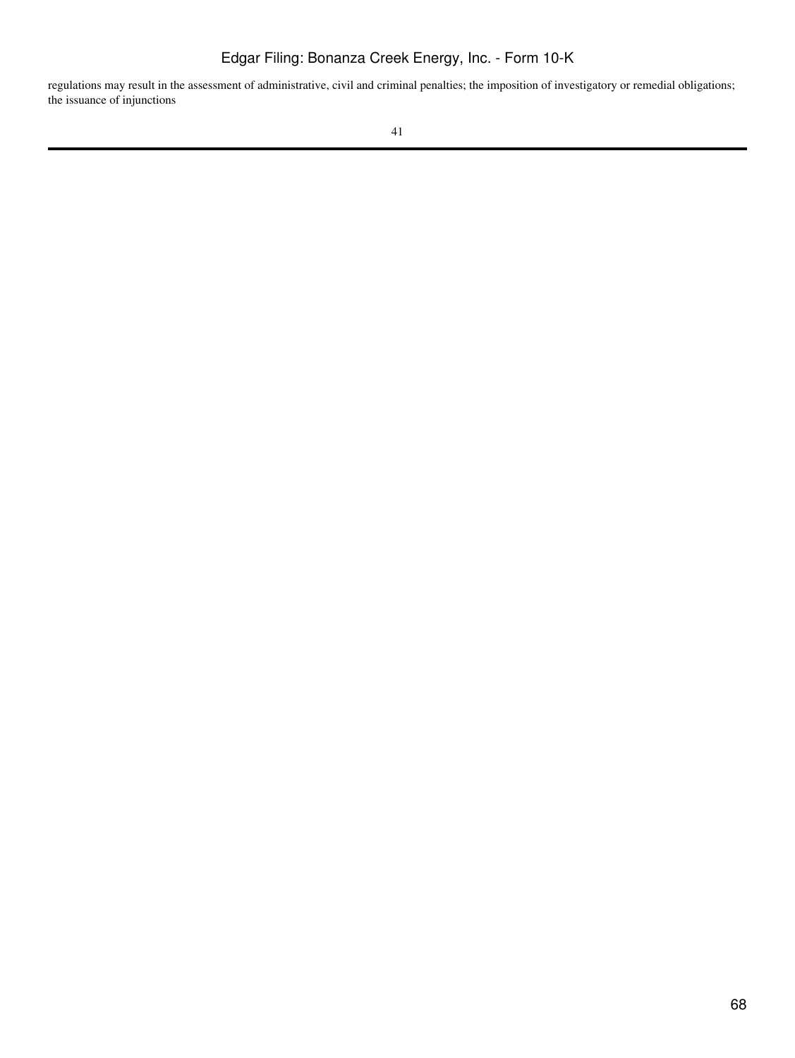regulations may result in the assessment of administrative, civil and criminal penalties; the imposition of investigatory or remedial obligations; the issuance of injunctions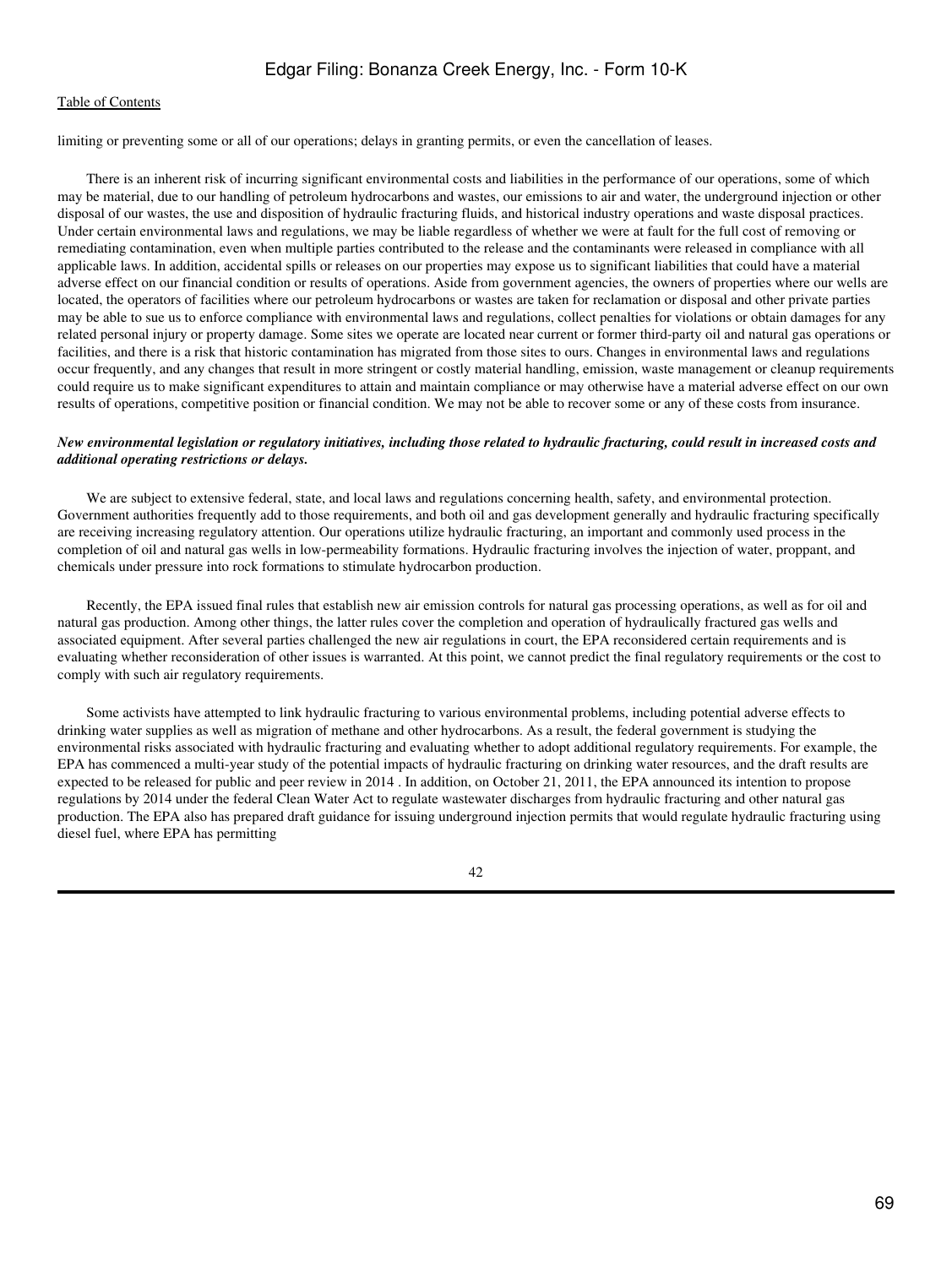limiting or preventing some or all of our operations; delays in granting permits, or even the cancellation of leases.

There is an inherent risk of incurring significant environmental costs and liabilities in the performance of our operations, some of which may be material, due to our handling of petroleum hydrocarbons and wastes, our emissions to air and water, the underground injection or other disposal of our wastes, the use and disposition of hydraulic fracturing fluids, and historical industry operations and waste disposal practices. Under certain environmental laws and regulations, we may be liable regardless of whether we were at fault for the full cost of removing or remediating contamination, even when multiple parties contributed to the release and the contaminants were released in compliance with all applicable laws. In addition, accidental spills or releases on our properties may expose us to significant liabilities that could have a material adverse effect on our financial condition or results of operations. Aside from government agencies, the owners of properties where our wells are located, the operators of facilities where our petroleum hydrocarbons or wastes are taken for reclamation or disposal and other private parties may be able to sue us to enforce compliance with environmental laws and regulations, collect penalties for violations or obtain damages for any related personal injury or property damage. Some sites we operate are located near current or former third-party oil and natural gas operations or facilities, and there is a risk that historic contamination has migrated from those sites to ours. Changes in environmental laws and regulations occur frequently, and any changes that result in more stringent or costly material handling, emission, waste management or cleanup requirements could require us to make significant expenditures to attain and maintain compliance or may otherwise have a material adverse effect on our own results of operations, competitive position or financial condition. We may not be able to recover some or any of these costs from insurance.

***New environmental legislation or regulatory initiatives, including those related to hydraulic fracturing, could result in increased costs and additional operating restrictions or delays.***

We are subject to extensive federal, state, and local laws and regulations concerning health, safety, and environmental protection. Government authorities frequently add to those requirements, and both oil and gas development generally and hydraulic fracturing specifically are receiving increasing regulatory attention. Our operations utilize hydraulic fracturing, an important and commonly used process in the completion of oil and natural gas wells in low-permeability formations. Hydraulic fracturing involves the injection of water, proppant, and chemicals under pressure into rock formations to stimulate hydrocarbon production.

Recently, the EPA issued final rules that establish new air emission controls for natural gas processing operations, as well as for oil and natural gas production. Among other things, the latter rules cover the completion and operation of hydraulically fractured gas wells and associated equipment. After several parties challenged the new air regulations in court, the EPA reconsidered certain requirements and is evaluating whether reconsideration of other issues is warranted. At this point, we cannot predict the final regulatory requirements or the cost to comply with such air regulatory requirements.

Some activists have attempted to link hydraulic fracturing to various environmental problems, including potential adverse effects to drinking water supplies as well as migration of methane and other hydrocarbons. As a result, the federal government is studying the environmental risks associated with hydraulic fracturing and evaluating whether to adopt additional regulatory requirements. For example, the EPA has commenced a multi-year study of the potential impacts of hydraulic fracturing on drinking water resources, and the draft results are expected to be released for public and peer review in 2014 . In addition, on October 21, 2011, the EPA announced its intention to propose regulations by 2014 under the federal Clean Water Act to regulate wastewater discharges from hydraulic fracturing and other natural gas production. The EPA also has prepared draft guidance for issuing underground injection permits that would regulate hydraulic fracturing using diesel fuel, where EPA has permitting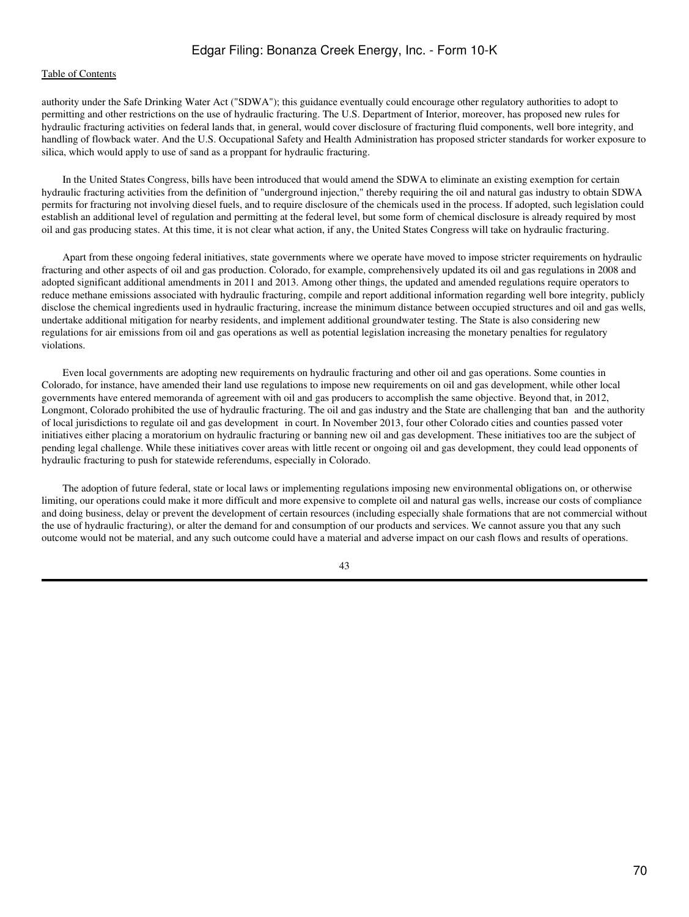authority under the Safe Drinking Water Act ("SDWA"); this guidance eventually could encourage other regulatory authorities to adopt to permitting and other restrictions on the use of hydraulic fracturing. The U.S. Department of Interior, moreover, has proposed new rules for hydraulic fracturing activities on federal lands that, in general, would cover disclosure of fracturing fluid components, well bore integrity, and handling of flowback water. And the U.S. Occupational Safety and Health Administration has proposed stricter standards for worker exposure to silica, which would apply to use of sand as a proppant for hydraulic fracturing.

In the United States Congress, bills have been introduced that would amend the SDWA to eliminate an existing exemption for certain hydraulic fracturing activities from the definition of "underground injection," thereby requiring the oil and natural gas industry to obtain SDWA permits for fracturing not involving diesel fuels, and to require disclosure of the chemicals used in the process. If adopted, such legislation could establish an additional level of regulation and permitting at the federal level, but some form of chemical disclosure is already required by most oil and gas producing states. At this time, it is not clear what action, if any, the United States Congress will take on hydraulic fracturing.

Apart from these ongoing federal initiatives, state governments where we operate have moved to impose stricter requirements on hydraulic fracturing and other aspects of oil and gas production. Colorado, for example, comprehensively updated its oil and gas regulations in 2008 and adopted significant additional amendments in 2011 and 2013. Among other things, the updated and amended regulations require operators to reduce methane emissions associated with hydraulic fracturing, compile and report additional information regarding well bore integrity, publicly disclose the chemical ingredients used in hydraulic fracturing, increase the minimum distance between occupied structures and oil and gas wells, undertake additional mitigation for nearby residents, and implement additional groundwater testing. The State is also considering new regulations for air emissions from oil and gas operations as well as potential legislation increasing the monetary penalties for regulatory violations.

Even local governments are adopting new requirements on hydraulic fracturing and other oil and gas operations. Some counties in Colorado, for instance, have amended their land use regulations to impose new requirements on oil and gas development, while other local governments have entered memoranda of agreement with oil and gas producers to accomplish the same objective. Beyond that, in 2012, Longmont, Colorado prohibited the use of hydraulic fracturing. The oil and gas industry and the State are challenging that ban and the authority of local jurisdictions to regulate oil and gas development in court. In November 2013, four other Colorado cities and counties passed voter initiatives either placing a moratorium on hydraulic fracturing or banning new oil and gas development. These initiatives too are the subject of pending legal challenge. While these initiatives cover areas with little recent or ongoing oil and gas development, they could lead opponents of hydraulic fracturing to push for statewide referendums, especially in Colorado.

The adoption of future federal, state or local laws or implementing regulations imposing new environmental obligations on, or otherwise limiting, our operations could make it more difficult and more expensive to complete oil and natural gas wells, increase our costs of compliance and doing business, delay or prevent the development of certain resources (including especially shale formations that are not commercial without the use of hydraulic fracturing), or alter the demand for and consumption of our products and services. We cannot assure you that any such outcome would not be material, and any such outcome could have a material and adverse impact on our cash flows and results of operations.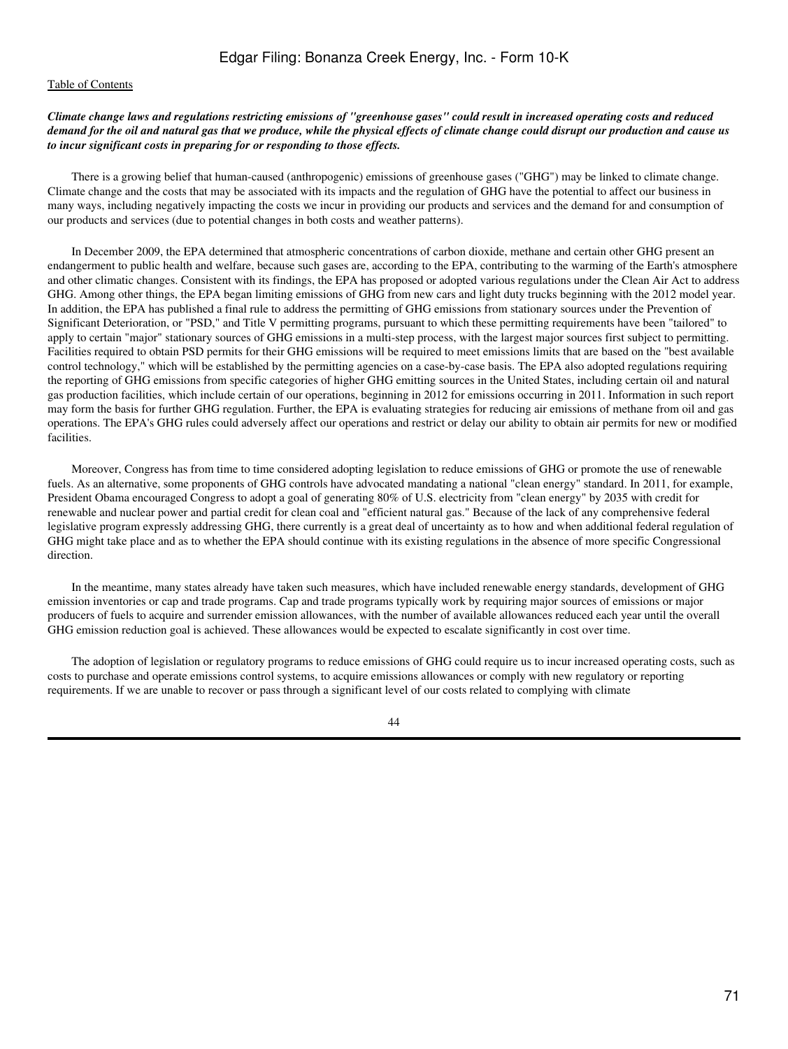***Climate change laws and regulations restricting emissions of "greenhouse gases" could result in increased operating costs and reduced demand for the oil and natural gas that we produce, while the physical effects of climate change could disrupt our production and cause us to incur significant costs in preparing for or responding to those effects.***

There is a growing belief that human-caused (anthropogenic) emissions of greenhouse gases ("GHG") may be linked to climate change. Climate change and the costs that may be associated with its impacts and the regulation of GHG have the potential to affect our business in many ways, including negatively impacting the costs we incur in providing our products and services and the demand for and consumption of our products and services (due to potential changes in both costs and weather patterns).

In December 2009, the EPA determined that atmospheric concentrations of carbon dioxide, methane and certain other GHG present an endangerment to public health and welfare, because such gases are, according to the EPA, contributing to the warming of the Earth's atmosphere and other climatic changes. Consistent with its findings, the EPA has proposed or adopted various regulations under the Clean Air Act to address GHG. Among other things, the EPA began limiting emissions of GHG from new cars and light duty trucks beginning with the 2012 model year. In addition, the EPA has published a final rule to address the permitting of GHG emissions from stationary sources under the Prevention of Significant Deterioration, or "PSD," and Title V permitting programs, pursuant to which these permitting requirements have been "tailored" to apply to certain "major" stationary sources of GHG emissions in a multi-step process, with the largest major sources first subject to permitting. Facilities required to obtain PSD permits for their GHG emissions will be required to meet emissions limits that are based on the "best available control technology," which will be established by the permitting agencies on a case-by-case basis. The EPA also adopted regulations requiring the reporting of GHG emissions from specific categories of higher GHG emitting sources in the United States, including certain oil and natural gas production facilities, which include certain of our operations, beginning in 2012 for emissions occurring in 2011. Information in such report may form the basis for further GHG regulation. Further, the EPA is evaluating strategies for reducing air emissions of methane from oil and gas operations. The EPA's GHG rules could adversely affect our operations and restrict or delay our ability to obtain air permits for new or modified facilities.

Moreover, Congress has from time to time considered adopting legislation to reduce emissions of GHG or promote the use of renewable fuels. As an alternative, some proponents of GHG controls have advocated mandating a national "clean energy" standard. In 2011, for example, President Obama encouraged Congress to adopt a goal of generating 80% of U.S. electricity from "clean energy" by 2035 with credit for renewable and nuclear power and partial credit for clean coal and "efficient natural gas." Because of the lack of any comprehensive federal legislative program expressly addressing GHG, there currently is a great deal of uncertainty as to how and when additional federal regulation of GHG might take place and as to whether the EPA should continue with its existing regulations in the absence of more specific Congressional direction.

In the meantime, many states already have taken such measures, which have included renewable energy standards, development of GHG emission inventories or cap and trade programs. Cap and trade programs typically work by requiring major sources of emissions or major producers of fuels to acquire and surrender emission allowances, with the number of available allowances reduced each year until the overall GHG emission reduction goal is achieved. These allowances would be expected to escalate significantly in cost over time.

The adoption of legislation or regulatory programs to reduce emissions of GHG could require us to incur increased operating costs, such as costs to purchase and operate emissions control systems, to acquire emissions allowances or comply with new regulatory or reporting requirements. If we are unable to recover or pass through a significant level of our costs related to complying with climate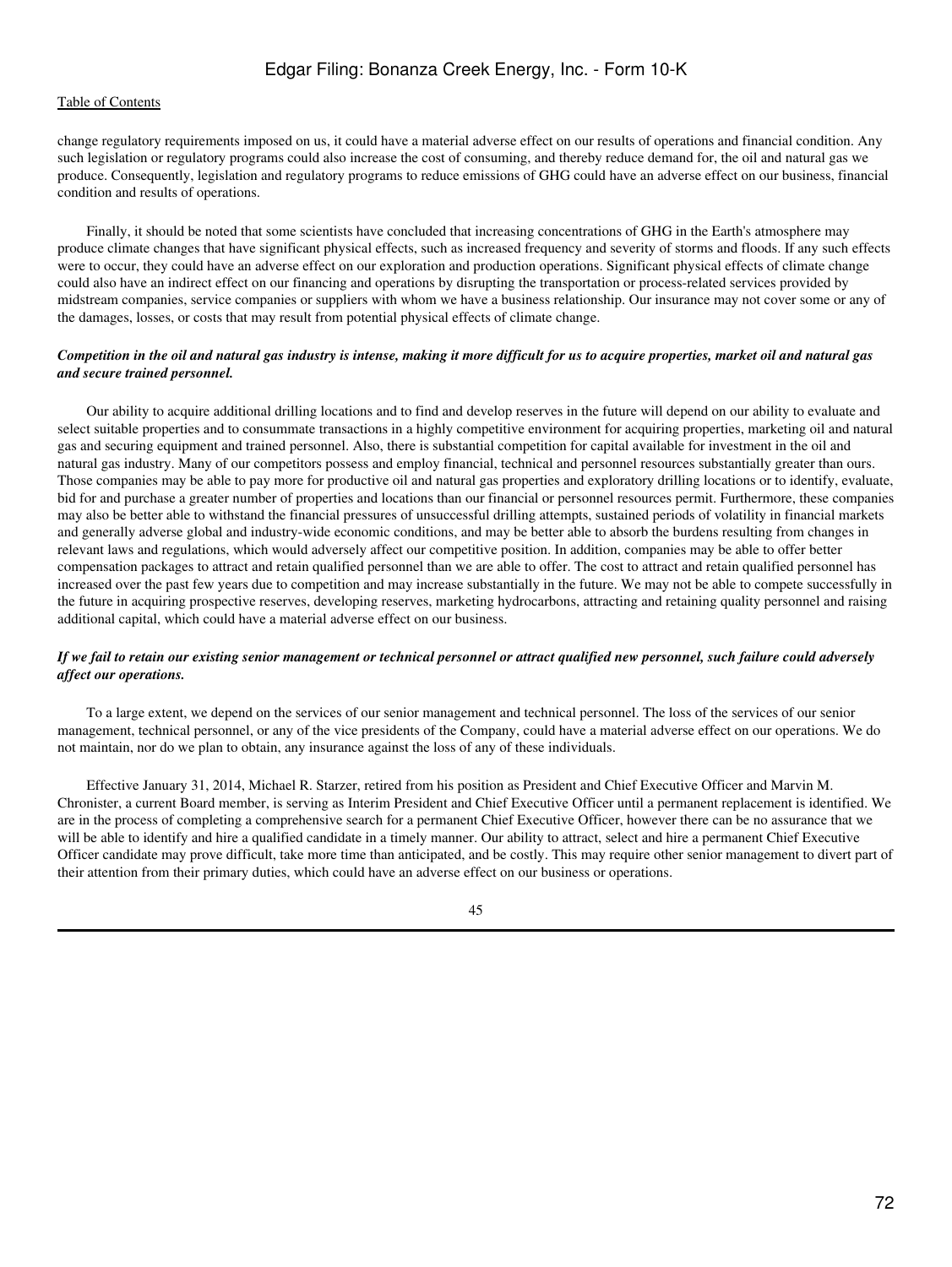change regulatory requirements imposed on us, it could have a material adverse effect on our results of operations and financial condition. Any such legislation or regulatory programs could also increase the cost of consuming, and thereby reduce demand for, the oil and natural gas we produce. Consequently, legislation and regulatory programs to reduce emissions of GHG could have an adverse effect on our business, financial condition and results of operations.

Finally, it should be noted that some scientists have concluded that increasing concentrations of GHG in the Earth's atmosphere may produce climate changes that have significant physical effects, such as increased frequency and severity of storms and floods. If any such effects were to occur, they could have an adverse effect on our exploration and production operations. Significant physical effects of climate change could also have an indirect effect on our financing and operations by disrupting the transportation or process-related services provided by midstream companies, service companies or suppliers with whom we have a business relationship. Our insurance may not cover some or any of the damages, losses, or costs that may result from potential physical effects of climate change.

***Competition in the oil and natural gas industry is intense, making it more difficult for us to acquire properties, market oil and natural gas and secure trained personnel.***

Our ability to acquire additional drilling locations and to find and develop reserves in the future will depend on our ability to evaluate and select suitable properties and to consummate transactions in a highly competitive environment for acquiring properties, marketing oil and natural gas and securing equipment and trained personnel. Also, there is substantial competition for capital available for investment in the oil and natural gas industry. Many of our competitors possess and employ financial, technical and personnel resources substantially greater than ours. Those companies may be able to pay more for productive oil and natural gas properties and exploratory drilling locations or to identify, evaluate, bid for and purchase a greater number of properties and locations than our financial or personnel resources permit. Furthermore, these companies may also be better able to withstand the financial pressures of unsuccessful drilling attempts, sustained periods of volatility in financial markets and generally adverse global and industry-wide economic conditions, and may be better able to absorb the burdens resulting from changes in relevant laws and regulations, which would adversely affect our competitive position. In addition, companies may be able to offer better compensation packages to attract and retain qualified personnel than we are able to offer. The cost to attract and retain qualified personnel has increased over the past few years due to competition and may increase substantially in the future. We may not be able to compete successfully in the future in acquiring prospective reserves, developing reserves, marketing hydrocarbons, attracting and retaining quality personnel and raising additional capital, which could have a material adverse effect on our business.

***If we fail to retain our existing senior management or technical personnel or attract qualified new personnel, such failure could adversely affect our operations.***

To a large extent, we depend on the services of our senior management and technical personnel. The loss of the services of our senior management, technical personnel, or any of the vice presidents of the Company, could have a material adverse effect on our operations. We do not maintain, nor do we plan to obtain, any insurance against the loss of any of these individuals.

Effective January 31, 2014, Michael R. Starzer, retired from his position as President and Chief Executive Officer and Marvin M. Chronister, a current Board member, is serving as Interim President and Chief Executive Officer until a permanent replacement is identified. We are in the process of completing a comprehensive search for a permanent Chief Executive Officer, however there can be no assurance that we will be able to identify and hire a qualified candidate in a timely manner. Our ability to attract, select and hire a permanent Chief Executive Officer candidate may prove difficult, take more time than anticipated, and be costly. This may require other senior management to divert part of their attention from their primary duties, which could have an adverse effect on our business or operations.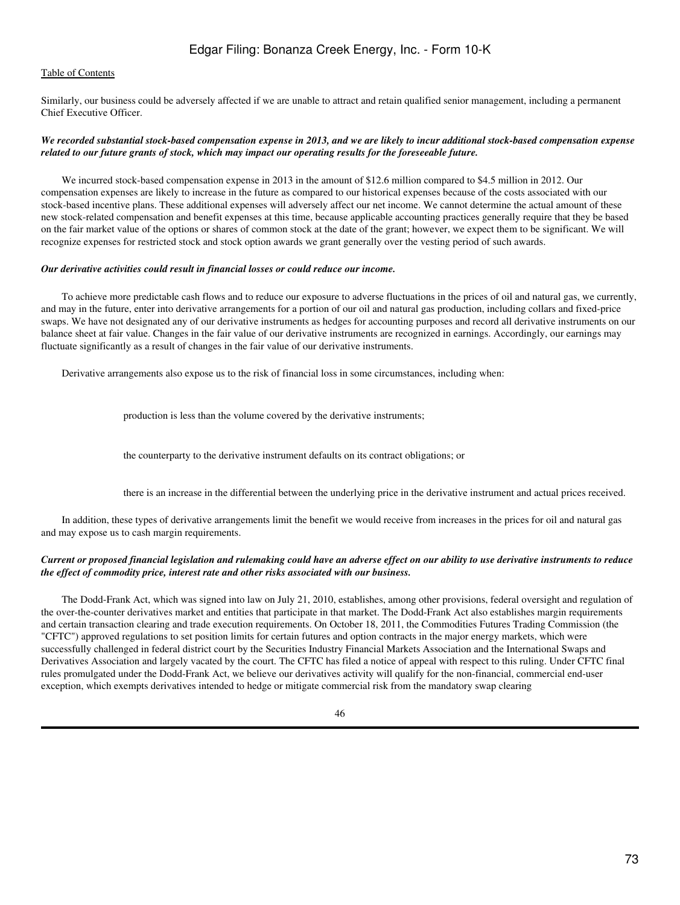Similarly, our business could be adversely affected if we are unable to attract and retain qualified senior management, including a permanent Chief Executive Officer.

***We recorded substantial stock-based compensation expense in 2013, and we are likely to incur additional stock-based compensation expense related to our future grants of stock, which may impact our operating results for the foreseeable future.***

We incurred stock-based compensation expense in 2013 in the amount of $12.6 million compared to $4.5 million in 2012. Our compensation expenses are likely to increase in the future as compared to our historical expenses because of the costs associated with our stock-based incentive plans. These additional expenses will adversely affect our net income. We cannot determine the actual amount of these new stock-related compensation and benefit expenses at this time, because applicable accounting practices generally require that they be based on the fair market value of the options or shares of common stock at the date of the grant; however, we expect them to be significant. We will recognize expenses for restricted stock and stock option awards we grant generally over the vesting period of such awards.

***Our derivative activities could result in financial losses or could reduce our income.***

To achieve more predictable cash flows and to reduce our exposure to adverse fluctuations in the prices of oil and natural gas, we currently, and may in the future, enter into derivative arrangements for a portion of our oil and natural gas production, including collars and fixed-price swaps. We have not designated any of our derivative instruments as hedges for accounting purposes and record all derivative instruments on our balance sheet at fair value. Changes in the fair value of our derivative instruments are recognized in earnings. Accordingly, our earnings may fluctuate significantly as a result of changes in the fair value of our derivative instruments.

Derivative arrangements also expose us to the risk of financial loss in some circumstances, including when:

- production is less than the volume covered by the derivative instruments;
- the counterparty to the derivative instrument defaults on its contract obligations; or
- there is an increase in the differential between the underlying price in the derivative instrument and actual prices received.

In addition, these types of derivative arrangements limit the benefit we would receive from increases in the prices for oil and natural gas and may expose us to cash margin requirements.

***Current or proposed financial legislation and rulemaking could have an adverse effect on our ability to use derivative instruments to reduce the effect of commodity price, interest rate and other risks associated with our business.***

The Dodd-Frank Act, which was signed into law on July 21, 2010, establishes, among other provisions, federal oversight and regulation of the over-the-counter derivatives market and entities that participate in that market. The Dodd-Frank Act also establishes margin requirements and certain transaction clearing and trade execution requirements. On October 18, 2011, the Commodities Futures Trading Commission (the "CFTC") approved regulations to set position limits for certain futures and option contracts in the major energy markets, which were successfully challenged in federal district court by the Securities Industry Financial Markets Association and the International Swaps and Derivatives Association and largely vacated by the court. The CFTC has filed a notice of appeal with respect to this ruling. Under CFTC final rules promulgated under the Dodd-Frank Act, we believe our derivatives activity will qualify for the non-financial, commercial end-user exception, which exempts derivatives intended to hedge or mitigate commercial risk from the mandatory swap clearing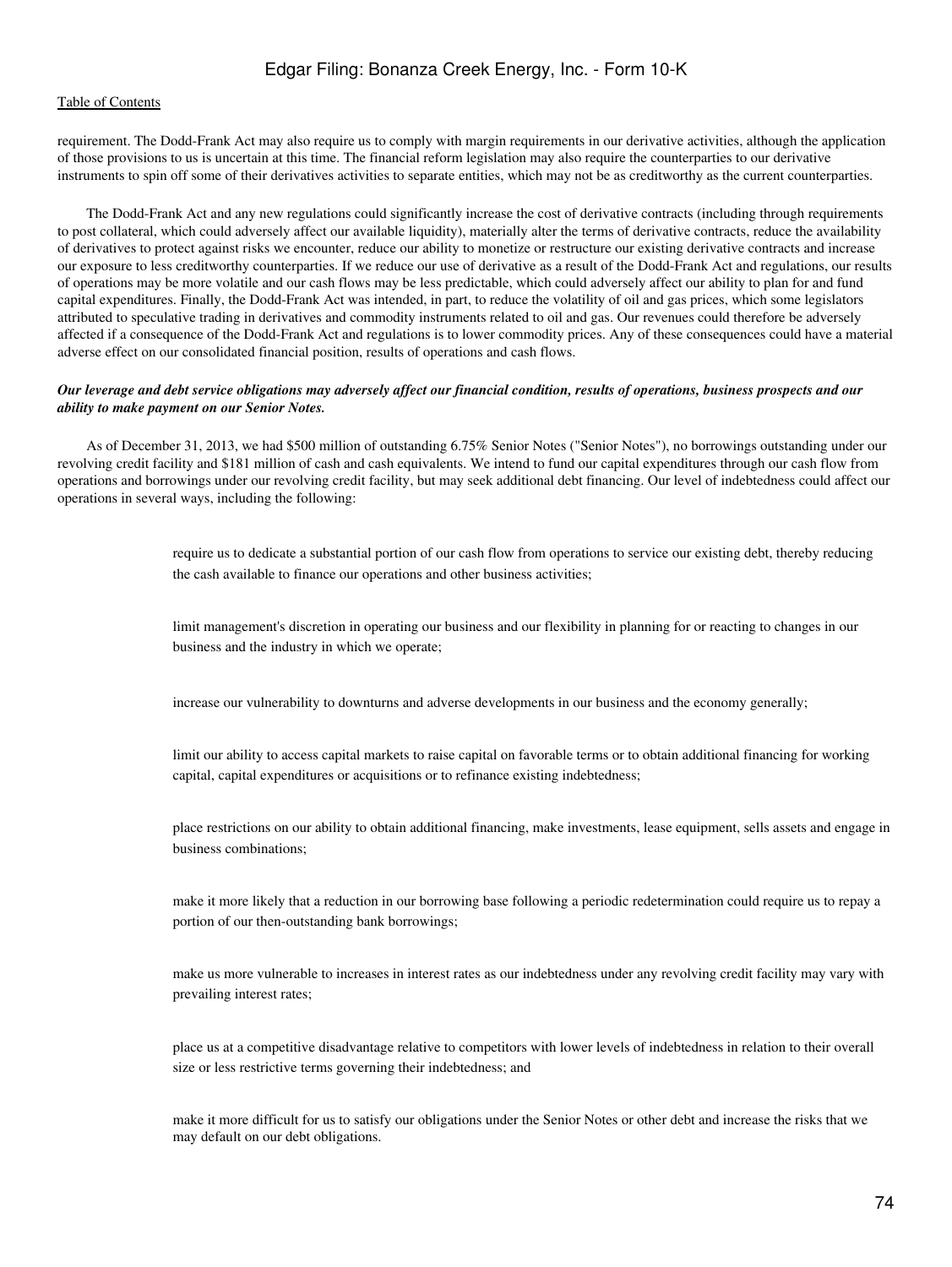requirement. The Dodd-Frank Act may also require us to comply with margin requirements in our derivative activities, although the application of those provisions to us is uncertain at this time. The financial reform legislation may also require the counterparties to our derivative instruments to spin off some of their derivatives activities to separate entities, which may not be as creditworthy as the current counterparties.

The Dodd-Frank Act and any new regulations could significantly increase the cost of derivative contracts (including through requirements to post collateral, which could adversely affect our available liquidity), materially alter the terms of derivative contracts, reduce the availability of derivatives to protect against risks we encounter, reduce our ability to monetize or restructure our existing derivative contracts and increase our exposure to less creditworthy counterparties. If we reduce our use of derivative as a result of the Dodd-Frank Act and regulations, our results of operations may be more volatile and our cash flows may be less predictable, which could adversely affect our ability to plan for and fund capital expenditures. Finally, the Dodd-Frank Act was intended, in part, to reduce the volatility of oil and gas prices, which some legislators attributed to speculative trading in derivatives and commodity instruments related to oil and gas. Our revenues could therefore be adversely affected if a consequence of the Dodd-Frank Act and regulations is to lower commodity prices. Any of these consequences could have a material adverse effect on our consolidated financial position, results of operations and cash flows.

***Our leverage and debt service obligations may adversely affect our financial condition, results of operations, business prospects and our ability to make payment on our Senior Notes.***

As of December 31, 2013, we had $500 million of outstanding 6.75% Senior Notes ("Senior Notes"), no borrowings outstanding under our revolving credit facility and $181 million of cash and cash equivalents. We intend to fund our capital expenditures through our cash flow from operations and borrowings under our revolving credit facility, but may seek additional debt financing. Our level of indebtedness could affect our operations in several ways, including the following:

- require us to dedicate a substantial portion of our cash flow from operations to service our existing debt, thereby reducing the cash available to finance our operations and other business activities;
- limit management's discretion in operating our business and our flexibility in planning for or reacting to changes in our business and the industry in which we operate;
- increase our vulnerability to downturns and adverse developments in our business and the economy generally;
- limit our ability to access capital markets to raise capital on favorable terms or to obtain additional financing for working capital, capital expenditures or acquisitions or to refinance existing indebtedness;
- place restrictions on our ability to obtain additional financing, make investments, lease equipment, sells assets and engage in business combinations;
- make it more likely that a reduction in our borrowing base following a periodic redetermination could require us to repay a portion of our then-outstanding bank borrowings;
- make us more vulnerable to increases in interest rates as our indebtedness under any revolving credit facility may vary with prevailing interest rates;
- place us at a competitive disadvantage relative to competitors with lower levels of indebtedness in relation to their overall size or less restrictive terms governing their indebtedness; and
- make it more difficult for us to satisfy our obligations under the Senior Notes or other debt and increase the risks that we may default on our debt obligations.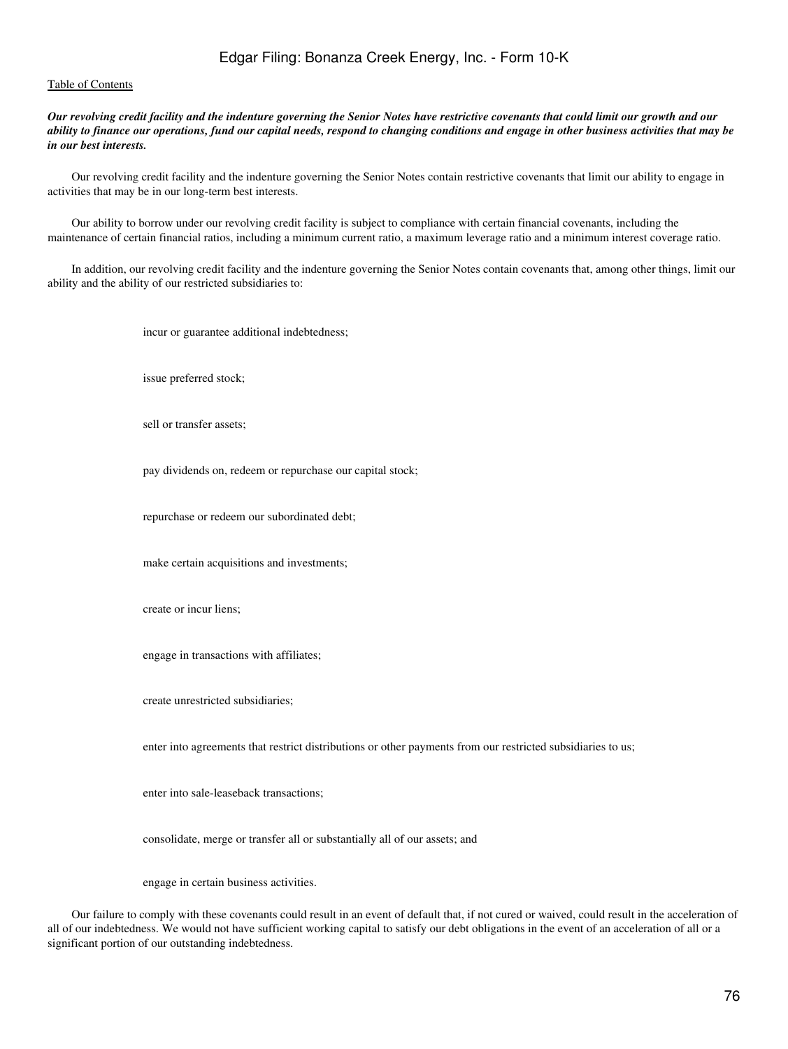***Our revolving credit facility and the indenture governing the Senior Notes have restrictive covenants that could limit our growth and our ability to finance our operations, fund our capital needs, respond to changing conditions and engage in other business activities that may be in our best interests.***

Our revolving credit facility and the indenture governing the Senior Notes contain restrictive covenants that limit our ability to engage in activities that may be in our long-term best interests.

Our ability to borrow under our revolving credit facility is subject to compliance with certain financial covenants, including the maintenance of certain financial ratios, including a minimum current ratio, a maximum leverage ratio and a minimum interest coverage ratio.

In addition, our revolving credit facility and the indenture governing the Senior Notes contain covenants that, among other things, limit our ability and the ability of our restricted subsidiaries to:

- incur or guarantee additional indebtedness;
- issue preferred stock;
- sell or transfer assets;
- pay dividends on, redeem or repurchase our capital stock;
- repurchase or redeem our subordinated debt;
- make certain acquisitions and investments;
- create or incur liens;
- engage in transactions with affiliates;
- create unrestricted subsidiaries;
- enter into agreements that restrict distributions or other payments from our restricted subsidiaries to us;
- enter into sale-leaseback transactions;
- consolidate, merge or transfer all or substantially all of our assets; and
- engage in certain business activities.

Our failure to comply with these covenants could result in an event of default that, if not cured or waived, could result in the acceleration of all of our indebtedness. We would not have sufficient working capital to satisfy our debt obligations in the event of an acceleration of all or a significant portion of our outstanding indebtedness.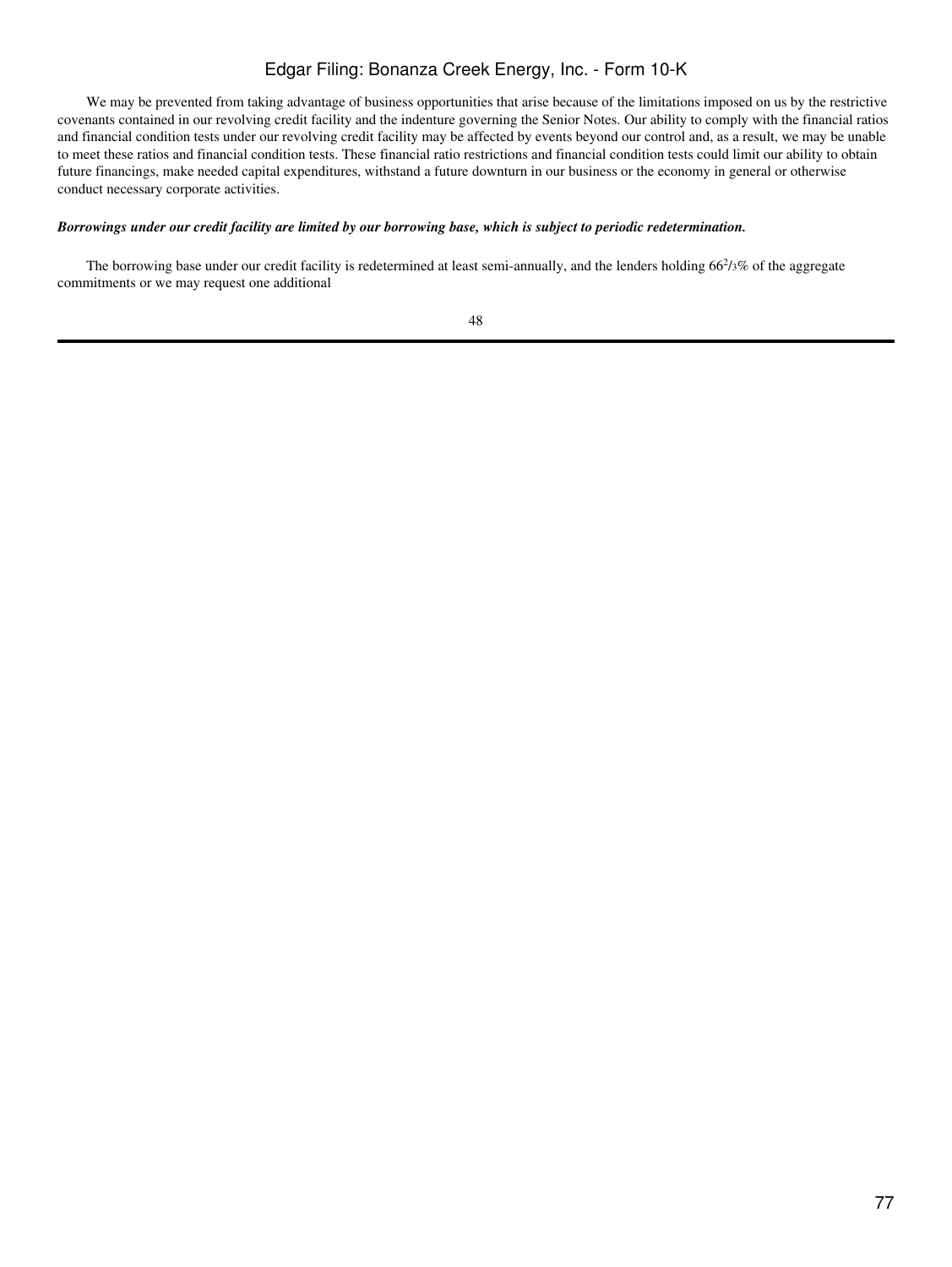We may be prevented from taking advantage of business opportunities that arise because of the limitations imposed on us by the restrictive covenants contained in our revolving credit facility and the indenture governing the Senior Notes. Our ability to comply with the financial ratios and financial condition tests under our revolving credit facility may be affected by events beyond our control and, as a result, we may be unable to meet these ratios and financial condition tests. These financial ratio restrictions and financial condition tests could limit our ability to obtain future financings, make needed capital expenditures, withstand a future downturn in our business or the economy in general or otherwise conduct necessary corporate activities.

***Borrowings under our credit facility are limited by our borrowing base, which is subject to periodic redetermination.***

The borrowing base under our credit facility is redetermined at least semi-annually, and the lenders holding $66^2/_3$% of the aggregate commitments or we may request one additional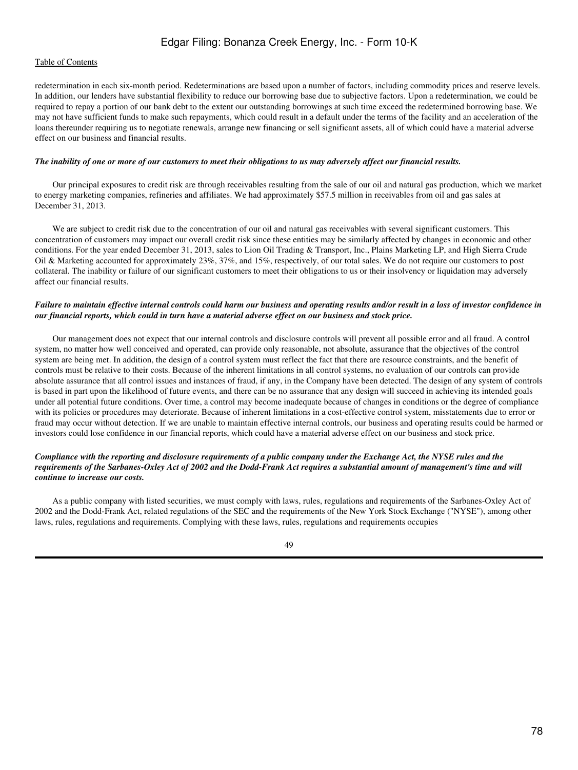redetermination in each six-month period. Redeterminations are based upon a number of factors, including commodity prices and reserve levels. In addition, our lenders have substantial flexibility to reduce our borrowing base due to subjective factors. Upon a redetermination, we could be required to repay a portion of our bank debt to the extent our outstanding borrowings at such time exceed the redetermined borrowing base. We may not have sufficient funds to make such repayments, which could result in a default under the terms of the facility and an acceleration of the loans thereunder requiring us to negotiate renewals, arrange new financing or sell significant assets, all of which could have a material adverse effect on our business and financial results.

***The inability of one or more of our customers to meet their obligations to us may adversely affect our financial results.***

Our principal exposures to credit risk are through receivables resulting from the sale of our oil and natural gas production, which we market to energy marketing companies, refineries and affiliates. We had approximately $57.5 million in receivables from oil and gas sales at December 31, 2013.

We are subject to credit risk due to the concentration of our oil and natural gas receivables with several significant customers. This concentration of customers may impact our overall credit risk since these entities may be similarly affected by changes in economic and other conditions. For the year ended December 31, 2013, sales to Lion Oil Trading & Transport, Inc., Plains Marketing LP, and High Sierra Crude Oil & Marketing accounted for approximately 23%, 37%, and 15%, respectively, of our total sales. We do not require our customers to post collateral. The inability or failure of our significant customers to meet their obligations to us or their insolvency or liquidation may adversely affect our financial results.

***Failure to maintain effective internal controls could harm our business and operating results and/or result in a loss of investor confidence in our financial reports, which could in turn have a material adverse effect on our business and stock price.***

Our management does not expect that our internal controls and disclosure controls will prevent all possible error and all fraud. A control system, no matter how well conceived and operated, can provide only reasonable, not absolute, assurance that the objectives of the control system are being met. In addition, the design of a control system must reflect the fact that there are resource constraints, and the benefit of controls must be relative to their costs. Because of the inherent limitations in all control systems, no evaluation of our controls can provide absolute assurance that all control issues and instances of fraud, if any, in the Company have been detected. The design of any system of controls is based in part upon the likelihood of future events, and there can be no assurance that any design will succeed in achieving its intended goals under all potential future conditions. Over time, a control may become inadequate because of changes in conditions or the degree of compliance with its policies or procedures may deteriorate. Because of inherent limitations in a cost-effective control system, misstatements due to error or fraud may occur without detection. If we are unable to maintain effective internal controls, our business and operating results could be harmed or investors could lose confidence in our financial reports, which could have a material adverse effect on our business and stock price.

***Compliance with the reporting and disclosure requirements of a public company under the Exchange Act, the NYSE rules and the requirements of the Sarbanes-Oxley Act of 2002 and the Dodd-Frank Act requires a substantial amount of management's time and will continue to increase our costs.***

As a public company with listed securities, we must comply with laws, rules, regulations and requirements of the Sarbanes-Oxley Act of 2002 and the Dodd-Frank Act, related regulations of the SEC and the requirements of the New York Stock Exchange ("NYSE"), among other laws, rules, regulations and requirements. Complying with these laws, rules, regulations and requirements occupies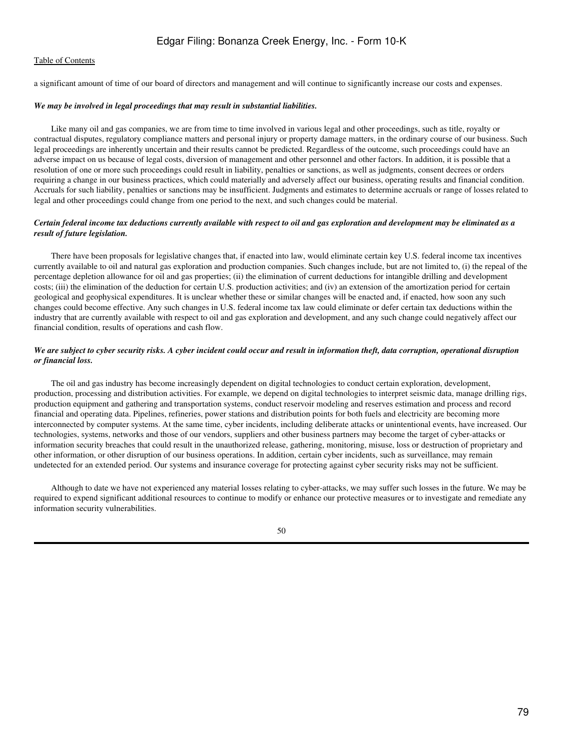a significant amount of time of our board of directors and management and will continue to significantly increase our costs and expenses.

***We may be involved in legal proceedings that may result in substantial liabilities.***

Like many oil and gas companies, we are from time to time involved in various legal and other proceedings, such as title, royalty or contractual disputes, regulatory compliance matters and personal injury or property damage matters, in the ordinary course of our business. Such legal proceedings are inherently uncertain and their results cannot be predicted. Regardless of the outcome, such proceedings could have an adverse impact on us because of legal costs, diversion of management and other personnel and other factors. In addition, it is possible that a resolution of one or more such proceedings could result in liability, penalties or sanctions, as well as judgments, consent decrees or orders requiring a change in our business practices, which could materially and adversely affect our business, operating results and financial condition. Accruals for such liability, penalties or sanctions may be insufficient. Judgments and estimates to determine accruals or range of losses related to legal and other proceedings could change from one period to the next, and such changes could be material.

***Certain federal income tax deductions currently available with respect to oil and gas exploration and development may be eliminated as a result of future legislation.***

There have been proposals for legislative changes that, if enacted into law, would eliminate certain key U.S. federal income tax incentives currently available to oil and natural gas exploration and production companies. Such changes include, but are not limited to, (i) the repeal of the percentage depletion allowance for oil and gas properties; (ii) the elimination of current deductions for intangible drilling and development costs; (iii) the elimination of the deduction for certain U.S. production activities; and (iv) an extension of the amortization period for certain geological and geophysical expenditures. It is unclear whether these or similar changes will be enacted and, if enacted, how soon any such changes could become effective. Any such changes in U.S. federal income tax law could eliminate or defer certain tax deductions within the industry that are currently available with respect to oil and gas exploration and development, and any such change could negatively affect our financial condition, results of operations and cash flow.

***We are subject to cyber security risks. A cyber incident could occur and result in information theft, data corruption, operational disruption or financial loss.***

The oil and gas industry has become increasingly dependent on digital technologies to conduct certain exploration, development, production, processing and distribution activities. For example, we depend on digital technologies to interpret seismic data, manage drilling rigs, production equipment and gathering and transportation systems, conduct reservoir modeling and reserves estimation and process and record financial and operating data. Pipelines, refineries, power stations and distribution points for both fuels and electricity are becoming more interconnected by computer systems. At the same time, cyber incidents, including deliberate attacks or unintentional events, have increased. Our technologies, systems, networks and those of our vendors, suppliers and other business partners may become the target of cyber-attacks or information security breaches that could result in the unauthorized release, gathering, monitoring, misuse, loss or destruction of proprietary and other information, or other disruption of our business operations. In addition, certain cyber incidents, such as surveillance, may remain undetected for an extended period. Our systems and insurance coverage for protecting against cyber security risks may not be sufficient.

Although to date we have not experienced any material losses relating to cyber-attacks, we may suffer such losses in the future. We may be required to expend significant additional resources to continue to modify or enhance our protective measures or to investigate and remediate any information security vulnerabilities.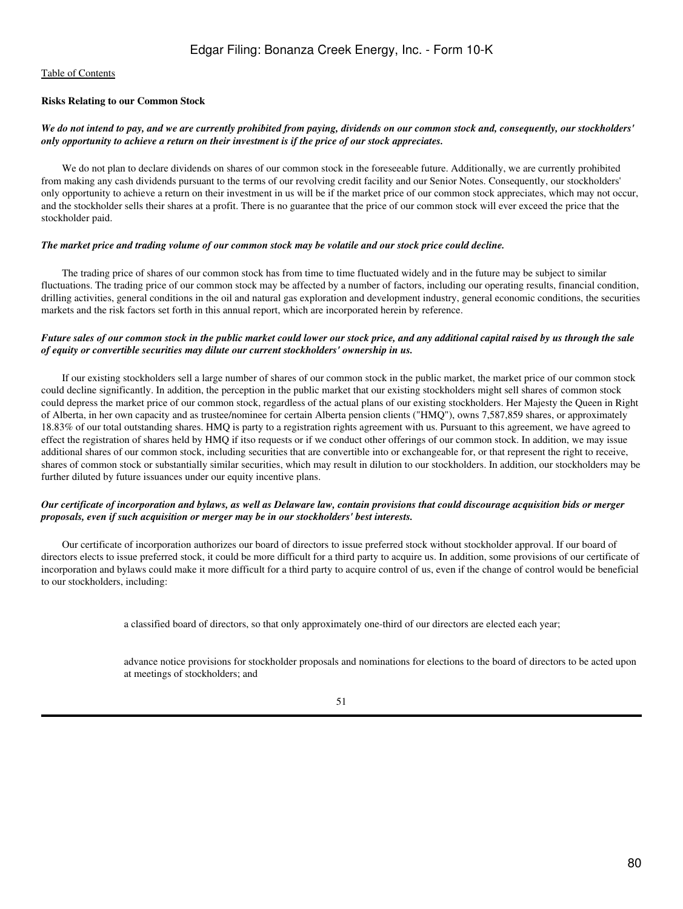**Risks Relating to our Common Stock**

***We do not intend to pay, and we are currently prohibited from paying, dividends on our common stock and, consequently, our stockholders' only opportunity to achieve a return on their investment is if the price of our stock appreciates.***

We do not plan to declare dividends on shares of our common stock in the foreseeable future. Additionally, we are currently prohibited from making any cash dividends pursuant to the terms of our revolving credit facility and our Senior Notes. Consequently, our stockholders' only opportunity to achieve a return on their investment in us will be if the market price of our common stock appreciates, which may not occur, and the stockholder sells their shares at a profit. There is no guarantee that the price of our common stock will ever exceed the price that the stockholder paid.

***The market price and trading volume of our common stock may be volatile and our stock price could decline.***

The trading price of shares of our common stock has from time to time fluctuated widely and in the future may be subject to similar fluctuations. The trading price of our common stock may be affected by a number of factors, including our operating results, financial condition, drilling activities, general conditions in the oil and natural gas exploration and development industry, general economic conditions, the securities markets and the risk factors set forth in this annual report, which are incorporated herein by reference.

***Future sales of our common stock in the public market could lower our stock price, and any additional capital raised by us through the sale of equity or convertible securities may dilute our current stockholders' ownership in us.***

If our existing stockholders sell a large number of shares of our common stock in the public market, the market price of our common stock could decline significantly. In addition, the perception in the public market that our existing stockholders might sell shares of common stock could depress the market price of our common stock, regardless of the actual plans of our existing stockholders. Her Majesty the Queen in Right of Alberta, in her own capacity and as trustee/nominee for certain Alberta pension clients ("HMQ"), owns 7,587,859 shares, or approximately 18.83% of our total outstanding shares. HMQ is party to a registration rights agreement with us. Pursuant to this agreement, we have agreed to effect the registration of shares held by HMQ if itso requests or if we conduct other offerings of our common stock. In addition, we may issue additional shares of our common stock, including securities that are convertible into or exchangeable for, or that represent the right to receive, shares of common stock or substantially similar securities, which may result in dilution to our stockholders. In addition, our stockholders may be further diluted by future issuances under our equity incentive plans.

***Our certificate of incorporation and bylaws, as well as Delaware law, contain provisions that could discourage acquisition bids or merger proposals, even if such acquisition or merger may be in our stockholders' best interests.***

Our certificate of incorporation authorizes our board of directors to issue preferred stock without stockholder approval. If our board of directors elects to issue preferred stock, it could be more difficult for a third party to acquire us. In addition, some provisions of our certificate of incorporation and bylaws could make it more difficult for a third party to acquire control of us, even if the change of control would be beneficial to our stockholders, including:

- a classified board of directors, so that only approximately one-third of our directors are elected each year;
- advance notice provisions for stockholder proposals and nominations for elections to the board of directors to be acted upon at meetings of stockholders; and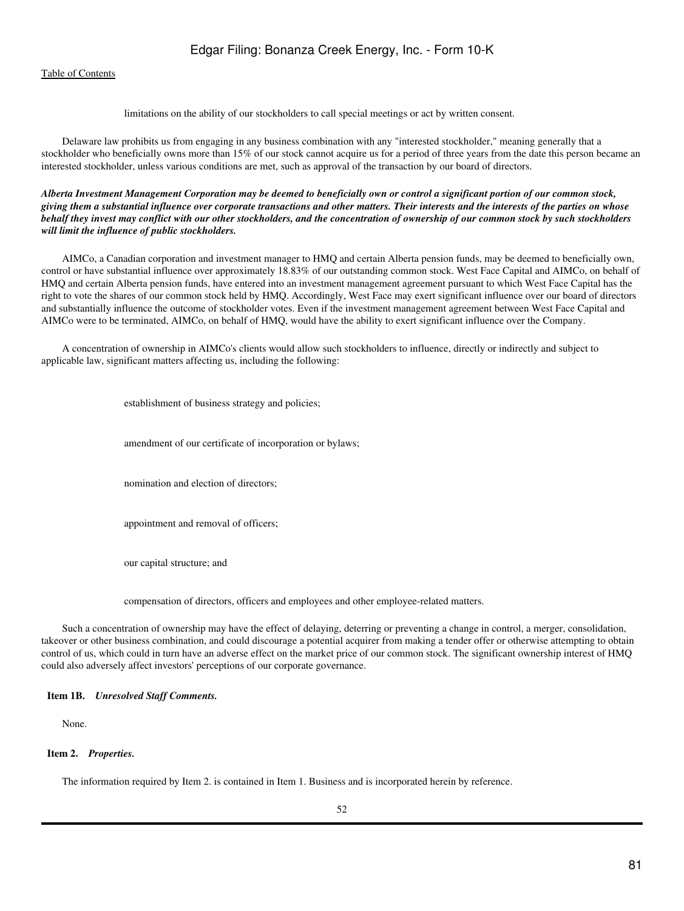- limitations on the ability of our stockholders to call special meetings or act by written consent.

Delaware law prohibits us from engaging in any business combination with any "interested stockholder," meaning generally that a stockholder who beneficially owns more than 15% of our stock cannot acquire us for a period of three years from the date this person became an interested stockholder, unless various conditions are met, such as approval of the transaction by our board of directors.

***Alberta Investment Management Corporation may be deemed to beneficially own or control a significant portion of our common stock, giving them a substantial influence over corporate transactions and other matters. Their interests and the interests of the parties on whose behalf they invest may conflict with our other stockholders, and the concentration of ownership of our common stock by such stockholders will limit the influence of public stockholders.***

AIMCo, a Canadian corporation and investment manager to HMQ and certain Alberta pension funds, may be deemed to beneficially own, control or have substantial influence over approximately 18.83% of our outstanding common stock. West Face Capital and AIMCo, on behalf of HMQ and certain Alberta pension funds, have entered into an investment management agreement pursuant to which West Face Capital has the right to vote the shares of our common stock held by HMQ. Accordingly, West Face may exert significant influence over our board of directors and substantially influence the outcome of stockholder votes. Even if the investment management agreement between West Face Capital and AIMCo were to be terminated, AIMCo, on behalf of HMQ, would have the ability to exert significant influence over the Company.

A concentration of ownership in AIMCo's clients would allow such stockholders to influence, directly or indirectly and subject to applicable law, significant matters affecting us, including the following:

- establishment of business strategy and policies;
- amendment of our certificate of incorporation or bylaws;
- nomination and election of directors;
- appointment and removal of officers;
- our capital structure; and
- compensation of directors, officers and employees and other employee-related matters.

Such a concentration of ownership may have the effect of delaying, deterring or preventing a change in control, a merger, consolidation, takeover or other business combination, and could discourage a potential acquirer from making a tender offer or otherwise attempting to obtain control of us, which could in turn have an adverse effect on the market price of our common stock. The significant ownership interest of HMQ could also adversely affect investors' perceptions of our corporate governance.

## Item 1B. *Unresolved Staff Comments.*

None.

## Item 2. *Properties.*

The information required by Item 2. is contained in Item 1. Business and is incorporated herein by reference.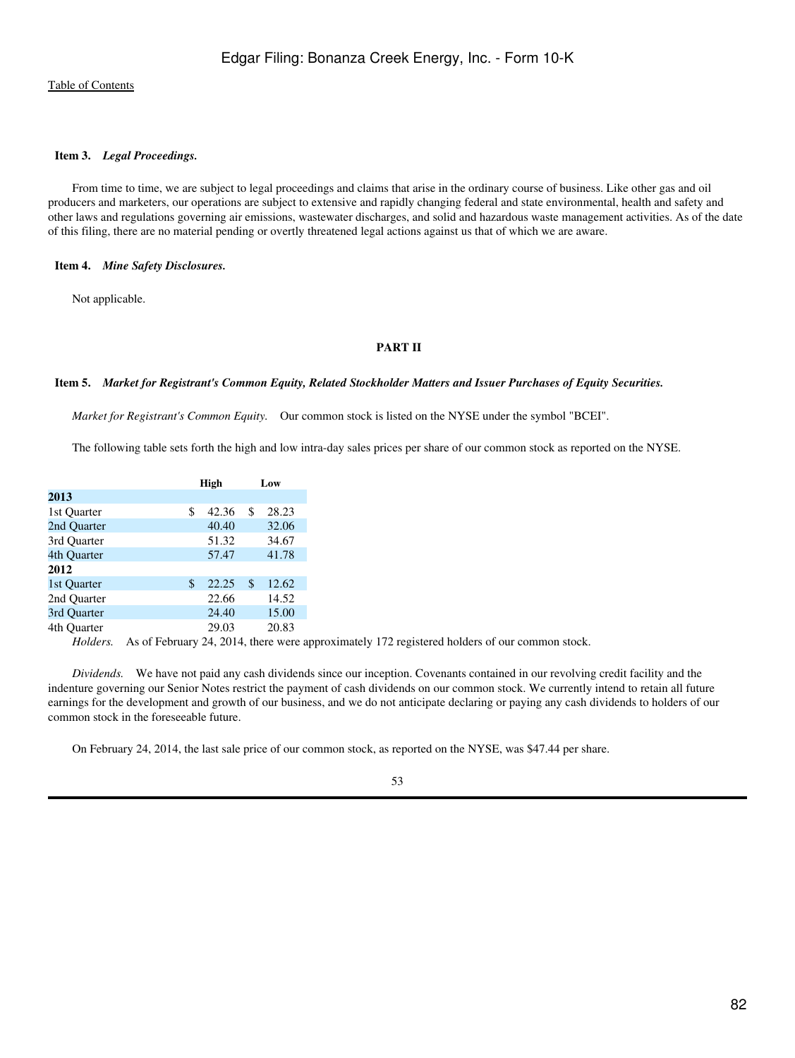**Item 3.** ***Legal Proceedings.***

From time to time, we are subject to legal proceedings and claims that arise in the ordinary course of business. Like other gas and oil producers and marketers, our operations are subject to extensive and rapidly changing federal and state environmental, health and safety and other laws and regulations governing air emissions, wastewater discharges, and solid and hazardous waste management activities. As of the date of this filing, there are no material pending or overtly threatened legal actions against us that of which we are aware.

**Item 4.** ***Mine Safety Disclosures.***

Not applicable.

**PART II**

**Item 5.** ***Market for Registrant's Common Equity, Related Stockholder Matters and Issuer Purchases of Equity Securities.***

*Market for Registrant's Common Equity.* Our common stock is listed on the NYSE under the symbol "BCEI".

The following table sets forth the high and low intra-day sales prices per share of our common stock as reported on the NYSE.

| | High | Low |
|---|---|---|
| **2013** | | |
| 1st Quarter | $ 42.36 | $ 28.23 |
| 2nd Quarter | 40.40 | 32.06 |
| 3rd Quarter | 51.32 | 34.67 |
| 4th Quarter | 57.47 | 41.78 |
| **2012** | | |
| 1st Quarter | $ 22.25 | $ 12.62 |
| 2nd Quarter | 22.66 | 14.52 |
| 3rd Quarter | 24.40 | 15.00 |
| 4th Quarter | 29.03 | 20.83 |

*Holders.* As of February 24, 2014, there were approximately 172 registered holders of our common stock.

*Dividends.* We have not paid any cash dividends since our inception. Covenants contained in our revolving credit facility and the indenture governing our Senior Notes restrict the payment of cash dividends on our common stock. We currently intend to retain all future earnings for the development and growth of our business, and we do not anticipate declaring or paying any cash dividends to holders of our common stock in the foreseeable future.

On February 24, 2014, the last sale price of our common stock, as reported on the NYSE, was $47.44 per share.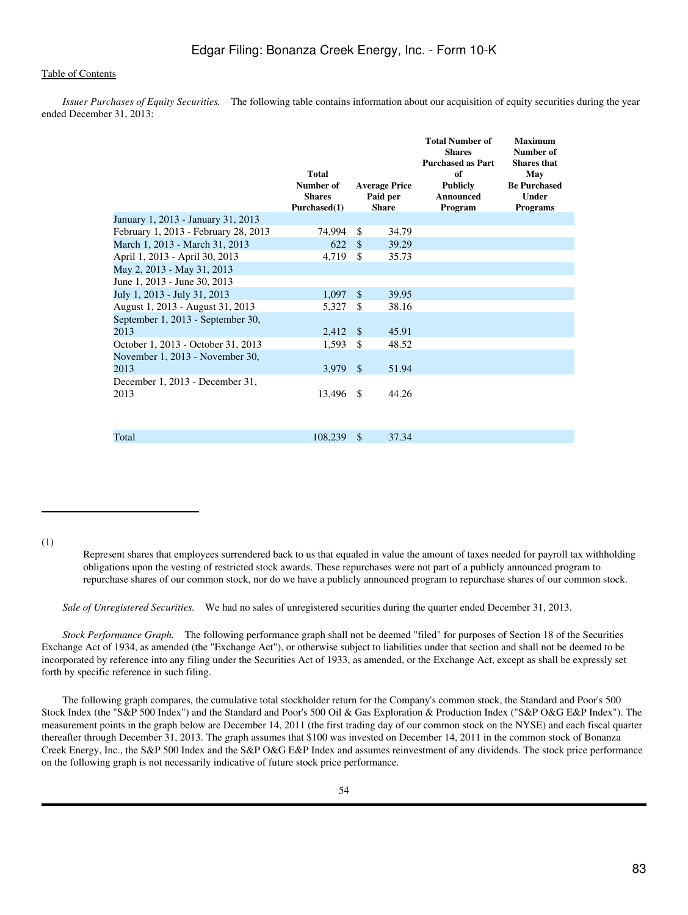*Issuer Purchases of Equity Securities.* The following table contains information about our acquisition of equity securities during the year ended December 31, 2013:

| | Total Number of Shares Purchased(1) | Average Price Paid per Share | Total Number of Shares Purchased as Part of Publicly Announced Program | Maximum Number of Shares that May Be Purchased Under Programs |
|---|---|---|---|---|
| January 1, 2013 - January 31, 2013 | | | | |
| February 1, 2013 - February 28, 2013 | 74,994 | $ 34.79 | | |
| March 1, 2013 - March 31, 2013 | 622 | $ 39.29 | | |
| April 1, 2013 - April 30, 2013 | 4,719 | $ 35.73 | | |
| May 2, 2013 - May 31, 2013 | | | | |
| June 1, 2013 - June 30, 2013 | | | | |
| July 1, 2013 - July 31, 2013 | 1,097 | $ 39.95 | | |
| August 1, 2013 - August 31, 2013 | 5,327 | $ 38.16 | | |
| September 1, 2013 - September 30, 2013 | 2,412 | $ 45.91 | | |
| October 1, 2013 - October 31, 2013 | 1,593 | $ 48.52 | | |
| November 1, 2013 - November 30, 2013 | 3,979 | $ 51.94 | | |
| December 1, 2013 - December 31, 2013 | 13,496 | $ 44.26 | | |
| Total | 108,239 | $ 37.34 | | |

(1) Represent shares that employees surrendered back to us that equaled in value the amount of taxes needed for payroll tax withholding obligations upon the vesting of restricted stock awards. These repurchases were not part of a publicly announced program to repurchase shares of our common stock, nor do we have a publicly announced program to repurchase shares of our common stock.

*Sale of Unregistered Securities.* We had no sales of unregistered securities during the quarter ended December 31, 2013.

*Stock Performance Graph.* The following performance graph shall not be deemed "filed" for purposes of Section 18 of the Securities Exchange Act of 1934, as amended (the "Exchange Act"), or otherwise subject to liabilities under that section and shall not be deemed to be incorporated by reference into any filing under the Securities Act of 1933, as amended, or the Exchange Act, except as shall be expressly set forth by specific reference in such filing.

The following graph compares, the cumulative total stockholder return for the Company's common stock, the Standard and Poor's 500 Stock Index (the "S&P 500 Index") and the Standard and Poor's 500 Oil & Gas Exploration & Production Index ("S&P O&G E&P Index"). The measurement points in the graph below are December 14, 2011 (the first trading day of our common stock on the NYSE) and each fiscal quarter thereafter through December 31, 2013. The graph assumes that $100 was invested on December 14, 2011 in the common stock of Bonanza Creek Energy, Inc., the S&P 500 Index and the S&P O&G E&P Index and assumes reinvestment of any dividends. The stock price performance on the following graph is not necessarily indicative of future stock price performance.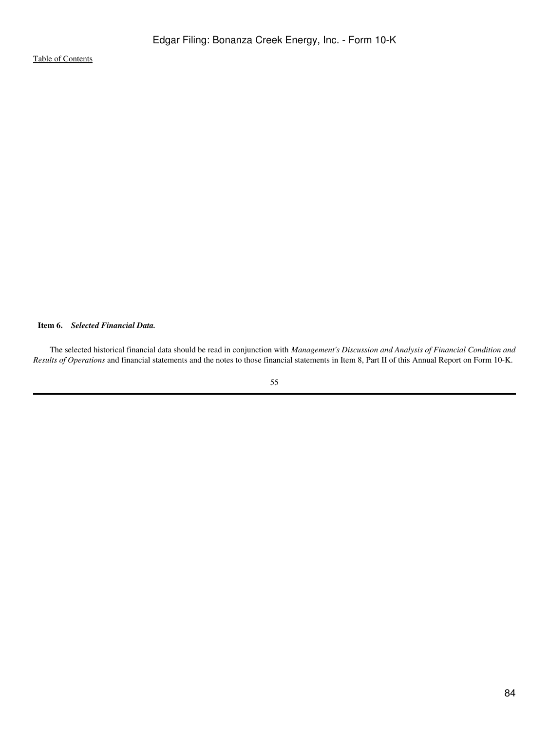**Item 6.** ***Selected Financial Data.***

The selected historical financial data should be read in conjunction with *Management's Discussion and Analysis of Financial Condition and Results of Operations* and financial statements and the notes to those financial statements in Item 8, Part II of this Annual Report on Form 10-K.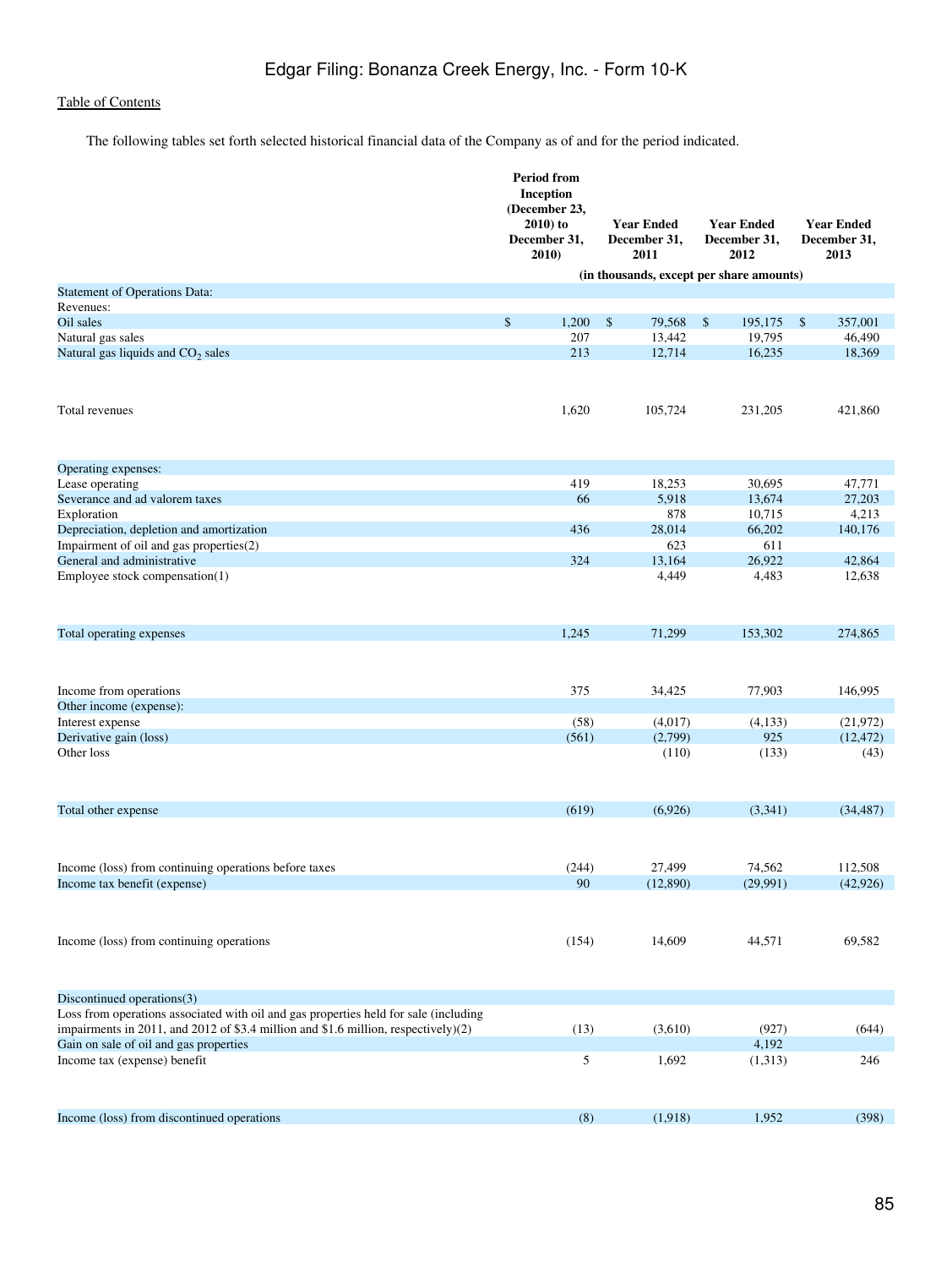Table of Contents

The following tables set forth selected historical financial data of the Company as of and for the period indicated.

| | Period from Inception (December 23, 2010) to December 31, 2010) | Year Ended December 31, 2011 | Year Ended December 31, 2012 | Year Ended December 31, 2013 |
|---|---|---|---|---|
| | (in thousands, except per share amounts) | | | |
| Statement of Operations Data: | | | | |
| Revenues: | | | | |
| Oil sales | $ 1,200 | $ 79,568 | $ 195,175 | $ 357,001 |
| Natural gas sales | 207 | 13,442 | 19,795 | 46,490 |
| Natural gas liquids and $CO_2$ sales | 213 | 12,714 | 16,235 | 18,369 |
| Total revenues | 1,620 | 105,724 | 231,205 | 421,860 |
| Operating expenses: | | | | |
| Lease operating | 419 | 18,253 | 30,695 | 47,771 |
| Severance and ad valorem taxes | 66 | 5,918 | 13,674 | 27,203 |
| Exploration | | 878 | 10,715 | 4,213 |
| Depreciation, depletion and amortization | 436 | 28,014 | 66,202 | 140,176 |
| Impairment of oil and gas properties(2) | | 623 | 611 | |
| General and administrative | 324 | 13,164 | 26,922 | 42,864 |
| Employee stock compensation(1) | | 4,449 | 4,483 | 12,638 |
| Total operating expenses | 1,245 | 71,299 | 153,302 | 274,865 |
| Income from operations | 375 | 34,425 | 77,903 | 146,995 |
| Other income (expense): | | | | |
| Interest expense | (58) | (4,017) | (4,133) | (21,972) |
| Derivative gain (loss) | (561) | (2,799) | 925 | (12,472) |
| Other loss | | (110) | (133) | (43) |
| Total other expense | (619) | (6,926) | (3,341) | (34,487) |
| Income (loss) from continuing operations before taxes | (244) | 27,499 | 74,562 | 112,508 |
| Income tax benefit (expense) | 90 | (12,890) | (29,991) | (42,926) |
| Income (loss) from continuing operations | (154) | 14,609 | 44,571 | 69,582 |
| Discontinued operations(3) | | | | |
| Loss from operations associated with oil and gas properties held for sale (including impairments in 2011, and 2012 of $3.4 million and $1.6 million, respectively)(2) | (13) | (3,610) | (927) | (644) |
| Gain on sale of oil and gas properties | | | 4,192 | |
| Income tax (expense) benefit | 5 | 1,692 | (1,313) | 246 |
| Income (loss) from discontinued operations | (8) | (1,918) | 1,952 | (398) |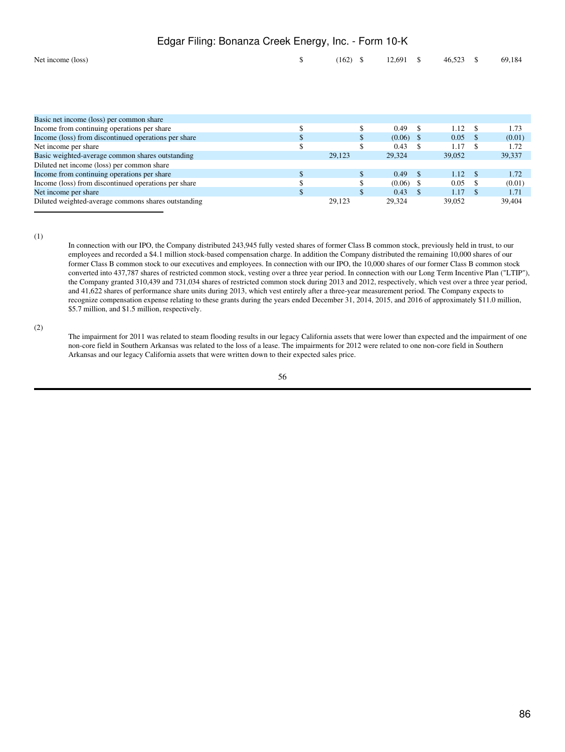| | | | | |
|---|---|---|---|---|
| Net income (loss) | $ (162) | $ 12,691 | $ 46,523 | $ 69,184 |
| | | | | |
| Basic net income (loss) per common share | | | | |
| Income from continuing operations per share | $ | $ 0.49 | $ 1.12 | $ 1.73 |
| Income (loss) from discontinued operations per share | $ | $ (0.06) | $ 0.05 | $ (0.01) |
| Net income per share | $ | $ 0.43 | $ 1.17 | $ 1.72 |
| Basic weighted-average common shares outstanding | 29,123 | 29,324 | 39,052 | 39,337 |
| Diluted net income (loss) per common share | | | | |
| Income from continuing operations per share | $ | $ 0.49 | $ 1.12 | $ 1.72 |
| Income (loss) from discontinued operations per share | $ | $ (0.06) | $ 0.05 | $ (0.01) |
| Net income per share | $ | $ 0.43 | $ 1.17 | $ 1.71 |
| Diluted weighted-average commons shares outstanding | 29,123 | 29,324 | 39,052 | 39,404 |

(1) In connection with our IPO, the Company distributed 243,945 fully vested shares of former Class B common stock, previously held in trust, to our employees and recorded a $4.1 million stock-based compensation charge. In addition the Company distributed the remaining 10,000 shares of our former Class B common stock to our executives and employees. In connection with our IPO, the 10,000 shares of our former Class B common stock converted into 437,787 shares of restricted common stock, vesting over a three year period. In connection with our Long Term Incentive Plan ("LTIP"), the Company granted 310,439 and 731,034 shares of restricted common stock during 2013 and 2012, respectively, which vest over a three year period, and 41,622 shares of performance share units during 2013, which vest entirely after a three-year measurement period. The Company expects to recognize compensation expense relating to these grants during the years ended December 31, 2014, 2015, and 2016 of approximately $11.0 million, $5.7 million, and $1.5 million, respectively.

(2) The impairment for 2011 was related to steam flooding results in our legacy California assets that were lower than expected and the impairment of one non-core field in Southern Arkansas was related to the loss of a lease. The impairments for 2012 were related to one non-core field in Southern Arkansas and our legacy California assets that were written down to their expected sales price.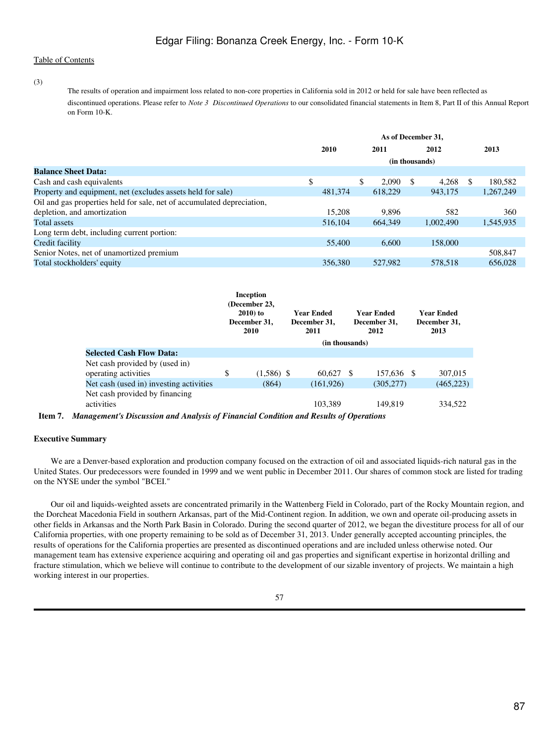(3) The results of operation and impairment loss related to non-core properties in California sold in 2012 or held for sale have been reflected as discontinued operations. Please refer to *Note 3 Discontinued Operations* to our consolidated financial statements in Item 8, Part II of this Annual Report on Form 10-K.

| | As of December 31, | | | |
|---|---|---|---|---|
| | 2010 | 2011 | 2012 | 2013 |
| | (in thousands) | | | |
| **Balance Sheet Data:** | | | | |
| Cash and cash equivalents | $ | $ 2,090 | $ 4,268 | $ 180,582 |
| Property and equipment, net (excludes assets held for sale) | 481,374 | 618,229 | 943,175 | 1,267,249 |
| Oil and gas properties held for sale, net of accumulated depreciation, depletion, and amortization | 15,208 | 9,896 | 582 | 360 |
| Total assets | 516,104 | 664,349 | 1,002,490 | 1,545,935 |
| Long term debt, including current portion: | | | | |
| Credit facility | 55,400 | 6,600 | 158,000 | |
| Senior Notes, net of unamortized premium | | | | 508,847 |
| Total stockholders' equity | 356,380 | 527,982 | 578,518 | 656,028 |

| | Inception (December 23, 2010) to December 31, 2010 | Year Ended December 31, 2011 | Year Ended December 31, 2012 | Year Ended December 31, 2013 |
|---|---|---|---|---|
| | (in thousands) | | | |
| **Selected Cash Flow Data:** | | | | |
| Net cash provided by (used in) operating activities | $ (1,586) | $ 60,627 | $ 157,636 | $ 307,015 |
| Net cash (used in) investing activities | (864) | (161,926) | (305,277) | (465,223) |
| Net cash provided by financing activities | | 103,389 | 149,819 | 334,522 |

## Item 7. *Management's Discussion and Analysis of Financial Condition and Results of Operations*

### Executive Summary

We are a Denver-based exploration and production company focused on the extraction of oil and associated liquids-rich natural gas in the United States. Our predecessors were founded in 1999 and we went public in December 2011. Our shares of common stock are listed for trading on the NYSE under the symbol "BCEI."

Our oil and liquids-weighted assets are concentrated primarily in the Wattenberg Field in Colorado, part of the Rocky Mountain region, and the Dorcheat Macedonia Field in southern Arkansas, part of the Mid-Continent region. In addition, we own and operate oil-producing assets in other fields in Arkansas and the North Park Basin in Colorado. During the second quarter of 2012, we began the divestiture process for all of our California properties, with one property remaining to be sold as of December 31, 2013. Under generally accepted accounting principles, the results of operations for the California properties are presented as discontinued operations and are included unless otherwise noted. Our management team has extensive experience acquiring and operating oil and gas properties and significant expertise in horizontal drilling and fracture stimulation, which we believe will continue to contribute to the development of our sizable inventory of projects. We maintain a high working interest in our properties.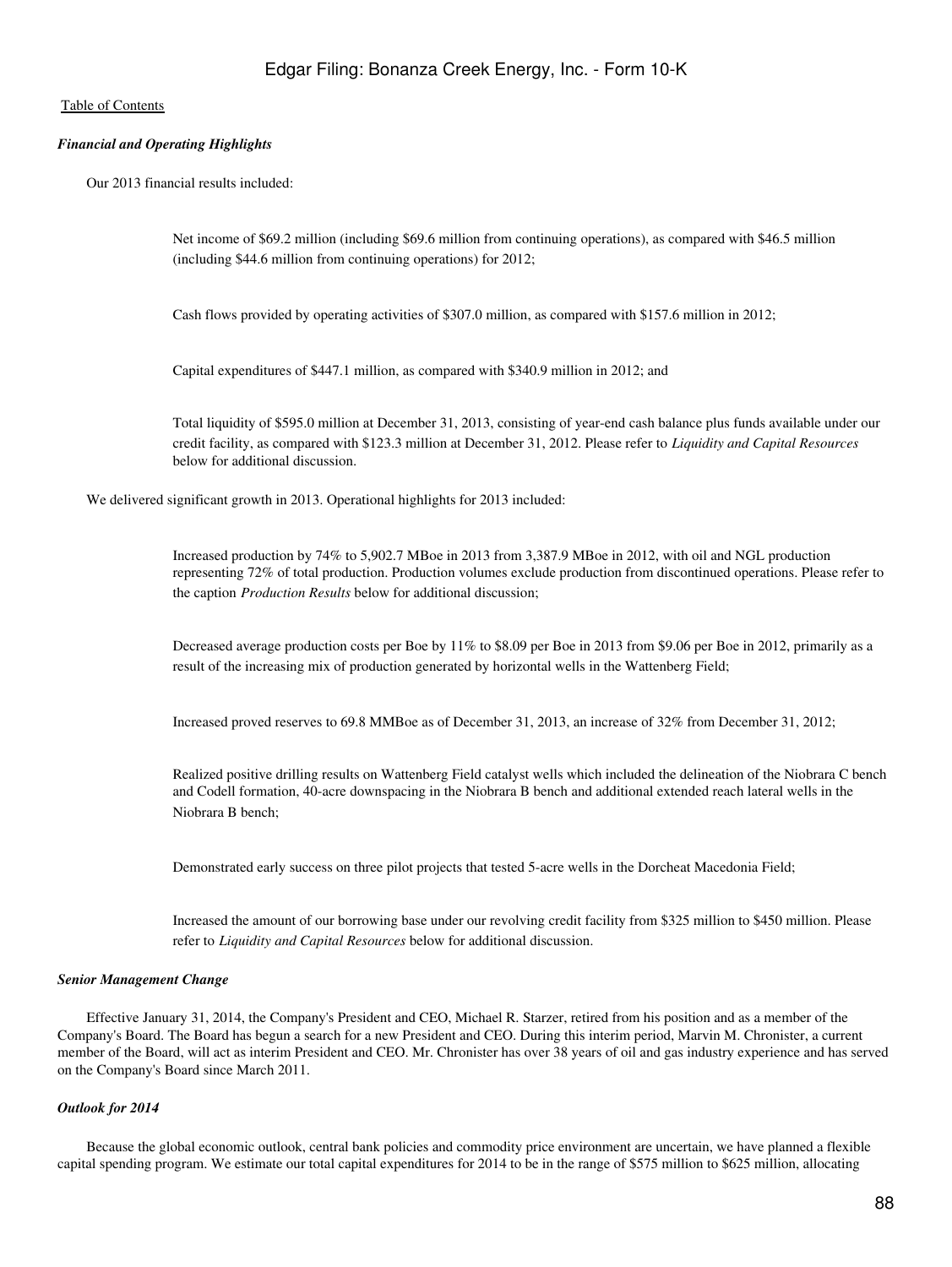*Financial and Operating Highlights*

Our 2013 financial results included:

- Net income of $69.2 million (including $69.6 million from continuing operations), as compared with $46.5 million (including $44.6 million from continuing operations) for 2012;
- Cash flows provided by operating activities of $307.0 million, as compared with $157.6 million in 2012;
- Capital expenditures of $447.1 million, as compared with $340.9 million in 2012; and
- Total liquidity of $595.0 million at December 31, 2013, consisting of year-end cash balance plus funds available under our credit facility, as compared with $123.3 million at December 31, 2012. Please refer to *Liquidity and Capital Resources* below for additional discussion.

We delivered significant growth in 2013. Operational highlights for 2013 included:

- Increased production by 74% to 5,902.7 MBoe in 2013 from 3,387.9 MBoe in 2012, with oil and NGL production representing 72% of total production. Production volumes exclude production from discontinued operations. Please refer to the caption *Production Results* below for additional discussion;
- Decreased average production costs per Boe by 11% to $8.09 per Boe in 2013 from $9.06 per Boe in 2012, primarily as a result of the increasing mix of production generated by horizontal wells in the Wattenberg Field;
- Increased proved reserves to 69.8 MMBoe as of December 31, 2013, an increase of 32% from December 31, 2012;
- Realized positive drilling results on Wattenberg Field catalyst wells which included the delineation of the Niobrara C bench and Codell formation, 40-acre downspacing in the Niobrara B bench and additional extended reach lateral wells in the Niobrara B bench;
- Demonstrated early success on three pilot projects that tested 5-acre wells in the Dorcheat Macedonia Field;
- Increased the amount of our borrowing base under our revolving credit facility from $325 million to $450 million. Please refer to *Liquidity and Capital Resources* below for additional discussion.

*Senior Management Change*

Effective January 31, 2014, the Company's President and CEO, Michael R. Starzer, retired from his position and as a member of the Company's Board. The Board has begun a search for a new President and CEO. During this interim period, Marvin M. Chronister, a current member of the Board, will act as interim President and CEO. Mr. Chronister has over 38 years of oil and gas industry experience and has served on the Company's Board since March 2011.

*Outlook for 2014*

Because the global economic outlook, central bank policies and commodity price environment are uncertain, we have planned a flexible capital spending program. We estimate our total capital expenditures for 2014 to be in the range of $575 million to $625 million, allocating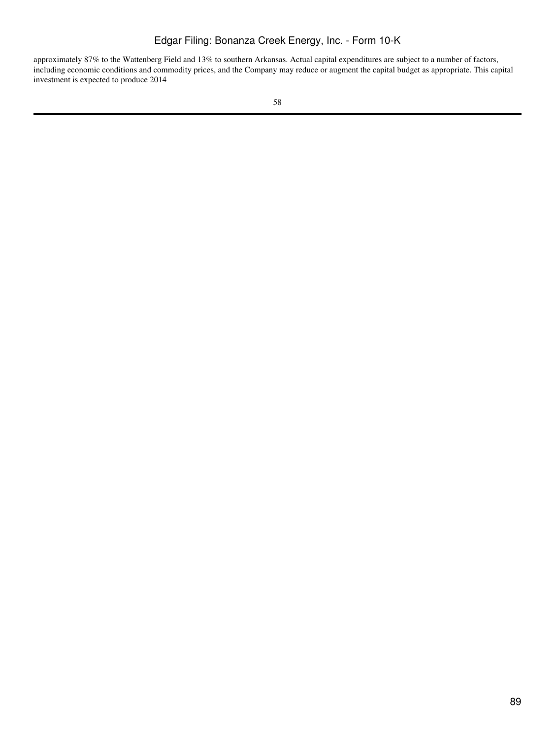approximately 87% to the Wattenberg Field and 13% to southern Arkansas. Actual capital expenditures are subject to a number of factors, including economic conditions and commodity prices, and the Company may reduce or augment the capital budget as appropriate. This capital investment is expected to produce 2014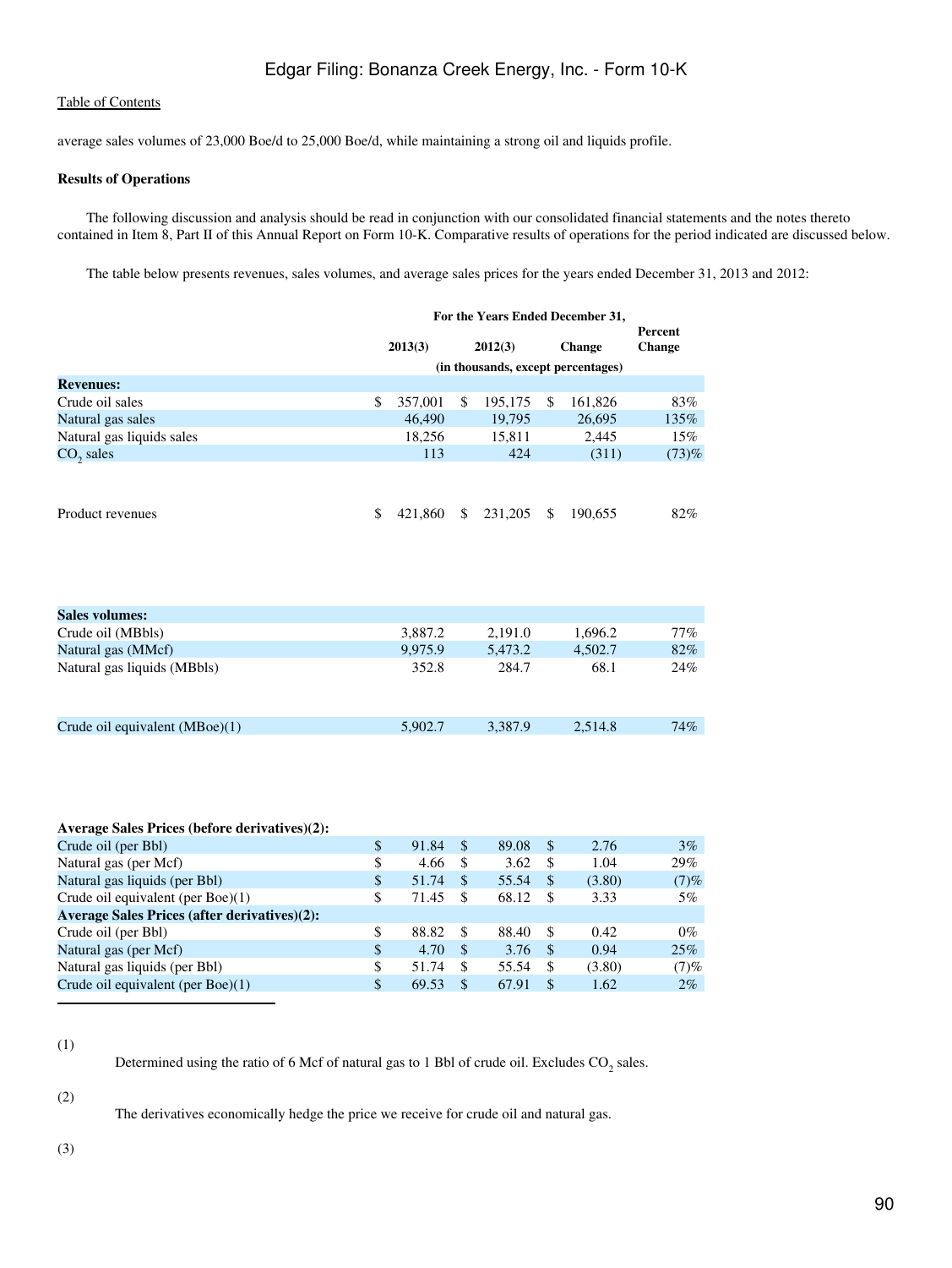average sales volumes of 23,000 Boe/d to 25,000 Boe/d, while maintaining a strong oil and liquids profile.

**Results of Operations**

The following discussion and analysis should be read in conjunction with our consolidated financial statements and the notes thereto contained in Item 8, Part II of this Annual Report on Form 10-K. Comparative results of operations for the period indicated are discussed below.

The table below presents revenues, sales volumes, and average sales prices for the years ended December 31, 2013 and 2012:

| | For the Years Ended December 31, | | | Percent Change |
|---|---|---|---|---|
| | 2013(3) | 2012(3) | Change | |
| | (in thousands, except percentages) | | | |
| **Revenues:** | | | | |
| Crude oil sales | $ 357,001 | $ 195,175 | $ 161,826 | 83% |
| Natural gas sales | 46,490 | 19,795 | 26,695 | 135% |
| Natural gas liquids sales | 18,256 | 15,811 | 2,445 | 15% |
| $CO_2$ sales | 113 | 424 | (311) | (73)% |
| Product revenues | $ 421,860 | $ 231,205 | $ 190,655 | 82% |
| **Sales volumes:** | | | | |
| Crude oil (MBbls) | 3,887.2 | 2,191.0 | 1,696.2 | 77% |
| Natural gas (MMcf) | 9,975.9 | 5,473.2 | 4,502.7 | 82% |
| Natural gas liquids (MBbls) | 352.8 | 284.7 | 68.1 | 24% |
| Crude oil equivalent (MBoe)(1) | 5,902.7 | 3,387.9 | 2,514.8 | 74% |
| **Average Sales Prices (before derivatives)(2):** | | | | |
| Crude oil (per Bbl) | $ 91.84 | $ 89.08 | $ 2.76 | 3% |
| Natural gas (per Mcf) | $ 4.66 | $ 3.62 | $ 1.04 | 29% |
| Natural gas liquids (per Bbl) | $ 51.74 | $ 55.54 | $ (3.80) | (7)% |
| Crude oil equivalent (per Boe)(1) | $ 71.45 | $ 68.12 | $ 3.33 | 5% |
| **Average Sales Prices (after derivatives)(2):** | | | | |
| Crude oil (per Bbl) | $ 88.82 | $ 88.40 | $ 0.42 | 0% |
| Natural gas (per Mcf) | $ 4.70 | $ 3.76 | $ 0.94 | 25% |
| Natural gas liquids (per Bbl) | $ 51.74 | $ 55.54 | $ (3.80) | (7)% |
| Crude oil equivalent (per Boe)(1) | $ 69.53 | $ 67.91 | $ 1.62 | 2% |

(1) Determined using the ratio of 6 Mcf of natural gas to 1 Bbl of crude oil. Excludes $CO_2$ sales.

(2) The derivatives economically hedge the price we receive for crude oil and natural gas.

(3)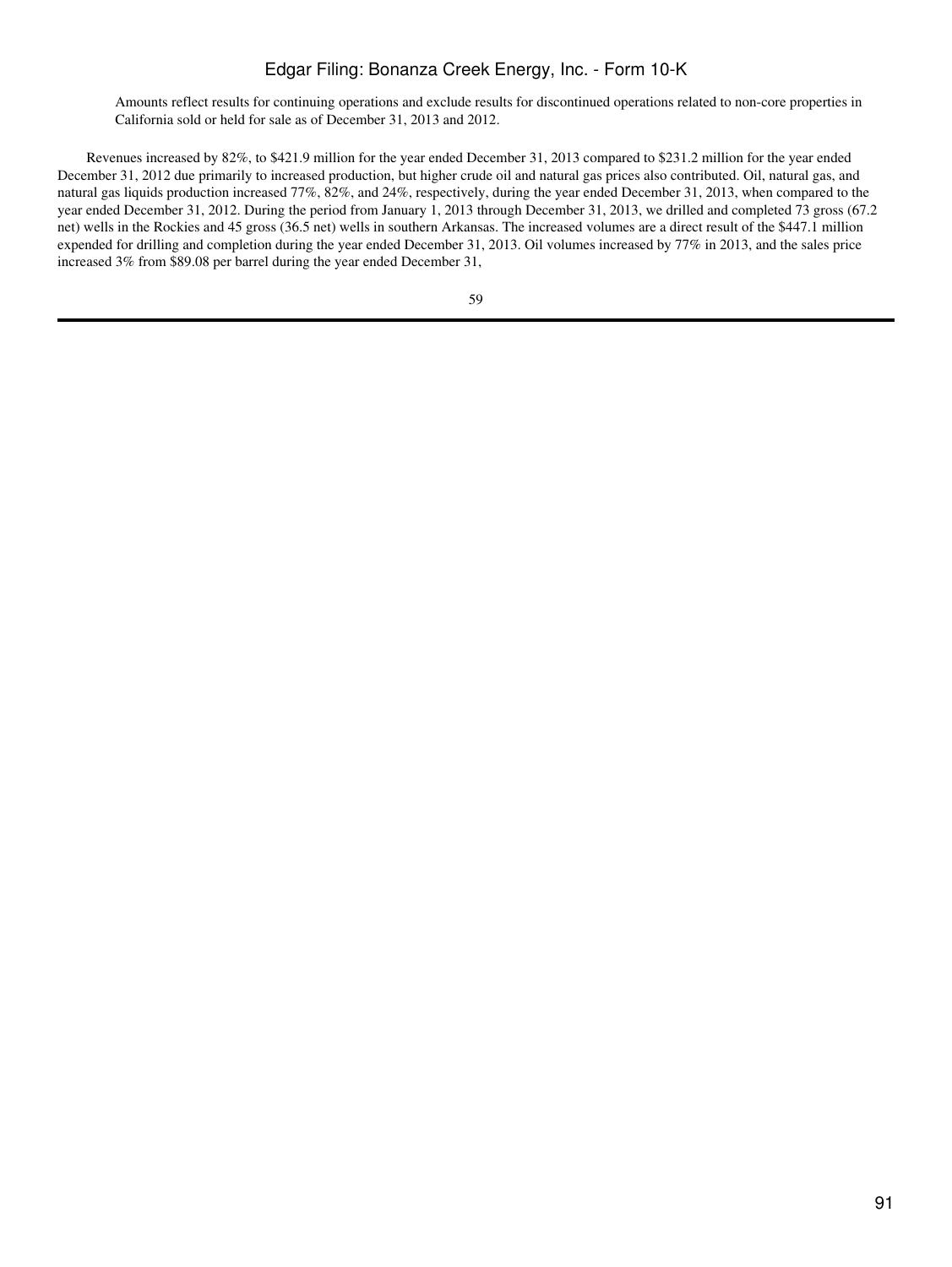Amounts reflect results for continuing operations and exclude results for discontinued operations related to non-core properties in California sold or held for sale as of December 31, 2013 and 2012.

Revenues increased by 82%, to $421.9 million for the year ended December 31, 2013 compared to $231.2 million for the year ended December 31, 2012 due primarily to increased production, but higher crude oil and natural gas prices also contributed. Oil, natural gas, and natural gas liquids production increased 77%, 82%, and 24%, respectively, during the year ended December 31, 2013, when compared to the year ended December 31, 2012. During the period from January 1, 2013 through December 31, 2013, we drilled and completed 73 gross (67.2 net) wells in the Rockies and 45 gross (36.5 net) wells in southern Arkansas. The increased volumes are a direct result of the $447.1 million expended for drilling and completion during the year ended December 31, 2013. Oil volumes increased by 77% in 2013, and the sales price increased 3% from $89.08 per barrel during the year ended December 31,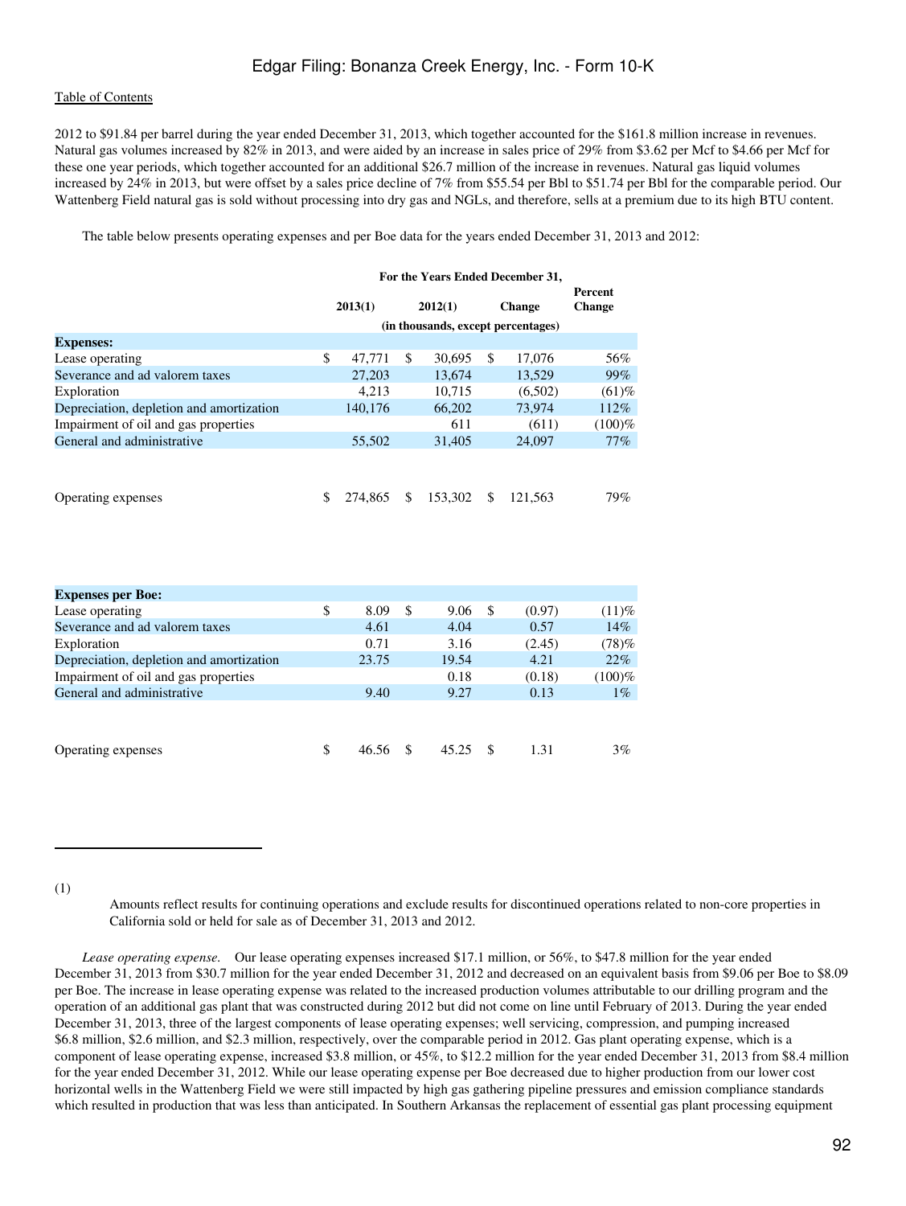2012 to $91.84 per barrel during the year ended December 31, 2013, which together accounted for the $161.8 million increase in revenues. Natural gas volumes increased by 82% in 2013, and were aided by an increase in sales price of 29% from $3.62 per Mcf to $4.66 per Mcf for these one year periods, which together accounted for an additional $26.7 million of the increase in revenues. Natural gas liquid volumes increased by 24% in 2013, but were offset by a sales price decline of 7% from $55.54 per Bbl to $51.74 per Bbl for the comparable period. Our Wattenberg Field natural gas is sold without processing into dry gas and NGLs, and therefore, sells at a premium due to its high BTU content.

The table below presents operating expenses and per Boe data for the years ended December 31, 2013 and 2012:

| | For the Years Ended December 31, | | | |
|---|---|---|---|---|
| | 2013(1) | 2012(1) | Change | Percent Change |
| | (in thousands, except percentages) | | | |
| **Expenses:** | | | | |
| Lease operating | $ 47,771 | $ 30,695 | $ 17,076 | 56% |
| Severance and ad valorem taxes | 27,203 | 13,674 | 13,529 | 99% |
| Exploration | 4,213 | 10,715 | (6,502) | (61)% |
| Depreciation, depletion and amortization | 140,176 | 66,202 | 73,974 | 112% |
| Impairment of oil and gas properties | | 611 | (611) | (100)% |
| General and administrative | 55,502 | 31,405 | 24,097 | 77% |
| Operating expenses | $ 274,865 | $ 153,302 | $ 121,563 | 79% |
| **Expenses per Boe:** | | | | |
| Lease operating | $ 8.09 | $ 9.06 | $ (0.97) | (11)% |
| Severance and ad valorem taxes | 4.61 | 4.04 | 0.57 | 14% |
| Exploration | 0.71 | 3.16 | (2.45) | (78)% |
| Depreciation, depletion and amortization | 23.75 | 19.54 | 4.21 | 22% |
| Impairment of oil and gas properties | | 0.18 | (0.18) | (100)% |
| General and administrative | 9.40 | 9.27 | 0.13 | 1% |
| Operating expenses | $ 46.56 | $ 45.25 | $ 1.31 | 3% |

(1) Amounts reflect results for continuing operations and exclude results for discontinued operations related to non-core properties in California sold or held for sale as of December 31, 2013 and 2012.

*Lease operating expense.* Our lease operating expenses increased $17.1 million, or 56%, to $47.8 million for the year ended December 31, 2013 from $30.7 million for the year ended December 31, 2012 and decreased on an equivalent basis from $9.06 per Boe to $8.09 per Boe. The increase in lease operating expense was related to the increased production volumes attributable to our drilling program and the operation of an additional gas plant that was constructed during 2012 but did not come on line until February of 2013. During the year ended December 31, 2013, three of the largest components of lease operating expenses; well servicing, compression, and pumping increased $6.8 million, $2.6 million, and $2.3 million, respectively, over the comparable period in 2012. Gas plant operating expense, which is a component of lease operating expense, increased $3.8 million, or 45%, to $12.2 million for the year ended December 31, 2013 from $8.4 million for the year ended December 31, 2012. While our lease operating expense per Boe decreased due to higher production from our lower cost horizontal wells in the Wattenberg Field we were still impacted by high gas gathering pipeline pressures and emission compliance standards which resulted in production that was less than anticipated. In Southern Arkansas the replacement of essential gas plant processing equipment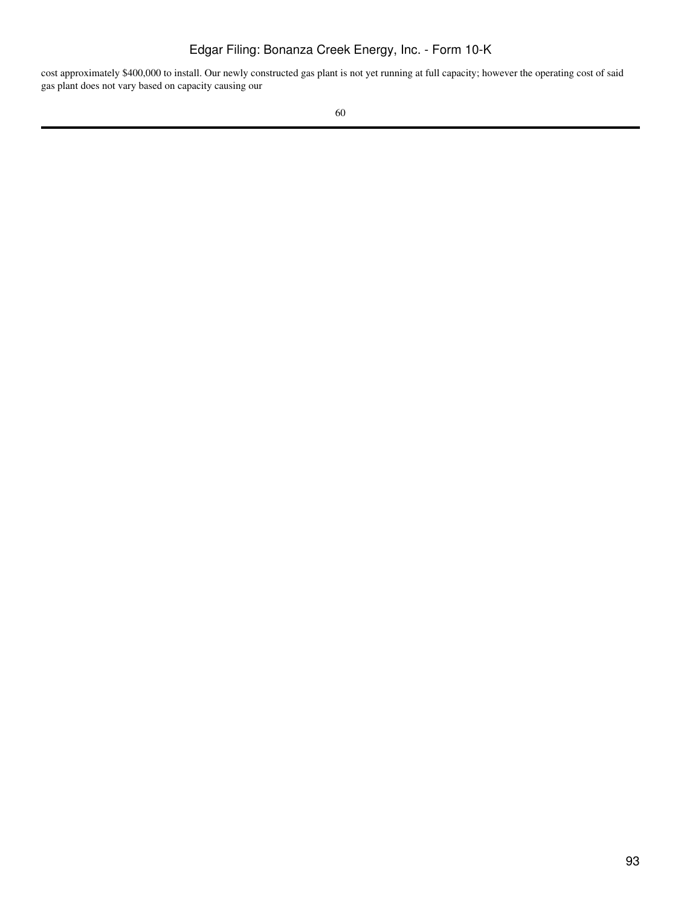cost approximately $400,000 to install. Our newly constructed gas plant is not yet running at full capacity; however the operating cost of said gas plant does not vary based on capacity causing our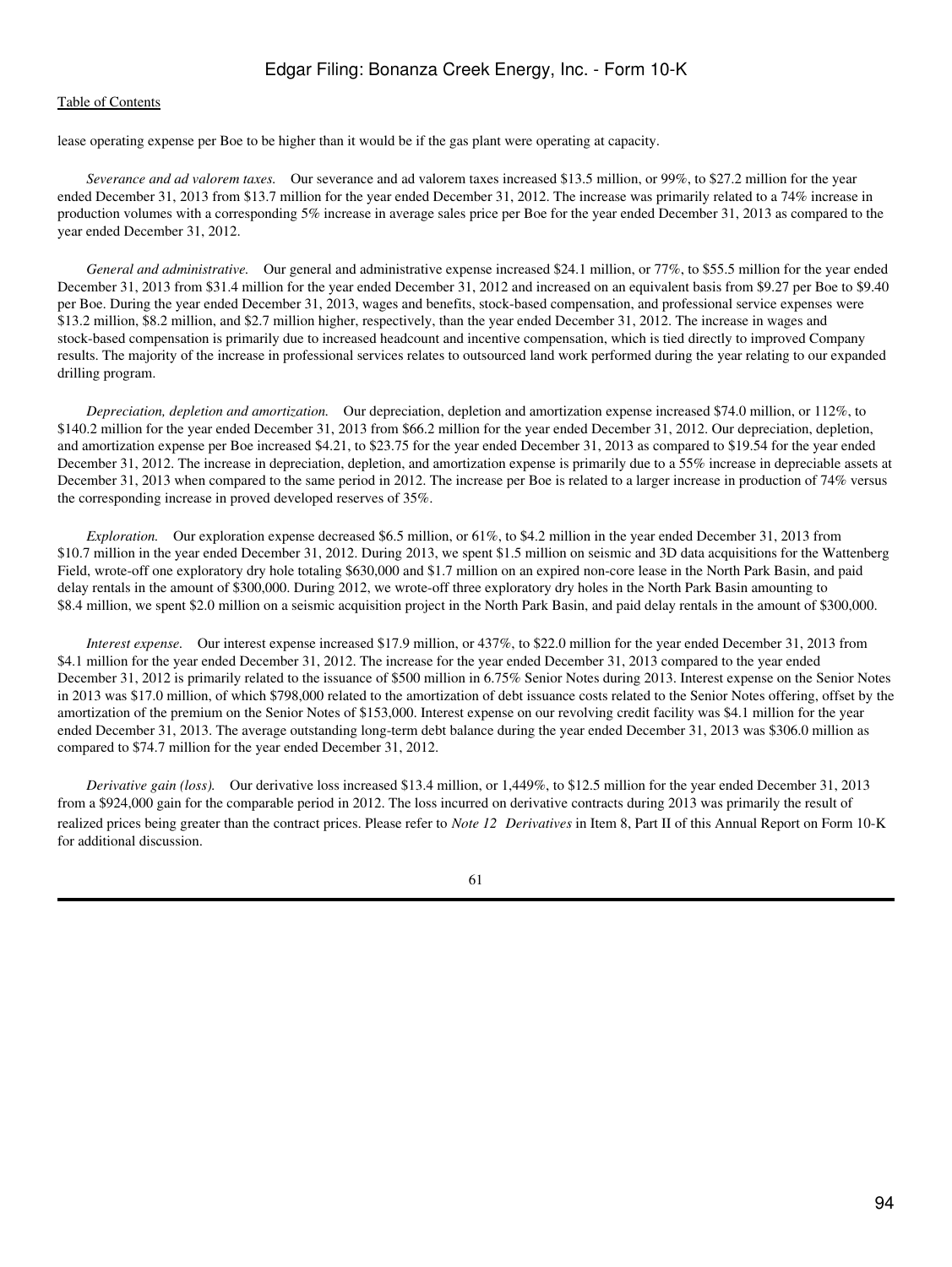lease operating expense per Boe to be higher than it would be if the gas plant were operating at capacity.

*Severance and ad valorem taxes.* Our severance and ad valorem taxes increased $13.5 million, or 99%, to $27.2 million for the year ended December 31, 2013 from $13.7 million for the year ended December 31, 2012. The increase was primarily related to a 74% increase in production volumes with a corresponding 5% increase in average sales price per Boe for the year ended December 31, 2013 as compared to the year ended December 31, 2012.

*General and administrative.* Our general and administrative expense increased $24.1 million, or 77%, to $55.5 million for the year ended December 31, 2013 from $31.4 million for the year ended December 31, 2012 and increased on an equivalent basis from $9.27 per Boe to $9.40 per Boe. During the year ended December 31, 2013, wages and benefits, stock-based compensation, and professional service expenses were $13.2 million, $8.2 million, and $2.7 million higher, respectively, than the year ended December 31, 2012. The increase in wages and stock-based compensation is primarily due to increased headcount and incentive compensation, which is tied directly to improved Company results. The majority of the increase in professional services relates to outsourced land work performed during the year relating to our expanded drilling program.

*Depreciation, depletion and amortization.* Our depreciation, depletion and amortization expense increased $74.0 million, or 112%, to $140.2 million for the year ended December 31, 2013 from $66.2 million for the year ended December 31, 2012. Our depreciation, depletion, and amortization expense per Boe increased $4.21, to $23.75 for the year ended December 31, 2013 as compared to $19.54 for the year ended December 31, 2012. The increase in depreciation, depletion, and amortization expense is primarily due to a 55% increase in depreciable assets at December 31, 2013 when compared to the same period in 2012. The increase per Boe is related to a larger increase in production of 74% versus the corresponding increase in proved developed reserves of 35%.

*Exploration.* Our exploration expense decreased $6.5 million, or 61%, to $4.2 million in the year ended December 31, 2013 from $10.7 million in the year ended December 31, 2012. During 2013, we spent $1.5 million on seismic and 3D data acquisitions for the Wattenberg Field, wrote-off one exploratory dry hole totaling $630,000 and $1.7 million on an expired non-core lease in the North Park Basin, and paid delay rentals in the amount of $300,000. During 2012, we wrote-off three exploratory dry holes in the North Park Basin amounting to $8.4 million, we spent $2.0 million on a seismic acquisition project in the North Park Basin, and paid delay rentals in the amount of $300,000.

*Interest expense.* Our interest expense increased $17.9 million, or 437%, to $22.0 million for the year ended December 31, 2013 from $4.1 million for the year ended December 31, 2012. The increase for the year ended December 31, 2013 compared to the year ended December 31, 2012 is primarily related to the issuance of $500 million in 6.75% Senior Notes during 2013. Interest expense on the Senior Notes in 2013 was $17.0 million, of which $798,000 related to the amortization of debt issuance costs related to the Senior Notes offering, offset by the amortization of the premium on the Senior Notes of $153,000. Interest expense on our revolving credit facility was $4.1 million for the year ended December 31, 2013. The average outstanding long-term debt balance during the year ended December 31, 2013 was $306.0 million as compared to $74.7 million for the year ended December 31, 2012.

*Derivative gain (loss).* Our derivative loss increased $13.4 million, or 1,449%, to $12.5 million for the year ended December 31, 2013 from a $924,000 gain for the comparable period in 2012. The loss incurred on derivative contracts during 2013 was primarily the result of realized prices being greater than the contract prices. Please refer to *Note 12 Derivatives* in Item 8, Part II of this Annual Report on Form 10-K for additional discussion.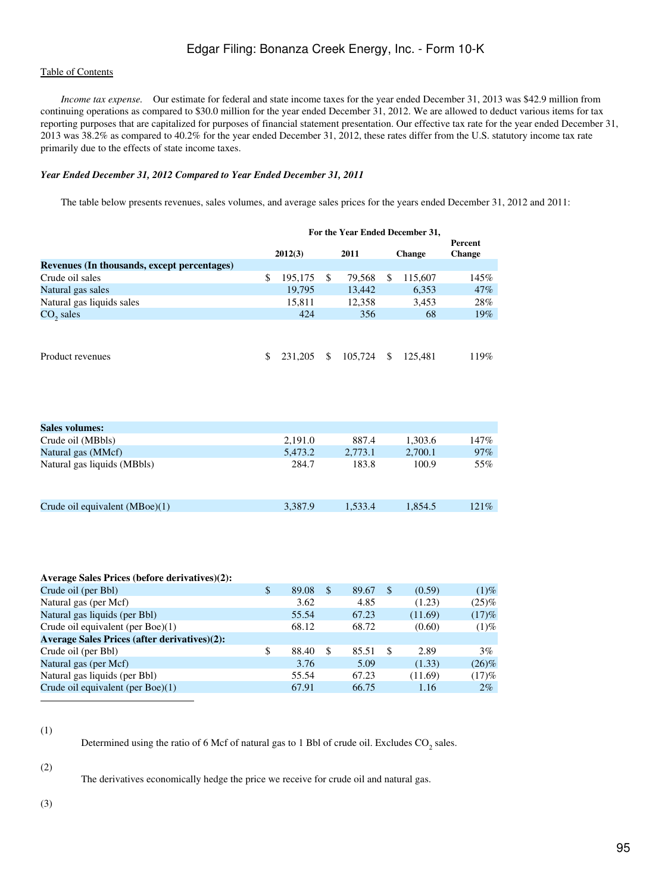*Income tax expense.* Our estimate for federal and state income taxes for the year ended December 31, 2013 was $42.9 million from continuing operations as compared to $30.0 million for the year ended December 31, 2012. We are allowed to deduct various items for tax reporting purposes that are capitalized for purposes of financial statement presentation. Our effective tax rate for the year ended December 31, 2013 was 38.2% as compared to 40.2% for the year ended December 31, 2012, these rates differ from the U.S. statutory income tax rate primarily due to the effects of state income taxes.

***Year Ended December 31, 2012 Compared to Year Ended December 31, 2011***

The table below presents revenues, sales volumes, and average sales prices for the years ended December 31, 2012 and 2011:

| | For the Year Ended December 31, | | | |
|---|---|---|---|---|
| | 2012(3) | 2011 | Change | Percent Change |
| **Revenues (In thousands, except percentages)** | | | | |
| Crude oil sales | $ 195,175 | $ 79,568 | $ 115,607 | 145% |
| Natural gas sales | 19,795 | 13,442 | 6,353 | 47% |
| Natural gas liquids sales | 15,811 | 12,358 | 3,453 | 28% |
| $CO_2$ sales | 424 | 356 | 68 | 19% |
| Product revenues | $ 231,205 | $ 105,724 | $ 125,481 | 119% |
| **Sales volumes:** | | | | |
| Crude oil (MBbls) | 2,191.0 | 887.4 | 1,303.6 | 147% |
| Natural gas (MMcf) | 5,473.2 | 2,773.1 | 2,700.1 | 97% |
| Natural gas liquids (MBbls) | 284.7 | 183.8 | 100.9 | 55% |
| Crude oil equivalent (MBoe)(1) | 3,387.9 | 1,533.4 | 1,854.5 | 121% |
| **Average Sales Prices (before derivatives)(2):** | | | | |
| Crude oil (per Bbl) | $ 89.08 | $ 89.67 | $ (0.59) | (1)% |
| Natural gas (per Mcf) | 3.62 | 4.85 | (1.23) | (25)% |
| Natural gas liquids (per Bbl) | 55.54 | 67.23 | (11.69) | (17)% |
| Crude oil equivalent (per Boe)(1) | 68.12 | 68.72 | (0.60) | (1)% |
| **Average Sales Prices (after derivatives)(2):** | | | | |
| Crude oil (per Bbl) | $ 88.40 | $ 85.51 | $ 2.89 | 3% |
| Natural gas (per Mcf) | 3.76 | 5.09 | (1.33) | (26)% |
| Natural gas liquids (per Bbl) | 55.54 | 67.23 | (11.69) | (17)% |
| Crude oil equivalent (per Boe)(1) | 67.91 | 66.75 | 1.16 | 2% |

(1) Determined using the ratio of 6 Mcf of natural gas to 1 Bbl of crude oil. Excludes $CO_2$ sales.

(2) The derivatives economically hedge the price we receive for crude oil and natural gas.

(3)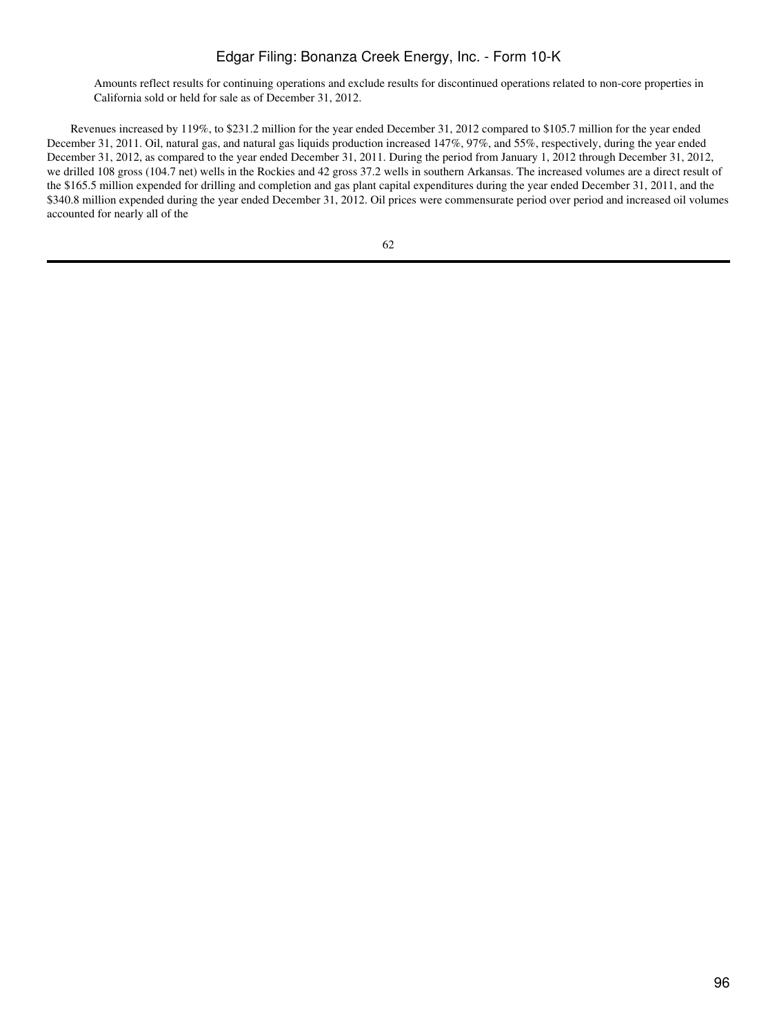Amounts reflect results for continuing operations and exclude results for discontinued operations related to non-core properties in California sold or held for sale as of December 31, 2012.

Revenues increased by 119%, to $231.2 million for the year ended December 31, 2012 compared to $105.7 million for the year ended December 31, 2011. Oil, natural gas, and natural gas liquids production increased 147%, 97%, and 55%, respectively, during the year ended December 31, 2012, as compared to the year ended December 31, 2011. During the period from January 1, 2012 through December 31, 2012, we drilled 108 gross (104.7 net) wells in the Rockies and 42 gross 37.2 wells in southern Arkansas. The increased volumes are a direct result of the $165.5 million expended for drilling and completion and gas plant capital expenditures during the year ended December 31, 2011, and the $340.8 million expended during the year ended December 31, 2012. Oil prices were commensurate period over period and increased oil volumes accounted for nearly all of the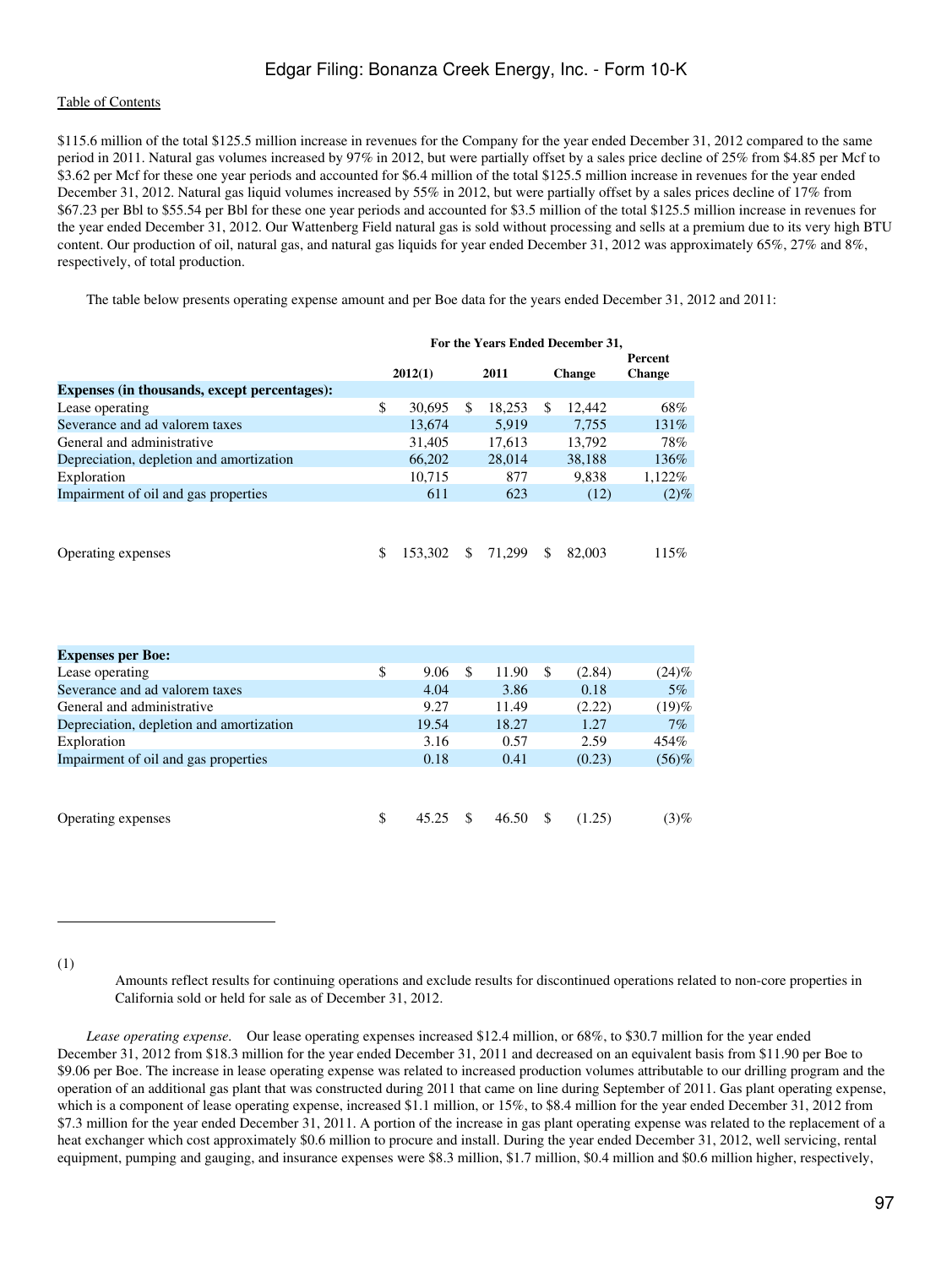$115.6 million of the total $125.5 million increase in revenues for the Company for the year ended December 31, 2012 compared to the same period in 2011. Natural gas volumes increased by 97% in 2012, but were partially offset by a sales price decline of 25% from $4.85 per Mcf to $3.62 per Mcf for these one year periods and accounted for $6.4 million of the total $125.5 million increase in revenues for the year ended December 31, 2012. Natural gas liquid volumes increased by 55% in 2012, but were partially offset by a sales prices decline of 17% from $67.23 per Bbl to $55.54 per Bbl for these one year periods and accounted for $3.5 million of the total $125.5 million increase in revenues for the year ended December 31, 2012. Our Wattenberg Field natural gas is sold without processing and sells at a premium due to its very high BTU content. Our production of oil, natural gas, and natural gas liquids for year ended December 31, 2012 was approximately 65%, 27% and 8%, respectively, of total production.

The table below presents operating expense amount and per Boe data for the years ended December 31, 2012 and 2011:

| | For the Years Ended December 31, | | | |
|---|---|---|---|---|
| | 2012(1) | 2011 | Change | Percent Change |
| **Expenses (in thousands, except percentages):** | | | | |
| Lease operating | $ 30,695 | $ 18,253 | $ 12,442 | 68% |
| Severance and ad valorem taxes | 13,674 | 5,919 | 7,755 | 131% |
| General and administrative | 31,405 | 17,613 | 13,792 | 78% |
| Depreciation, depletion and amortization | 66,202 | 28,014 | 38,188 | 136% |
| Exploration | 10,715 | 877 | 9,838 | 1,122% |
| Impairment of oil and gas properties | 611 | 623 | (12) | (2)% |
| Operating expenses | $ 153,302 | $ 71,299 | $ 82,003 | 115% |
| **Expenses per Boe:** | | | | |
| Lease operating | $ 9.06 | $ 11.90 | $ (2.84) | (24)% |
| Severance and ad valorem taxes | 4.04 | 3.86 | 0.18 | 5% |
| General and administrative | 9.27 | 11.49 | (2.22) | (19)% |
| Depreciation, depletion and amortization | 19.54 | 18.27 | 1.27 | 7% |
| Exploration | 3.16 | 0.57 | 2.59 | 454% |
| Impairment of oil and gas properties | 0.18 | 0.41 | (0.23) | (56)% |
| Operating expenses | $ 45.25 | $ 46.50 | $ (1.25) | (3)% |

(1) Amounts reflect results for continuing operations and exclude results for discontinued operations related to non-core properties in California sold or held for sale as of December 31, 2012.

*Lease operating expense.* Our lease operating expenses increased $12.4 million, or 68%, to $30.7 million for the year ended December 31, 2012 from $18.3 million for the year ended December 31, 2011 and decreased on an equivalent basis from $11.90 per Boe to $9.06 per Boe. The increase in lease operating expense was related to increased production volumes attributable to our drilling program and the operation of an additional gas plant that was constructed during 2011 that came on line during September of 2011. Gas plant operating expense, which is a component of lease operating expense, increased $1.1 million, or 15%, to $8.4 million for the year ended December 31, 2012 from $7.3 million for the year ended December 31, 2011. A portion of the increase in gas plant operating expense was related to the replacement of a heat exchanger which cost approximately $0.6 million to procure and install. During the year ended December 31, 2012, well servicing, rental equipment, pumping and gauging, and insurance expenses were $8.3 million, $1.7 million, $0.4 million and $0.6 million higher, respectively,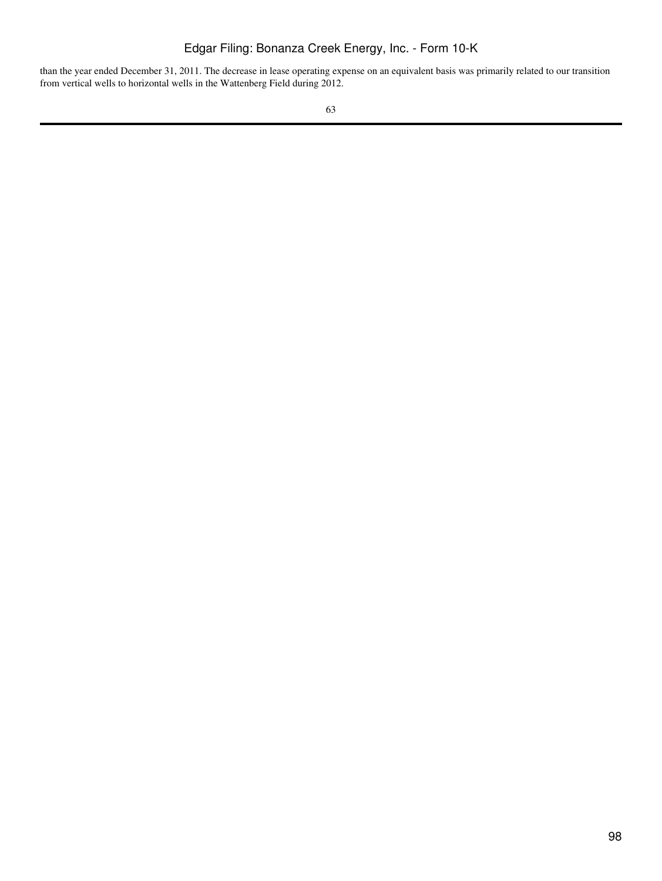than the year ended December 31, 2011. The decrease in lease operating expense on an equivalent basis was primarily related to our transition from vertical wells to horizontal wells in the Wattenberg Field during 2012.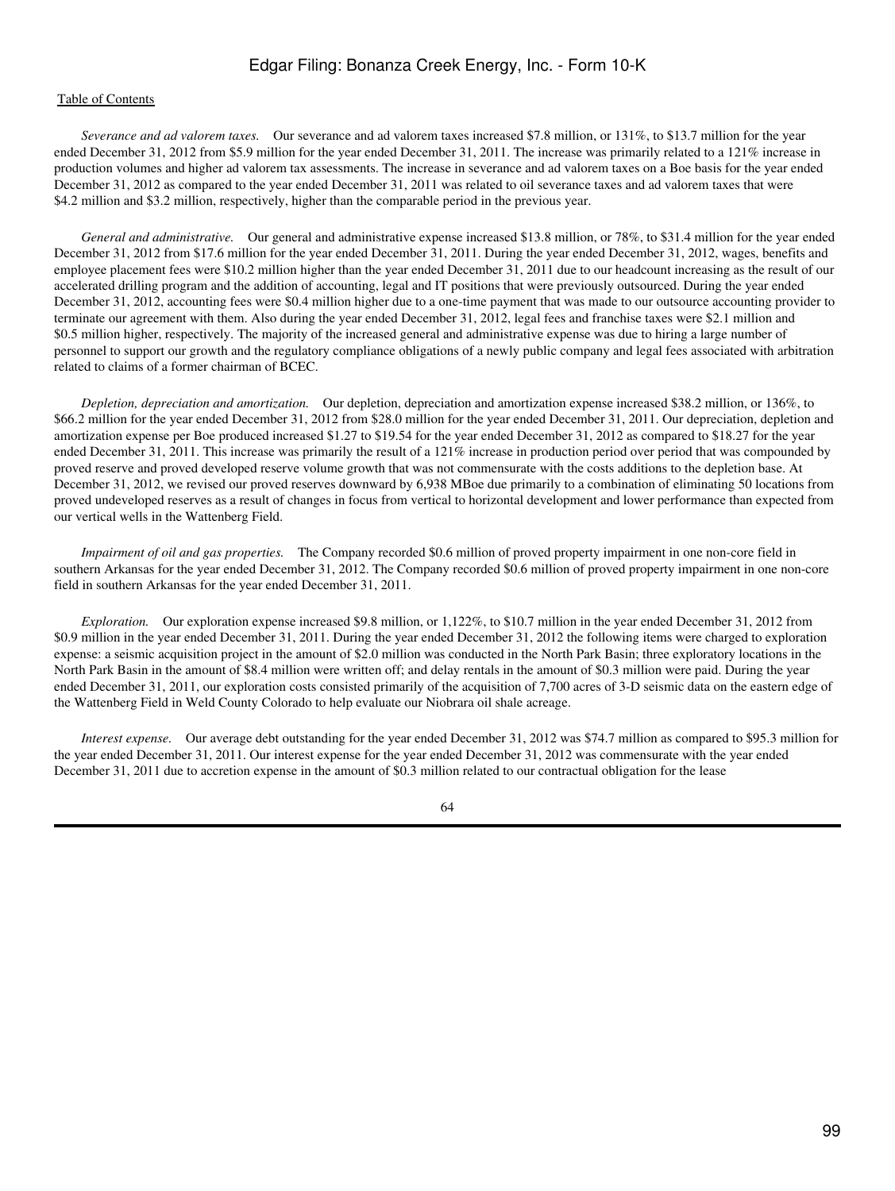*Severance and ad valorem taxes.* Our severance and ad valorem taxes increased $7.8 million, or 131%, to $13.7 million for the year ended December 31, 2012 from $5.9 million for the year ended December 31, 2011. The increase was primarily related to a 121% increase in production volumes and higher ad valorem tax assessments. The increase in severance and ad valorem taxes on a Boe basis for the year ended December 31, 2012 as compared to the year ended December 31, 2011 was related to oil severance taxes and ad valorem taxes that were $4.2 million and $3.2 million, respectively, higher than the comparable period in the previous year.

*General and administrative.* Our general and administrative expense increased $13.8 million, or 78%, to $31.4 million for the year ended December 31, 2012 from $17.6 million for the year ended December 31, 2011. During the year ended December 31, 2012, wages, benefits and employee placement fees were $10.2 million higher than the year ended December 31, 2011 due to our headcount increasing as the result of our accelerated drilling program and the addition of accounting, legal and IT positions that were previously outsourced. During the year ended December 31, 2012, accounting fees were $0.4 million higher due to a one-time payment that was made to our outsource accounting provider to terminate our agreement with them. Also during the year ended December 31, 2012, legal fees and franchise taxes were $2.1 million and $0.5 million higher, respectively. The majority of the increased general and administrative expense was due to hiring a large number of personnel to support our growth and the regulatory compliance obligations of a newly public company and legal fees associated with arbitration related to claims of a former chairman of BCEC.

*Depletion, depreciation and amortization.* Our depletion, depreciation and amortization expense increased $38.2 million, or 136%, to $66.2 million for the year ended December 31, 2012 from $28.0 million for the year ended December 31, 2011. Our depreciation, depletion and amortization expense per Boe produced increased $1.27 to $19.54 for the year ended December 31, 2012 as compared to $18.27 for the year ended December 31, 2011. This increase was primarily the result of a 121% increase in production period over period that was compounded by proved reserve and proved developed reserve volume growth that was not commensurate with the costs additions to the depletion base. At December 31, 2012, we revised our proved reserves downward by 6,938 MBoe due primarily to a combination of eliminating 50 locations from proved undeveloped reserves as a result of changes in focus from vertical to horizontal development and lower performance than expected from our vertical wells in the Wattenberg Field.

*Impairment of oil and gas properties.* The Company recorded $0.6 million of proved property impairment in one non-core field in southern Arkansas for the year ended December 31, 2012. The Company recorded $0.6 million of proved property impairment in one non-core field in southern Arkansas for the year ended December 31, 2011.

*Exploration.* Our exploration expense increased $9.8 million, or 1,122%, to $10.7 million in the year ended December 31, 2012 from $0.9 million in the year ended December 31, 2011. During the year ended December 31, 2012 the following items were charged to exploration expense: a seismic acquisition project in the amount of $2.0 million was conducted in the North Park Basin; three exploratory locations in the North Park Basin in the amount of $8.4 million were written off; and delay rentals in the amount of $0.3 million were paid. During the year ended December 31, 2011, our exploration costs consisted primarily of the acquisition of 7,700 acres of 3-D seismic data on the eastern edge of the Wattenberg Field in Weld County Colorado to help evaluate our Niobrara oil shale acreage.

*Interest expense.* Our average debt outstanding for the year ended December 31, 2012 was $74.7 million as compared to $95.3 million for the year ended December 31, 2011. Our interest expense for the year ended December 31, 2012 was commensurate with the year ended December 31, 2011 due to accretion expense in the amount of $0.3 million related to our contractual obligation for the lease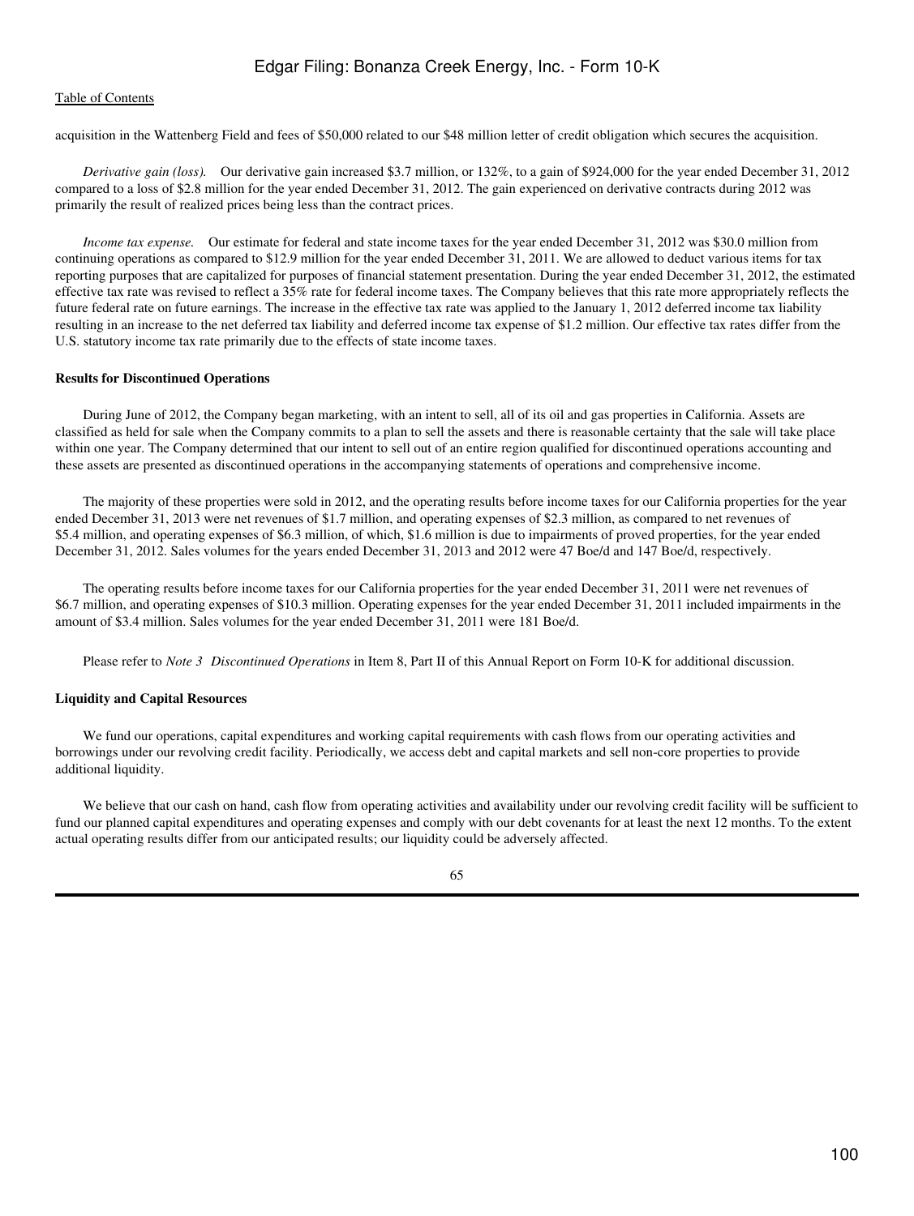acquisition in the Wattenberg Field and fees of $50,000 related to our $48 million letter of credit obligation which secures the acquisition.

*Derivative gain (loss).* Our derivative gain increased $3.7 million, or 132%, to a gain of $924,000 for the year ended December 31, 2012 compared to a loss of $2.8 million for the year ended December 31, 2012. The gain experienced on derivative contracts during 2012 was primarily the result of realized prices being less than the contract prices.

*Income tax expense.* Our estimate for federal and state income taxes for the year ended December 31, 2012 was $30.0 million from continuing operations as compared to $12.9 million for the year ended December 31, 2011. We are allowed to deduct various items for tax reporting purposes that are capitalized for purposes of financial statement presentation. During the year ended December 31, 2012, the estimated effective tax rate was revised to reflect a 35% rate for federal income taxes. The Company believes that this rate more appropriately reflects the future federal rate on future earnings. The increase in the effective tax rate was applied to the January 1, 2012 deferred income tax liability resulting in an increase to the net deferred tax liability and deferred income tax expense of $1.2 million. Our effective tax rates differ from the U.S. statutory income tax rate primarily due to the effects of state income taxes.

**Results for Discontinued Operations**

During June of 2012, the Company began marketing, with an intent to sell, all of its oil and gas properties in California. Assets are classified as held for sale when the Company commits to a plan to sell the assets and there is reasonable certainty that the sale will take place within one year. The Company determined that our intent to sell out of an entire region qualified for discontinued operations accounting and these assets are presented as discontinued operations in the accompanying statements of operations and comprehensive income.

The majority of these properties were sold in 2012, and the operating results before income taxes for our California properties for the year ended December 31, 2013 were net revenues of $1.7 million, and operating expenses of $2.3 million, as compared to net revenues of $5.4 million, and operating expenses of $6.3 million, of which, $1.6 million is due to impairments of proved properties, for the year ended December 31, 2012. Sales volumes for the years ended December 31, 2013 and 2012 were 47 Boe/d and 147 Boe/d, respectively.

The operating results before income taxes for our California properties for the year ended December 31, 2011 were net revenues of $6.7 million, and operating expenses of $10.3 million. Operating expenses for the year ended December 31, 2011 included impairments in the amount of $3.4 million. Sales volumes for the year ended December 31, 2011 were 181 Boe/d.

Please refer to *Note 3 Discontinued Operations* in Item 8, Part II of this Annual Report on Form 10-K for additional discussion.

**Liquidity and Capital Resources**

We fund our operations, capital expenditures and working capital requirements with cash flows from our operating activities and borrowings under our revolving credit facility. Periodically, we access debt and capital markets and sell non-core properties to provide additional liquidity.

We believe that our cash on hand, cash flow from operating activities and availability under our revolving credit facility will be sufficient to fund our planned capital expenditures and operating expenses and comply with our debt covenants for at least the next 12 months. To the extent actual operating results differ from our anticipated results; our liquidity could be adversely affected.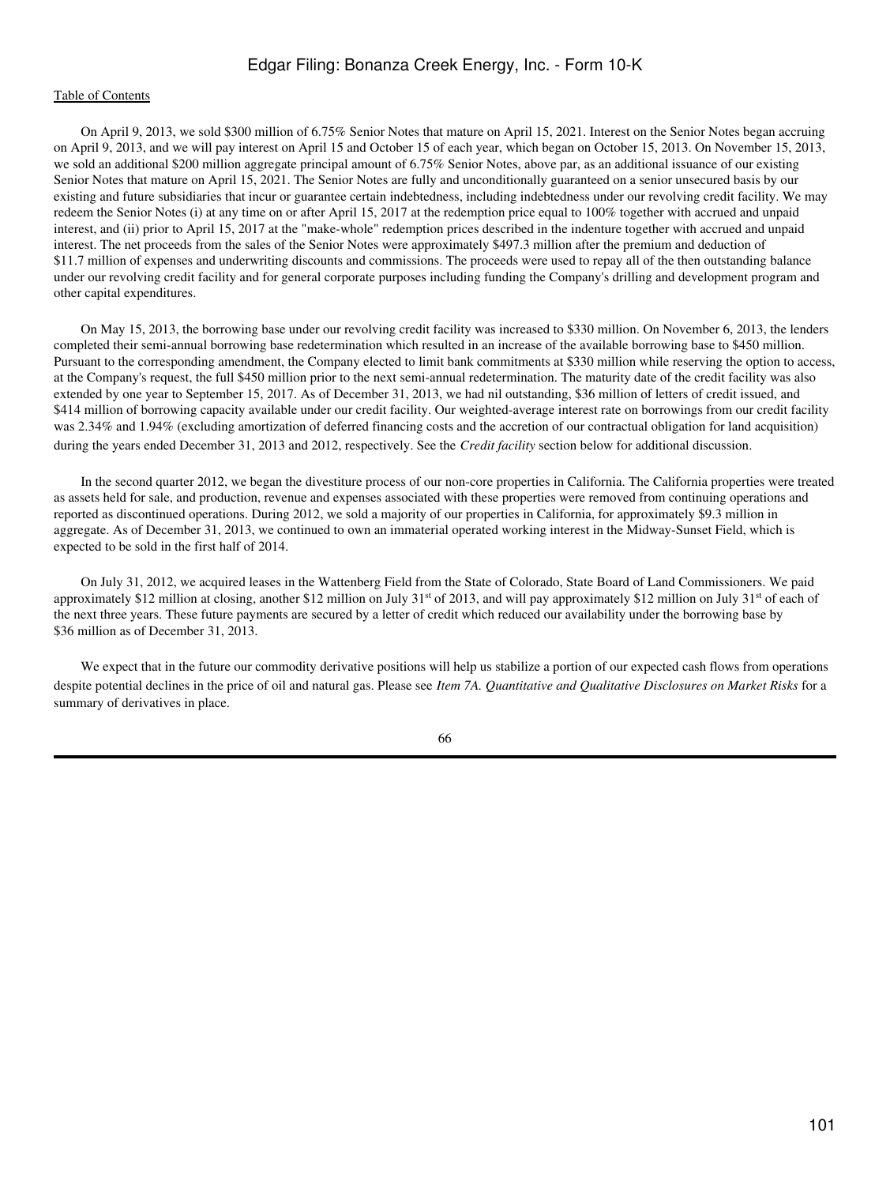On April 9, 2013, we sold $300 million of 6.75% Senior Notes that mature on April 15, 2021. Interest on the Senior Notes began accruing on April 9, 2013, and we will pay interest on April 15 and October 15 of each year, which began on October 15, 2013. On November 15, 2013, we sold an additional $200 million aggregate principal amount of 6.75% Senior Notes, above par, as an additional issuance of our existing Senior Notes that mature on April 15, 2021. The Senior Notes are fully and unconditionally guaranteed on a senior unsecured basis by our existing and future subsidiaries that incur or guarantee certain indebtedness, including indebtedness under our revolving credit facility. We may redeem the Senior Notes (i) at any time on or after April 15, 2017 at the redemption price equal to 100% together with accrued and unpaid interest, and (ii) prior to April 15, 2017 at the "make-whole" redemption prices described in the indenture together with accrued and unpaid interest. The net proceeds from the sales of the Senior Notes were approximately $497.3 million after the premium and deduction of $11.7 million of expenses and underwriting discounts and commissions. The proceeds were used to repay all of the then outstanding balance under our revolving credit facility and for general corporate purposes including funding the Company's drilling and development program and other capital expenditures.

On May 15, 2013, the borrowing base under our revolving credit facility was increased to $330 million. On November 6, 2013, the lenders completed their semi-annual borrowing base redetermination which resulted in an increase of the available borrowing base to $450 million. Pursuant to the corresponding amendment, the Company elected to limit bank commitments at $330 million while reserving the option to access, at the Company's request, the full $450 million prior to the next semi-annual redetermination. The maturity date of the credit facility was also extended by one year to September 15, 2017. As of December 31, 2013, we had nil outstanding, $36 million of letters of credit issued, and $414 million of borrowing capacity available under our credit facility. Our weighted-average interest rate on borrowings from our credit facility was 2.34% and 1.94% (excluding amortization of deferred financing costs and the accretion of our contractual obligation for land acquisition) during the years ended December 31, 2013 and 2012, respectively. See the *Credit facility* section below for additional discussion.

In the second quarter 2012, we began the divestiture process of our non-core properties in California. The California properties were treated as assets held for sale, and production, revenue and expenses associated with these properties were removed from continuing operations and reported as discontinued operations. During 2012, we sold a majority of our properties in California, for approximately $9.3 million in aggregate. As of December 31, 2013, we continued to own an immaterial operated working interest in the Midway-Sunset Field, which is expected to be sold in the first half of 2014.

On July 31, 2012, we acquired leases in the Wattenberg Field from the State of Colorado, State Board of Land Commissioners. We paid approximately $12 million at closing, another $12 million on July 31st of 2013, and will pay approximately $12 million on July 31st of each of the next three years. These future payments are secured by a letter of credit which reduced our availability under the borrowing base by $36 million as of December 31, 2013.

We expect that in the future our commodity derivative positions will help us stabilize a portion of our expected cash flows from operations despite potential declines in the price of oil and natural gas. Please see *Item 7A. Quantitative and Qualitative Disclosures on Market Risks* for a summary of derivatives in place.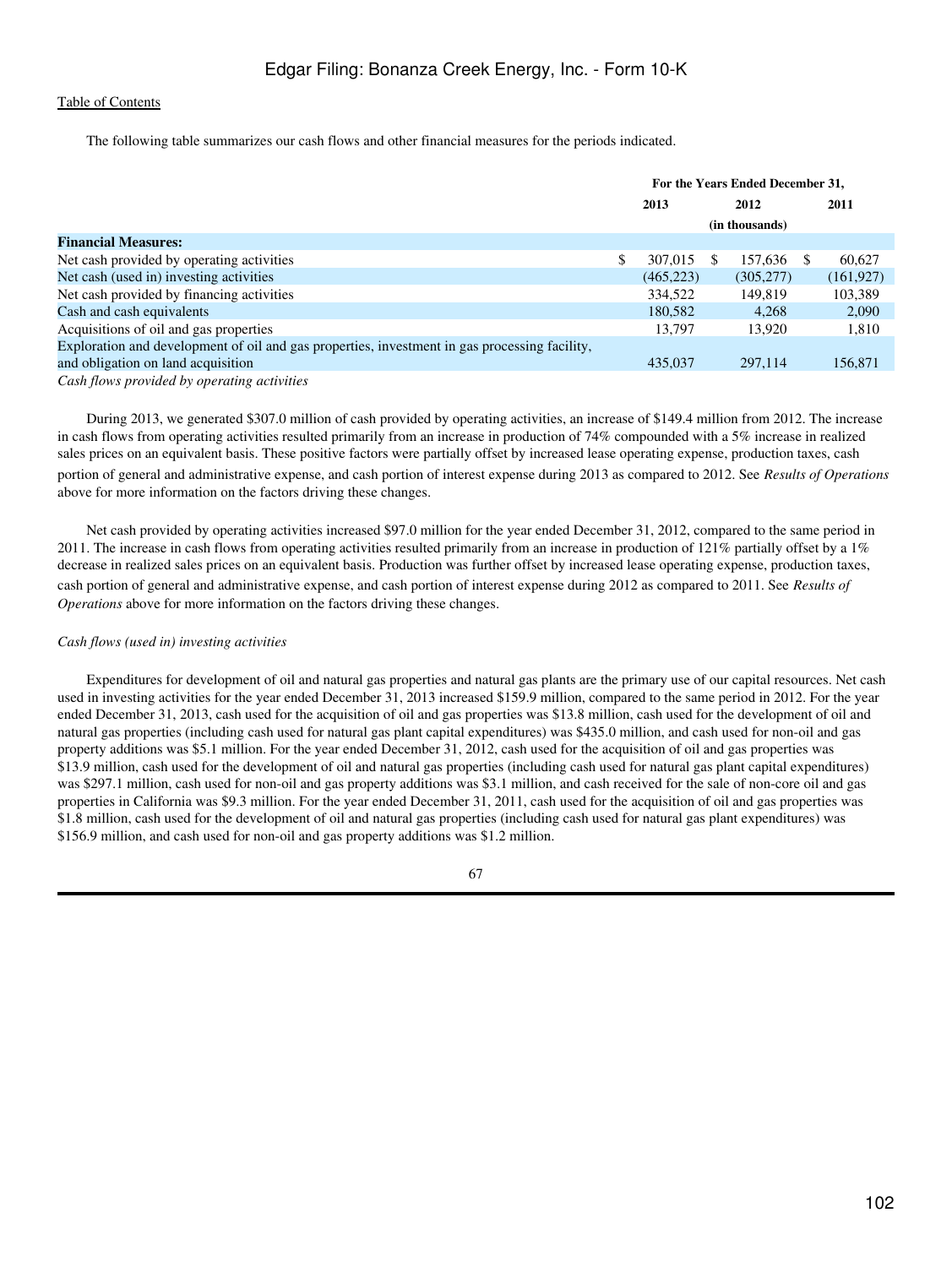The following table summarizes our cash flows and other financial measures for the periods indicated.

| | For the Years Ended December 31, | | |
|---|---|---|---|
| | 2013 | 2012 | 2011 |
| | (in thousands) | | |
| **Financial Measures:** | | | |
| Net cash provided by operating activities | $ 307,015 | $ 157,636 | $ 60,627 |
| Net cash (used in) investing activities | (465,223) | (305,277) | (161,927) |
| Net cash provided by financing activities | 334,522 | 149,819 | 103,389 |
| Cash and cash equivalents | 180,582 | 4,268 | 2,090 |
| Acquisitions of oil and gas properties | 13,797 | 13,920 | 1,810 |
| Exploration and development of oil and gas properties, investment in gas processing facility, and obligation on land acquisition | 435,037 | 297,114 | 156,871 |

*Cash flows provided by operating activities*

During 2013, we generated $307.0 million of cash provided by operating activities, an increase of $149.4 million from 2012. The increase in cash flows from operating activities resulted primarily from an increase in production of 74% compounded with a 5% increase in realized sales prices on an equivalent basis. These positive factors were partially offset by increased lease operating expense, production taxes, cash portion of general and administrative expense, and cash portion of interest expense during 2013 as compared to 2012. See *Results of Operations* above for more information on the factors driving these changes.

Net cash provided by operating activities increased $97.0 million for the year ended December 31, 2012, compared to the same period in 2011. The increase in cash flows from operating activities resulted primarily from an increase in production of 121% partially offset by a 1% decrease in realized sales prices on an equivalent basis. Production was further offset by increased lease operating expense, production taxes, cash portion of general and administrative expense, and cash portion of interest expense during 2012 as compared to 2011. See *Results of Operations* above for more information on the factors driving these changes.

*Cash flows (used in) investing activities*

Expenditures for development of oil and natural gas properties and natural gas plants are the primary use of our capital resources. Net cash used in investing activities for the year ended December 31, 2013 increased $159.9 million, compared to the same period in 2012. For the year ended December 31, 2013, cash used for the acquisition of oil and gas properties was $13.8 million, cash used for the development of oil and natural gas properties (including cash used for natural gas plant capital expenditures) was $435.0 million, and cash used for non-oil and gas property additions was $5.1 million. For the year ended December 31, 2012, cash used for the acquisition of oil and gas properties was $13.9 million, cash used for the development of oil and natural gas properties (including cash used for natural gas plant capital expenditures) was $297.1 million, cash used for non-oil and gas property additions was $3.1 million, and cash received for the sale of non-core oil and gas properties in California was $9.3 million. For the year ended December 31, 2011, cash used for the acquisition of oil and gas properties was $1.8 million, cash used for the development of oil and natural gas properties (including cash used for natural gas plant expenditures) was $156.9 million, and cash used for non-oil and gas property additions was $1.2 million.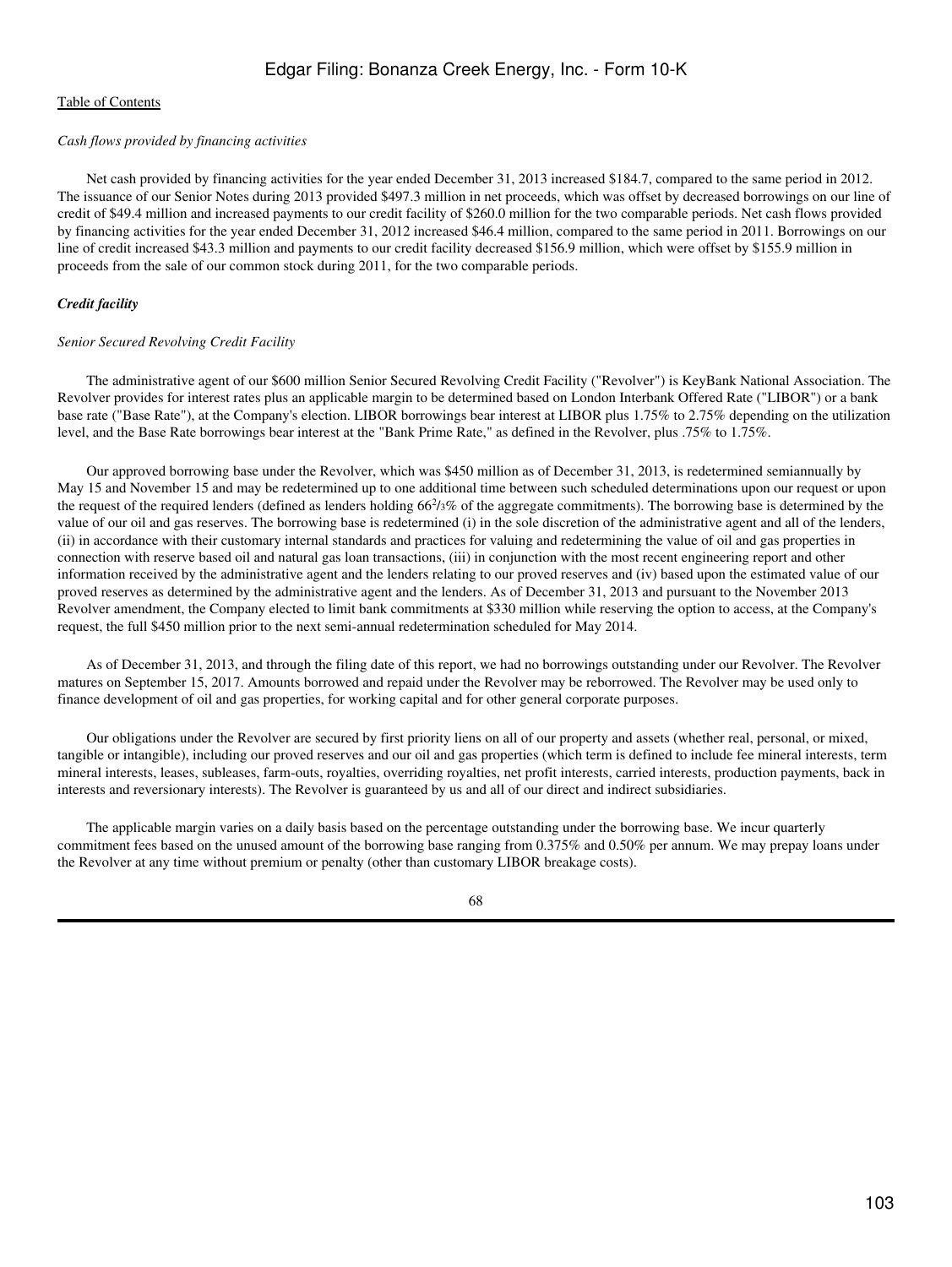*Cash flows provided by financing activities*

Net cash provided by financing activities for the year ended December 31, 2013 increased $184.7, compared to the same period in 2012. The issuance of our Senior Notes during 2013 provided $497.3 million in net proceeds, which was offset by decreased borrowings on our line of credit of $49.4 million and increased payments to our credit facility of $260.0 million for the two comparable periods. Net cash flows provided by financing activities for the year ended December 31, 2012 increased $46.4 million, compared to the same period in 2011. Borrowings on our line of credit increased $43.3 million and payments to our credit facility decreased $156.9 million, which were offset by $155.9 million in proceeds from the sale of our common stock during 2011, for the two comparable periods.

***Credit facility***

*Senior Secured Revolving Credit Facility*

The administrative agent of our $600 million Senior Secured Revolving Credit Facility ("Revolver") is KeyBank National Association. The Revolver provides for interest rates plus an applicable margin to be determined based on London Interbank Offered Rate ("LIBOR") or a bank base rate ("Base Rate"), at the Company's election. LIBOR borrowings bear interest at LIBOR plus 1.75% to 2.75% depending on the utilization level, and the Base Rate borrowings bear interest at the "Bank Prime Rate," as defined in the Revolver, plus .75% to 1.75%.

Our approved borrowing base under the Revolver, which was $450 million as of December 31, 2013, is redetermined semiannually by May 15 and November 15 and may be redetermined up to one additional time between such scheduled determinations upon our request or upon the request of the required lenders (defined as lenders holding 66²/₃% of the aggregate commitments). The borrowing base is determined by the value of our oil and gas reserves. The borrowing base is redetermined (i) in the sole discretion of the administrative agent and all of the lenders, (ii) in accordance with their customary internal standards and practices for valuing and redetermining the value of oil and gas properties in connection with reserve based oil and natural gas loan transactions, (iii) in conjunction with the most recent engineering report and other information received by the administrative agent and the lenders relating to our proved reserves and (iv) based upon the estimated value of our proved reserves as determined by the administrative agent and the lenders. As of December 31, 2013 and pursuant to the November 2013 Revolver amendment, the Company elected to limit bank commitments at $330 million while reserving the option to access, at the Company's request, the full $450 million prior to the next semi-annual redetermination scheduled for May 2014.

As of December 31, 2013, and through the filing date of this report, we had no borrowings outstanding under our Revolver. The Revolver matures on September 15, 2017. Amounts borrowed and repaid under the Revolver may be reborrowed. The Revolver may be used only to finance development of oil and gas properties, for working capital and for other general corporate purposes.

Our obligations under the Revolver are secured by first priority liens on all of our property and assets (whether real, personal, or mixed, tangible or intangible), including our proved reserves and our oil and gas properties (which term is defined to include fee mineral interests, term mineral interests, leases, subleases, farm-outs, royalties, overriding royalties, net profit interests, carried interests, production payments, back in interests and reversionary interests). The Revolver is guaranteed by us and all of our direct and indirect subsidiaries.

The applicable margin varies on a daily basis based on the percentage outstanding under the borrowing base. We incur quarterly commitment fees based on the unused amount of the borrowing base ranging from 0.375% and 0.50% per annum. We may prepay loans under the Revolver at any time without premium or penalty (other than customary LIBOR breakage costs).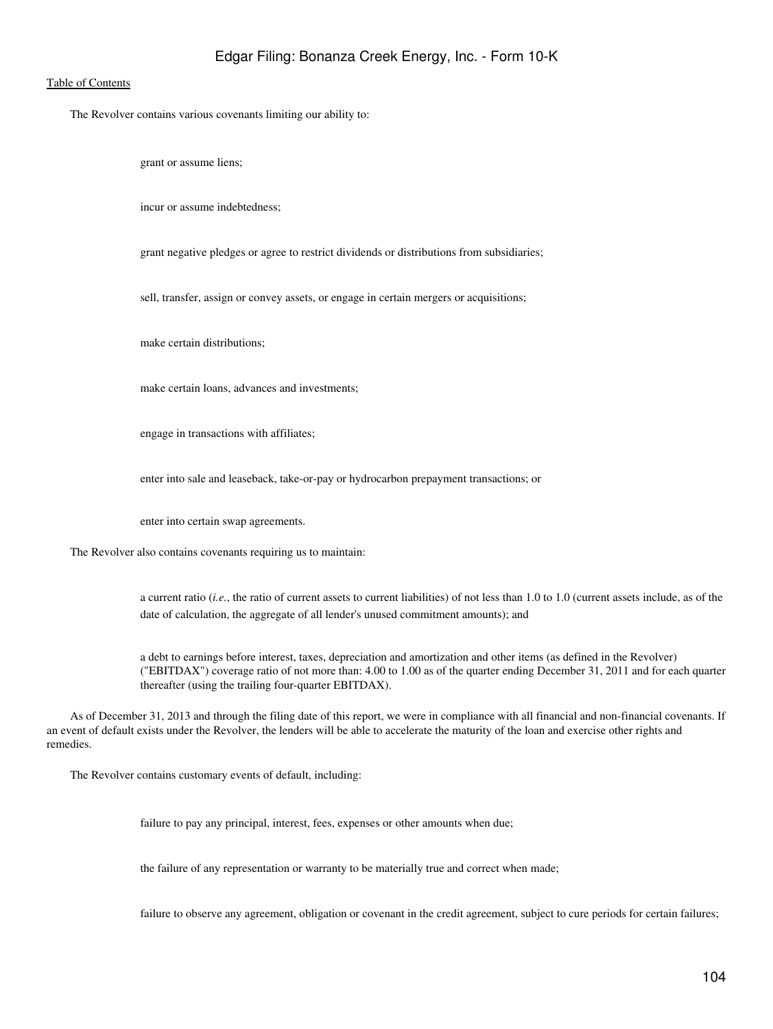The Revolver contains various covenants limiting our ability to:

- grant or assume liens;
- incur or assume indebtedness;
- grant negative pledges or agree to restrict dividends or distributions from subsidiaries;
- sell, transfer, assign or convey assets, or engage in certain mergers or acquisitions;
- make certain distributions;
- make certain loans, advances and investments;
- engage in transactions with affiliates;
- enter into sale and leaseback, take-or-pay or hydrocarbon prepayment transactions; or
- enter into certain swap agreements.

The Revolver also contains covenants requiring us to maintain:

- a current ratio (*i.e.*, the ratio of current assets to current liabilities) of not less than 1.0 to 1.0 (current assets include, as of the date of calculation, the aggregate of all lender's unused commitment amounts); and
- a debt to earnings before interest, taxes, depreciation and amortization and other items (as defined in the Revolver) ("EBITDAX") coverage ratio of not more than: 4.00 to 1.00 as of the quarter ending December 31, 2011 and for each quarter thereafter (using the trailing four-quarter EBITDAX).

As of December 31, 2013 and through the filing date of this report, we were in compliance with all financial and non-financial covenants. If an event of default exists under the Revolver, the lenders will be able to accelerate the maturity of the loan and exercise other rights and remedies.

The Revolver contains customary events of default, including:

- failure to pay any principal, interest, fees, expenses or other amounts when due;
- the failure of any representation or warranty to be materially true and correct when made;
- failure to observe any agreement, obligation or covenant in the credit agreement, subject to cure periods for certain failures;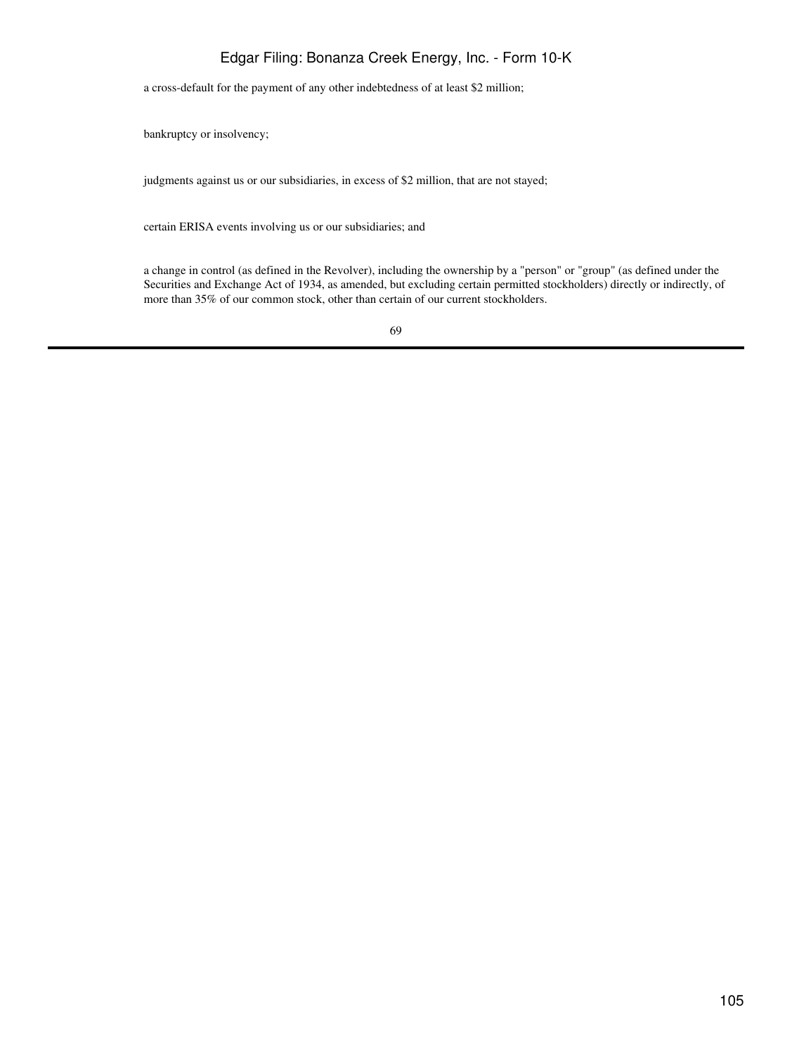- a cross-default for the payment of any other indebtedness of at least $2 million;
- bankruptcy or insolvency;
- judgments against us or our subsidiaries, in excess of $2 million, that are not stayed;
- certain ERISA events involving us or our subsidiaries; and
- a change in control (as defined in the Revolver), including the ownership by a "person" or "group" (as defined under the Securities and Exchange Act of 1934, as amended, but excluding certain permitted stockholders) directly or indirectly, of more than 35% of our common stock, other than certain of our current stockholders.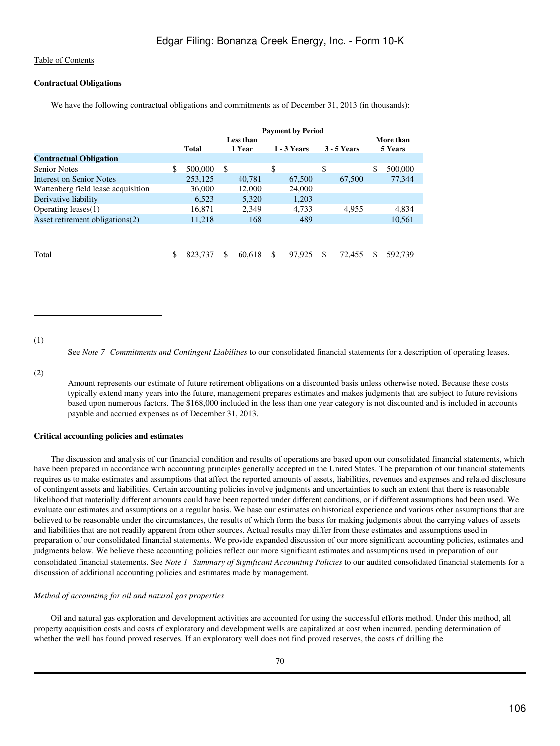Table of Contents

### Contractual Obligations

We have the following contractual obligations and commitments as of December 31, 2013 (in thousands):

| | | Payment by Period | | | |
|---|---|---|---|---|---|
| | Total | Less than 1 Year | 1 - 3 Years | 3 - 5 Years | More than 5 Years |
| **Contractual Obligation** | | | | | |
| Senior Notes | $ 500,000 | $ | $ | $ | $ 500,000 |
| Interest on Senior Notes | 253,125 | 40,781 | 67,500 | 67,500 | 77,344 |
| Wattenberg field lease acquisition | 36,000 | 12,000 | 24,000 | | |
| Derivative liability | 6,523 | 5,320 | 1,203 | | |
| Operating leases(1) | 16,871 | 2,349 | 4,733 | 4,955 | 4,834 |
| Asset retirement obligations(2) | 11,218 | 168 | 489 | | 10,561 |
| Total | $ 823,737 | $ 60,618 | $ 97,925 | $ 72,455 | $ 592,739 |

(1) See *Note 7 Commitments and Contingent Liabilities* to our consolidated financial statements for a description of operating leases.

(2) Amount represents our estimate of future retirement obligations on a discounted basis unless otherwise noted. Because these costs typically extend many years into the future, management prepares estimates and makes judgments that are subject to future revisions based upon numerous factors. The $168,000 included in the less than one year category is not discounted and is included in accounts payable and accrued expenses as of December 31, 2013.

### Critical accounting policies and estimates

The discussion and analysis of our financial condition and results of operations are based upon our consolidated financial statements, which have been prepared in accordance with accounting principles generally accepted in the United States. The preparation of our financial statements requires us to make estimates and assumptions that affect the reported amounts of assets, liabilities, revenues and expenses and related disclosure of contingent assets and liabilities. Certain accounting policies involve judgments and uncertainties to such an extent that there is reasonable likelihood that materially different amounts could have been reported under different conditions, or if different assumptions had been used. We evaluate our estimates and assumptions on a regular basis. We base our estimates on historical experience and various other assumptions that are believed to be reasonable under the circumstances, the results of which form the basis for making judgments about the carrying values of assets and liabilities that are not readily apparent from other sources. Actual results may differ from these estimates and assumptions used in preparation of our consolidated financial statements. We provide expanded discussion of our more significant accounting policies, estimates and judgments below. We believe these accounting policies reflect our more significant estimates and assumptions used in preparation of our consolidated financial statements. See *Note 1 Summary of Significant Accounting Policies* to our audited consolidated financial statements for a discussion of additional accounting policies and estimates made by management.

*Method of accounting for oil and natural gas properties*

Oil and natural gas exploration and development activities are accounted for using the successful efforts method. Under this method, all property acquisition costs and costs of exploratory and development wells are capitalized at cost when incurred, pending determination of whether the well has found proved reserves. If an exploratory well does not find proved reserves, the costs of drilling the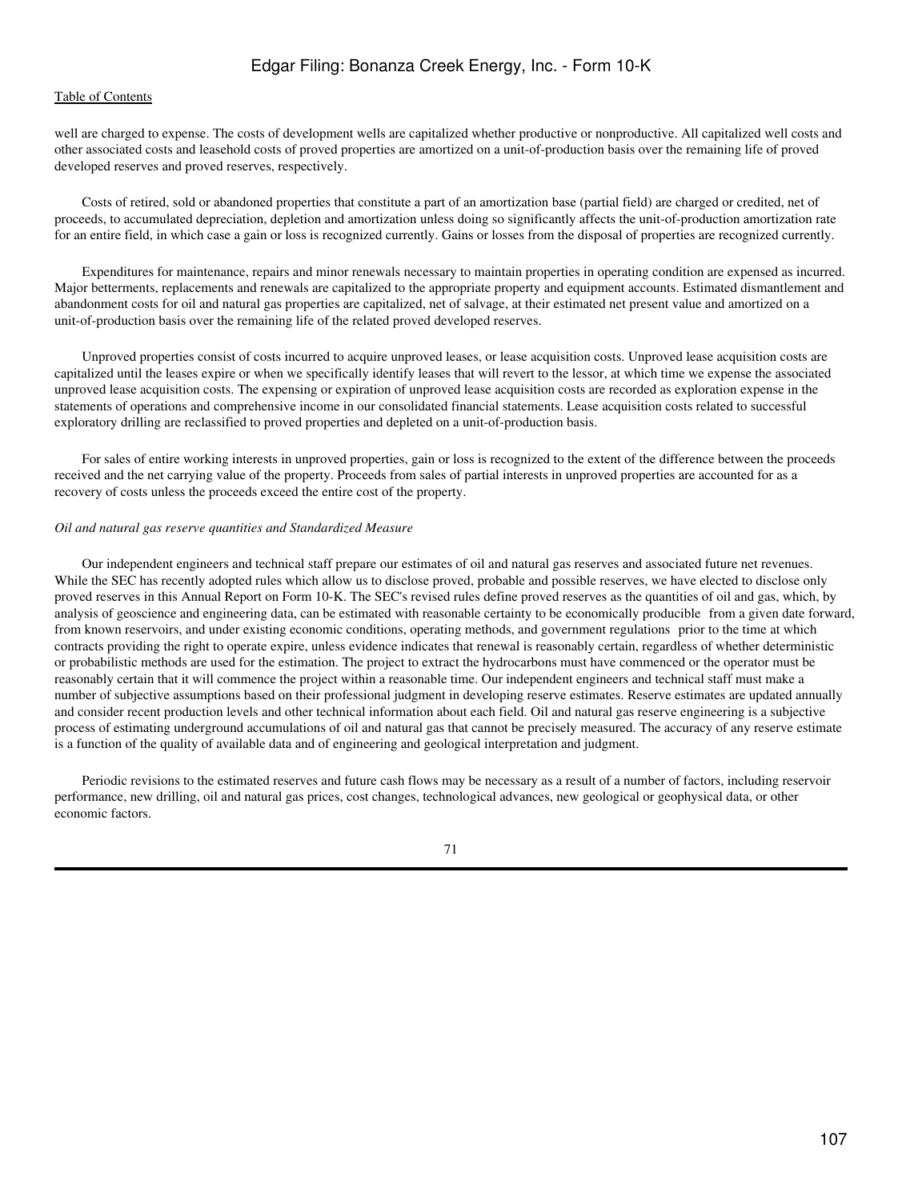well are charged to expense. The costs of development wells are capitalized whether productive or nonproductive. All capitalized well costs and other associated costs and leasehold costs of proved properties are amortized on a unit-of-production basis over the remaining life of proved developed reserves and proved reserves, respectively.

Costs of retired, sold or abandoned properties that constitute a part of an amortization base (partial field) are charged or credited, net of proceeds, to accumulated depreciation, depletion and amortization unless doing so significantly affects the unit-of-production amortization rate for an entire field, in which case a gain or loss is recognized currently. Gains or losses from the disposal of properties are recognized currently.

Expenditures for maintenance, repairs and minor renewals necessary to maintain properties in operating condition are expensed as incurred. Major betterments, replacements and renewals are capitalized to the appropriate property and equipment accounts. Estimated dismantlement and abandonment costs for oil and natural gas properties are capitalized, net of salvage, at their estimated net present value and amortized on a unit-of-production basis over the remaining life of the related proved developed reserves.

Unproved properties consist of costs incurred to acquire unproved leases, or lease acquisition costs. Unproved lease acquisition costs are capitalized until the leases expire or when we specifically identify leases that will revert to the lessor, at which time we expense the associated unproved lease acquisition costs. The expensing or expiration of unproved lease acquisition costs are recorded as exploration expense in the statements of operations and comprehensive income in our consolidated financial statements. Lease acquisition costs related to successful exploratory drilling are reclassified to proved properties and depleted on a unit-of-production basis.

For sales of entire working interests in unproved properties, gain or loss is recognized to the extent of the difference between the proceeds received and the net carrying value of the property. Proceeds from sales of partial interests in unproved properties are accounted for as a recovery of costs unless the proceeds exceed the entire cost of the property.

*Oil and natural gas reserve quantities and Standardized Measure*

Our independent engineers and technical staff prepare our estimates of oil and natural gas reserves and associated future net revenues. While the SEC has recently adopted rules which allow us to disclose proved, probable and possible reserves, we have elected to disclose only proved reserves in this Annual Report on Form 10-K. The SEC's revised rules define proved reserves as the quantities of oil and gas, which, by analysis of geoscience and engineering data, can be estimated with reasonable certainty to be economically producible from a given date forward, from known reservoirs, and under existing economic conditions, operating methods, and government regulations prior to the time at which contracts providing the right to operate expire, unless evidence indicates that renewal is reasonably certain, regardless of whether deterministic or probabilistic methods are used for the estimation. The project to extract the hydrocarbons must have commenced or the operator must be reasonably certain that it will commence the project within a reasonable time. Our independent engineers and technical staff must make a number of subjective assumptions based on their professional judgment in developing reserve estimates. Reserve estimates are updated annually and consider recent production levels and other technical information about each field. Oil and natural gas reserve engineering is a subjective process of estimating underground accumulations of oil and natural gas that cannot be precisely measured. The accuracy of any reserve estimate is a function of the quality of available data and of engineering and geological interpretation and judgment.

Periodic revisions to the estimated reserves and future cash flows may be necessary as a result of a number of factors, including reservoir performance, new drilling, oil and natural gas prices, cost changes, technological advances, new geological or geophysical data, or other economic factors.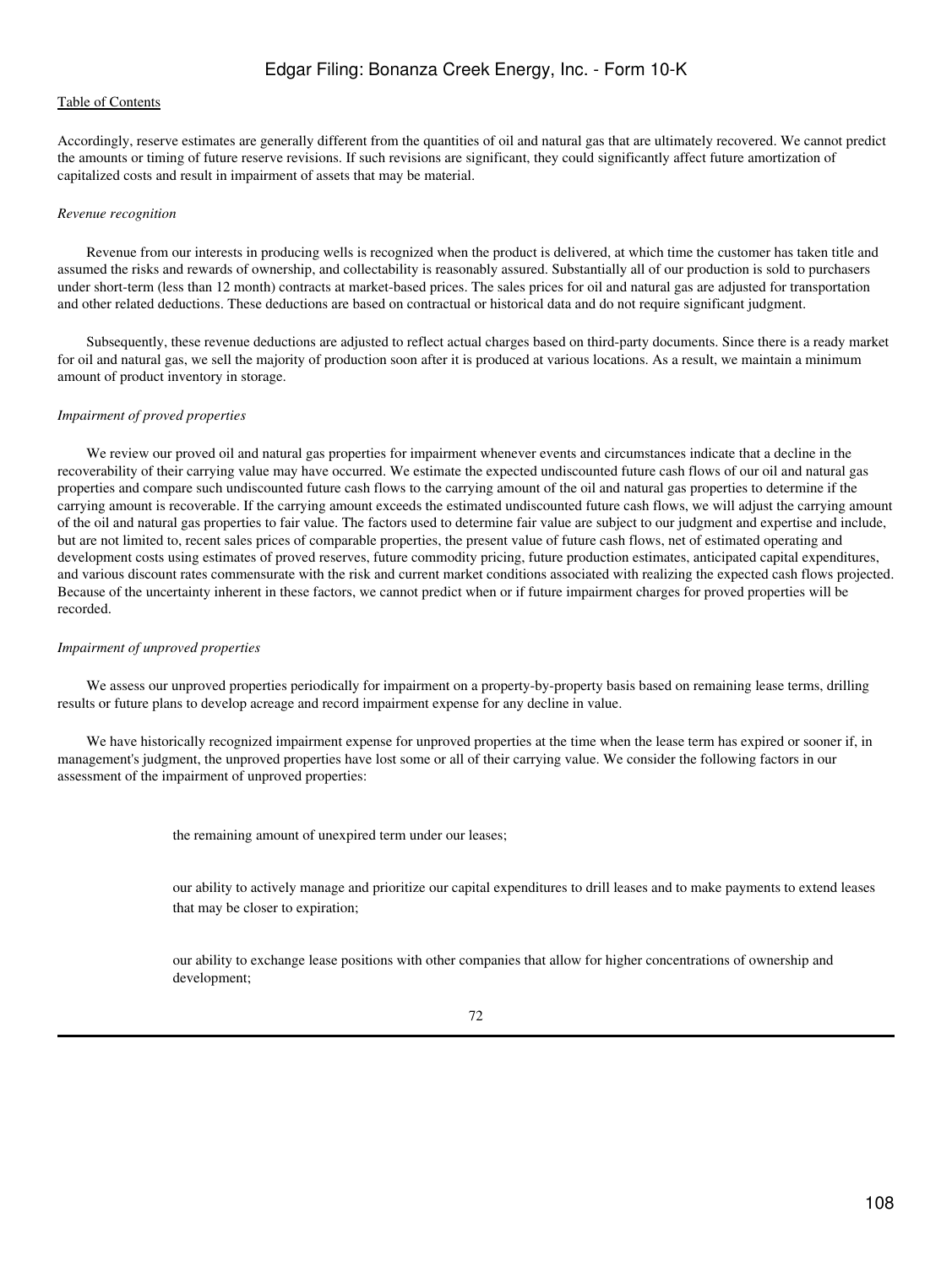Accordingly, reserve estimates are generally different from the quantities of oil and natural gas that are ultimately recovered. We cannot predict the amounts or timing of future reserve revisions. If such revisions are significant, they could significantly affect future amortization of capitalized costs and result in impairment of assets that may be material.

*Revenue recognition*

Revenue from our interests in producing wells is recognized when the product is delivered, at which time the customer has taken title and assumed the risks and rewards of ownership, and collectability is reasonably assured. Substantially all of our production is sold to purchasers under short-term (less than 12 month) contracts at market-based prices. The sales prices for oil and natural gas are adjusted for transportation and other related deductions. These deductions are based on contractual or historical data and do not require significant judgment.

Subsequently, these revenue deductions are adjusted to reflect actual charges based on third-party documents. Since there is a ready market for oil and natural gas, we sell the majority of production soon after it is produced at various locations. As a result, we maintain a minimum amount of product inventory in storage.

*Impairment of proved properties*

We review our proved oil and natural gas properties for impairment whenever events and circumstances indicate that a decline in the recoverability of their carrying value may have occurred. We estimate the expected undiscounted future cash flows of our oil and natural gas properties and compare such undiscounted future cash flows to the carrying amount of the oil and natural gas properties to determine if the carrying amount is recoverable. If the carrying amount exceeds the estimated undiscounted future cash flows, we will adjust the carrying amount of the oil and natural gas properties to fair value. The factors used to determine fair value are subject to our judgment and expertise and include, but are not limited to, recent sales prices of comparable properties, the present value of future cash flows, net of estimated operating and development costs using estimates of proved reserves, future commodity pricing, future production estimates, anticipated capital expenditures, and various discount rates commensurate with the risk and current market conditions associated with realizing the expected cash flows projected. Because of the uncertainty inherent in these factors, we cannot predict when or if future impairment charges for proved properties will be recorded.

*Impairment of unproved properties*

We assess our unproved properties periodically for impairment on a property-by-property basis based on remaining lease terms, drilling results or future plans to develop acreage and record impairment expense for any decline in value.

We have historically recognized impairment expense for unproved properties at the time when the lease term has expired or sooner if, in management's judgment, the unproved properties have lost some or all of their carrying value. We consider the following factors in our assessment of the impairment of unproved properties:

- the remaining amount of unexpired term under our leases;
- our ability to actively manage and prioritize our capital expenditures to drill leases and to make payments to extend leases that may be closer to expiration;
- our ability to exchange lease positions with other companies that allow for higher concentrations of ownership and development;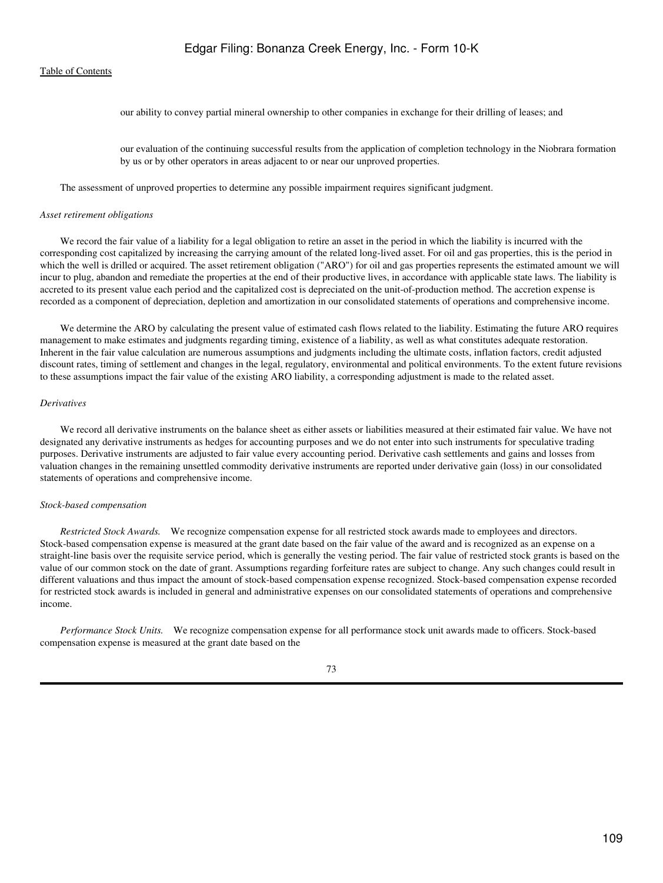- our ability to convey partial mineral ownership to other companies in exchange for their drilling of leases; and
- our evaluation of the continuing successful results from the application of completion technology in the Niobrara formation by us or by other operators in areas adjacent to or near our unproved properties.

The assessment of unproved properties to determine any possible impairment requires significant judgment.

*Asset retirement obligations*

We record the fair value of a liability for a legal obligation to retire an asset in the period in which the liability is incurred with the corresponding cost capitalized by increasing the carrying amount of the related long-lived asset. For oil and gas properties, this is the period in which the well is drilled or acquired. The asset retirement obligation ("ARO") for oil and gas properties represents the estimated amount we will incur to plug, abandon and remediate the properties at the end of their productive lives, in accordance with applicable state laws. The liability is accreted to its present value each period and the capitalized cost is depreciated on the unit-of-production method. The accretion expense is recorded as a component of depreciation, depletion and amortization in our consolidated statements of operations and comprehensive income.

We determine the ARO by calculating the present value of estimated cash flows related to the liability. Estimating the future ARO requires management to make estimates and judgments regarding timing, existence of a liability, as well as what constitutes adequate restoration. Inherent in the fair value calculation are numerous assumptions and judgments including the ultimate costs, inflation factors, credit adjusted discount rates, timing of settlement and changes in the legal, regulatory, environmental and political environments. To the extent future revisions to these assumptions impact the fair value of the existing ARO liability, a corresponding adjustment is made to the related asset.

*Derivatives*

We record all derivative instruments on the balance sheet as either assets or liabilities measured at their estimated fair value. We have not designated any derivative instruments as hedges for accounting purposes and we do not enter into such instruments for speculative trading purposes. Derivative instruments are adjusted to fair value every accounting period. Derivative cash settlements and gains and losses from valuation changes in the remaining unsettled commodity derivative instruments are reported under derivative gain (loss) in our consolidated statements of operations and comprehensive income.

*Stock-based compensation*

*Restricted Stock Awards.* We recognize compensation expense for all restricted stock awards made to employees and directors. Stock-based compensation expense is measured at the grant date based on the fair value of the award and is recognized as an expense on a straight-line basis over the requisite service period, which is generally the vesting period. The fair value of restricted stock grants is based on the value of our common stock on the date of grant. Assumptions regarding forfeiture rates are subject to change. Any such changes could result in different valuations and thus impact the amount of stock-based compensation expense recognized. Stock-based compensation expense recorded for restricted stock awards is included in general and administrative expenses on our consolidated statements of operations and comprehensive income.

*Performance Stock Units.* We recognize compensation expense for all performance stock unit awards made to officers. Stock-based compensation expense is measured at the grant date based on the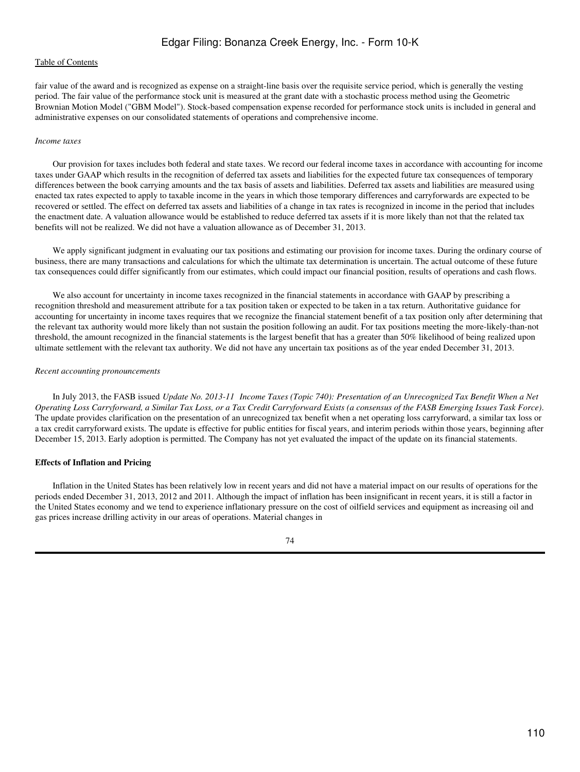fair value of the award and is recognized as expense on a straight-line basis over the requisite service period, which is generally the vesting period. The fair value of the performance stock unit is measured at the grant date with a stochastic process method using the Geometric Brownian Motion Model ("GBM Model"). Stock-based compensation expense recorded for performance stock units is included in general and administrative expenses on our consolidated statements of operations and comprehensive income.

*Income taxes*

Our provision for taxes includes both federal and state taxes. We record our federal income taxes in accordance with accounting for income taxes under GAAP which results in the recognition of deferred tax assets and liabilities for the expected future tax consequences of temporary differences between the book carrying amounts and the tax basis of assets and liabilities. Deferred tax assets and liabilities are measured using enacted tax rates expected to apply to taxable income in the years in which those temporary differences and carryforwards are expected to be recovered or settled. The effect on deferred tax assets and liabilities of a change in tax rates is recognized in income in the period that includes the enactment date. A valuation allowance would be established to reduce deferred tax assets if it is more likely than not that the related tax benefits will not be realized. We did not have a valuation allowance as of December 31, 2013.

We apply significant judgment in evaluating our tax positions and estimating our provision for income taxes. During the ordinary course of business, there are many transactions and calculations for which the ultimate tax determination is uncertain. The actual outcome of these future tax consequences could differ significantly from our estimates, which could impact our financial position, results of operations and cash flows.

We also account for uncertainty in income taxes recognized in the financial statements in accordance with GAAP by prescribing a recognition threshold and measurement attribute for a tax position taken or expected to be taken in a tax return. Authoritative guidance for accounting for uncertainty in income taxes requires that we recognize the financial statement benefit of a tax position only after determining that the relevant tax authority would more likely than not sustain the position following an audit. For tax positions meeting the more-likely-than-not threshold, the amount recognized in the financial statements is the largest benefit that has a greater than 50% likelihood of being realized upon ultimate settlement with the relevant tax authority. We did not have any uncertain tax positions as of the year ended December 31, 2013.

*Recent accounting pronouncements*

In July 2013, the FASB issued *Update No. 2013-11 Income Taxes (Topic 740): Presentation of an Unrecognized Tax Benefit When a Net Operating Loss Carryforward, a Similar Tax Loss, or a Tax Credit Carryforward Exists (a consensus of the FASB Emerging Issues Task Force)*. The update provides clarification on the presentation of an unrecognized tax benefit when a net operating loss carryforward, a similar tax loss or a tax credit carryforward exists. The update is effective for public entities for fiscal years, and interim periods within those years, beginning after December 15, 2013. Early adoption is permitted. The Company has not yet evaluated the impact of the update on its financial statements.

**Effects of Inflation and Pricing**

Inflation in the United States has been relatively low in recent years and did not have a material impact on our results of operations for the periods ended December 31, 2013, 2012 and 2011. Although the impact of inflation has been insignificant in recent years, it is still a factor in the United States economy and we tend to experience inflationary pressure on the cost of oilfield services and equipment as increasing oil and gas prices increase drilling activity in our areas of operations. Material changes in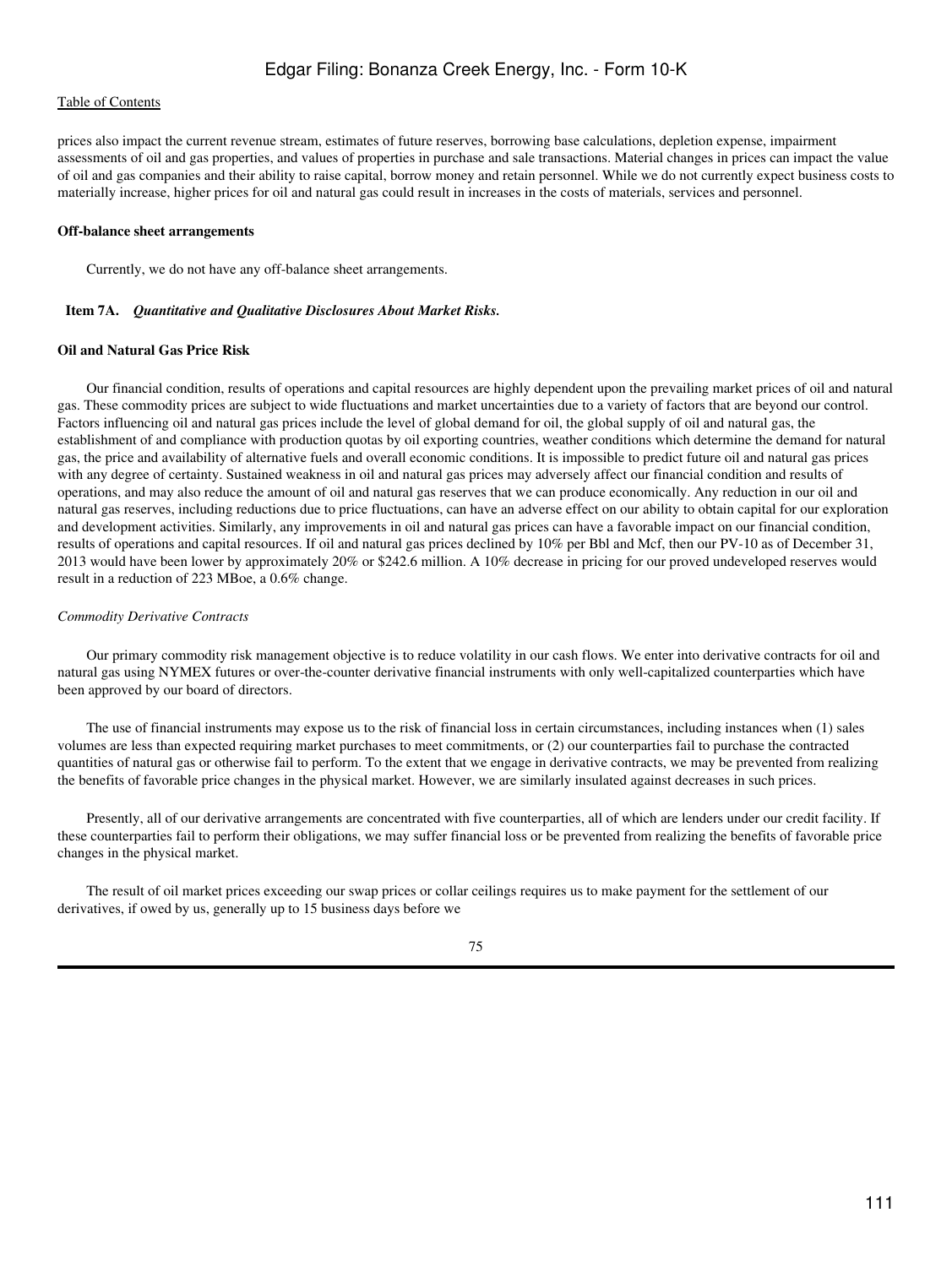prices also impact the current revenue stream, estimates of future reserves, borrowing base calculations, depletion expense, impairment assessments of oil and gas properties, and values of properties in purchase and sale transactions. Material changes in prices can impact the value of oil and gas companies and their ability to raise capital, borrow money and retain personnel. While we do not currently expect business costs to materially increase, higher prices for oil and natural gas could result in increases in the costs of materials, services and personnel.

**Off-balance sheet arrangements**

Currently, we do not have any off-balance sheet arrangements.

**Item 7A.** ***Quantitative and Qualitative Disclosures About Market Risks.***

**Oil and Natural Gas Price Risk**

Our financial condition, results of operations and capital resources are highly dependent upon the prevailing market prices of oil and natural gas. These commodity prices are subject to wide fluctuations and market uncertainties due to a variety of factors that are beyond our control. Factors influencing oil and natural gas prices include the level of global demand for oil, the global supply of oil and natural gas, the establishment of and compliance with production quotas by oil exporting countries, weather conditions which determine the demand for natural gas, the price and availability of alternative fuels and overall economic conditions. It is impossible to predict future oil and natural gas prices with any degree of certainty. Sustained weakness in oil and natural gas prices may adversely affect our financial condition and results of operations, and may also reduce the amount of oil and natural gas reserves that we can produce economically. Any reduction in our oil and natural gas reserves, including reductions due to price fluctuations, can have an adverse effect on our ability to obtain capital for our exploration and development activities. Similarly, any improvements in oil and natural gas prices can have a favorable impact on our financial condition, results of operations and capital resources. If oil and natural gas prices declined by 10% per Bbl and Mcf, then our PV-10 as of December 31, 2013 would have been lower by approximately 20% or $242.6 million. A 10% decrease in pricing for our proved undeveloped reserves would result in a reduction of 223 MBoe, a 0.6% change.

*Commodity Derivative Contracts*

Our primary commodity risk management objective is to reduce volatility in our cash flows. We enter into derivative contracts for oil and natural gas using NYMEX futures or over-the-counter derivative financial instruments with only well-capitalized counterparties which have been approved by our board of directors.

The use of financial instruments may expose us to the risk of financial loss in certain circumstances, including instances when (1) sales volumes are less than expected requiring market purchases to meet commitments, or (2) our counterparties fail to purchase the contracted quantities of natural gas or otherwise fail to perform. To the extent that we engage in derivative contracts, we may be prevented from realizing the benefits of favorable price changes in the physical market. However, we are similarly insulated against decreases in such prices.

Presently, all of our derivative arrangements are concentrated with five counterparties, all of which are lenders under our credit facility. If these counterparties fail to perform their obligations, we may suffer financial loss or be prevented from realizing the benefits of favorable price changes in the physical market.

The result of oil market prices exceeding our swap prices or collar ceilings requires us to make payment for the settlement of our derivatives, if owed by us, generally up to 15 business days before we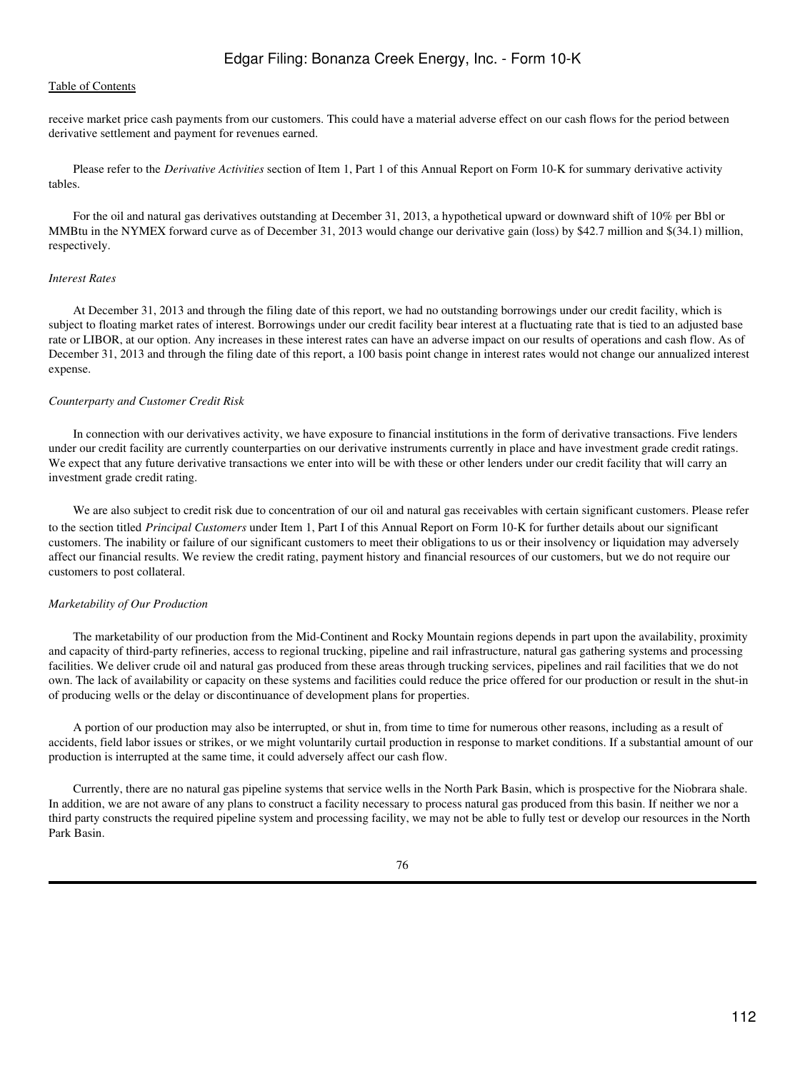receive market price cash payments from our customers. This could have a material adverse effect on our cash flows for the period between derivative settlement and payment for revenues earned.

Please refer to the *Derivative Activities* section of Item 1, Part 1 of this Annual Report on Form 10-K for summary derivative activity tables.

For the oil and natural gas derivatives outstanding at December 31, 2013, a hypothetical upward or downward shift of 10% per Bbl or MMBtu in the NYMEX forward curve as of December 31, 2013 would change our derivative gain (loss) by $42.7 million and $(34.1) million, respectively.

*Interest Rates*

At December 31, 2013 and through the filing date of this report, we had no outstanding borrowings under our credit facility, which is subject to floating market rates of interest. Borrowings under our credit facility bear interest at a fluctuating rate that is tied to an adjusted base rate or LIBOR, at our option. Any increases in these interest rates can have an adverse impact on our results of operations and cash flow. As of December 31, 2013 and through the filing date of this report, a 100 basis point change in interest rates would not change our annualized interest expense.

*Counterparty and Customer Credit Risk*

In connection with our derivatives activity, we have exposure to financial institutions in the form of derivative transactions. Five lenders under our credit facility are currently counterparties on our derivative instruments currently in place and have investment grade credit ratings. We expect that any future derivative transactions we enter into will be with these or other lenders under our credit facility that will carry an investment grade credit rating.

We are also subject to credit risk due to concentration of our oil and natural gas receivables with certain significant customers. Please refer to the section titled *Principal Customers* under Item 1, Part I of this Annual Report on Form 10-K for further details about our significant customers. The inability or failure of our significant customers to meet their obligations to us or their insolvency or liquidation may adversely affect our financial results. We review the credit rating, payment history and financial resources of our customers, but we do not require our customers to post collateral.

*Marketability of Our Production*

The marketability of our production from the Mid-Continent and Rocky Mountain regions depends in part upon the availability, proximity and capacity of third-party refineries, access to regional trucking, pipeline and rail infrastructure, natural gas gathering systems and processing facilities. We deliver crude oil and natural gas produced from these areas through trucking services, pipelines and rail facilities that we do not own. The lack of availability or capacity on these systems and facilities could reduce the price offered for our production or result in the shut-in of producing wells or the delay or discontinuance of development plans for properties.

A portion of our production may also be interrupted, or shut in, from time to time for numerous other reasons, including as a result of accidents, field labor issues or strikes, or we might voluntarily curtail production in response to market conditions. If a substantial amount of our production is interrupted at the same time, it could adversely affect our cash flow.

Currently, there are no natural gas pipeline systems that service wells in the North Park Basin, which is prospective for the Niobrara shale. In addition, we are not aware of any plans to construct a facility necessary to process natural gas produced from this basin. If neither we nor a third party constructs the required pipeline system and processing facility, we may not be able to fully test or develop our resources in the North Park Basin.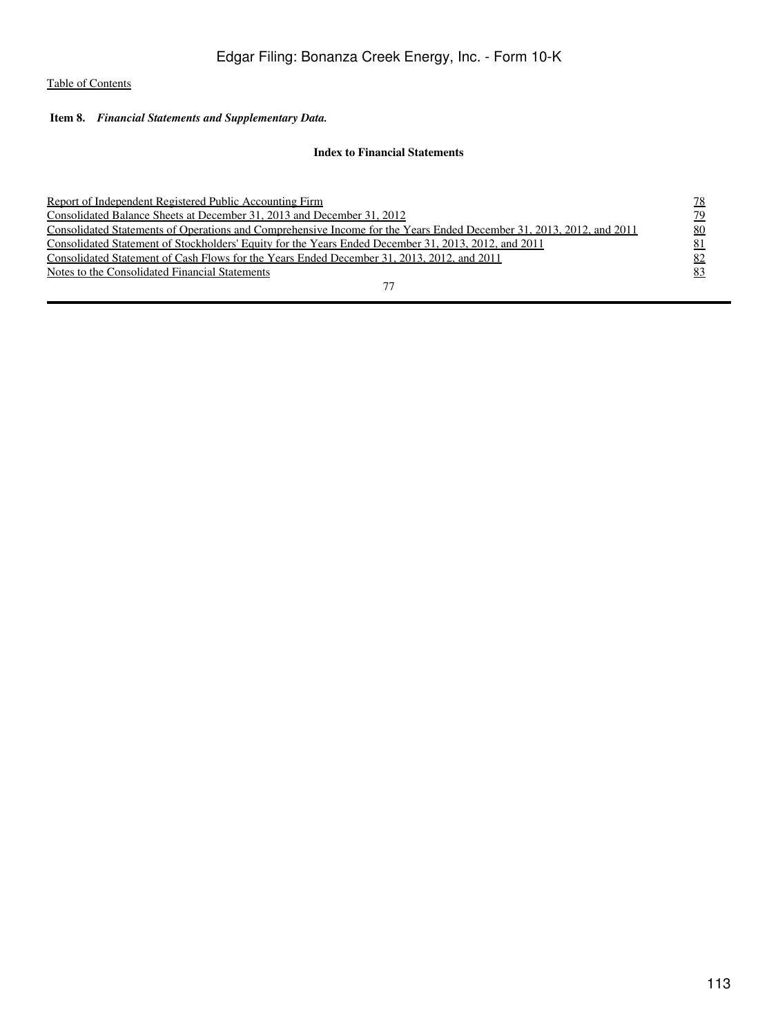[Table of Contents](#)

**Item 8.** ***Financial Statements and Supplementary Data.***

**Index to Financial Statements**

| | |
|---|---|
| Report of Independent Registered Public Accounting Firm | 78 |
| Consolidated Balance Sheets at December 31, 2013 and December 31, 2012 | 79 |
| Consolidated Statements of Operations and Comprehensive Income for the Years Ended December 31, 2013, 2012, and 2011 | 80 |
| Consolidated Statement of Stockholders' Equity for the Years Ended December 31, 2013, 2012, and 2011 | 81 |
| Consolidated Statement of Cash Flows for the Years Ended December 31, 2013, 2012, and 2011 | 82 |
| Notes to the Consolidated Financial Statements | 83 |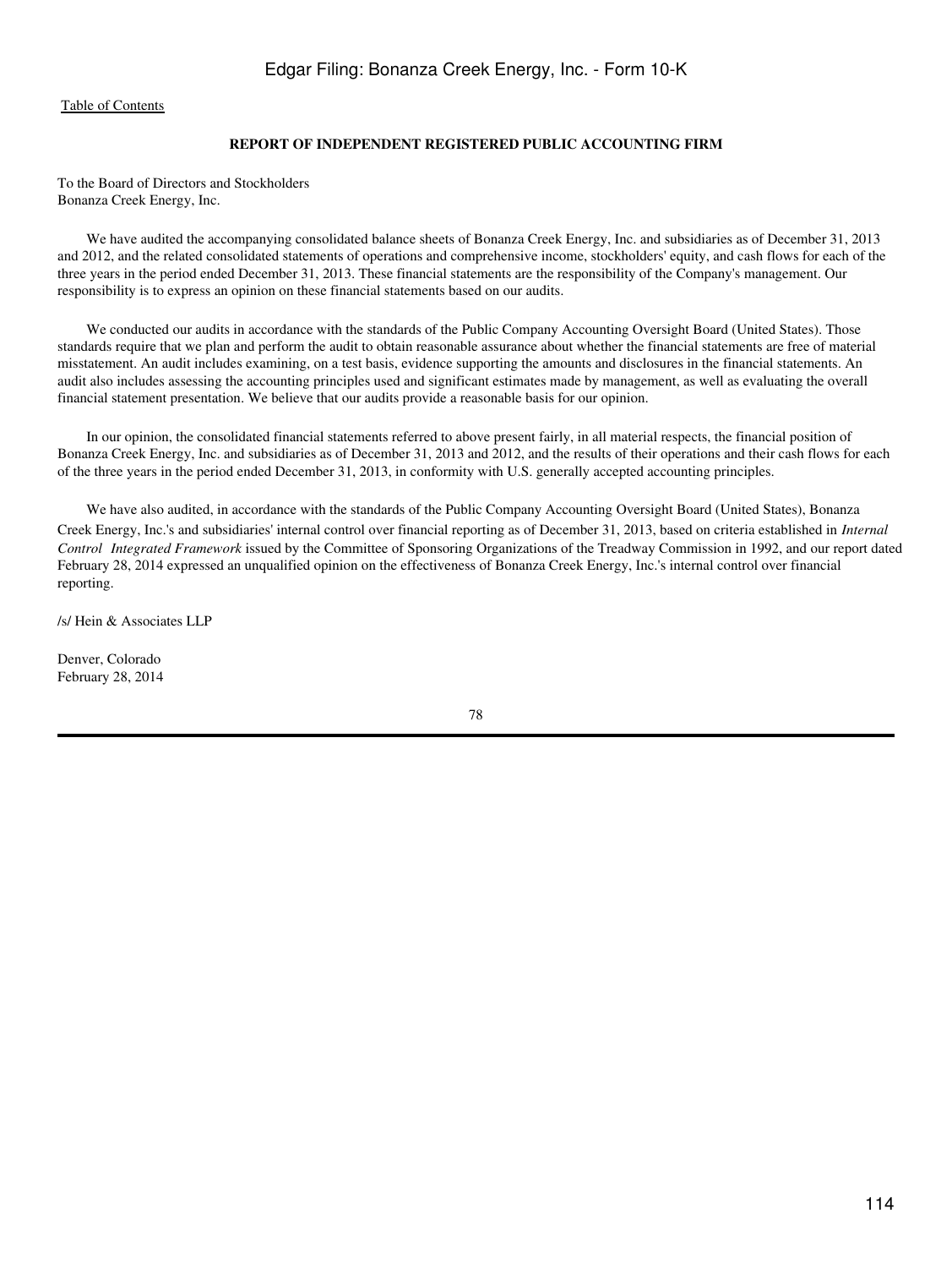## REPORT OF INDEPENDENT REGISTERED PUBLIC ACCOUNTING FIRM

To the Board of Directors and Stockholders
Bonanza Creek Energy, Inc.

We have audited the accompanying consolidated balance sheets of Bonanza Creek Energy, Inc. and subsidiaries as of December 31, 2013 and 2012, and the related consolidated statements of operations and comprehensive income, stockholders' equity, and cash flows for each of the three years in the period ended December 31, 2013. These financial statements are the responsibility of the Company's management. Our responsibility is to express an opinion on these financial statements based on our audits.

We conducted our audits in accordance with the standards of the Public Company Accounting Oversight Board (United States). Those standards require that we plan and perform the audit to obtain reasonable assurance about whether the financial statements are free of material misstatement. An audit includes examining, on a test basis, evidence supporting the amounts and disclosures in the financial statements. An audit also includes assessing the accounting principles used and significant estimates made by management, as well as evaluating the overall financial statement presentation. We believe that our audits provide a reasonable basis for our opinion.

In our opinion, the consolidated financial statements referred to above present fairly, in all material respects, the financial position of Bonanza Creek Energy, Inc. and subsidiaries as of December 31, 2013 and 2012, and the results of their operations and their cash flows for each of the three years in the period ended December 31, 2013, in conformity with U.S. generally accepted accounting principles.

We have also audited, in accordance with the standards of the Public Company Accounting Oversight Board (United States), Bonanza Creek Energy, Inc.'s and subsidiaries' internal control over financial reporting as of December 31, 2013, based on criteria established in *Internal Control Integrated Framework* issued by the Committee of Sponsoring Organizations of the Treadway Commission in 1992, and our report dated February 28, 2014 expressed an unqualified opinion on the effectiveness of Bonanza Creek Energy, Inc.'s internal control over financial reporting.

/s/ Hein & Associates LLP

Denver, Colorado
February 28, 2014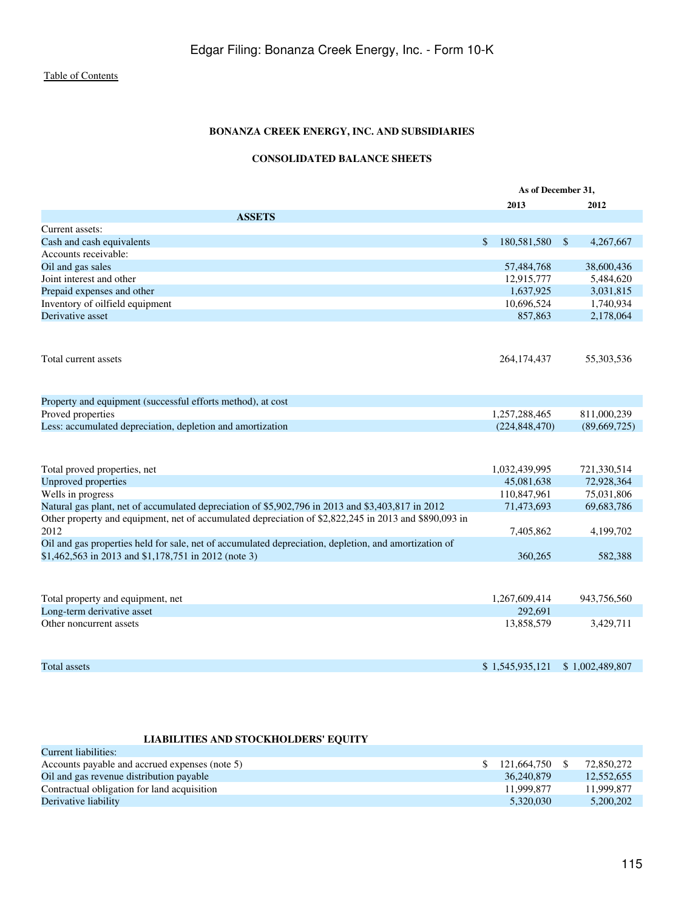Table of Contents

**BONANZA CREEK ENERGY, INC. AND SUBSIDIARIES**

**CONSOLIDATED BALANCE SHEETS**

| | As of December 31, | |
|---|---|---|
| | 2013 | 2012 |
| **ASSETS** | | |
| Current assets: | | |
| Cash and cash equivalents | $ 180,581,580 | $ 4,267,667 |
| Accounts receivable: | | |
| Oil and gas sales | 57,484,768 | 38,600,436 |
| Joint interest and other | 12,915,777 | 5,484,620 |
| Prepaid expenses and other | 1,637,925 | 3,031,815 |
| Inventory of oilfield equipment | 10,696,524 | 1,740,934 |
| Derivative asset | 857,863 | 2,178,064 |
| Total current assets | 264,174,437 | 55,303,536 |
| Property and equipment (successful efforts method), at cost | | |
| Proved properties | 1,257,288,465 | 811,000,239 |
| Less: accumulated depreciation, depletion and amortization | (224,848,470) | (89,669,725) |
| Total proved properties, net | 1,032,439,995 | 721,330,514 |
| Unproved properties | 45,081,638 | 72,928,364 |
| Wells in progress | 110,847,961 | 75,031,806 |
| Natural gas plant, net of accumulated depreciation of $5,902,796 in 2013 and $3,403,817 in 2012 | 71,473,693 | 69,683,786 |
| Other property and equipment, net of accumulated depreciation of $2,822,245 in 2013 and $890,093 in 2012 | 7,405,862 | 4,199,702 |
| Oil and gas properties held for sale, net of accumulated depreciation, depletion, and amortization of $1,462,563 in 2013 and $1,178,751 in 2012 (note 3) | 360,265 | 582,388 |
| Total property and equipment, net | 1,267,609,414 | 943,756,560 |
| Long-term derivative asset | 292,691 | |
| Other noncurrent assets | 13,858,579 | 3,429,711 |
| Total assets | $ 1,545,935,121 | $ 1,002,489,807 |

| | 2013 | 2012 |
|---|---|---|
| **LIABILITIES AND STOCKHOLDERS' EQUITY** | | |
| Current liabilities: | | |
| Accounts payable and accrued expenses (note 5) | $ 121,664,750 | $ 72,850,272 |
| Oil and gas revenue distribution payable | 36,240,879 | 12,552,655 |
| Contractual obligation for land acquisition | 11,999,877 | 11,999,877 |
| Derivative liability | 5,320,030 | 5,200,202 |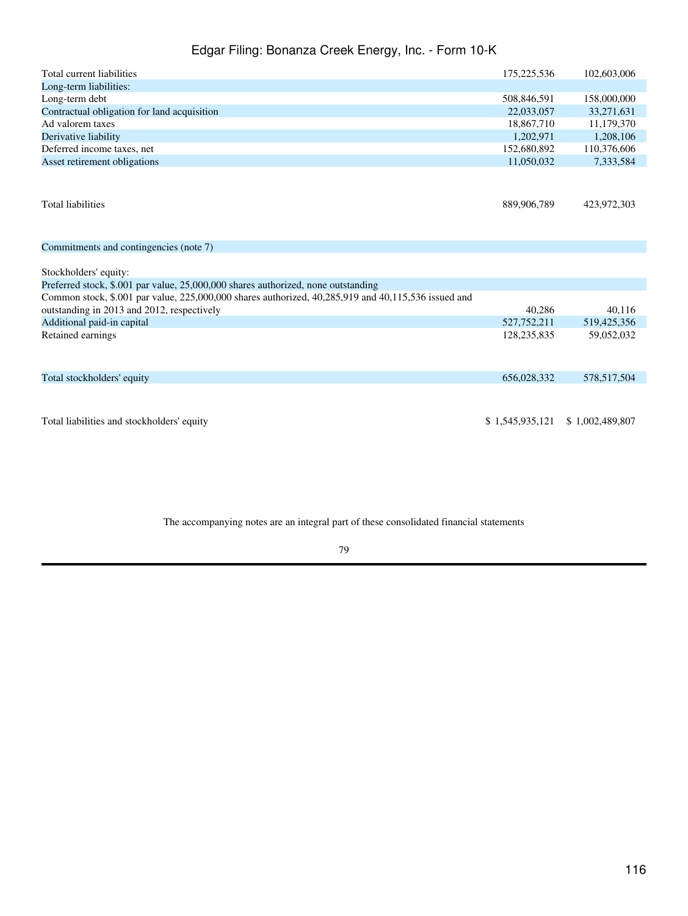| | | |
|---|---|---|
| Total current liabilities | 175,225,536 | 102,603,006 |
| Long-term liabilities: | | |
| Long-term debt | 508,846,591 | 158,000,000 |
| Contractual obligation for land acquisition | 22,033,057 | 33,271,631 |
| Ad valorem taxes | 18,867,710 | 11,179,370 |
| Derivative liability | 1,202,971 | 1,208,106 |
| Deferred income taxes, net | 152,680,892 | 110,376,606 |
| Asset retirement obligations | 11,050,032 | 7,333,584 |
| Total liabilities | 889,906,789 | 423,972,303 |
| Commitments and contingencies (note 7) | | |
| Stockholders' equity: | | |
| Preferred stock, $.001 par value, 25,000,000 shares authorized, none outstanding | | |
| Common stock, $.001 par value, 225,000,000 shares authorized, 40,285,919 and 40,115,536 issued and outstanding in 2013 and 2012, respectively | 40,286 | 40,116 |
| Additional paid-in capital | 527,752,211 | 519,425,356 |
| Retained earnings | 128,235,835 | 59,052,032 |
| Total stockholders' equity | 656,028,332 | 578,517,504 |
| Total liabilities and stockholders' equity | $ 1,545,935,121 | $ 1,002,489,807 |

The accompanying notes are an integral part of these consolidated financial statements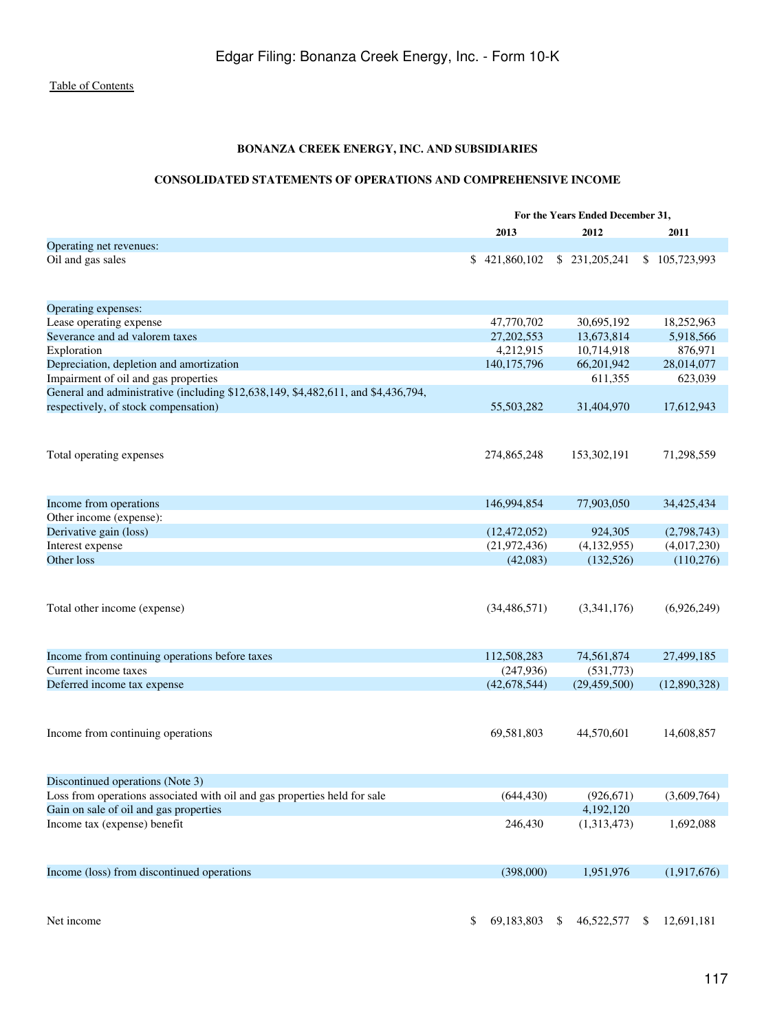Edgar Filing: Bonanza Creek Energy, Inc. - Form 10-K

Table of Contents

**BONANZA CREEK ENERGY, INC. AND SUBSIDIARIES**

**CONSOLIDATED STATEMENTS OF OPERATIONS AND COMPREHENSIVE INCOME**

| | For the Years Ended December 31, | | |
|---|---|---|---|
| | 2013 | 2012 | 2011 |
| Operating net revenues: | | | |
| Oil and gas sales | $ 421,860,102 | $ 231,205,241 | $ 105,723,993 |
| Operating expenses: | | | |
| Lease operating expense | 47,770,702 | 30,695,192 | 18,252,963 |
| Severance and ad valorem taxes | 27,202,553 | 13,673,814 | 5,918,566 |
| Exploration | 4,212,915 | 10,714,918 | 876,971 |
| Depreciation, depletion and amortization | 140,175,796 | 66,201,942 | 28,014,077 |
| Impairment of oil and gas properties | | 611,355 | 623,039 |
| General and administrative (including $12,638,149, $4,482,611, and $4,436,794, respectively, of stock compensation) | 55,503,282 | 31,404,970 | 17,612,943 |
| Total operating expenses | 274,865,248 | 153,302,191 | 71,298,559 |
| Income from operations | 146,994,854 | 77,903,050 | 34,425,434 |
| Other income (expense): | | | |
| Derivative gain (loss) | (12,472,052) | 924,305 | (2,798,743) |
| Interest expense | (21,972,436) | (4,132,955) | (4,017,230) |
| Other loss | (42,083) | (132,526) | (110,276) |
| Total other income (expense) | (34,486,571) | (3,341,176) | (6,926,249) |
| Income from continuing operations before taxes | 112,508,283 | 74,561,874 | 27,499,185 |
| Current income taxes | (247,936) | (531,773) | |
| Deferred income tax expense | (42,678,544) | (29,459,500) | (12,890,328) |
| Income from continuing operations | 69,581,803 | 44,570,601 | 14,608,857 |
| Discontinued operations (Note 3) | | | |
| Loss from operations associated with oil and gas properties held for sale | (644,430) | (926,671) | (3,609,764) |
| Gain on sale of oil and gas properties | | 4,192,120 | |
| Income tax (expense) benefit | 246,430 | (1,313,473) | 1,692,088 |
| Income (loss) from discontinued operations | (398,000) | 1,951,976 | (1,917,676) |
| Net income | $ 69,183,803 | $ 46,522,577 | $ 12,691,181 |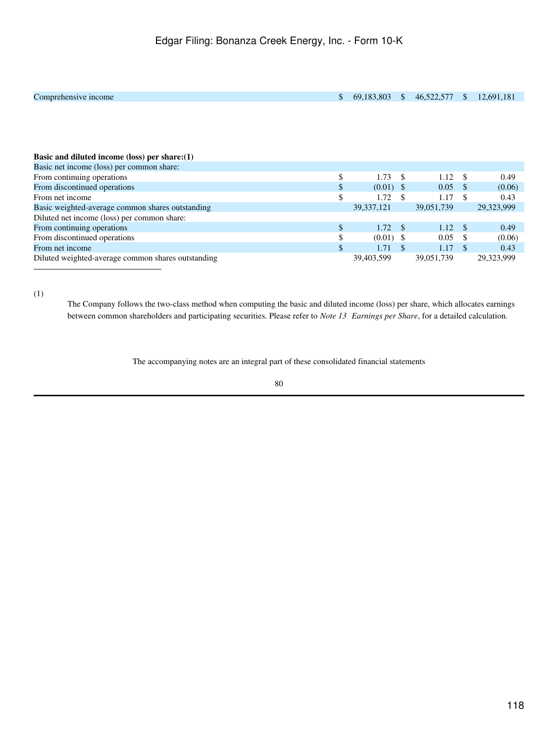| | | | |
|---|---|---|---|
| Comprehensive income | $ 69,183,803 | $ 46,522,577 | $ 12,691,181 |

| **Basic and diluted income (loss) per share:(1)** | | | |
|---|---|---|---|
| Basic net income (loss) per common share: | | | |
| From continuing operations | $ 1.73 | $ 1.12 | $ 0.49 |
| From discontinued operations | $ (0.01) | $ 0.05 | $ (0.06) |
| From net income | $ 1.72 | $ 1.17 | $ 0.43 |
| Basic weighted-average common shares outstanding | 39,337,121 | 39,051,739 | 29,323,999 |
| Diluted net income (loss) per common share: | | | |
| From continuing operations | $ 1.72 | $ 1.12 | $ 0.49 |
| From discontinued operations | $ (0.01) | $ 0.05 | $ (0.06) |
| From net income | $ 1.71 | $ 1.17 | $ 0.43 |
| Diluted weighted-average common shares outstanding | 39,403,599 | 39,051,739 | 29,323,999 |

(1) The Company follows the two-class method when computing the basic and diluted income (loss) per share, which allocates earnings between common shareholders and participating securities. Please refer to *Note 13 Earnings per Share*, for a detailed calculation.

The accompanying notes are an integral part of these consolidated financial statements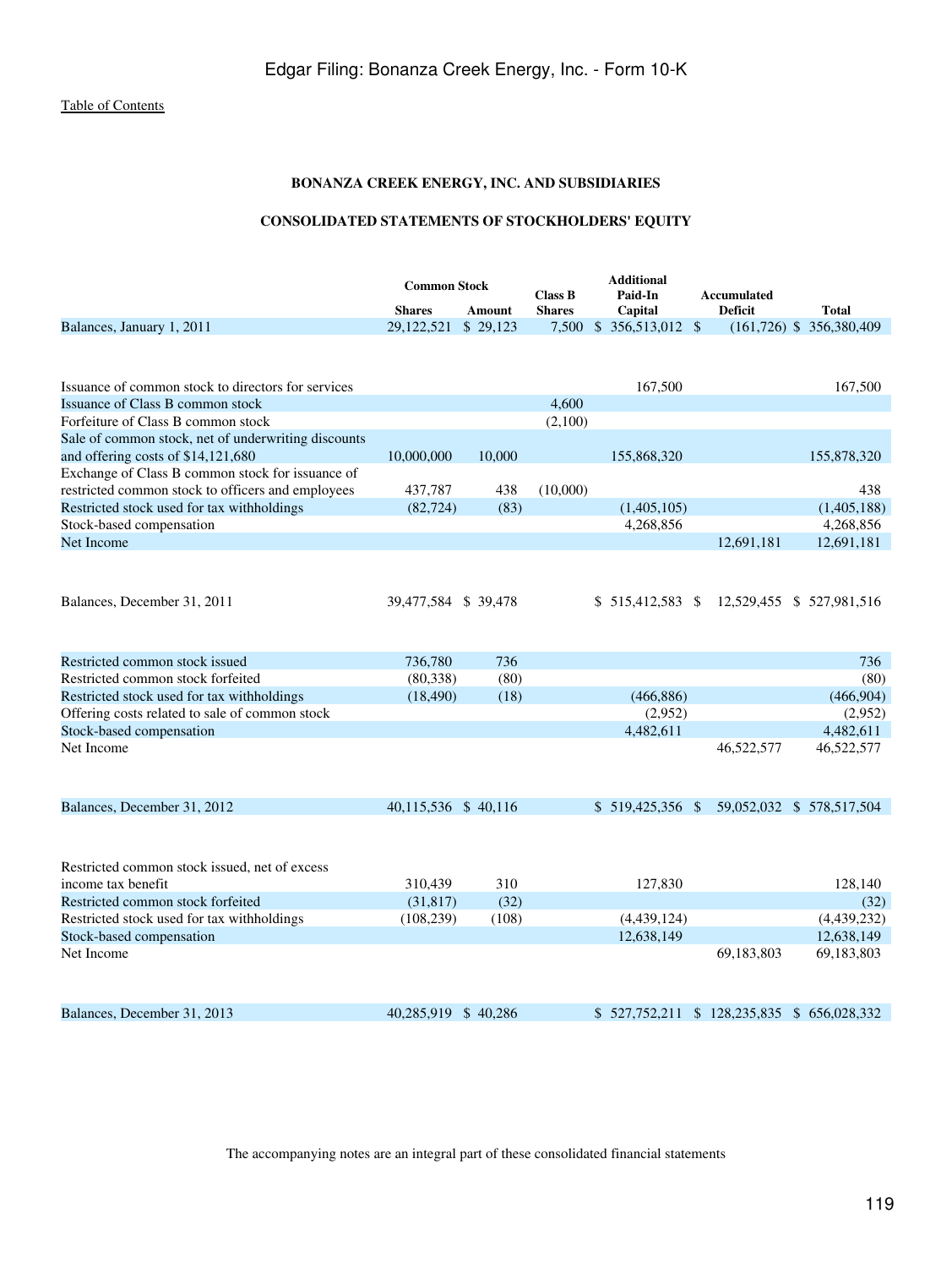Table of Contents

**BONANZA CREEK ENERGY, INC. AND SUBSIDIARIES**

**CONSOLIDATED STATEMENTS OF STOCKHOLDERS' EQUITY**

| | Common Stock | | Class B | Additional Paid-In | Accumulated | |
|---|---|---|---|---|---|---|
| | Shares | Amount | Shares | Capital | Deficit | Total |
| Balances, January 1, 2011 | 29,122,521 | $ 29,123 | 7,500 | $ 356,513,012 | $ (161,726) | $ 356,380,409 |
| Issuance of common stock to directors for services | | | | 167,500 | | 167,500 |
| Issuance of Class B common stock | | | 4,600 | | | |
| Forfeiture of Class B common stock | | | (2,100) | | | |
| Sale of common stock, net of underwriting discounts and offering costs of $14,121,680 | 10,000,000 | 10,000 | | 155,868,320 | | 155,878,320 |
| Exchange of Class B common stock for issuance of restricted common stock to officers and employees | 437,787 | 438 | (10,000) | | | 438 |
| Restricted stock used for tax withholdings | (82,724) | (83) | | (1,405,105) | | (1,405,188) |
| Stock-based compensation | | | | 4,268,856 | | 4,268,856 |
| Net Income | | | | | 12,691,181 | 12,691,181 |
| Balances, December 31, 2011 | 39,477,584 | $ 39,478 | | $ 515,412,583 | $ 12,529,455 | $ 527,981,516 |
| Restricted common stock issued | 736,780 | 736 | | | | 736 |
| Restricted common stock forfeited | (80,338) | (80) | | | | (80) |
| Restricted stock used for tax withholdings | (18,490) | (18) | | (466,886) | | (466,904) |
| Offering costs related to sale of common stock | | | | (2,952) | | (2,952) |
| Stock-based compensation | | | | 4,482,611 | | 4,482,611 |
| Net Income | | | | | 46,522,577 | 46,522,577 |
| Balances, December 31, 2012 | 40,115,536 | $ 40,116 | | $ 519,425,356 | $ 59,052,032 | $ 578,517,504 |
| Restricted common stock issued, net of excess income tax benefit | 310,439 | 310 | | 127,830 | | 128,140 |
| Restricted common stock forfeited | (31,817) | (32) | | | | (32) |
| Restricted stock used for tax withholdings | (108,239) | (108) | | (4,439,124) | | (4,439,232) |
| Stock-based compensation | | | | 12,638,149 | | 12,638,149 |
| Net Income | | | | | 69,183,803 | 69,183,803 |
| Balances, December 31, 2013 | 40,285,919 | $ 40,286 | | $ 527,752,211 | $ 128,235,835 | $ 656,028,332 |

The accompanying notes are an integral part of these consolidated financial statements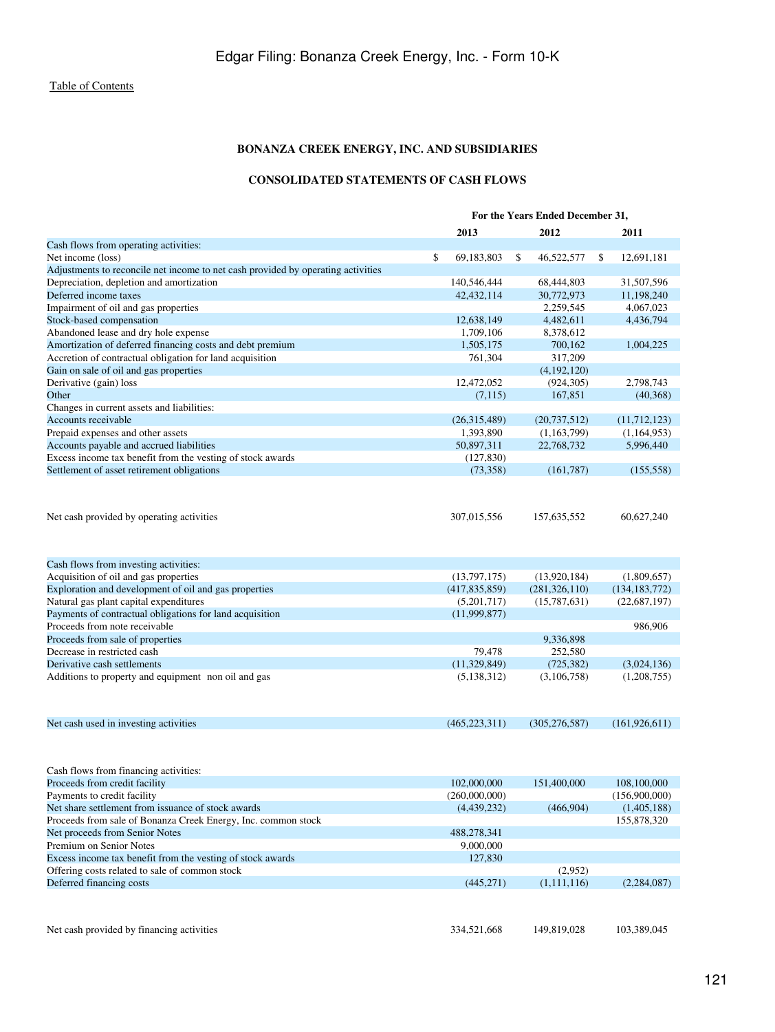Table of Contents

## BONANZA CREEK ENERGY, INC. AND SUBSIDIARIES

## CONSOLIDATED STATEMENTS OF CASH FLOWS

| | For the Years Ended December 31, | | |
|---|---|---|---|
| | 2013 | 2012 | 2011 |
| Cash flows from operating activities: | | | |
| Net income (loss) | $ 69,183,803 | $ 46,522,577 | $ 12,691,181 |
| Adjustments to reconcile net income to net cash provided by operating activities | | | |
| Depreciation, depletion and amortization | 140,546,444 | 68,444,803 | 31,507,596 |
| Deferred income taxes | 42,432,114 | 30,772,973 | 11,198,240 |
| Impairment of oil and gas properties | | 2,259,545 | 4,067,023 |
| Stock-based compensation | 12,638,149 | 4,482,611 | 4,436,794 |
| Abandoned lease and dry hole expense | 1,709,106 | 8,378,612 | |
| Amortization of deferred financing costs and debt premium | 1,505,175 | 700,162 | 1,004,225 |
| Accretion of contractual obligation for land acquisition | 761,304 | 317,209 | |
| Gain on sale of oil and gas properties | | (4,192,120) | |
| Derivative (gain) loss | 12,472,052 | (924,305) | 2,798,743 |
| Other | (7,115) | 167,851 | (40,368) |
| Changes in current assets and liabilities: | | | |
| Accounts receivable | (26,315,489) | (20,737,512) | (11,712,123) |
| Prepaid expenses and other assets | 1,393,890 | (1,163,799) | (1,164,953) |
| Accounts payable and accrued liabilities | 50,897,311 | 22,768,732 | 5,996,440 |
| Excess income tax benefit from the vesting of stock awards | (127,830) | | |
| Settlement of asset retirement obligations | (73,358) | (161,787) | (155,558) |
| Net cash provided by operating activities | 307,015,556 | 157,635,552 | 60,627,240 |
| Cash flows from investing activities: | | | |
| Acquisition of oil and gas properties | (13,797,175) | (13,920,184) | (1,809,657) |
| Exploration and development of oil and gas properties | (417,835,859) | (281,326,110) | (134,183,772) |
| Natural gas plant capital expenditures | (5,201,717) | (15,787,631) | (22,687,197) |
| Payments of contractual obligations for land acquisition | (11,999,877) | | |
| Proceeds from note receivable | | | 986,906 |
| Proceeds from sale of properties | | 9,336,898 | |
| Decrease in restricted cash | 79,478 | 252,580 | |
| Derivative cash settlements | (11,329,849) | (725,382) | (3,024,136) |
| Additions to property and equipment non oil and gas | (5,138,312) | (3,106,758) | (1,208,755) |
| Net cash used in investing activities | (465,223,311) | (305,276,587) | (161,926,611) |
| Cash flows from financing activities: | | | |
| Proceeds from credit facility | 102,000,000 | 151,400,000 | 108,100,000 |
| Payments to credit facility | (260,000,000) | | (156,900,000) |
| Net share settlement from issuance of stock awards | (4,439,232) | (466,904) | (1,405,188) |
| Proceeds from sale of Bonanza Creek Energy, Inc. common stock | | | 155,878,320 |
| Net proceeds from Senior Notes | 488,278,341 | | |
| Premium on Senior Notes | 9,000,000 | | |
| Excess income tax benefit from the vesting of stock awards | 127,830 | | |
| Offering costs related to sale of common stock | | (2,952) | |
| Deferred financing costs | (445,271) | (1,111,116) | (2,284,087) |
| Net cash provided by financing activities | 334,521,668 | 149,819,028 | 103,389,045 |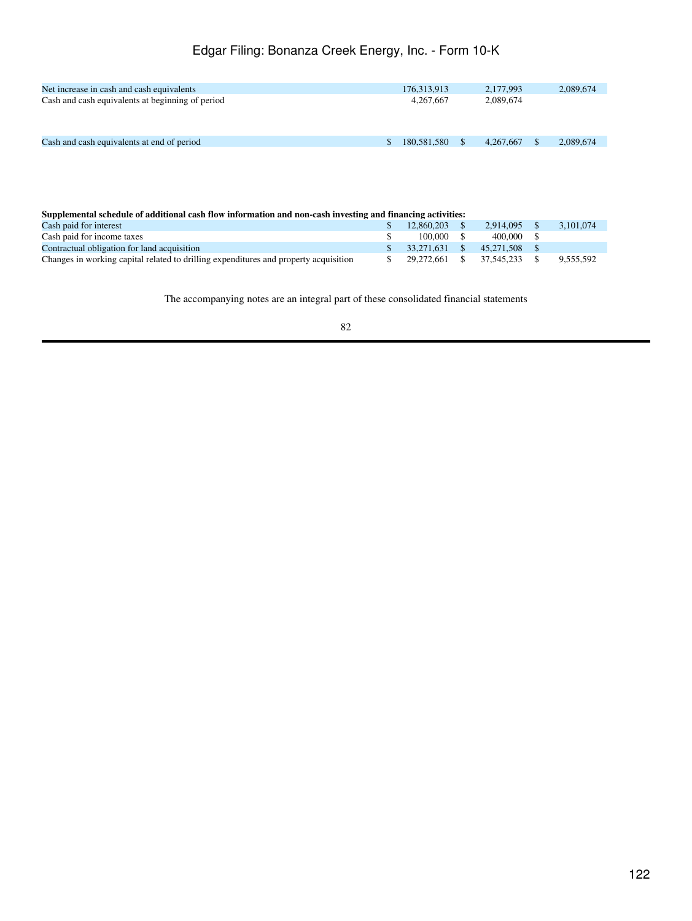|  |  |  |  |
|---|---|---|---|
| Net increase in cash and cash equivalents | 176,313,913 | 2,177,993 | 2,089,674 |
| Cash and cash equivalents at beginning of period | 4,267,667 | 2,089,674 |  |
| Cash and cash equivalents at end of period | $ 180,581,580 | $ 4,267,667 | $ 2,089,674 |

| **Supplemental schedule of additional cash flow information and non-cash investing and financing activities:** |  |  |  |
|---|---|---|---|
| Cash paid for interest | $ 12,860,203 | $ 2,914,095 | $ 3,101,074 |
| Cash paid for income taxes | $ 100,000 | $ 400,000 | $ |
| Contractual obligation for land acquisition | $ 33,271,631 | $ 45,271,508 | $ |
| Changes in working capital related to drilling expenditures and property acquisition | $ 29,272,661 | $ 37,545,233 | $ 9,555,592 |

The accompanying notes are an integral part of these consolidated financial statements

82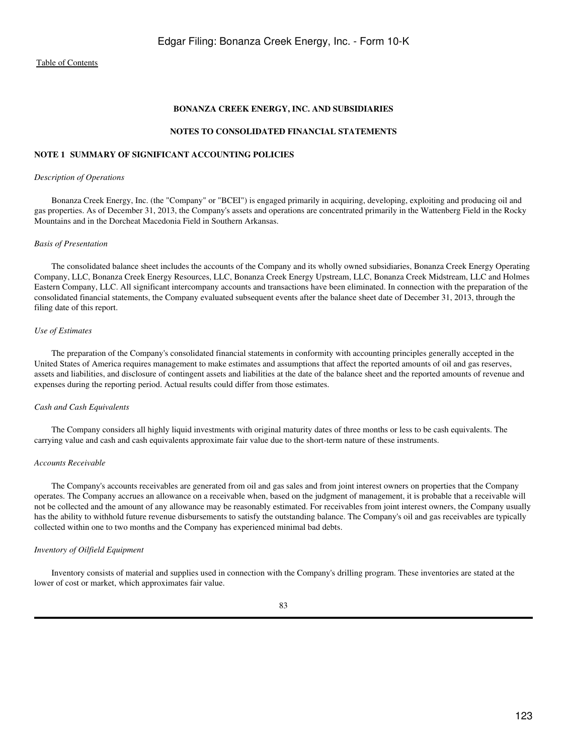**BONANZA CREEK ENERGY, INC. AND SUBSIDIARIES**

**NOTES TO CONSOLIDATED FINANCIAL STATEMENTS**

## NOTE 1 SUMMARY OF SIGNIFICANT ACCOUNTING POLICIES

*Description of Operations*

Bonanza Creek Energy, Inc. (the "Company" or "BCEI") is engaged primarily in acquiring, developing, exploiting and producing oil and gas properties. As of December 31, 2013, the Company's assets and operations are concentrated primarily in the Wattenberg Field in the Rocky Mountains and in the Dorcheat Macedonia Field in Southern Arkansas.

*Basis of Presentation*

The consolidated balance sheet includes the accounts of the Company and its wholly owned subsidiaries, Bonanza Creek Energy Operating Company, LLC, Bonanza Creek Energy Resources, LLC, Bonanza Creek Energy Upstream, LLC, Bonanza Creek Midstream, LLC and Holmes Eastern Company, LLC. All significant intercompany accounts and transactions have been eliminated. In connection with the preparation of the consolidated financial statements, the Company evaluated subsequent events after the balance sheet date of December 31, 2013, through the filing date of this report.

*Use of Estimates*

The preparation of the Company's consolidated financial statements in conformity with accounting principles generally accepted in the United States of America requires management to make estimates and assumptions that affect the reported amounts of oil and gas reserves, assets and liabilities, and disclosure of contingent assets and liabilities at the date of the balance sheet and the reported amounts of revenue and expenses during the reporting period. Actual results could differ from those estimates.

*Cash and Cash Equivalents*

The Company considers all highly liquid investments with original maturity dates of three months or less to be cash equivalents. The carrying value and cash and cash equivalents approximate fair value due to the short-term nature of these instruments.

*Accounts Receivable*

The Company's accounts receivables are generated from oil and gas sales and from joint interest owners on properties that the Company operates. The Company accrues an allowance on a receivable when, based on the judgment of management, it is probable that a receivable will not be collected and the amount of any allowance may be reasonably estimated. For receivables from joint interest owners, the Company usually has the ability to withhold future revenue disbursements to satisfy the outstanding balance. The Company's oil and gas receivables are typically collected within one to two months and the Company has experienced minimal bad debts.

*Inventory of Oilfield Equipment*

Inventory consists of material and supplies used in connection with the Company's drilling program. These inventories are stated at the lower of cost or market, which approximates fair value.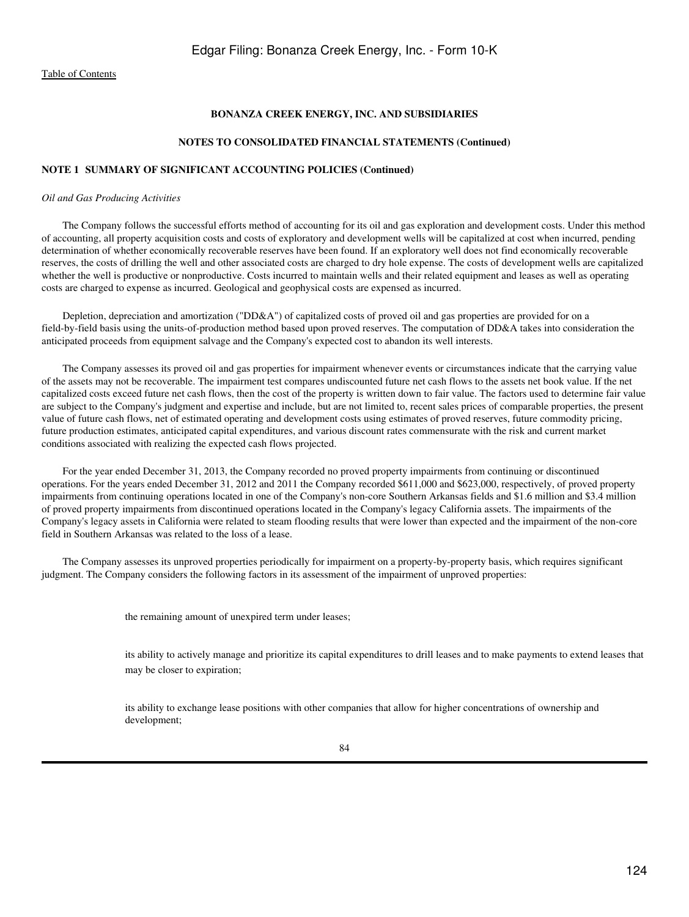**BONANZA CREEK ENERGY, INC. AND SUBSIDIARIES**

**NOTES TO CONSOLIDATED FINANCIAL STATEMENTS (Continued)**

**NOTE 1 SUMMARY OF SIGNIFICANT ACCOUNTING POLICIES (Continued)**

*Oil and Gas Producing Activities*

The Company follows the successful efforts method of accounting for its oil and gas exploration and development costs. Under this method of accounting, all property acquisition costs and costs of exploratory and development wells will be capitalized at cost when incurred, pending determination of whether economically recoverable reserves have been found. If an exploratory well does not find economically recoverable reserves, the costs of drilling the well and other associated costs are charged to dry hole expense. The costs of development wells are capitalized whether the well is productive or nonproductive. Costs incurred to maintain wells and their related equipment and leases as well as operating costs are charged to expense as incurred. Geological and geophysical costs are expensed as incurred.

Depletion, depreciation and amortization ("DD&A") of capitalized costs of proved oil and gas properties are provided for on a field-by-field basis using the units-of-production method based upon proved reserves. The computation of DD&A takes into consideration the anticipated proceeds from equipment salvage and the Company's expected cost to abandon its well interests.

The Company assesses its proved oil and gas properties for impairment whenever events or circumstances indicate that the carrying value of the assets may not be recoverable. The impairment test compares undiscounted future net cash flows to the assets net book value. If the net capitalized costs exceed future net cash flows, then the cost of the property is written down to fair value. The factors used to determine fair value are subject to the Company's judgment and expertise and include, but are not limited to, recent sales prices of comparable properties, the present value of future cash flows, net of estimated operating and development costs using estimates of proved reserves, future commodity pricing, future production estimates, anticipated capital expenditures, and various discount rates commensurate with the risk and current market conditions associated with realizing the expected cash flows projected.

For the year ended December 31, 2013, the Company recorded no proved property impairments from continuing or discontinued operations. For the years ended December 31, 2012 and 2011 the Company recorded $611,000 and $623,000, respectively, of proved property impairments from continuing operations located in one of the Company's non-core Southern Arkansas fields and $1.6 million and $3.4 million of proved property impairments from discontinued operations located in the Company's legacy California assets. The impairments of the Company's legacy assets in California were related to steam flooding results that were lower than expected and the impairment of the non-core field in Southern Arkansas was related to the loss of a lease.

The Company assesses its unproved properties periodically for impairment on a property-by-property basis, which requires significant judgment. The Company considers the following factors in its assessment of the impairment of unproved properties:

- the remaining amount of unexpired term under leases;
- its ability to actively manage and prioritize its capital expenditures to drill leases and to make payments to extend leases that may be closer to expiration;
- its ability to exchange lease positions with other companies that allow for higher concentrations of ownership and development;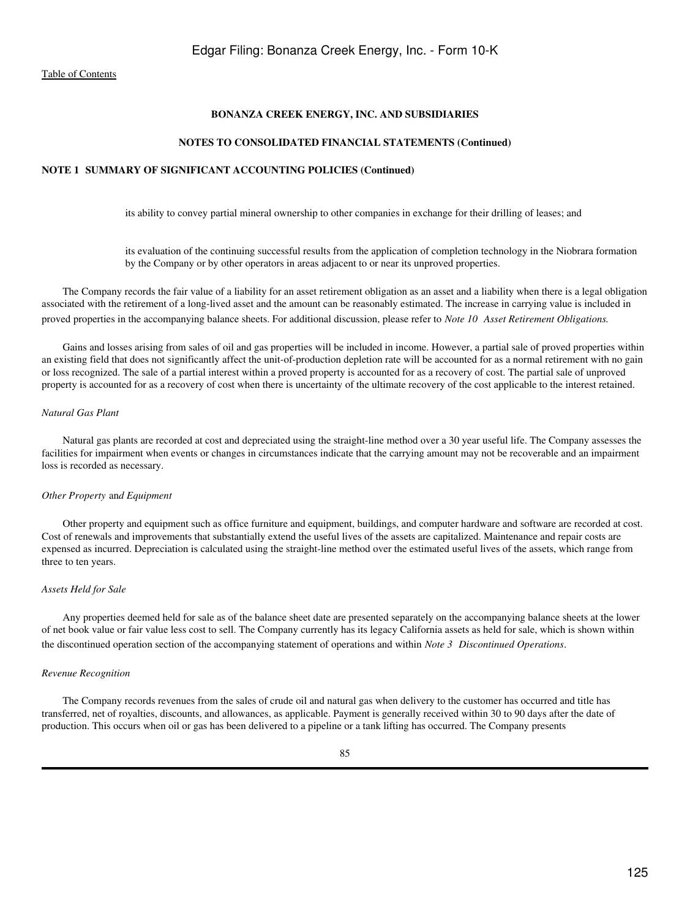**BONANZA CREEK ENERGY, INC. AND SUBSIDIARIES**

**NOTES TO CONSOLIDATED FINANCIAL STATEMENTS (Continued)**

**NOTE 1 SUMMARY OF SIGNIFICANT ACCOUNTING POLICIES (Continued)**

- its ability to convey partial mineral ownership to other companies in exchange for their drilling of leases; and

- its evaluation of the continuing successful results from the application of completion technology in the Niobrara formation by the Company or by other operators in areas adjacent to or near its unproved properties.

The Company records the fair value of a liability for an asset retirement obligation as an asset and a liability when there is a legal obligation associated with the retirement of a long-lived asset and the amount can be reasonably estimated. The increase in carrying value is included in proved properties in the accompanying balance sheets. For additional discussion, please refer to *Note 10 Asset Retirement Obligations.*

Gains and losses arising from sales of oil and gas properties will be included in income. However, a partial sale of proved properties within an existing field that does not significantly affect the unit-of-production depletion rate will be accounted for as a normal retirement with no gain or loss recognized. The sale of a partial interest within a proved property is accounted for as a recovery of cost. The partial sale of unproved property is accounted for as a recovery of cost when there is uncertainty of the ultimate recovery of the cost applicable to the interest retained.

*Natural Gas Plant*

Natural gas plants are recorded at cost and depreciated using the straight-line method over a 30 year useful life. The Company assesses the facilities for impairment when events or changes in circumstances indicate that the carrying amount may not be recoverable and an impairment loss is recorded as necessary.

*Other Property and Equipment*

Other property and equipment such as office furniture and equipment, buildings, and computer hardware and software are recorded at cost. Cost of renewals and improvements that substantially extend the useful lives of the assets are capitalized. Maintenance and repair costs are expensed as incurred. Depreciation is calculated using the straight-line method over the estimated useful lives of the assets, which range from three to ten years.

*Assets Held for Sale*

Any properties deemed held for sale as of the balance sheet date are presented separately on the accompanying balance sheets at the lower of net book value or fair value less cost to sell. The Company currently has its legacy California assets as held for sale, which is shown within the discontinued operation section of the accompanying statement of operations and within *Note 3 Discontinued Operations*.

*Revenue Recognition*

The Company records revenues from the sales of crude oil and natural gas when delivery to the customer has occurred and title has transferred, net of royalties, discounts, and allowances, as applicable. Payment is generally received within 30 to 90 days after the date of production. This occurs when oil or gas has been delivered to a pipeline or a tank lifting has occurred. The Company presents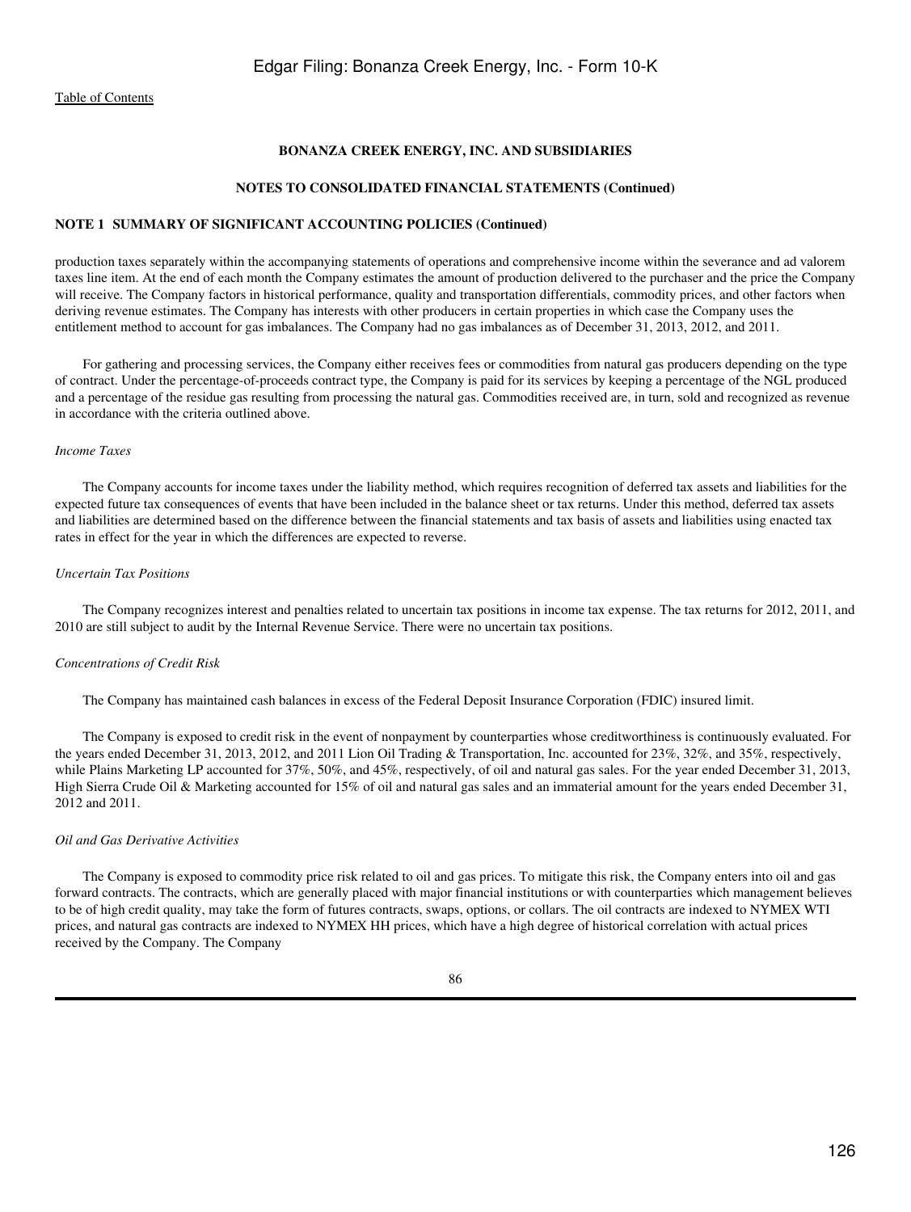**BONANZA CREEK ENERGY, INC. AND SUBSIDIARIES**

**NOTES TO CONSOLIDATED FINANCIAL STATEMENTS (Continued)**

**NOTE 1 SUMMARY OF SIGNIFICANT ACCOUNTING POLICIES (Continued)**

production taxes separately within the accompanying statements of operations and comprehensive income within the severance and ad valorem taxes line item. At the end of each month the Company estimates the amount of production delivered to the purchaser and the price the Company will receive. The Company factors in historical performance, quality and transportation differentials, commodity prices, and other factors when deriving revenue estimates. The Company has interests with other producers in certain properties in which case the Company uses the entitlement method to account for gas imbalances. The Company had no gas imbalances as of December 31, 2013, 2012, and 2011.

For gathering and processing services, the Company either receives fees or commodities from natural gas producers depending on the type of contract. Under the percentage-of-proceeds contract type, the Company is paid for its services by keeping a percentage of the NGL produced and a percentage of the residue gas resulting from processing the natural gas. Commodities received are, in turn, sold and recognized as revenue in accordance with the criteria outlined above.

*Income Taxes*

The Company accounts for income taxes under the liability method, which requires recognition of deferred tax assets and liabilities for the expected future tax consequences of events that have been included in the balance sheet or tax returns. Under this method, deferred tax assets and liabilities are determined based on the difference between the financial statements and tax basis of assets and liabilities using enacted tax rates in effect for the year in which the differences are expected to reverse.

*Uncertain Tax Positions*

The Company recognizes interest and penalties related to uncertain tax positions in income tax expense. The tax returns for 2012, 2011, and 2010 are still subject to audit by the Internal Revenue Service. There were no uncertain tax positions.

*Concentrations of Credit Risk*

The Company has maintained cash balances in excess of the Federal Deposit Insurance Corporation (FDIC) insured limit.

The Company is exposed to credit risk in the event of nonpayment by counterparties whose creditworthiness is continuously evaluated. For the years ended December 31, 2013, 2012, and 2011 Lion Oil Trading & Transportation, Inc. accounted for 23%, 32%, and 35%, respectively, while Plains Marketing LP accounted for 37%, 50%, and 45%, respectively, of oil and natural gas sales. For the year ended December 31, 2013, High Sierra Crude Oil & Marketing accounted for 15% of oil and natural gas sales and an immaterial amount for the years ended December 31, 2012 and 2011.

*Oil and Gas Derivative Activities*

The Company is exposed to commodity price risk related to oil and gas prices. To mitigate this risk, the Company enters into oil and gas forward contracts. The contracts, which are generally placed with major financial institutions or with counterparties which management believes to be of high credit quality, may take the form of futures contracts, swaps, options, or collars. The oil contracts are indexed to NYMEX WTI prices, and natural gas contracts are indexed to NYMEX HH prices, which have a high degree of historical correlation with actual prices received by the Company. The Company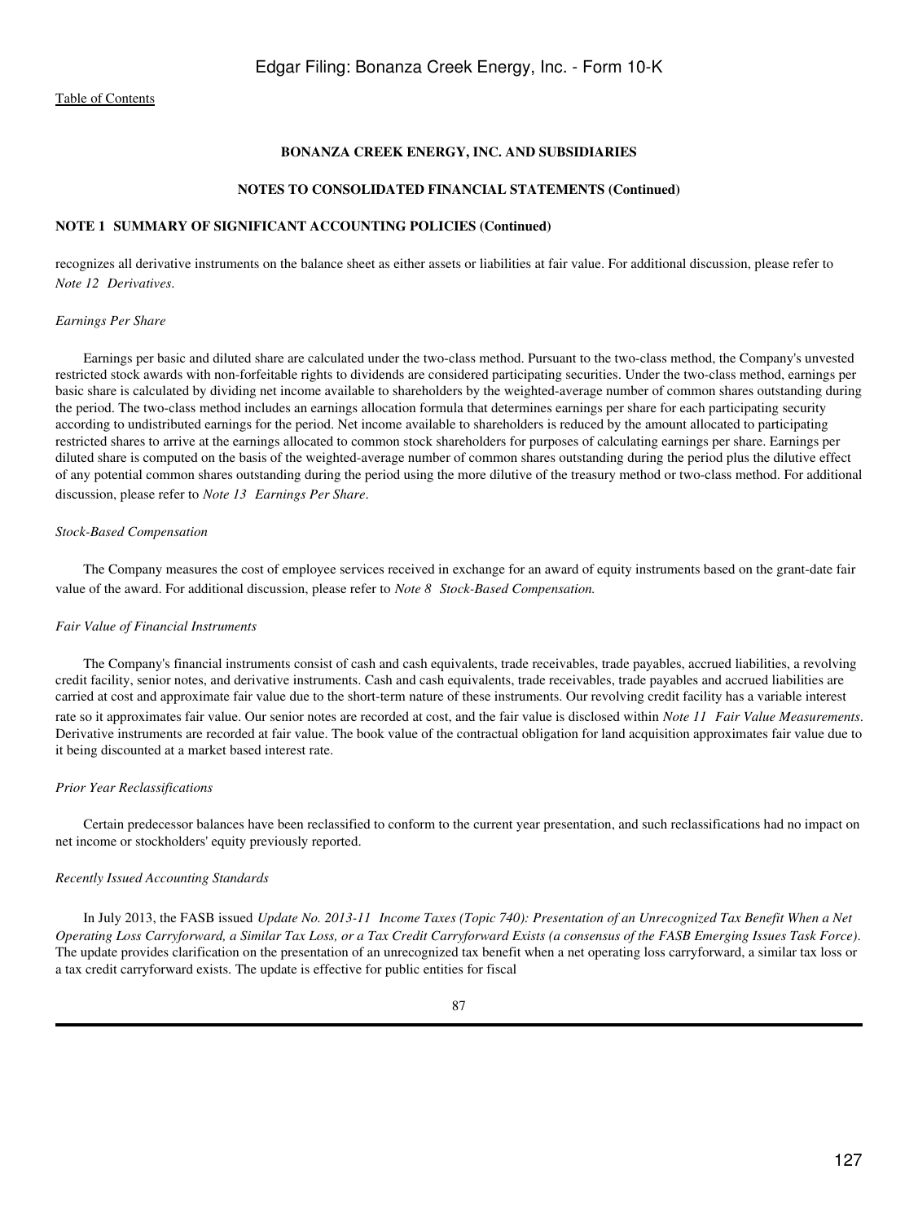**BONANZA CREEK ENERGY, INC. AND SUBSIDIARIES**

**NOTES TO CONSOLIDATED FINANCIAL STATEMENTS (Continued)**

**NOTE 1 SUMMARY OF SIGNIFICANT ACCOUNTING POLICIES (Continued)**

recognizes all derivative instruments on the balance sheet as either assets or liabilities at fair value. For additional discussion, please refer to *Note 12 Derivatives*.

*Earnings Per Share*

Earnings per basic and diluted share are calculated under the two-class method. Pursuant to the two-class method, the Company's unvested restricted stock awards with non-forfeitable rights to dividends are considered participating securities. Under the two-class method, earnings per basic share is calculated by dividing net income available to shareholders by the weighted-average number of common shares outstanding during the period. The two-class method includes an earnings allocation formula that determines earnings per share for each participating security according to undistributed earnings for the period. Net income available to shareholders is reduced by the amount allocated to participating restricted shares to arrive at the earnings allocated to common stock shareholders for purposes of calculating earnings per share. Earnings per diluted share is computed on the basis of the weighted-average number of common shares outstanding during the period plus the dilutive effect of any potential common shares outstanding during the period using the more dilutive of the treasury method or two-class method. For additional discussion, please refer to *Note 13 Earnings Per Share*.

*Stock-Based Compensation*

The Company measures the cost of employee services received in exchange for an award of equity instruments based on the grant-date fair value of the award. For additional discussion, please refer to *Note 8 Stock-Based Compensation.*

*Fair Value of Financial Instruments*

The Company's financial instruments consist of cash and cash equivalents, trade receivables, trade payables, accrued liabilities, a revolving credit facility, senior notes, and derivative instruments. Cash and cash equivalents, trade receivables, trade payables and accrued liabilities are carried at cost and approximate fair value due to the short-term nature of these instruments. Our revolving credit facility has a variable interest rate so it approximates fair value. Our senior notes are recorded at cost, and the fair value is disclosed within *Note 11 Fair Value Measurements*. Derivative instruments are recorded at fair value. The book value of the contractual obligation for land acquisition approximates fair value due to it being discounted at a market based interest rate.

*Prior Year Reclassifications*

Certain predecessor balances have been reclassified to conform to the current year presentation, and such reclassifications had no impact on net income or stockholders' equity previously reported.

*Recently Issued Accounting Standards*

In July 2013, the FASB issued *Update No. 2013-11 Income Taxes (Topic 740): Presentation of an Unrecognized Tax Benefit When a Net Operating Loss Carryforward, a Similar Tax Loss, or a Tax Credit Carryforward Exists (a consensus of the FASB Emerging Issues Task Force)*. The update provides clarification on the presentation of an unrecognized tax benefit when a net operating loss carryforward, a similar tax loss or a tax credit carryforward exists. The update is effective for public entities for fiscal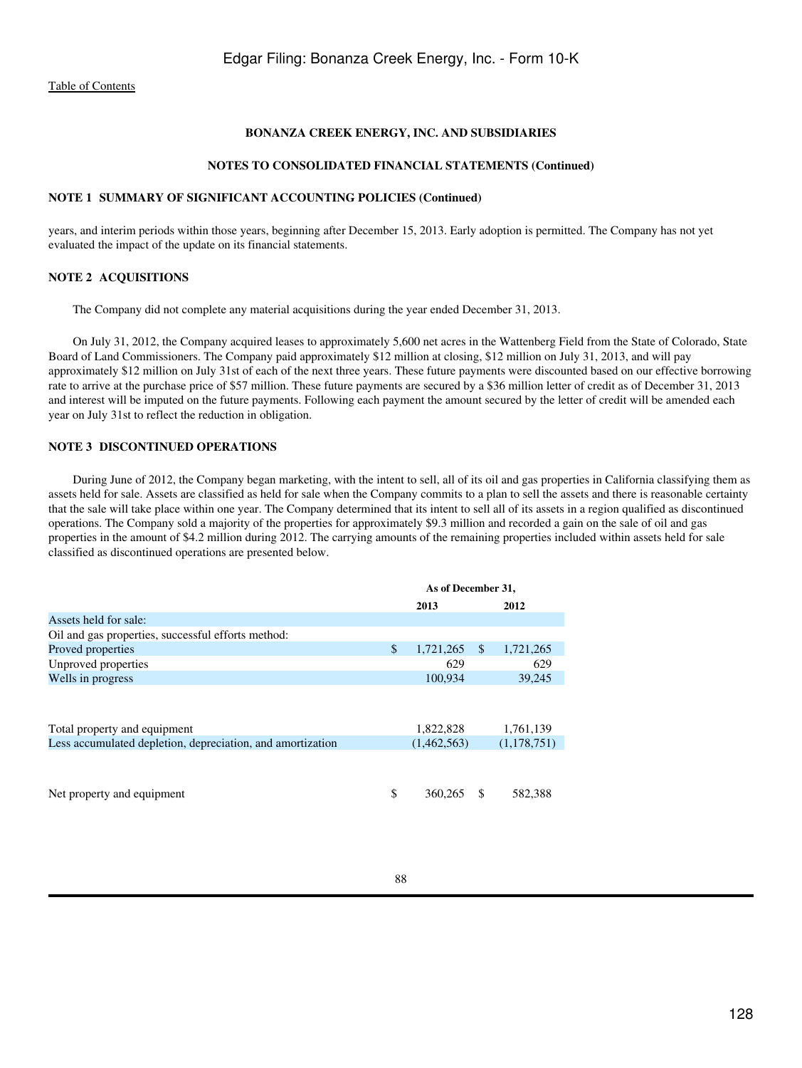Table of Contents

**BONANZA CREEK ENERGY, INC. AND SUBSIDIARIES**

**NOTES TO CONSOLIDATED FINANCIAL STATEMENTS (Continued)**

**NOTE 1 SUMMARY OF SIGNIFICANT ACCOUNTING POLICIES (Continued)**

years, and interim periods within those years, beginning after December 15, 2013. Early adoption is permitted. The Company has not yet evaluated the impact of the update on its financial statements.

**NOTE 2 ACQUISITIONS**

The Company did not complete any material acquisitions during the year ended December 31, 2013.

On July 31, 2012, the Company acquired leases to approximately 5,600 net acres in the Wattenberg Field from the State of Colorado, State Board of Land Commissioners. The Company paid approximately $12 million at closing, $12 million on July 31, 2013, and will pay approximately $12 million on July 31st of each of the next three years. These future payments were discounted based on our effective borrowing rate to arrive at the purchase price of $57 million. These future payments are secured by a $36 million letter of credit as of December 31, 2013 and interest will be imputed on the future payments. Following each payment the amount secured by the letter of credit will be amended each year on July 31st to reflect the reduction in obligation.

**NOTE 3 DISCONTINUED OPERATIONS**

During June of 2012, the Company began marketing, with the intent to sell, all of its oil and gas properties in California classifying them as assets held for sale. Assets are classified as held for sale when the Company commits to a plan to sell the assets and there is reasonable certainty that the sale will take place within one year. The Company determined that its intent to sell all of its assets in a region qualified as discontinued operations. The Company sold a majority of the properties for approximately $9.3 million and recorded a gain on the sale of oil and gas properties in the amount of $4.2 million during 2012. The carrying amounts of the remaining properties included within assets held for sale classified as discontinued operations are presented below.

| | As of December 31, | |
|---|---|---|
| | **2013** | **2012** |
| Assets held for sale: | | |
| Oil and gas properties, successful efforts method: | | |
| Proved properties | $ 1,721,265 | $ 1,721,265 |
| Unproved properties | 629 | 629 |
| Wells in progress | 100,934 | 39,245 |
| Total property and equipment | 1,822,828 | 1,761,139 |
| Less accumulated depletion, depreciation, and amortization | (1,462,563) | (1,178,751) |
| Net property and equipment | $ 360,265 | $ 582,388 |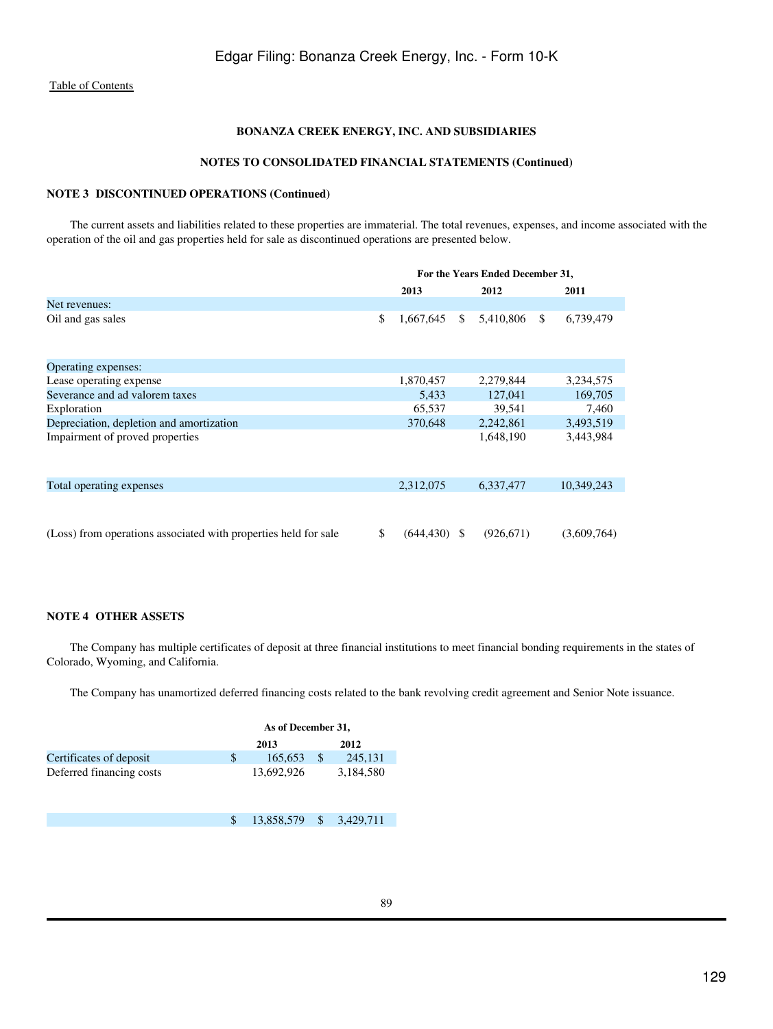Edgar Filing: Bonanza Creek Energy, Inc. - Form 10-K

Table of Contents

**BONANZA CREEK ENERGY, INC. AND SUBSIDIARIES**

**NOTES TO CONSOLIDATED FINANCIAL STATEMENTS (Continued)**

**NOTE 3 DISCONTINUED OPERATIONS (Continued)**

The current assets and liabilities related to these properties are immaterial. The total revenues, expenses, and income associated with the operation of the oil and gas properties held for sale as discontinued operations are presented below.

| | For the Years Ended December 31, | | |
|---|---|---|---|
| | 2013 | 2012 | 2011 |
| Net revenues: | | | |
| Oil and gas sales | $ 1,667,645 | $ 5,410,806 | $ 6,739,479 |
| Operating expenses: | | | |
| Lease operating expense | 1,870,457 | 2,279,844 | 3,234,575 |
| Severance and ad valorem taxes | 5,433 | 127,041 | 169,705 |
| Exploration | 65,537 | 39,541 | 7,460 |
| Depreciation, depletion and amortization | 370,648 | 2,242,861 | 3,493,519 |
| Impairment of proved properties | | 1,648,190 | 3,443,984 |
| Total operating expenses | 2,312,075 | 6,337,477 | 10,349,243 |
| (Loss) from operations associated with properties held for sale | $ (644,430) | $ (926,671) | (3,609,764) |

**NOTE 4 OTHER ASSETS**

The Company has multiple certificates of deposit at three financial institutions to meet financial bonding requirements in the states of Colorado, Wyoming, and California.

The Company has unamortized deferred financing costs related to the bank revolving credit agreement and Senior Note issuance.

| | As of December 31, | |
|---|---|---|
| | 2013 | 2012 |
| Certificates of deposit | $ 165,653 | $ 245,131 |
| Deferred financing costs | 13,692,926 | 3,184,580 |
| | $ 13,858,579 | $ 3,429,711 |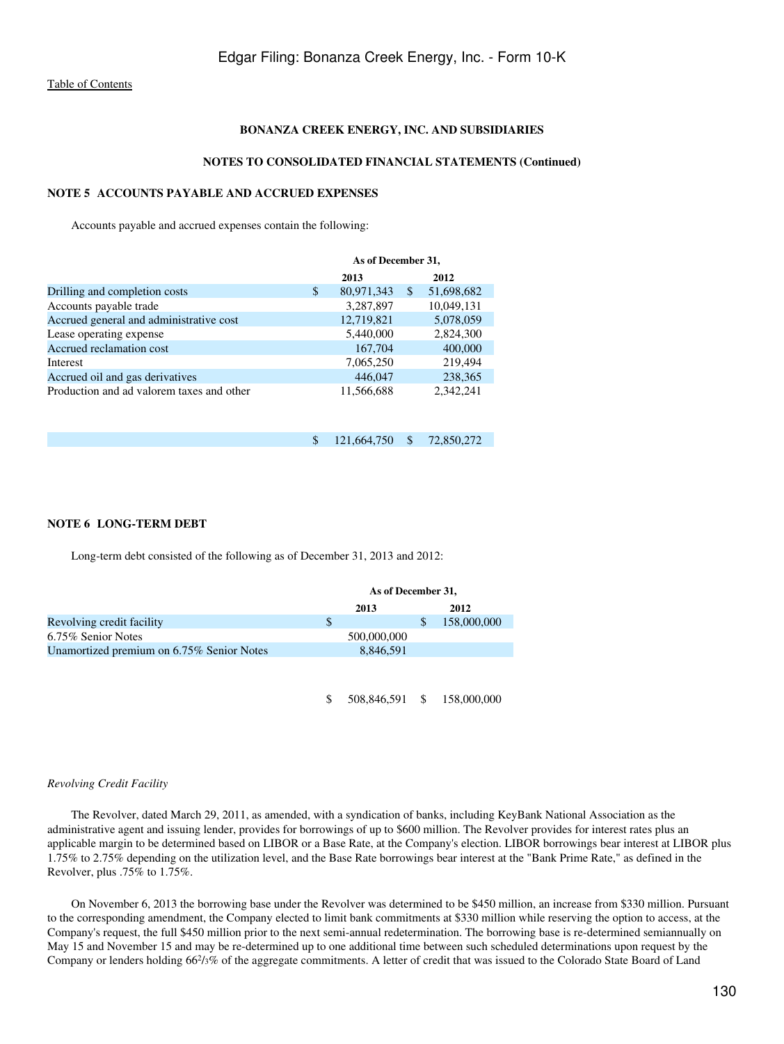**BONANZA CREEK ENERGY, INC. AND SUBSIDIARIES**

**NOTES TO CONSOLIDATED FINANCIAL STATEMENTS (Continued)**

## NOTE 5 ACCOUNTS PAYABLE AND ACCRUED EXPENSES

Accounts payable and accrued expenses contain the following:

| | As of December 31, | |
|---|---|---|
| | 2013 | 2012 |
| Drilling and completion costs | $ 80,971,343 | $ 51,698,682 |
| Accounts payable trade | 3,287,897 | 10,049,131 |
| Accrued general and administrative cost | 12,719,821 | 5,078,059 |
| Lease operating expense | 5,440,000 | 2,824,300 |
| Accrued reclamation cost | 167,704 | 400,000 |
| Interest | 7,065,250 | 219,494 |
| Accrued oil and gas derivatives | 446,047 | 238,365 |
| Production and ad valorem taxes and other | 11,566,688 | 2,342,241 |
| | $ 121,664,750 | $ 72,850,272 |

## NOTE 6 LONG-TERM DEBT

Long-term debt consisted of the following as of December 31, 2013 and 2012:

| | As of December 31, | |
|---|---|---|
| | 2013 | 2012 |
| Revolving credit facility | $ | $ 158,000,000 |
| 6.75% Senior Notes | 500,000,000 | |
| Unamortized premium on 6.75% Senior Notes | 8,846,591 | |
| | $ 508,846,591 | $ 158,000,000 |

*Revolving Credit Facility*

The Revolver, dated March 29, 2011, as amended, with a syndication of banks, including KeyBank National Association as the administrative agent and issuing lender, provides for borrowings of up to $600 million. The Revolver provides for interest rates plus an applicable margin to be determined based on LIBOR or a Base Rate, at the Company's election. LIBOR borrowings bear interest at LIBOR plus 1.75% to 2.75% depending on the utilization level, and the Base Rate borrowings bear interest at the "Bank Prime Rate," as defined in the Revolver, plus .75% to 1.75%.

On November 6, 2013 the borrowing base under the Revolver was determined to be $450 million, an increase from $330 million. Pursuant to the corresponding amendment, the Company elected to limit bank commitments at $330 million while reserving the option to access, at the Company's request, the full $450 million prior to the next semi-annual redetermination. The borrowing base is re-determined semiannually on May 15 and November 15 and may be re-determined up to one additional time between such scheduled determinations upon request by the Company or lenders holding 66²/₃% of the aggregate commitments. A letter of credit that was issued to the Colorado State Board of Land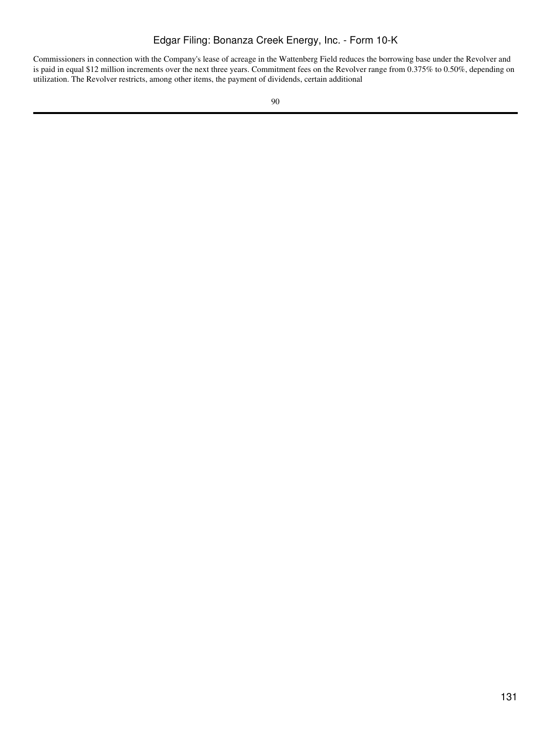Commissioners in connection with the Company's lease of acreage in the Wattenberg Field reduces the borrowing base under the Revolver and is paid in equal $12 million increments over the next three years. Commitment fees on the Revolver range from 0.375% to 0.50%, depending on utilization. The Revolver restricts, among other items, the payment of dividends, certain additional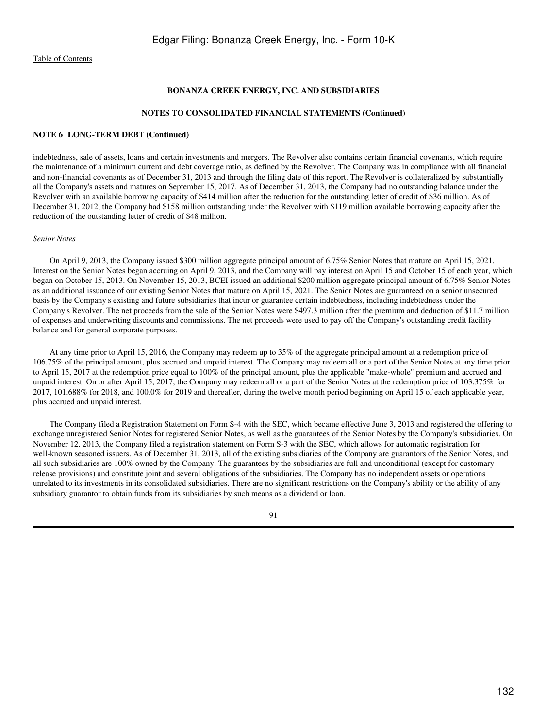**BONANZA CREEK ENERGY, INC. AND SUBSIDIARIES**

**NOTES TO CONSOLIDATED FINANCIAL STATEMENTS (Continued)**

**NOTE 6 LONG-TERM DEBT (Continued)**

indebtedness, sale of assets, loans and certain investments and mergers. The Revolver also contains certain financial covenants, which require the maintenance of a minimum current and debt coverage ratio, as defined by the Revolver. The Company was in compliance with all financial and non-financial covenants as of December 31, 2013 and through the filing date of this report. The Revolver is collateralized by substantially all the Company's assets and matures on September 15, 2017. As of December 31, 2013, the Company had no outstanding balance under the Revolver with an available borrowing capacity of $414 million after the reduction for the outstanding letter of credit of $36 million. As of December 31, 2012, the Company had $158 million outstanding under the Revolver with $119 million available borrowing capacity after the reduction of the outstanding letter of credit of $48 million.

*Senior Notes*

On April 9, 2013, the Company issued $300 million aggregate principal amount of 6.75% Senior Notes that mature on April 15, 2021. Interest on the Senior Notes began accruing on April 9, 2013, and the Company will pay interest on April 15 and October 15 of each year, which began on October 15, 2013. On November 15, 2013, BCEI issued an additional $200 million aggregate principal amount of 6.75% Senior Notes as an additional issuance of our existing Senior Notes that mature on April 15, 2021. The Senior Notes are guaranteed on a senior unsecured basis by the Company's existing and future subsidiaries that incur or guarantee certain indebtedness, including indebtedness under the Company's Revolver. The net proceeds from the sale of the Senior Notes were $497.3 million after the premium and deduction of $11.7 million of expenses and underwriting discounts and commissions. The net proceeds were used to pay off the Company's outstanding credit facility balance and for general corporate purposes.

At any time prior to April 15, 2016, the Company may redeem up to 35% of the aggregate principal amount at a redemption price of 106.75% of the principal amount, plus accrued and unpaid interest. The Company may redeem all or a part of the Senior Notes at any time prior to April 15, 2017 at the redemption price equal to 100% of the principal amount, plus the applicable "make-whole" premium and accrued and unpaid interest. On or after April 15, 2017, the Company may redeem all or a part of the Senior Notes at the redemption price of 103.375% for 2017, 101.688% for 2018, and 100.0% for 2019 and thereafter, during the twelve month period beginning on April 15 of each applicable year, plus accrued and unpaid interest.

The Company filed a Registration Statement on Form S-4 with the SEC, which became effective June 3, 2013 and registered the offering to exchange unregistered Senior Notes for registered Senior Notes, as well as the guarantees of the Senior Notes by the Company's subsidiaries. On November 12, 2013, the Company filed a registration statement on Form S-3 with the SEC, which allows for automatic registration for well-known seasoned issuers. As of December 31, 2013, all of the existing subsidiaries of the Company are guarantors of the Senior Notes, and all such subsidiaries are 100% owned by the Company. The guarantees by the subsidiaries are full and unconditional (except for customary release provisions) and constitute joint and several obligations of the subsidiaries. The Company has no independent assets or operations unrelated to its investments in its consolidated subsidiaries. There are no significant restrictions on the Company's ability or the ability of any subsidiary guarantor to obtain funds from its subsidiaries by such means as a dividend or loan.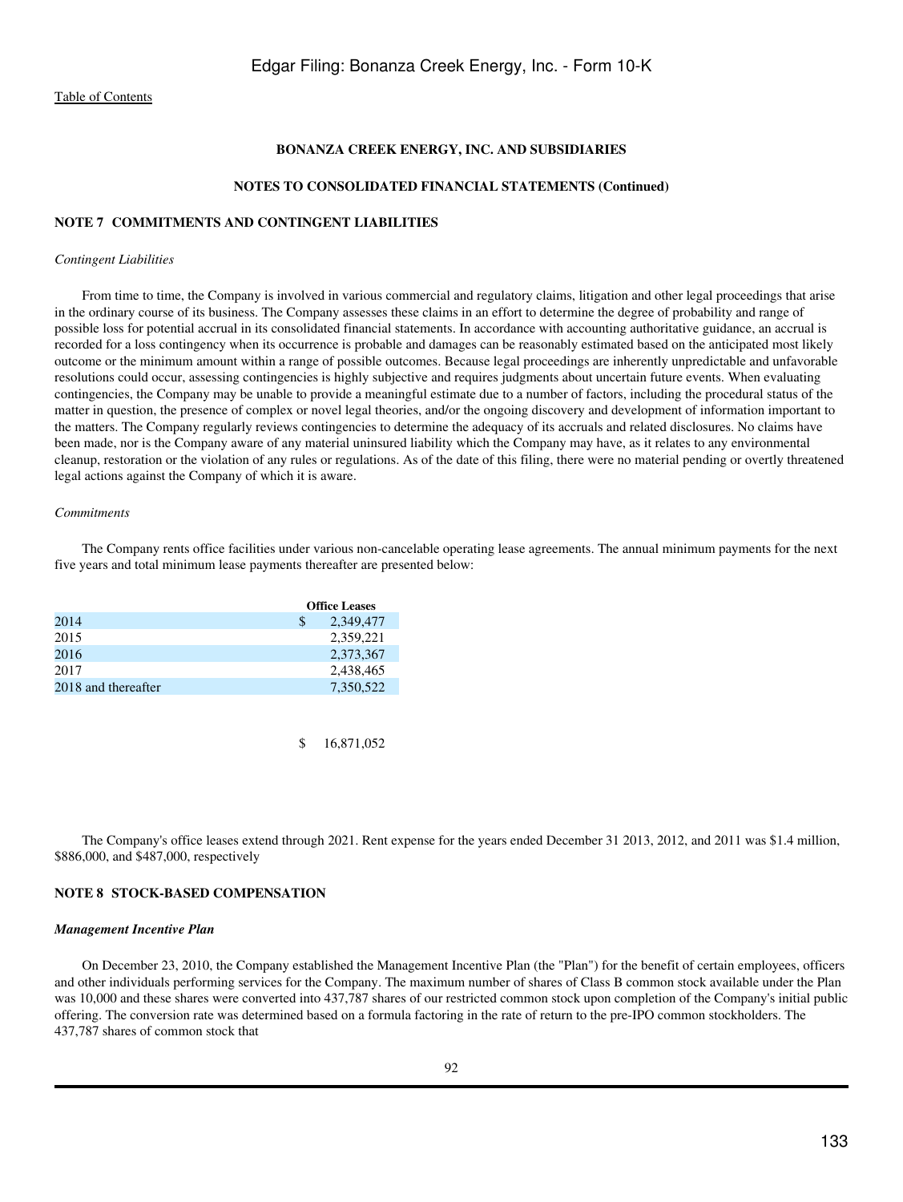**BONANZA CREEK ENERGY, INC. AND SUBSIDIARIES**

**NOTES TO CONSOLIDATED FINANCIAL STATEMENTS (Continued)**

**NOTE 7 COMMITMENTS AND CONTINGENT LIABILITIES**

*Contingent Liabilities*

From time to time, the Company is involved in various commercial and regulatory claims, litigation and other legal proceedings that arise in the ordinary course of its business. The Company assesses these claims in an effort to determine the degree of probability and range of possible loss for potential accrual in its consolidated financial statements. In accordance with accounting authoritative guidance, an accrual is recorded for a loss contingency when its occurrence is probable and damages can be reasonably estimated based on the anticipated most likely outcome or the minimum amount within a range of possible outcomes. Because legal proceedings are inherently unpredictable and unfavorable resolutions could occur, assessing contingencies is highly subjective and requires judgments about uncertain future events. When evaluating contingencies, the Company may be unable to provide a meaningful estimate due to a number of factors, including the procedural status of the matter in question, the presence of complex or novel legal theories, and/or the ongoing discovery and development of information important to the matters. The Company regularly reviews contingencies to determine the adequacy of its accruals and related disclosures. No claims have been made, nor is the Company aware of any material uninsured liability which the Company may have, as it relates to any environmental cleanup, restoration or the violation of any rules or regulations. As of the date of this filing, there were no material pending or overtly threatened legal actions against the Company of which it is aware.

*Commitments*

The Company rents office facilities under various non-cancelable operating lease agreements. The annual minimum payments for the next five years and total minimum lease payments thereafter are presented below:

| | Office Leases |
|---|---|
| 2014 | $ 2,349,477 |
| 2015 | 2,359,221 |
| 2016 | 2,373,367 |
| 2017 | 2,438,465 |
| 2018 and thereafter | 7,350,522 |
| | $ 16,871,052 |

The Company's office leases extend through 2021. Rent expense for the years ended December 31 2013, 2012, and 2011 was $1.4 million, $886,000, and $487,000, respectively

**NOTE 8 STOCK-BASED COMPENSATION**

***Management Incentive Plan***

On December 23, 2010, the Company established the Management Incentive Plan (the "Plan") for the benefit of certain employees, officers and other individuals performing services for the Company. The maximum number of shares of Class B common stock available under the Plan was 10,000 and these shares were converted into 437,787 shares of our restricted common stock upon completion of the Company's initial public offering. The conversion rate was determined based on a formula factoring in the rate of return to the pre-IPO common stockholders. The 437,787 shares of common stock that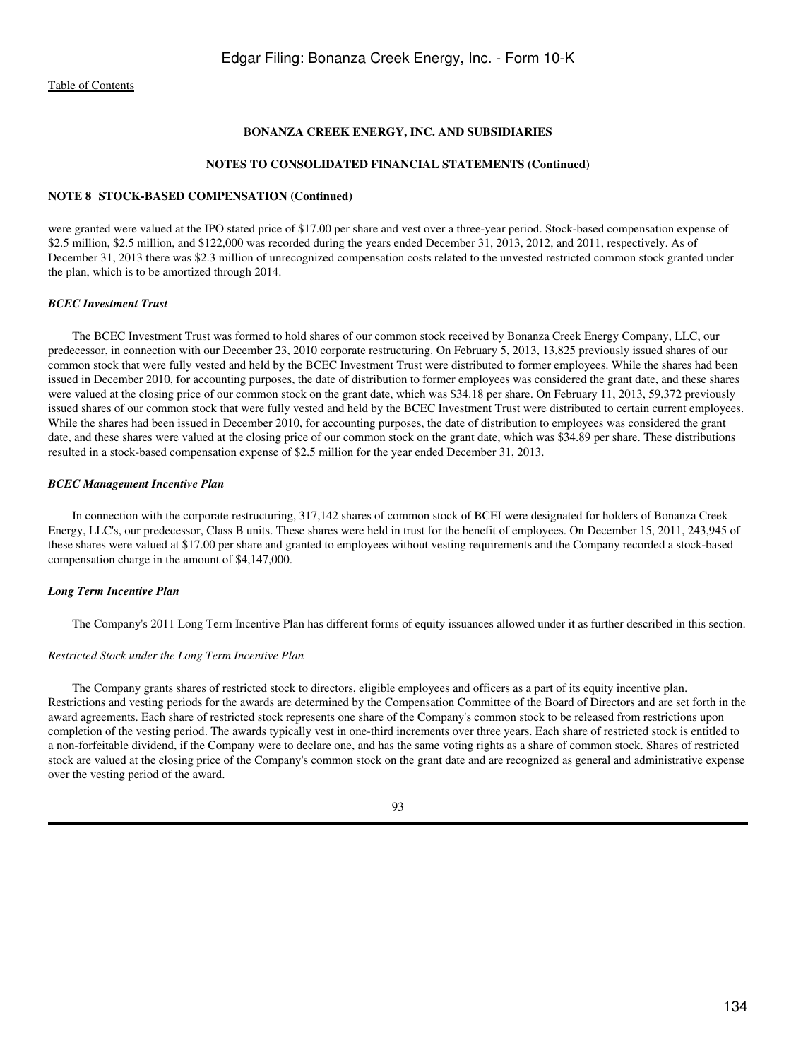**BONANZA CREEK ENERGY, INC. AND SUBSIDIARIES**

**NOTES TO CONSOLIDATED FINANCIAL STATEMENTS (Continued)**

**NOTE 8 STOCK-BASED COMPENSATION (Continued)**

were granted were valued at the IPO stated price of $17.00 per share and vest over a three-year period. Stock-based compensation expense of $2.5 million, $2.5 million, and $122,000 was recorded during the years ended December 31, 2013, 2012, and 2011, respectively. As of December 31, 2013 there was $2.3 million of unrecognized compensation costs related to the unvested restricted common stock granted under the plan, which is to be amortized through 2014.

***BCEC Investment Trust***

The BCEC Investment Trust was formed to hold shares of our common stock received by Bonanza Creek Energy Company, LLC, our predecessor, in connection with our December 23, 2010 corporate restructuring. On February 5, 2013, 13,825 previously issued shares of our common stock that were fully vested and held by the BCEC Investment Trust were distributed to former employees. While the shares had been issued in December 2010, for accounting purposes, the date of distribution to former employees was considered the grant date, and these shares were valued at the closing price of our common stock on the grant date, which was $34.18 per share. On February 11, 2013, 59,372 previously issued shares of our common stock that were fully vested and held by the BCEC Investment Trust were distributed to certain current employees. While the shares had been issued in December 2010, for accounting purposes, the date of distribution to employees was considered the grant date, and these shares were valued at the closing price of our common stock on the grant date, which was $34.89 per share. These distributions resulted in a stock-based compensation expense of $2.5 million for the year ended December 31, 2013.

***BCEC Management Incentive Plan***

In connection with the corporate restructuring, 317,142 shares of common stock of BCEI were designated for holders of Bonanza Creek Energy, LLC's, our predecessor, Class B units. These shares were held in trust for the benefit of employees. On December 15, 2011, 243,945 of these shares were valued at $17.00 per share and granted to employees without vesting requirements and the Company recorded a stock-based compensation charge in the amount of $4,147,000.

***Long Term Incentive Plan***

The Company's 2011 Long Term Incentive Plan has different forms of equity issuances allowed under it as further described in this section.

*Restricted Stock under the Long Term Incentive Plan*

The Company grants shares of restricted stock to directors, eligible employees and officers as a part of its equity incentive plan. Restrictions and vesting periods for the awards are determined by the Compensation Committee of the Board of Directors and are set forth in the award agreements. Each share of restricted stock represents one share of the Company's common stock to be released from restrictions upon completion of the vesting period. The awards typically vest in one-third increments over three years. Each share of restricted stock is entitled to a non-forfeitable dividend, if the Company were to declare one, and has the same voting rights as a share of common stock. Shares of restricted stock are valued at the closing price of the Company's common stock on the grant date and are recognized as general and administrative expense over the vesting period of the award.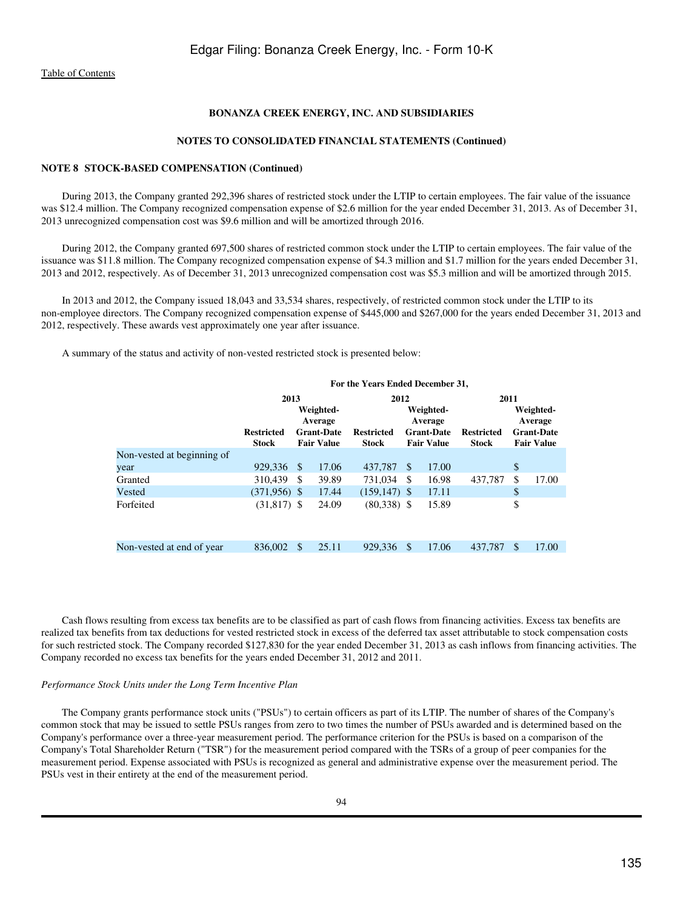Edgar Filing: Bonanza Creek Energy, Inc. - Form 10-K

Table of Contents

**BONANZA CREEK ENERGY, INC. AND SUBSIDIARIES**

**NOTES TO CONSOLIDATED FINANCIAL STATEMENTS (Continued)**

**NOTE 8 STOCK-BASED COMPENSATION (Continued)**

During 2013, the Company granted 292,396 shares of restricted stock under the LTIP to certain employees. The fair value of the issuance was $12.4 million. The Company recognized compensation expense of $2.6 million for the year ended December 31, 2013. As of December 31, 2013 unrecognized compensation cost was $9.6 million and will be amortized through 2016.

During 2012, the Company granted 697,500 shares of restricted common stock under the LTIP to certain employees. The fair value of the issuance was $11.8 million. The Company recognized compensation expense of $4.3 million and $1.7 million for the years ended December 31, 2013 and 2012, respectively. As of December 31, 2013 unrecognized compensation cost was $5.3 million and will be amortized through 2015.

In 2013 and 2012, the Company issued 18,043 and 33,534 shares, respectively, of restricted common stock under the LTIP to its non-employee directors. The Company recognized compensation expense of $445,000 and $267,000 for the years ended December 31, 2013 and 2012, respectively. These awards vest approximately one year after issuance.

A summary of the status and activity of non-vested restricted stock is presented below:

| | For the Years Ended December 31, | | | | | |
|---|---|---|---|---|---|---|
| | 2013 | | 2012 | | 2011 | |
| | Restricted Stock | Weighted-Average Grant-Date Fair Value | Restricted Stock | Weighted-Average Grant-Date Fair Value | Restricted Stock | Weighted-Average Grant-Date Fair Value |
| Non-vested at beginning of year | 929,336 | $ 17.06 | 437,787 | $ 17.00 | | $ |
| Granted | 310,439 | $ 39.89 | 731,034 | $ 16.98 | 437,787 | $ 17.00 |
| Vested | (371,956) | $ 17.44 | (159,147) | $ 17.11 | | $ |
| Forfeited | (31,817) | $ 24.09 | (80,338) | $ 15.89 | | $ |
| Non-vested at end of year | 836,002 | $ 25.11 | 929,336 | $ 17.06 | 437,787 | $ 17.00 |

Cash flows resulting from excess tax benefits are to be classified as part of cash flows from financing activities. Excess tax benefits are realized tax benefits from tax deductions for vested restricted stock in excess of the deferred tax asset attributable to stock compensation costs for such restricted stock. The Company recorded $127,830 for the year ended December 31, 2013 as cash inflows from financing activities. The Company recorded no excess tax benefits for the years ended December 31, 2012 and 2011.

*Performance Stock Units under the Long Term Incentive Plan*

The Company grants performance stock units ("PSUs") to certain officers as part of its LTIP. The number of shares of the Company's common stock that may be issued to settle PSUs ranges from zero to two times the number of PSUs awarded and is determined based on the Company's performance over a three-year measurement period. The performance criterion for the PSUs is based on a comparison of the Company's Total Shareholder Return ("TSR") for the measurement period compared with the TSRs of a group of peer companies for the measurement period. Expense associated with PSUs is recognized as general and administrative expense over the measurement period. The PSUs vest in their entirety at the end of the measurement period.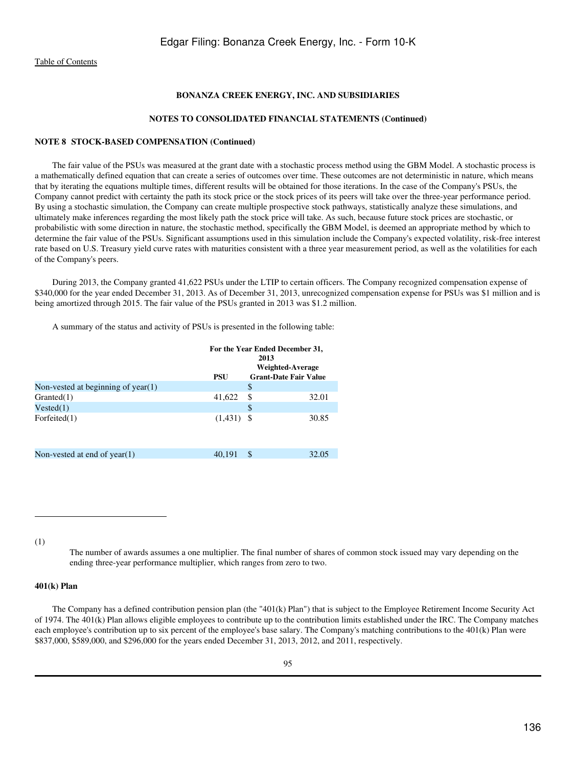**BONANZA CREEK ENERGY, INC. AND SUBSIDIARIES**

**NOTES TO CONSOLIDATED FINANCIAL STATEMENTS (Continued)**

**NOTE 8 STOCK-BASED COMPENSATION (Continued)**

The fair value of the PSUs was measured at the grant date with a stochastic process method using the GBM Model. A stochastic process is a mathematically defined equation that can create a series of outcomes over time. These outcomes are not deterministic in nature, which means that by iterating the equations multiple times, different results will be obtained for those iterations. In the case of the Company's PSUs, the Company cannot predict with certainty the path its stock price or the stock prices of its peers will take over the three-year performance period. By using a stochastic simulation, the Company can create multiple prospective stock pathways, statistically analyze these simulations, and ultimately make inferences regarding the most likely path the stock price will take. As such, because future stock prices are stochastic, or probabilistic with some direction in nature, the stochastic method, specifically the GBM Model, is deemed an appropriate method by which to determine the fair value of the PSUs. Significant assumptions used in this simulation include the Company's expected volatility, risk-free interest rate based on U.S. Treasury yield curve rates with maturities consistent with a three year measurement period, as well as the volatilities for each of the Company's peers.

During 2013, the Company granted 41,622 PSUs under the LTIP to certain officers. The Company recognized compensation expense of $340,000 for the year ended December 31, 2013. As of December 31, 2013, unrecognized compensation expense for PSUs was $1 million and is being amortized through 2015. The fair value of the PSUs granted in 2013 was $1.2 million.

A summary of the status and activity of PSUs is presented in the following table:

| | For the Year Ended December 31, 2013 | |
|---|---|---|
| | PSU | Weighted-Average Grant-Date Fair Value |
| Non-vested at beginning of year(1) | | $ |
| Granted(1) | 41,622 | $ 32.01 |
| Vested(1) | | $ |
| Forfeited(1) | (1,431) | $ 30.85 |
| Non-vested at end of year(1) | 40,191 | $ 32.05 |

(1) The number of awards assumes a one multiplier. The final number of shares of common stock issued may vary depending on the ending three-year performance multiplier, which ranges from zero to two.

**401(k) Plan**

The Company has a defined contribution pension plan (the "401(k) Plan") that is subject to the Employee Retirement Income Security Act of 1974. The 401(k) Plan allows eligible employees to contribute up to the contribution limits established under the IRC. The Company matches each employee's contribution up to six percent of the employee's base salary. The Company's matching contributions to the 401(k) Plan were $837,000, $589,000, and $296,000 for the years ended December 31, 2013, 2012, and 2011, respectively.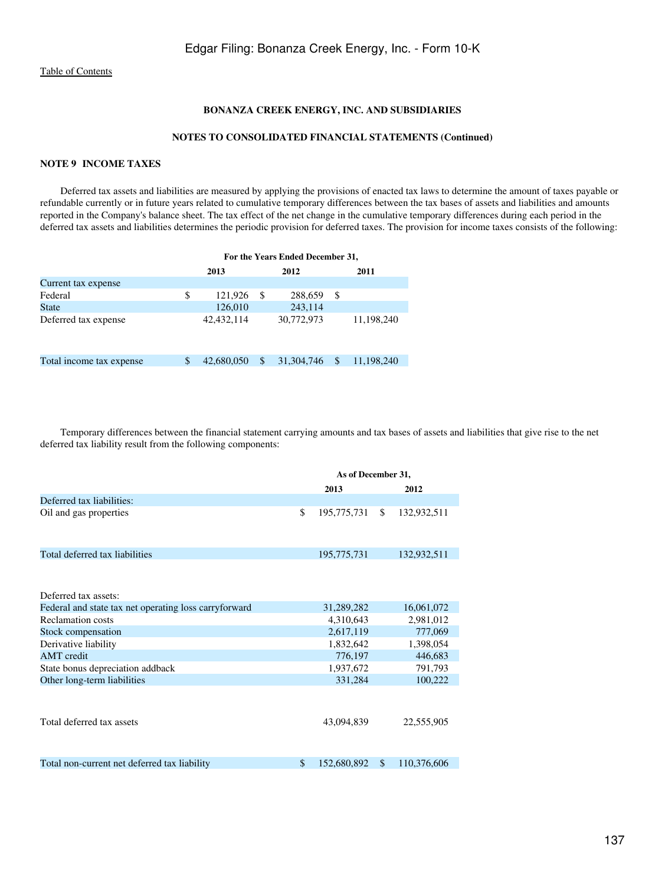[Table of Contents](#)

**BONANZA CREEK ENERGY, INC. AND SUBSIDIARIES**

**NOTES TO CONSOLIDATED FINANCIAL STATEMENTS (Continued)**

## NOTE 9 INCOME TAXES

Deferred tax assets and liabilities are measured by applying the provisions of enacted tax laws to determine the amount of taxes payable or refundable currently or in future years related to cumulative temporary differences between the tax bases of assets and liabilities and amounts reported in the Company's balance sheet. The tax effect of the net change in the cumulative temporary differences during each period in the deferred tax assets and liabilities determines the periodic provision for deferred taxes. The provision for income taxes consists of the following:

| | For the Years Ended December 31, | | |
|---|---|---|---|
| | 2013 | 2012 | 2011 |
| Current tax expense | | | |
| Federal | $ 121,926 | $ 288,659 | $ |
| State | 126,010 | 243,114 | |
| Deferred tax expense | 42,432,114 | 30,772,973 | 11,198,240 |
| Total income tax expense | $ 42,680,050 | $ 31,304,746 | $ 11,198,240 |

Temporary differences between the financial statement carrying amounts and tax bases of assets and liabilities that give rise to the net deferred tax liability result from the following components:

| | As of December 31, | |
|---|---|---|
| | 2013 | 2012 |
| Deferred tax liabilities: | | |
| Oil and gas properties | $ 195,775,731 | $ 132,932,511 |
| Total deferred tax liabilities | 195,775,731 | 132,932,511 |
| Deferred tax assets: | | |
| Federal and state tax net operating loss carryforward | 31,289,282 | 16,061,072 |
| Reclamation costs | 4,310,643 | 2,981,012 |
| Stock compensation | 2,617,119 | 777,069 |
| Derivative liability | 1,832,642 | 1,398,054 |
| AMT credit | 776,197 | 446,683 |
| State bonus depreciation addback | 1,937,672 | 791,793 |
| Other long-term liabilities | 331,284 | 100,222 |
| Total deferred tax assets | 43,094,839 | 22,555,905 |
| Total non-current net deferred tax liability | $ 152,680,892 | $ 110,376,606 |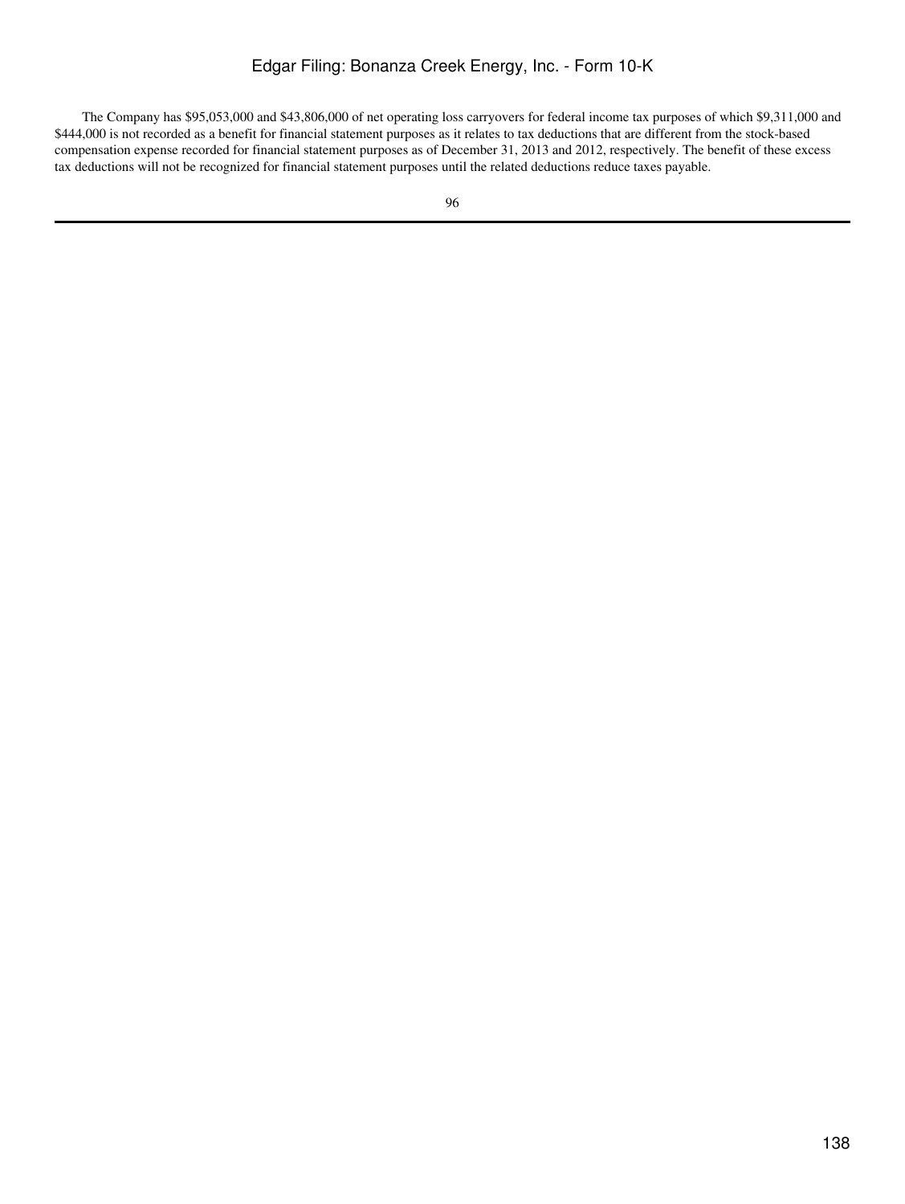The Company has $95,053,000 and $43,806,000 of net operating loss carryovers for federal income tax purposes of which $9,311,000 and $444,000 is not recorded as a benefit for financial statement purposes as it relates to tax deductions that are different from the stock-based compensation expense recorded for financial statement purposes as of December 31, 2013 and 2012, respectively. The benefit of these excess tax deductions will not be recognized for financial statement purposes until the related deductions reduce taxes payable.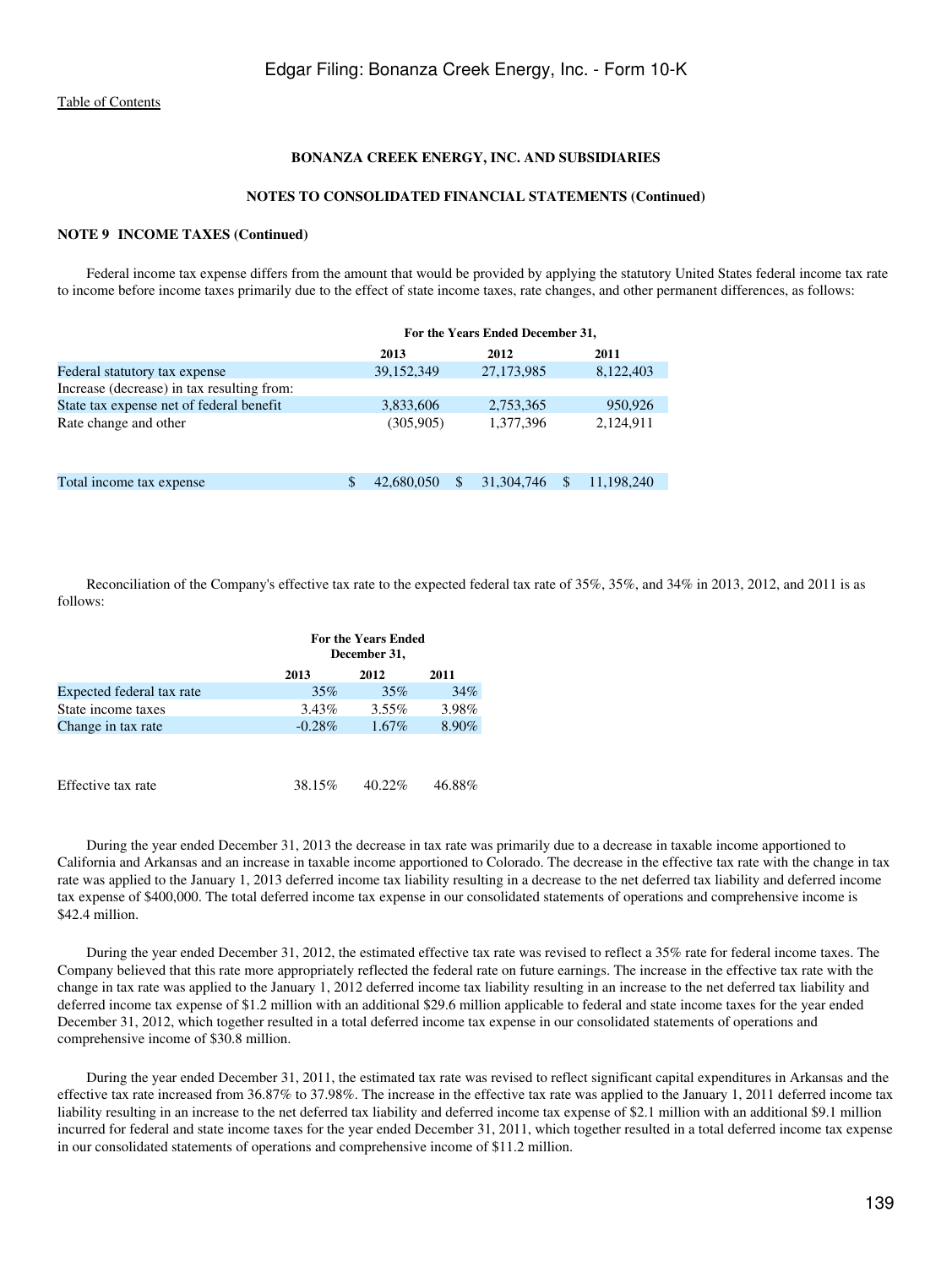[Table of Contents](#)

**BONANZA CREEK ENERGY, INC. AND SUBSIDIARIES**

**NOTES TO CONSOLIDATED FINANCIAL STATEMENTS (Continued)**

**NOTE 9 INCOME TAXES (Continued)**

Federal income tax expense differs from the amount that would be provided by applying the statutory United States federal income tax rate to income before income taxes primarily due to the effect of state income taxes, rate changes, and other permanent differences, as follows:

| | For the Years Ended December 31, | | |
|---|---|---|---|
| | 2013 | 2012 | 2011 |
| Federal statutory tax expense | 39,152,349 | 27,173,985 | 8,122,403 |
| Increase (decrease) in tax resulting from: | | | |
| State tax expense net of federal benefit | 3,833,606 | 2,753,365 | 950,926 |
| Rate change and other | (305,905) | 1,377,396 | 2,124,911 |
| Total income tax expense | $ 42,680,050 | $ 31,304,746 | $ 11,198,240 |

Reconciliation of the Company's effective tax rate to the expected federal tax rate of 35%, 35%, and 34% in 2013, 2012, and 2011 is as follows:

| | For the Years Ended December 31, | | |
|---|---|---|---|
| | 2013 | 2012 | 2011 |
| Expected federal tax rate | 35% | 35% | 34% |
| State income taxes | 3.43% | 3.55% | 3.98% |
| Change in tax rate | -0.28% | 1.67% | 8.90% |
| Effective tax rate | 38.15% | 40.22% | 46.88% |

During the year ended December 31, 2013 the decrease in tax rate was primarily due to a decrease in taxable income apportioned to California and Arkansas and an increase in taxable income apportioned to Colorado. The decrease in the effective tax rate with the change in tax rate was applied to the January 1, 2013 deferred income tax liability resulting in a decrease to the net deferred tax liability and deferred income tax expense of $400,000. The total deferred income tax expense in our consolidated statements of operations and comprehensive income is $42.4 million.

During the year ended December 31, 2012, the estimated effective tax rate was revised to reflect a 35% rate for federal income taxes. The Company believed that this rate more appropriately reflected the federal rate on future earnings. The increase in the effective tax rate with the change in tax rate was applied to the January 1, 2012 deferred income tax liability resulting in an increase to the net deferred tax liability and deferred income tax expense of $1.2 million with an additional $29.6 million applicable to federal and state income taxes for the year ended December 31, 2012, which together resulted in a total deferred income tax expense in our consolidated statements of operations and comprehensive income of $30.8 million.

During the year ended December 31, 2011, the estimated tax rate was revised to reflect significant capital expenditures in Arkansas and the effective tax rate increased from 36.87% to 37.98%. The increase in the effective tax rate was applied to the January 1, 2011 deferred income tax liability resulting in an increase to the net deferred tax liability and deferred income tax expense of $2.1 million with an additional $9.1 million incurred for federal and state income taxes for the year ended December 31, 2011, which together resulted in a total deferred income tax expense in our consolidated statements of operations and comprehensive income of $11.2 million.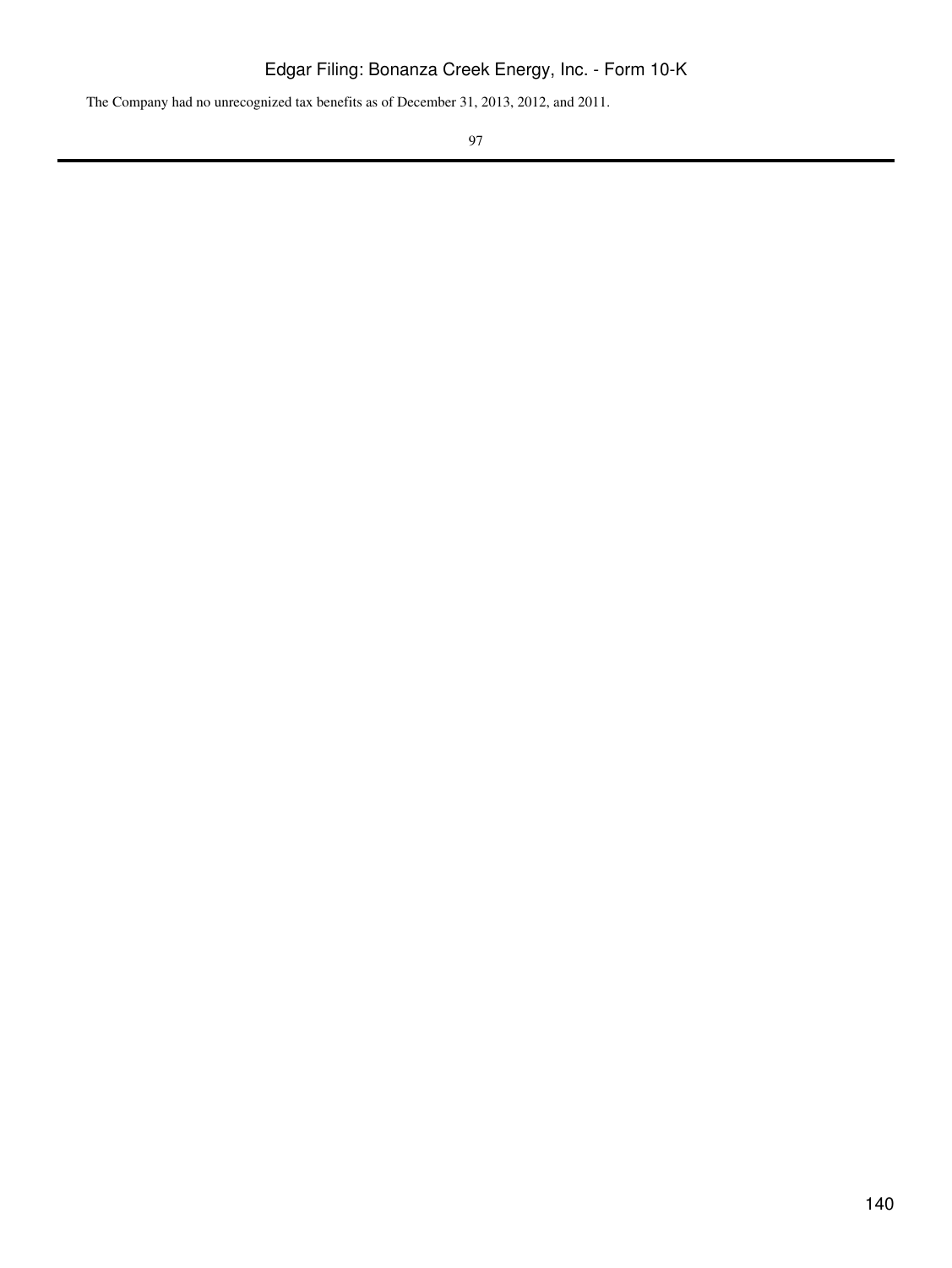The Company had no unrecognized tax benefits as of December 31, 2013, 2012, and 2011.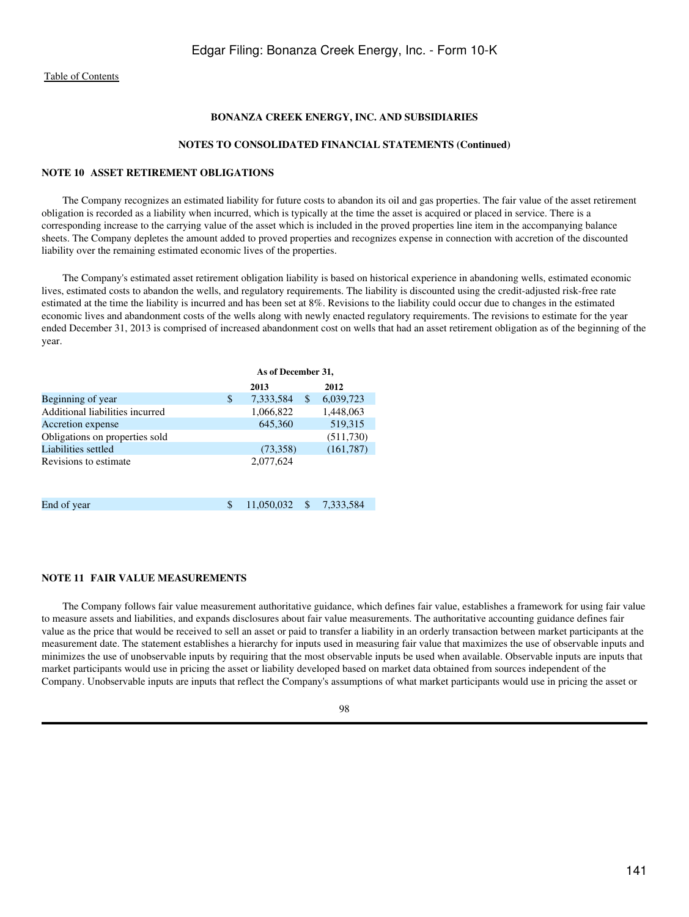[Table of Contents](#)

**BONANZA CREEK ENERGY, INC. AND SUBSIDIARIES**

**NOTES TO CONSOLIDATED FINANCIAL STATEMENTS (Continued)**

## NOTE 10 ASSET RETIREMENT OBLIGATIONS

The Company recognizes an estimated liability for future costs to abandon its oil and gas properties. The fair value of the asset retirement obligation is recorded as a liability when incurred, which is typically at the time the asset is acquired or placed in service. There is a corresponding increase to the carrying value of the asset which is included in the proved properties line item in the accompanying balance sheets. The Company depletes the amount added to proved properties and recognizes expense in connection with accretion of the discounted liability over the remaining estimated economic lives of the properties.

The Company's estimated asset retirement obligation liability is based on historical experience in abandoning wells, estimated economic lives, estimated costs to abandon the wells, and regulatory requirements. The liability is discounted using the credit-adjusted risk-free rate estimated at the time the liability is incurred and has been set at 8%. Revisions to the liability could occur due to changes in the estimated economic lives and abandonment costs of the wells along with newly enacted regulatory requirements. The revisions to estimate for the year ended December 31, 2013 is comprised of increased abandonment cost on wells that had an asset retirement obligation as of the beginning of the year.

| | As of December 31, | |
|---|---|---|
| | 2013 | 2012 |
| Beginning of year | $ 7,333,584 | $ 6,039,723 |
| Additional liabilities incurred | 1,066,822 | 1,448,063 |
| Accretion expense | 645,360 | 519,315 |
| Obligations on properties sold | | (511,730) |
| Liabilities settled | (73,358) | (161,787) |
| Revisions to estimate | 2,077,624 | |
| End of year | $ 11,050,032 | $ 7,333,584 |

## NOTE 11 FAIR VALUE MEASUREMENTS

The Company follows fair value measurement authoritative guidance, which defines fair value, establishes a framework for using fair value to measure assets and liabilities, and expands disclosures about fair value measurements. The authoritative accounting guidance defines fair value as the price that would be received to sell an asset or paid to transfer a liability in an orderly transaction between market participants at the measurement date. The statement establishes a hierarchy for inputs used in measuring fair value that maximizes the use of observable inputs and minimizes the use of unobservable inputs by requiring that the most observable inputs be used when available. Observable inputs are inputs that market participants would use in pricing the asset or liability developed based on market data obtained from sources independent of the Company. Unobservable inputs are inputs that reflect the Company's assumptions of what market participants would use in pricing the asset or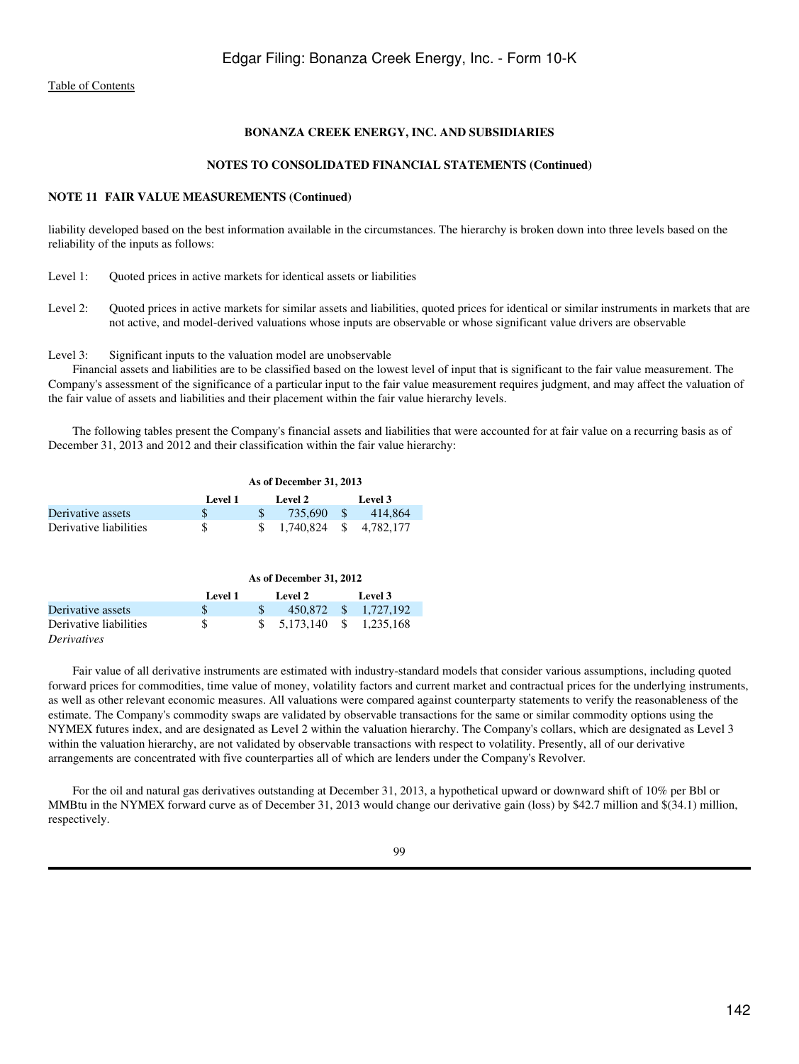**BONANZA CREEK ENERGY, INC. AND SUBSIDIARIES**

**NOTES TO CONSOLIDATED FINANCIAL STATEMENTS (Continued)**

**NOTE 11 FAIR VALUE MEASUREMENTS (Continued)**

liability developed based on the best information available in the circumstances. The hierarchy is broken down into three levels based on the reliability of the inputs as follows:

Level 1: Quoted prices in active markets for identical assets or liabilities

Level 2: Quoted prices in active markets for similar assets and liabilities, quoted prices for identical or similar instruments in markets that are not active, and model-derived valuations whose inputs are observable or whose significant value drivers are observable

Level 3: Significant inputs to the valuation model are unobservable

Financial assets and liabilities are to be classified based on the lowest level of input that is significant to the fair value measurement. The Company's assessment of the significance of a particular input to the fair value measurement requires judgment, and may affect the valuation of the fair value of assets and liabilities and their placement within the fair value hierarchy levels.

The following tables present the Company's financial assets and liabilities that were accounted for at fair value on a recurring basis as of December 31, 2013 and 2012 and their classification within the fair value hierarchy:

| | As of December 31, 2013 | | |
|---|---|---|---|
| | Level 1 | Level 2 | Level 3 |
| Derivative assets | $ | $ 735,690 | $ 414,864 |
| Derivative liabilities | $ | $ 1,740,824 | $ 4,782,177 |

| | As of December 31, 2012 | | |
|---|---|---|---|
| | Level 1 | Level 2 | Level 3 |
| Derivative assets | $ | $ 450,872 | $ 1,727,192 |
| Derivative liabilities | $ | $ 5,173,140 | $ 1,235,168 |

*Derivatives*

Fair value of all derivative instruments are estimated with industry-standard models that consider various assumptions, including quoted forward prices for commodities, time value of money, volatility factors and current market and contractual prices for the underlying instruments, as well as other relevant economic measures. All valuations were compared against counterparty statements to verify the reasonableness of the estimate. The Company's commodity swaps are validated by observable transactions for the same or similar commodity options using the NYMEX futures index, and are designated as Level 2 within the valuation hierarchy. The Company's collars, which are designated as Level 3 within the valuation hierarchy, are not validated by observable transactions with respect to volatility. Presently, all of our derivative arrangements are concentrated with five counterparties all of which are lenders under the Company's Revolver.

For the oil and natural gas derivatives outstanding at December 31, 2013, a hypothetical upward or downward shift of 10% per Bbl or MMBtu in the NYMEX forward curve as of December 31, 2013 would change our derivative gain (loss) by $42.7 million and $(34.1) million, respectively.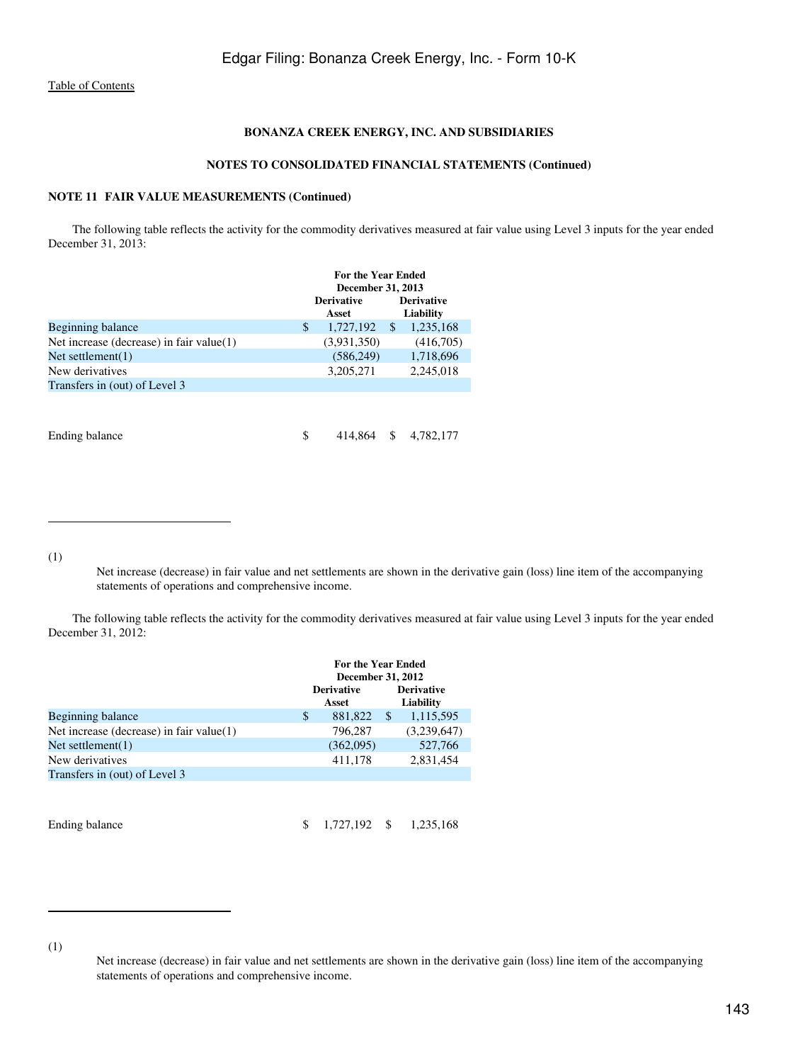Table of Contents

**BONANZA CREEK ENERGY, INC. AND SUBSIDIARIES**

**NOTES TO CONSOLIDATED FINANCIAL STATEMENTS (Continued)**

**NOTE 11 FAIR VALUE MEASUREMENTS (Continued)**

The following table reflects the activity for the commodity derivatives measured at fair value using Level 3 inputs for the year ended December 31, 2013:

| | For the Year Ended December 31, 2013 | |
|---|---|---|
| | Derivative Asset | Derivative Liability |
| Beginning balance | $ 1,727,192 | $ 1,235,168 |
| Net increase (decrease) in fair value(1) | (3,931,350) | (416,705) |
| Net settlement(1) | (586,249) | 1,718,696 |
| New derivatives | 3,205,271 | 2,245,018 |
| Transfers in (out) of Level 3 | | |
| Ending balance | $ 414,864 | $ 4,782,177 |

(1) Net increase (decrease) in fair value and net settlements are shown in the derivative gain (loss) line item of the accompanying statements of operations and comprehensive income.

The following table reflects the activity for the commodity derivatives measured at fair value using Level 3 inputs for the year ended December 31, 2012:

| | For the Year Ended December 31, 2012 | |
|---|---|---|
| | Derivative Asset | Derivative Liability |
| Beginning balance | $ 881,822 | $ 1,115,595 |
| Net increase (decrease) in fair value(1) | 796,287 | (3,239,647) |
| Net settlement(1) | (362,095) | 527,766 |
| New derivatives | 411,178 | 2,831,454 |
| Transfers in (out) of Level 3 | | |
| Ending balance | $ 1,727,192 | $ 1,235,168 |

(1) Net increase (decrease) in fair value and net settlements are shown in the derivative gain (loss) line item of the accompanying statements of operations and comprehensive income.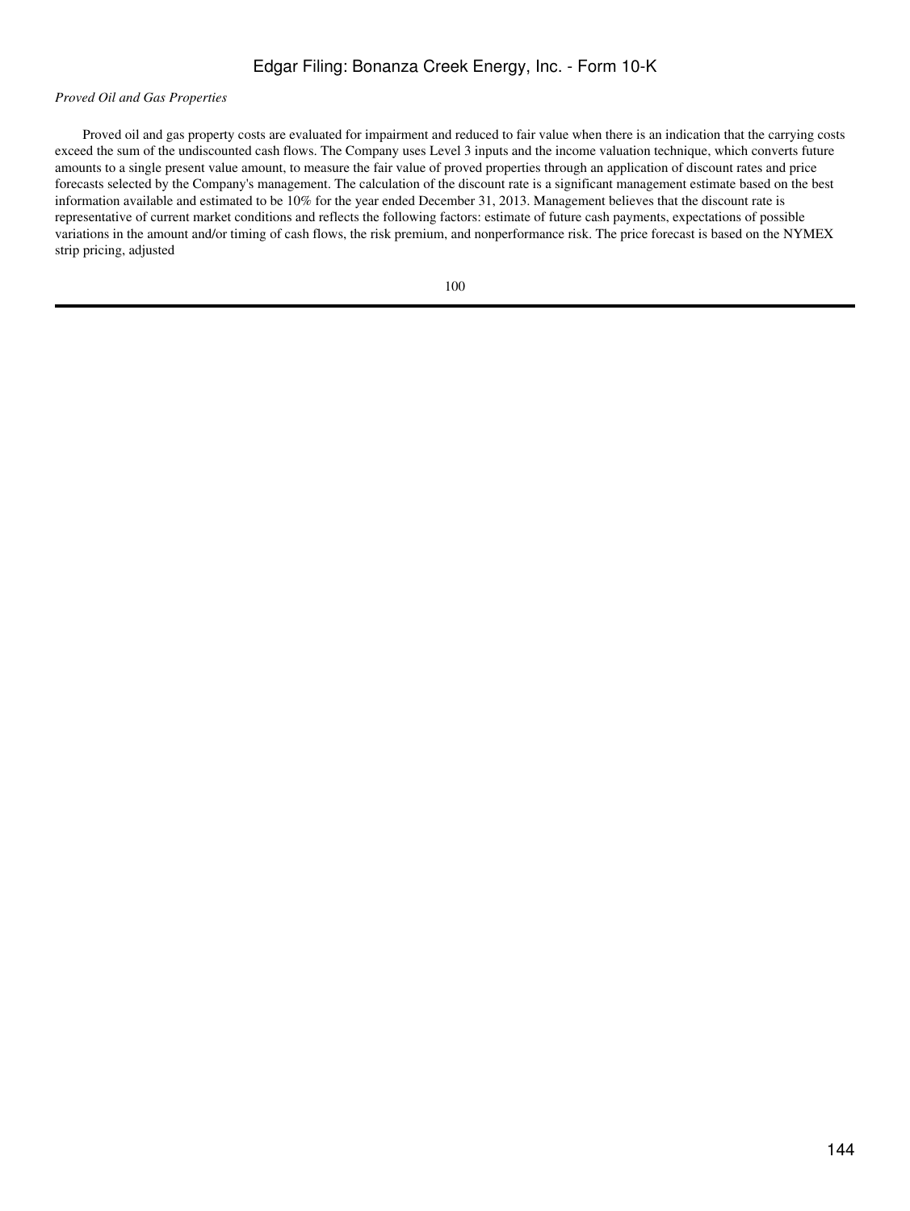*Proved Oil and Gas Properties*

Proved oil and gas property costs are evaluated for impairment and reduced to fair value when there is an indication that the carrying costs exceed the sum of the undiscounted cash flows. The Company uses Level 3 inputs and the income valuation technique, which converts future amounts to a single present value amount, to measure the fair value of proved properties through an application of discount rates and price forecasts selected by the Company's management. The calculation of the discount rate is a significant management estimate based on the best information available and estimated to be 10% for the year ended December 31, 2013. Management believes that the discount rate is representative of current market conditions and reflects the following factors: estimate of future cash payments, expectations of possible variations in the amount and/or timing of cash flows, the risk premium, and nonperformance risk. The price forecast is based on the NYMEX strip pricing, adjusted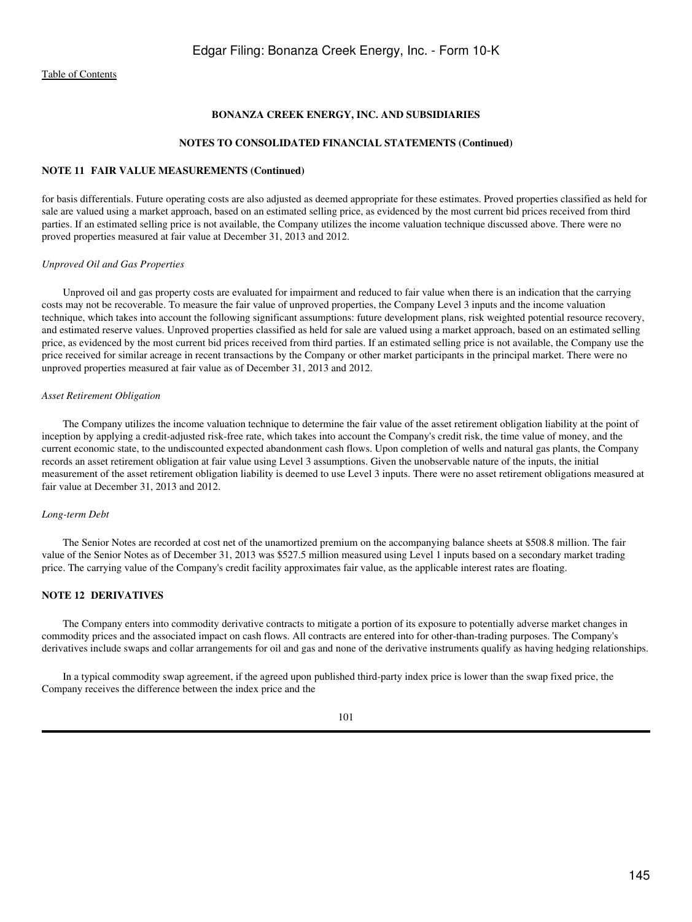**BONANZA CREEK ENERGY, INC. AND SUBSIDIARIES**

**NOTES TO CONSOLIDATED FINANCIAL STATEMENTS (Continued)**

**NOTE 11 FAIR VALUE MEASUREMENTS (Continued)**

for basis differentials. Future operating costs are also adjusted as deemed appropriate for these estimates. Proved properties classified as held for sale are valued using a market approach, based on an estimated selling price, as evidenced by the most current bid prices received from third parties. If an estimated selling price is not available, the Company utilizes the income valuation technique discussed above. There were no proved properties measured at fair value at December 31, 2013 and 2012.

*Unproved Oil and Gas Properties*

Unproved oil and gas property costs are evaluated for impairment and reduced to fair value when there is an indication that the carrying costs may not be recoverable. To measure the fair value of unproved properties, the Company Level 3 inputs and the income valuation technique, which takes into account the following significant assumptions: future development plans, risk weighted potential resource recovery, and estimated reserve values. Unproved properties classified as held for sale are valued using a market approach, based on an estimated selling price, as evidenced by the most current bid prices received from third parties. If an estimated selling price is not available, the Company use the price received for similar acreage in recent transactions by the Company or other market participants in the principal market. There were no unproved properties measured at fair value as of December 31, 2013 and 2012.

*Asset Retirement Obligation*

The Company utilizes the income valuation technique to determine the fair value of the asset retirement obligation liability at the point of inception by applying a credit-adjusted risk-free rate, which takes into account the Company's credit risk, the time value of money, and the current economic state, to the undiscounted expected abandonment cash flows. Upon completion of wells and natural gas plants, the Company records an asset retirement obligation at fair value using Level 3 assumptions. Given the unobservable nature of the inputs, the initial measurement of the asset retirement obligation liability is deemed to use Level 3 inputs. There were no asset retirement obligations measured at fair value at December 31, 2013 and 2012.

*Long-term Debt*

The Senior Notes are recorded at cost net of the unamortized premium on the accompanying balance sheets at $508.8 million. The fair value of the Senior Notes as of December 31, 2013 was $527.5 million measured using Level 1 inputs based on a secondary market trading price. The carrying value of the Company's credit facility approximates fair value, as the applicable interest rates are floating.

**NOTE 12 DERIVATIVES**

The Company enters into commodity derivative contracts to mitigate a portion of its exposure to potentially adverse market changes in commodity prices and the associated impact on cash flows. All contracts are entered into for other-than-trading purposes. The Company's derivatives include swaps and collar arrangements for oil and gas and none of the derivative instruments qualify as having hedging relationships.

In a typical commodity swap agreement, if the agreed upon published third-party index price is lower than the swap fixed price, the Company receives the difference between the index price and the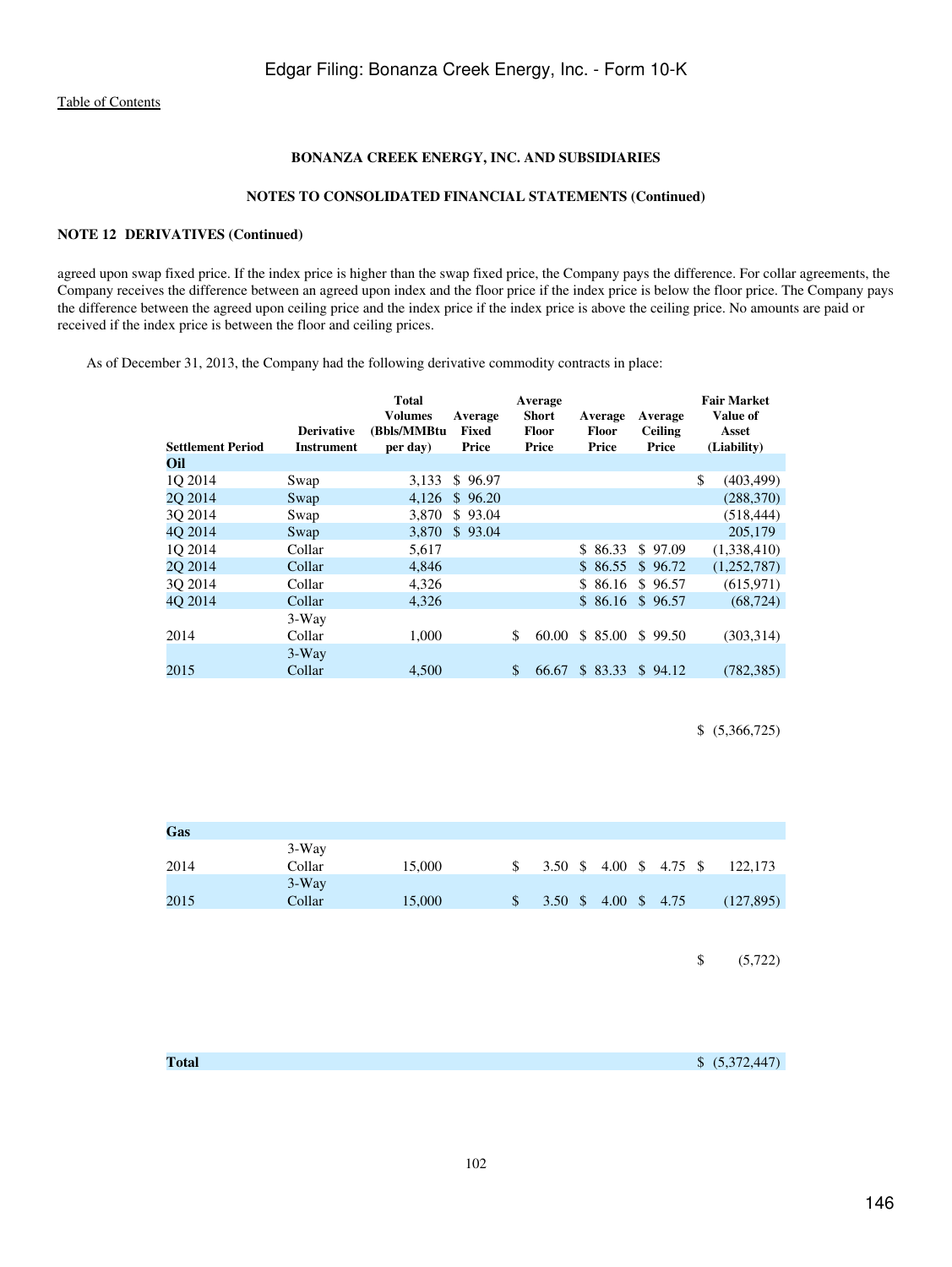BONANZA CREEK ENERGY, INC. AND SUBSIDIARIES

NOTES TO CONSOLIDATED FINANCIAL STATEMENTS (Continued)

**NOTE 12 DERIVATIVES (Continued)**

agreed upon swap fixed price. If the index price is higher than the swap fixed price, the Company pays the difference. For collar agreements, the Company receives the difference between an agreed upon index and the floor price if the index price is below the floor price. The Company pays the difference between the agreed upon ceiling price and the index price if the index price is above the ceiling price. No amounts are paid or received if the index price is between the floor and ceiling prices.

As of December 31, 2013, the Company had the following derivative commodity contracts in place:

| Settlement Period | Derivative Instrument | Total Volumes (Bbls/MMBtu per day) | Average Fixed Price | Average Short Floor Price | Average Floor Price | Average Ceiling Price | Fair Market Value of Asset (Liability) |
|---|---|---|---|---|---|---|---|
| **Oil** | | | | | | | |
| 1Q 2014 | Swap | 3,133 | $ 96.97 | | | | $ (403,499) |
| 2Q 2014 | Swap | 4,126 | $ 96.20 | | | | (288,370) |
| 3Q 2014 | Swap | 3,870 | $ 93.04 | | | | (518,444) |
| 4Q 2014 | Swap | 3,870 | $ 93.04 | | | | 205,179 |
| 1Q 2014 | Collar | 5,617 | | | $ 86.33 | $ 97.09 | (1,338,410) |
| 2Q 2014 | Collar | 4,846 | | | $ 86.55 | $ 96.72 | (1,252,787) |
| 3Q 2014 | Collar | 4,326 | | | $ 86.16 | $ 96.57 | (615,971) |
| 4Q 2014 | Collar | 4,326 | | | $ 86.16 | $ 96.57 | (68,724) |
| 2014 | 3-Way Collar | 1,000 | | $ 60.00 | $ 85.00 | $ 99.50 | (303,314) |
| 2015 | 3-Way Collar | 4,500 | | $ 66.67 | $ 83.33 | $ 94.12 | (782,385) |
| | | | | | | | $ (5,366,725) |
| **Gas** | | | | | | | |
| 2014 | 3-Way Collar | 15,000 | | $ 3.50 | $ 4.00 | $ 4.75 | $ 122,173 |
| 2015 | 3-Way Collar | 15,000 | | $ 3.50 | $ 4.00 | $ 4.75 | (127,895) |
| | | | | | | | $ (5,722) |
| **Total** | | | | | | | $ (5,372,447) |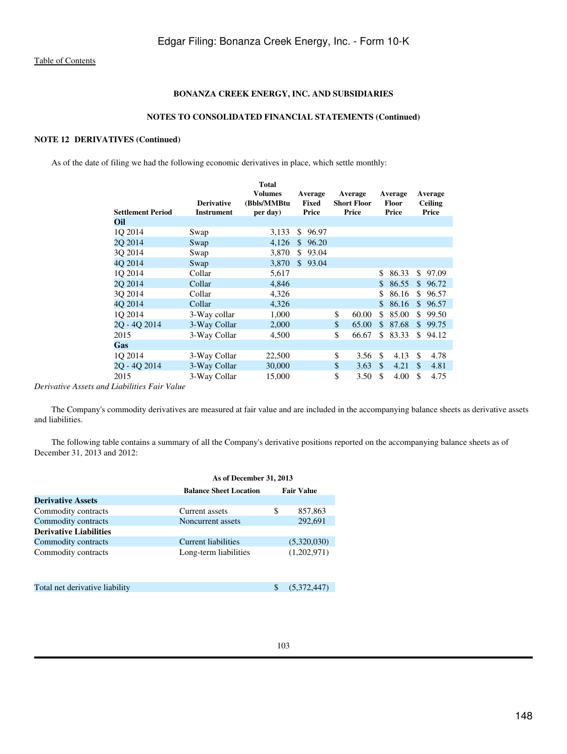[Table of Contents](#)

**BONANZA CREEK ENERGY, INC. AND SUBSIDIARIES**

**NOTES TO CONSOLIDATED FINANCIAL STATEMENTS (Continued)**

**NOTE 12 DERIVATIVES (Continued)**

As of the date of filing we had the following economic derivatives in place, which settle monthly:

| Settlement Period | Derivative Instrument | Total Volumes (Bbls/MMBtu per day) | Average Fixed Price | Average Short Floor Price | Average Floor Price | Average Ceiling Price |
|---|---|---|---|---|---|---|
| **Oil** | | | | | | |
| 1Q 2014 | Swap | 3,133 | $ 96.97 | | | |
| 2Q 2014 | Swap | 4,126 | $ 96.20 | | | |
| 3Q 2014 | Swap | 3,870 | $ 93.04 | | | |
| 4Q 2014 | Swap | 3,870 | $ 93.04 | | | |
| 1Q 2014 | Collar | 5,617 | | | $ 86.33 | $ 97.09 |
| 2Q 2014 | Collar | 4,846 | | | $ 86.55 | $ 96.72 |
| 3Q 2014 | Collar | 4,326 | | | $ 86.16 | $ 96.57 |
| 4Q 2014 | Collar | 4,326 | | | $ 86.16 | $ 96.57 |
| 1Q 2014 | 3-Way collar | 1,000 | | $ 60.00 | $ 85.00 | $ 99.50 |
| 2Q - 4Q 2014 | 3-Way Collar | 2,000 | | $ 65.00 | $ 87.68 | $ 99.75 |
| 2015 | 3-Way Collar | 4,500 | | $ 66.67 | $ 83.33 | $ 94.12 |
| **Gas** | | | | | | |
| 1Q 2014 | 3-Way Collar | 22,500 | | $ 3.56 | $ 4.13 | $ 4.78 |
| 2Q - 4Q 2014 | 3-Way Collar | 30,000 | | $ 3.63 | $ 4.21 | $ 4.81 |
| 2015 | 3-Way Collar | 15,000 | | $ 3.50 | $ 4.00 | $ 4.75 |

*Derivative Assets and Liabilities Fair Value*

The Company's commodity derivatives are measured at fair value and are included in the accompanying balance sheets as derivative assets and liabilities.

The following table contains a summary of all the Company's derivative positions reported on the accompanying balance sheets as of December 31, 2013 and 2012:

| | As of December 31, 2013 | |
|---|---|---|
| | **Balance Sheet Location** | **Fair Value** |
| **Derivative Assets** | | |
| Commodity contracts | Current assets | $ 857,863 |
| Commodity contracts | Noncurrent assets | 292,691 |
| **Derivative Liabilities** | | |
| Commodity contracts | Current liabilities | (5,320,030) |
| Commodity contracts | Long-term liabilities | (1,202,971) |
| | | |
| Total net derivative liability | | $ (5,372,447) |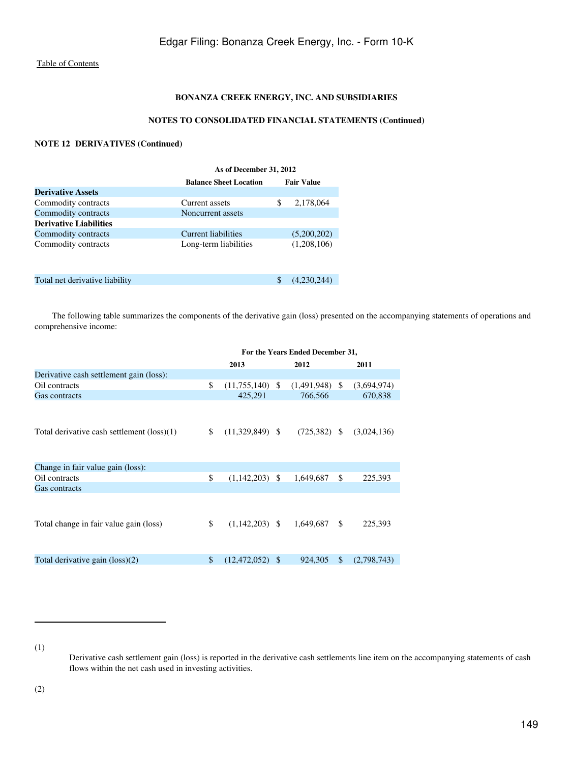[Table of Contents](#)

**BONANZA CREEK ENERGY, INC. AND SUBSIDIARIES**

**NOTES TO CONSOLIDATED FINANCIAL STATEMENTS (Continued)**

**NOTE 12 DERIVATIVES (Continued)**

| | As of December 31, 2012 | |
|---|---|---|
| | **Balance Sheet Location** | **Fair Value** |
| **Derivative Assets** | | |
| Commodity contracts | Current assets | $ 2,178,064 |
| Commodity contracts | Noncurrent assets | |
| **Derivative Liabilities** | | |
| Commodity contracts | Current liabilities | (5,200,202) |
| Commodity contracts | Long-term liabilities | (1,208,106) |
| Total net derivative liability | | $ (4,230,244) |

The following table summarizes the components of the derivative gain (loss) presented on the accompanying statements of operations and comprehensive income:

| | For the Years Ended December 31, | | |
|---|---|---|---|
| | **2013** | **2012** | **2011** |
| Derivative cash settlement gain (loss): | | | |
| Oil contracts | $ (11,755,140) | $ (1,491,948) | $ (3,694,974) |
| Gas contracts | 425,291 | 766,566 | 670,838 |
| Total derivative cash settlement (loss)(1) | $ (11,329,849) | $ (725,382) | $ (3,024,136) |
| Change in fair value gain (loss): | | | |
| Oil contracts | $ (1,142,203) | $ 1,649,687 | $ 225,393 |
| Gas contracts | | | |
| Total change in fair value gain (loss) | $ (1,142,203) | $ 1,649,687 | $ 225,393 |
| Total derivative gain (loss)(2) | $ (12,472,052) | $ 924,305 | $ (2,798,743) |

(1) Derivative cash settlement gain (loss) is reported in the derivative cash settlements line item on the accompanying statements of cash flows within the net cash used in investing activities.

(2)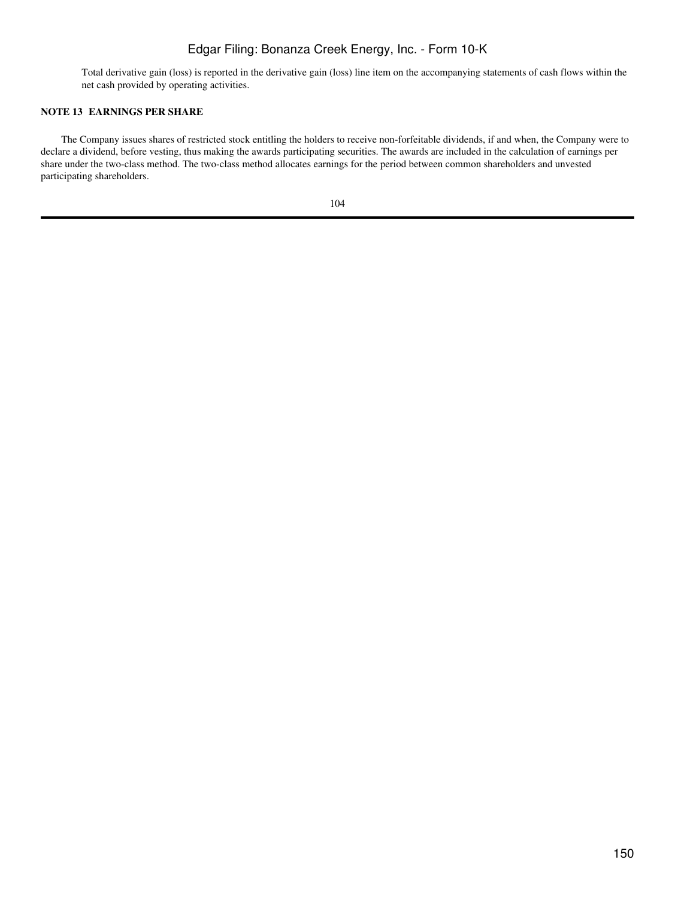Total derivative gain (loss) is reported in the derivative gain (loss) line item on the accompanying statements of cash flows within the net cash provided by operating activities.

**NOTE 13 EARNINGS PER SHARE**

The Company issues shares of restricted stock entitling the holders to receive non-forfeitable dividends, if and when, the Company were to declare a dividend, before vesting, thus making the awards participating securities. The awards are included in the calculation of earnings per share under the two-class method. The two-class method allocates earnings for the period between common shareholders and unvested participating shareholders.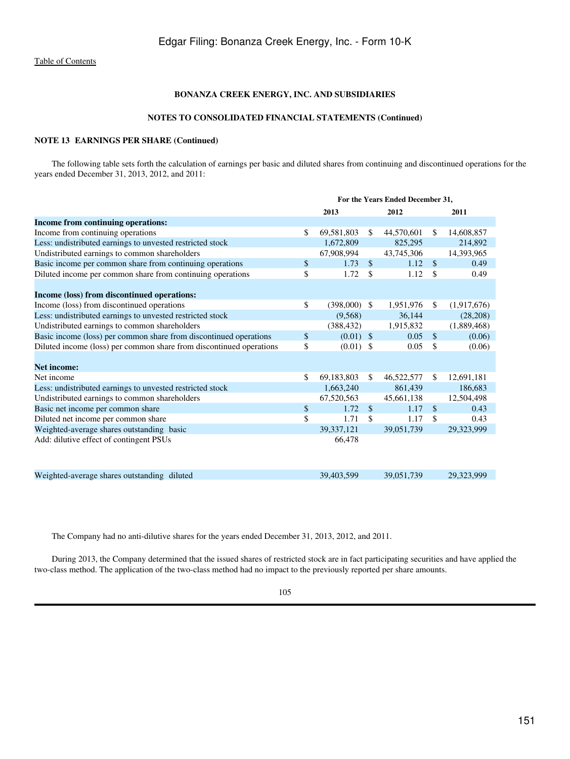**BONANZA CREEK ENERGY, INC. AND SUBSIDIARIES**

**NOTES TO CONSOLIDATED FINANCIAL STATEMENTS (Continued)**

**NOTE 13 EARNINGS PER SHARE (Continued)**

The following table sets forth the calculation of earnings per basic and diluted shares from continuing and discontinued operations for the years ended December 31, 2013, 2012, and 2011:

| | For the Years Ended December 31, | | |
|---|---|---|---|
| | 2013 | 2012 | 2011 |
| **Income from continuing operations:** | | | |
| Income from continuing operations | $ 69,581,803 | $ 44,570,601 | $ 14,608,857 |
| Less: undistributed earnings to unvested restricted stock | 1,672,809 | 825,295 | 214,892 |
| Undistributed earnings to common shareholders | 67,908,994 | 43,745,306 | 14,393,965 |
| Basic income per common share from continuing operations | $ 1.73 | $ 1.12 | $ 0.49 |
| Diluted income per common share from continuing operations | $ 1.72 | $ 1.12 | $ 0.49 |
| **Income (loss) from discontinued operations:** | | | |
| Income (loss) from discontinued operations | $ (398,000) | $ 1,951,976 | $ (1,917,676) |
| Less: undistributed earnings to unvested restricted stock | (9,568) | 36,144 | (28,208) |
| Undistributed earnings to common shareholders | (388,432) | 1,915,832 | (1,889,468) |
| Basic income (loss) per common share from discontinued operations | $ (0.01) | $ 0.05 | $ (0.06) |
| Diluted income (loss) per common share from discontinued operations | $ (0.01) | $ 0.05 | $ (0.06) |
| **Net income:** | | | |
| Net income | $ 69,183,803 | $ 46,522,577 | $ 12,691,181 |
| Less: undistributed earnings to unvested restricted stock | 1,663,240 | 861,439 | 186,683 |
| Undistributed earnings to common shareholders | 67,520,563 | 45,661,138 | 12,504,498 |
| Basic net income per common share | $ 1.72 | $ 1.17 | $ 0.43 |
| Diluted net income per common share | $ 1.71 | $ 1.17 | $ 0.43 |
| Weighted-average shares outstanding basic | 39,337,121 | 39,051,739 | 29,323,999 |
| Add: dilutive effect of contingent PSUs | 66,478 | | |
| Weighted-average shares outstanding diluted | 39,403,599 | 39,051,739 | 29,323,999 |

The Company had no anti-dilutive shares for the years ended December 31, 2013, 2012, and 2011.

During 2013, the Company determined that the issued shares of restricted stock are in fact participating securities and have applied the two-class method. The application of the two-class method had no impact to the previously reported per share amounts.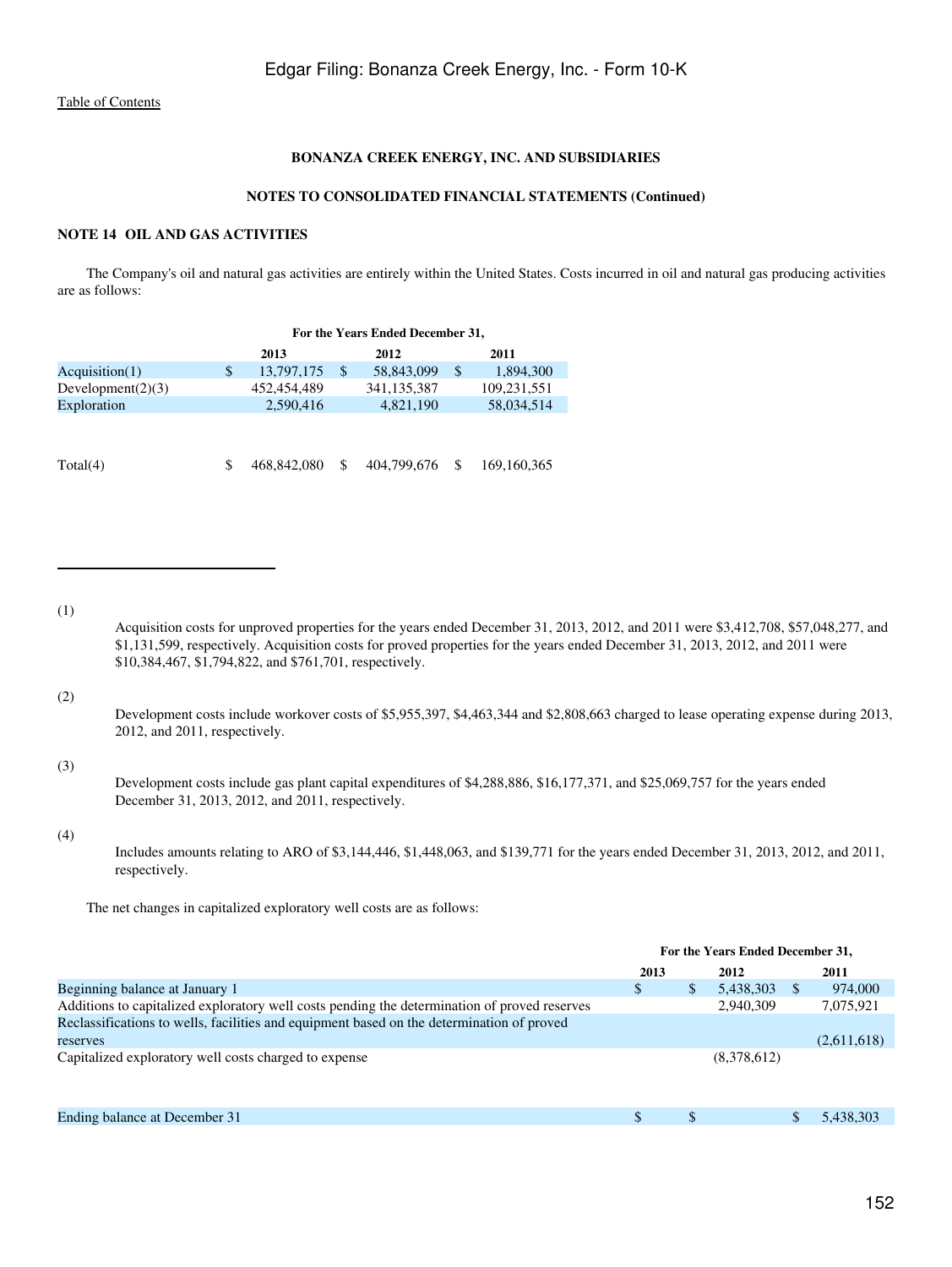**BONANZA CREEK ENERGY, INC. AND SUBSIDIARIES**

**NOTES TO CONSOLIDATED FINANCIAL STATEMENTS (Continued)**

## NOTE 14 OIL AND GAS ACTIVITIES

The Company's oil and natural gas activities are entirely within the United States. Costs incurred in oil and natural gas producing activities are as follows:

| | For the Years Ended December 31, | | |
|---|---|---|---|
| | 2013 | 2012 | 2011 |
| Acquisition(1) | $ 13,797,175 | $ 58,843,099 | $ 1,894,300 |
| Development(2)(3) | 452,454,489 | 341,135,387 | 109,231,551 |
| Exploration | 2,590,416 | 4,821,190 | 58,034,514 |
| Total(4) | $ 468,842,080 | $ 404,799,676 | $ 169,160,365 |

(1) Acquisition costs for unproved properties for the years ended December 31, 2013, 2012, and 2011 were $3,412,708, $57,048,277, and $1,131,599, respectively. Acquisition costs for proved properties for the years ended December 31, 2013, 2012, and 2011 were $10,384,467, $1,794,822, and $761,701, respectively.

(2) Development costs include workover costs of $5,955,397, $4,463,344 and $2,808,663 charged to lease operating expense during 2013, 2012, and 2011, respectively.

(3) Development costs include gas plant capital expenditures of $4,288,886, $16,177,371, and $25,069,757 for the years ended December 31, 2013, 2012, and 2011, respectively.

(4) Includes amounts relating to ARO of $3,144,446, $1,448,063, and $139,771 for the years ended December 31, 2013, 2012, and 2011, respectively.

The net changes in capitalized exploratory well costs are as follows:

| | For the Years Ended December 31, | | |
|---|---|---|---|
| | 2013 | 2012 | 2011 |
| Beginning balance at January 1 | $ | $ 5,438,303 | $ 974,000 |
| Additions to capitalized exploratory well costs pending the determination of proved reserves | | 2,940,309 | 7,075,921 |
| Reclassifications to wells, facilities and equipment based on the determination of proved reserves | | | (2,611,618) |
| Capitalized exploratory well costs charged to expense | | (8,378,612) | |
| Ending balance at December 31 | $ | $ | $ 5,438,303 |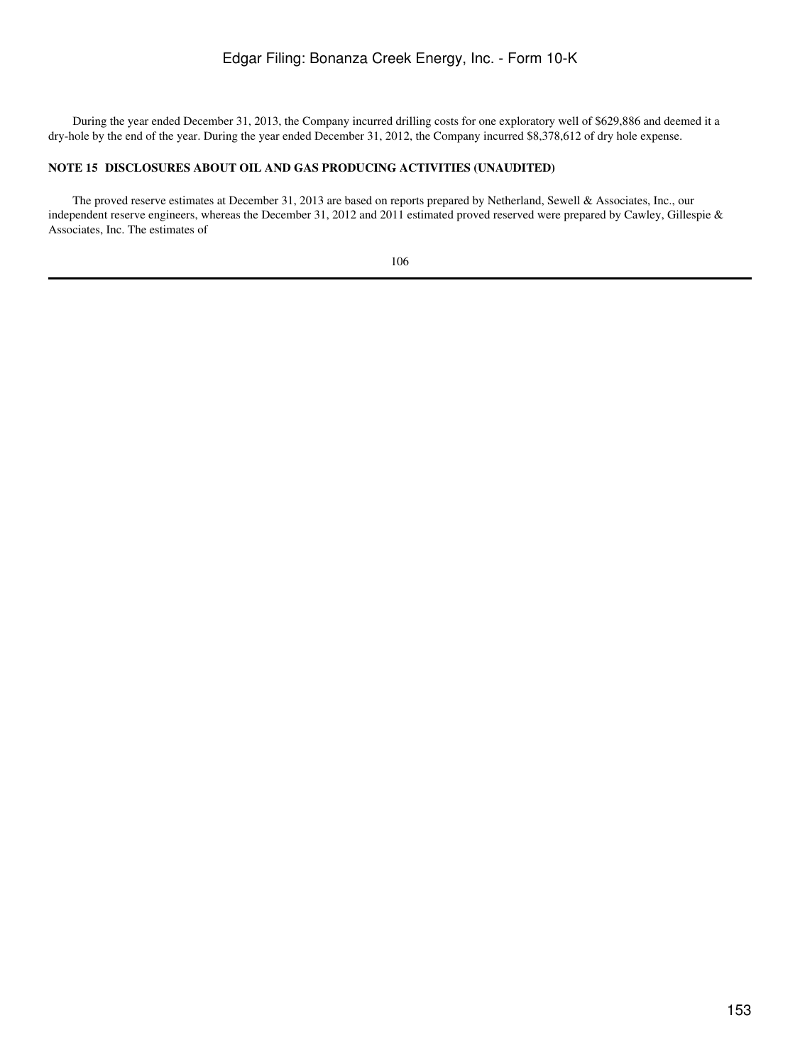During the year ended December 31, 2013, the Company incurred drilling costs for one exploratory well of $629,886 and deemed it a dry-hole by the end of the year. During the year ended December 31, 2012, the Company incurred $8,378,612 of dry hole expense.

**NOTE 15 DISCLOSURES ABOUT OIL AND GAS PRODUCING ACTIVITIES (UNAUDITED)**

The proved reserve estimates at December 31, 2013 are based on reports prepared by Netherland, Sewell & Associates, Inc., our independent reserve engineers, whereas the December 31, 2012 and 2011 estimated proved reserved were prepared by Cawley, Gillespie & Associates, Inc. The estimates of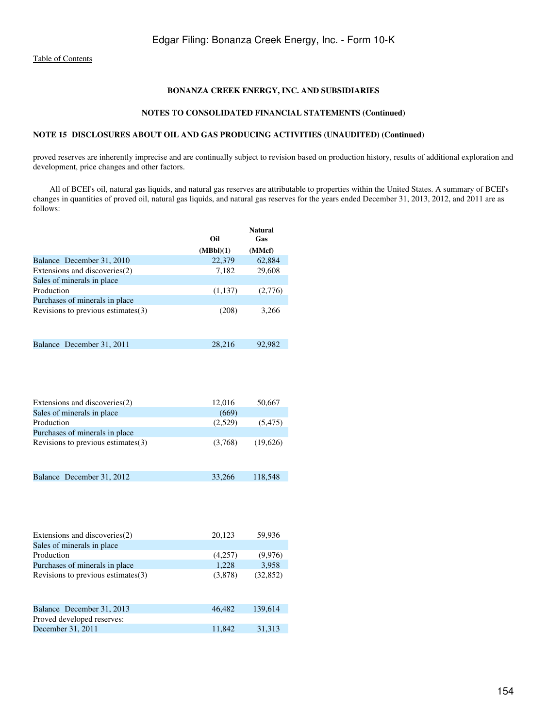**BONANZA CREEK ENERGY, INC. AND SUBSIDIARIES**

**NOTES TO CONSOLIDATED FINANCIAL STATEMENTS (Continued)**

**NOTE 15 DISCLOSURES ABOUT OIL AND GAS PRODUCING ACTIVITIES (UNAUDITED) (Continued)**

proved reserves are inherently imprecise and are continually subject to revision based on production history, results of additional exploration and development, price changes and other factors.

All of BCEI's oil, natural gas liquids, and natural gas reserves are attributable to properties within the United States. A summary of BCEI's changes in quantities of proved oil, natural gas liquids, and natural gas reserves for the years ended December 31, 2013, 2012, and 2011 are as follows:

| | Oil (MBbl)(1) | Natural Gas (MMcf) |
|---|---|---|
| Balance December 31, 2010 | 22,379 | 62,884 |
| Extensions and discoveries(2) | 7,182 | 29,608 |
| Sales of minerals in place | | |
| Production | (1,137) | (2,776) |
| Purchases of minerals in place | | |
| Revisions to previous estimates(3) | (208) | 3,266 |
| Balance December 31, 2011 | 28,216 | 92,982 |
| Extensions and discoveries(2) | 12,016 | 50,667 |
| Sales of minerals in place | (669) | |
| Production | (2,529) | (5,475) |
| Purchases of minerals in place | | |
| Revisions to previous estimates(3) | (3,768) | (19,626) |
| Balance December 31, 2012 | 33,266 | 118,548 |
| Extensions and discoveries(2) | 20,123 | 59,936 |
| Sales of minerals in place | | |
| Production | (4,257) | (9,976) |
| Purchases of minerals in place | 1,228 | 3,958 |
| Revisions to previous estimates(3) | (3,878) | (32,852) |
| Balance December 31, 2013 | 46,482 | 139,614 |
| Proved developed reserves: | | |
| December 31, 2011 | 11,842 | 31,313 |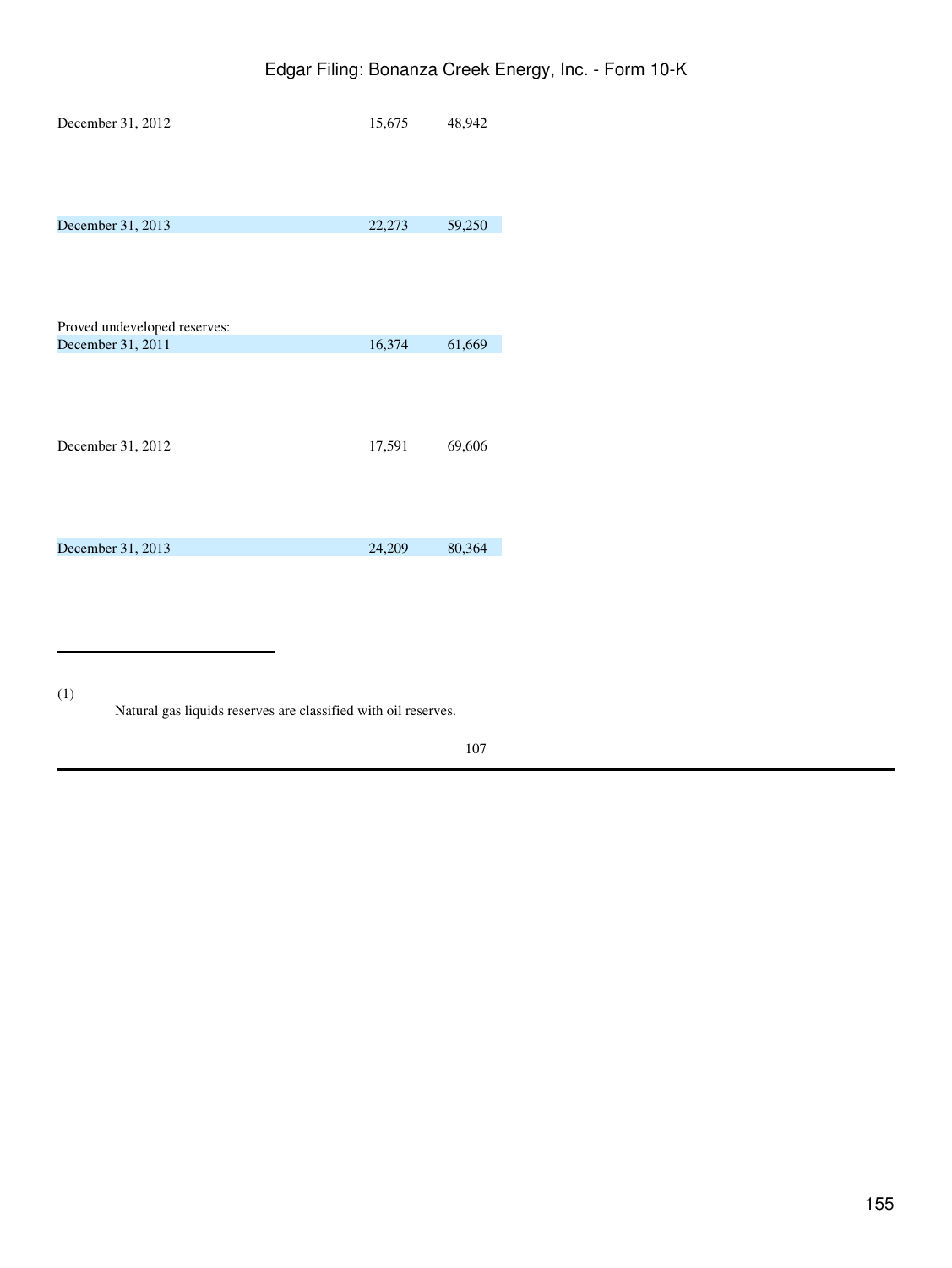| | | |
|---|---|---|
| December 31, 2012 | 15,675 | 48,942 |
| December 31, 2013 | 22,273 | 59,250 |
| Proved undeveloped reserves: | | |
| December 31, 2011 | 16,374 | 61,669 |
| December 31, 2012 | 17,591 | 69,606 |
| December 31, 2013 | 24,209 | 80,364 |

---

(1) Natural gas liquids reserves are classified with oil reserves.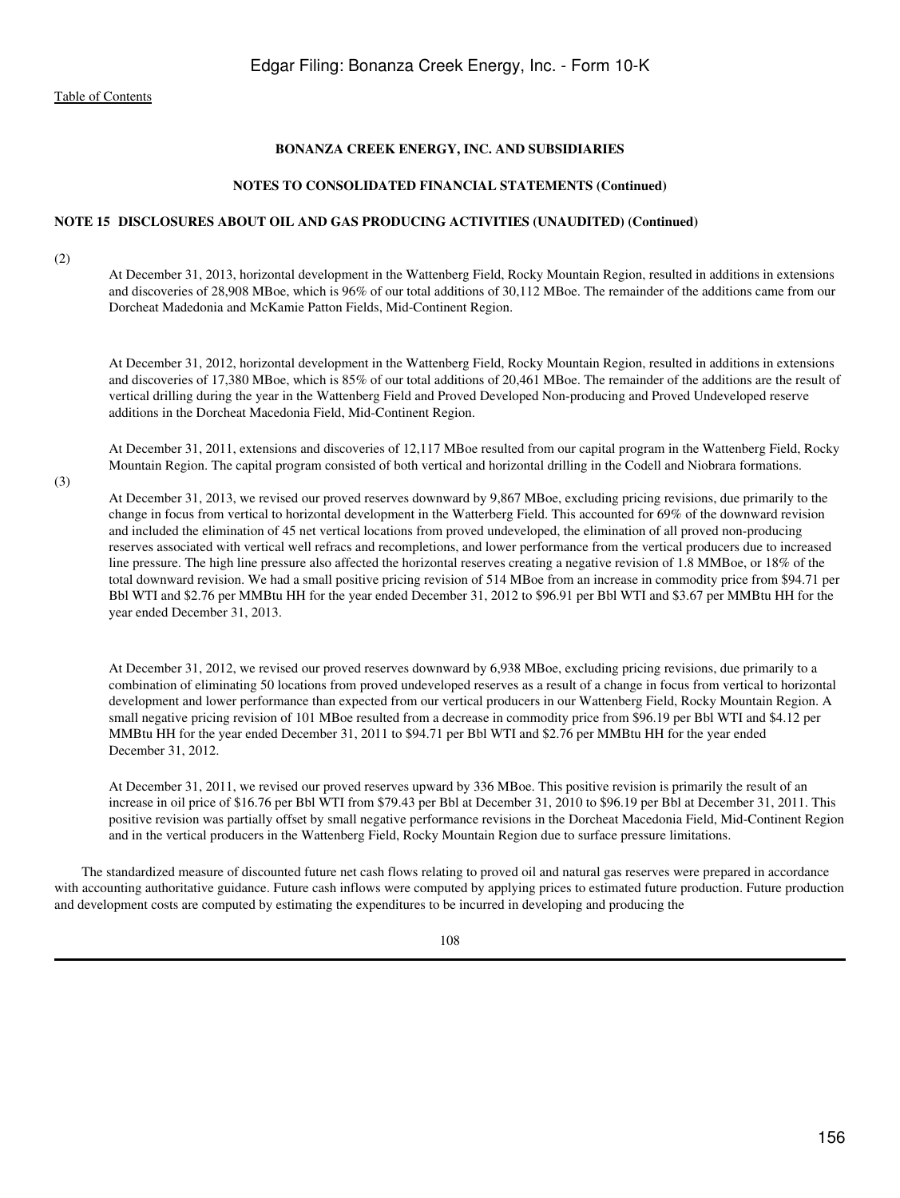**BONANZA CREEK ENERGY, INC. AND SUBSIDIARIES**

**NOTES TO CONSOLIDATED FINANCIAL STATEMENTS (Continued)**

**NOTE 15 DISCLOSURES ABOUT OIL AND GAS PRODUCING ACTIVITIES (UNAUDITED) (Continued)**

(2)

At December 31, 2013, horizontal development in the Wattenberg Field, Rocky Mountain Region, resulted in additions in extensions and discoveries of 28,908 MBoe, which is 96% of our total additions of 30,112 MBoe. The remainder of the additions came from our Dorcheat Madedonia and McKamie Patton Fields, Mid-Continent Region.

At December 31, 2012, horizontal development in the Wattenberg Field, Rocky Mountain Region, resulted in additions in extensions and discoveries of 17,380 MBoe, which is 85% of our total additions of 20,461 MBoe. The remainder of the additions are the result of vertical drilling during the year in the Wattenberg Field and Proved Developed Non-producing and Proved Undeveloped reserve additions in the Dorcheat Macedonia Field, Mid-Continent Region.

At December 31, 2011, extensions and discoveries of 12,117 MBoe resulted from our capital program in the Wattenberg Field, Rocky Mountain Region. The capital program consisted of both vertical and horizontal drilling in the Codell and Niobrara formations.

(3)

At December 31, 2013, we revised our proved reserves downward by 9,867 MBoe, excluding pricing revisions, due primarily to the change in focus from vertical to horizontal development in the Watterberg Field. This accounted for 69% of the downward revision and included the elimination of 45 net vertical locations from proved undeveloped, the elimination of all proved non-producing reserves associated with vertical well refracs and recompletions, and lower performance from the vertical producers due to increased line pressure. The high line pressure also affected the horizontal reserves creating a negative revision of 1.8 MMBoe, or 18% of the total downward revision. We had a small positive pricing revision of 514 MBoe from an increase in commodity price from $94.71 per Bbl WTI and $2.76 per MMBtu HH for the year ended December 31, 2012 to $96.91 per Bbl WTI and $3.67 per MMBtu HH for the year ended December 31, 2013.

At December 31, 2012, we revised our proved reserves downward by 6,938 MBoe, excluding pricing revisions, due primarily to a combination of eliminating 50 locations from proved undeveloped reserves as a result of a change in focus from vertical to horizontal development and lower performance than expected from our vertical producers in our Wattenberg Field, Rocky Mountain Region. A small negative pricing revision of 101 MBoe resulted from a decrease in commodity price from $96.19 per Bbl WTI and $4.12 per MMBtu HH for the year ended December 31, 2011 to $94.71 per Bbl WTI and $2.76 per MMBtu HH for the year ended December 31, 2012.

At December 31, 2011, we revised our proved reserves upward by 336 MBoe. This positive revision is primarily the result of an increase in oil price of $16.76 per Bbl WTI from $79.43 per Bbl at December 31, 2010 to $96.19 per Bbl at December 31, 2011. This positive revision was partially offset by small negative performance revisions in the Dorcheat Macedonia Field, Mid-Continent Region and in the vertical producers in the Wattenberg Field, Rocky Mountain Region due to surface pressure limitations.

The standardized measure of discounted future net cash flows relating to proved oil and natural gas reserves were prepared in accordance with accounting authoritative guidance. Future cash inflows were computed by applying prices to estimated future production. Future production and development costs are computed by estimating the expenditures to be incurred in developing and producing the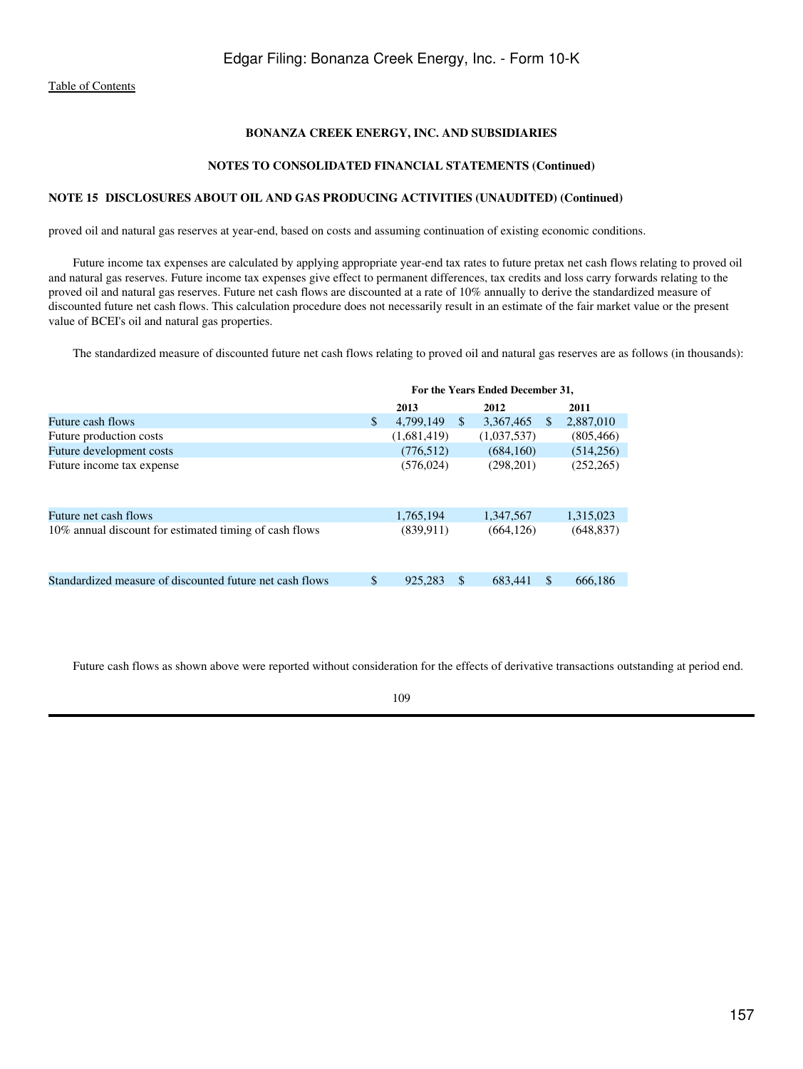**BONANZA CREEK ENERGY, INC. AND SUBSIDIARIES**

**NOTES TO CONSOLIDATED FINANCIAL STATEMENTS (Continued)**

**NOTE 15 DISCLOSURES ABOUT OIL AND GAS PRODUCING ACTIVITIES (UNAUDITED) (Continued)**

proved oil and natural gas reserves at year-end, based on costs and assuming continuation of existing economic conditions.

Future income tax expenses are calculated by applying appropriate year-end tax rates to future pretax net cash flows relating to proved oil and natural gas reserves. Future income tax expenses give effect to permanent differences, tax credits and loss carry forwards relating to the proved oil and natural gas reserves. Future net cash flows are discounted at a rate of 10% annually to derive the standardized measure of discounted future net cash flows. This calculation procedure does not necessarily result in an estimate of the fair market value or the present value of BCEI's oil and natural gas properties.

The standardized measure of discounted future net cash flows relating to proved oil and natural gas reserves are as follows (in thousands):

| | For the Years Ended December 31, | | |
|---|---|---|---|
| | 2013 | 2012 | 2011 |
| Future cash flows | $ 4,799,149 | $ 3,367,465 | $ 2,887,010 |
| Future production costs | (1,681,419) | (1,037,537) | (805,466) |
| Future development costs | (776,512) | (684,160) | (514,256) |
| Future income tax expense | (576,024) | (298,201) | (252,265) |
| Future net cash flows | 1,765,194 | 1,347,567 | 1,315,023 |
| 10% annual discount for estimated timing of cash flows | (839,911) | (664,126) | (648,837) |
| Standardized measure of discounted future net cash flows | $ 925,283 | $ 683,441 | $ 666,186 |

Future cash flows as shown above were reported without consideration for the effects of derivative transactions outstanding at period end.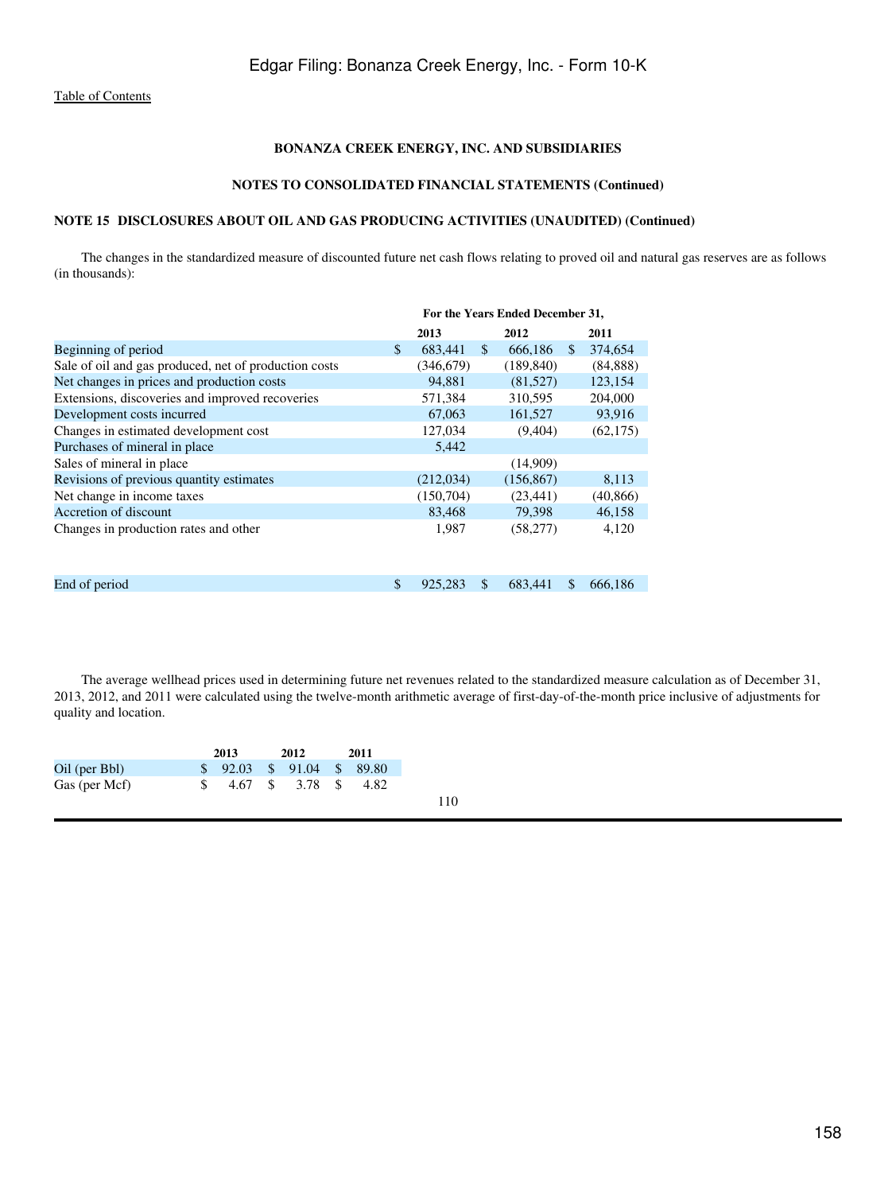[Table of Contents](#)

**BONANZA CREEK ENERGY, INC. AND SUBSIDIARIES**

**NOTES TO CONSOLIDATED FINANCIAL STATEMENTS (Continued)**

**NOTE 15 DISCLOSURES ABOUT OIL AND GAS PRODUCING ACTIVITIES (UNAUDITED) (Continued)**

The changes in the standardized measure of discounted future net cash flows relating to proved oil and natural gas reserves are as follows (in thousands):

| | For the Years Ended December 31, | | |
|---|---|---|---|
| | **2013** | **2012** | **2011** |
| Beginning of period | $ 683,441 | $ 666,186 | $ 374,654 |
| Sale of oil and gas produced, net of production costs | (346,679) | (189,840) | (84,888) |
| Net changes in prices and production costs | 94,881 | (81,527) | 123,154 |
| Extensions, discoveries and improved recoveries | 571,384 | 310,595 | 204,000 |
| Development costs incurred | 67,063 | 161,527 | 93,916 |
| Changes in estimated development cost | 127,034 | (9,404) | (62,175) |
| Purchases of mineral in place | 5,442 | | |
| Sales of mineral in place | | (14,909) | |
| Revisions of previous quantity estimates | (212,034) | (156,867) | 8,113 |
| Net change in income taxes | (150,704) | (23,441) | (40,866) |
| Accretion of discount | 83,468 | 79,398 | 46,158 |
| Changes in production rates and other | 1,987 | (58,277) | 4,120 |
| End of period | $ 925,283 | $ 683,441 | $ 666,186 |

The average wellhead prices used in determining future net revenues related to the standardized measure calculation as of December 31, 2013, 2012, and 2011 were calculated using the twelve-month arithmetic average of first-day-of-the-month price inclusive of adjustments for quality and location.

| | **2013** | **2012** | **2011** |
|---|---|---|---|
| Oil (per Bbl) | $ 92.03 | $ 91.04 | $ 89.80 |
| Gas (per Mcf) | $ 4.67 | $ 3.78 | $ 4.82 |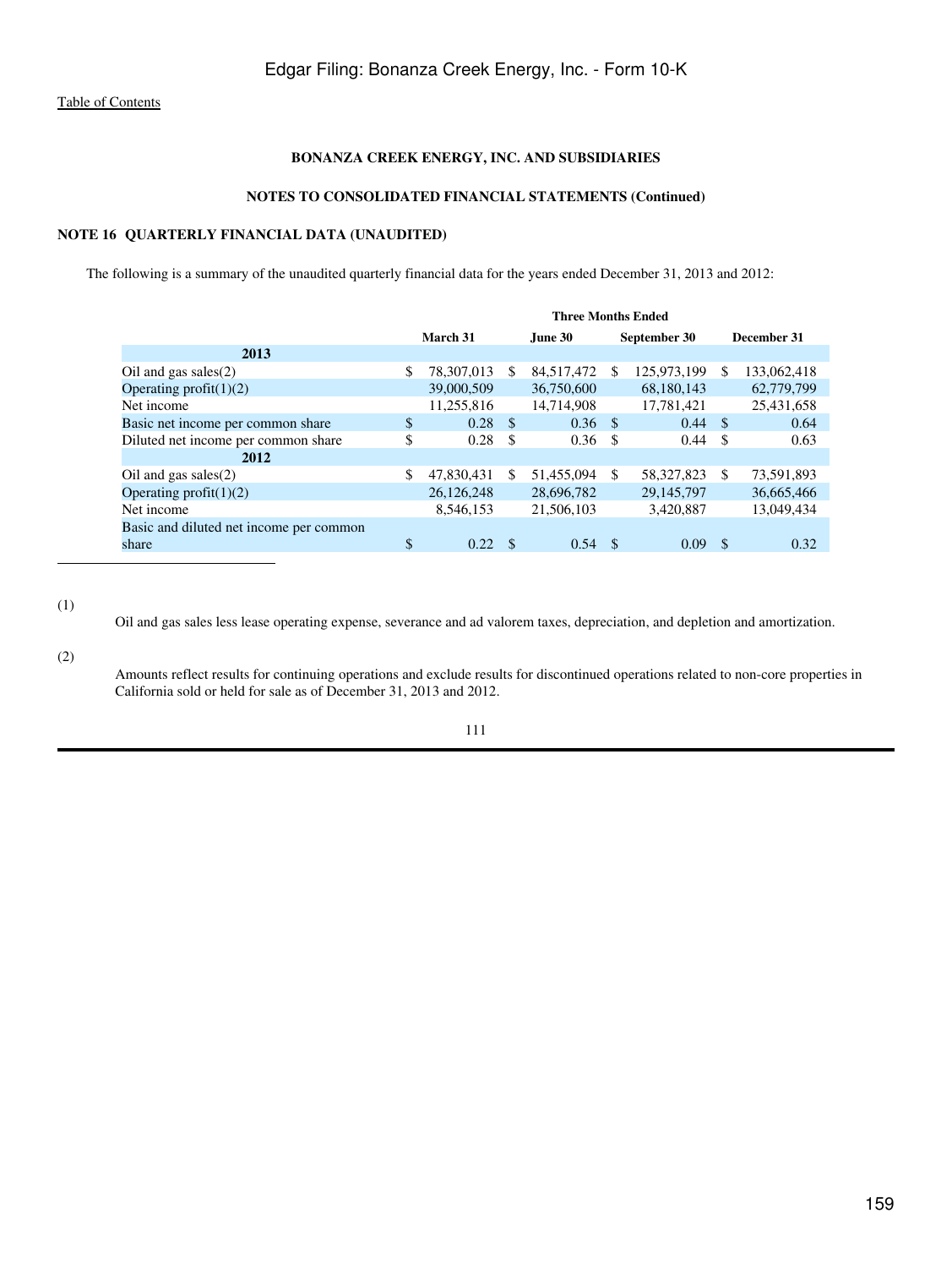**BONANZA CREEK ENERGY, INC. AND SUBSIDIARIES**

**NOTES TO CONSOLIDATED FINANCIAL STATEMENTS (Continued)**

**NOTE 16 QUARTERLY FINANCIAL DATA (UNAUDITED)**

The following is a summary of the unaudited quarterly financial data for the years ended December 31, 2013 and 2012:

| | Three Months Ended | | | |
|---|---|---|---|---|
| | March 31 | June 30 | September 30 | December 31 |
| **2013** | | | | |
| Oil and gas sales(2) | $ 78,307,013 | $ 84,517,472 | $ 125,973,199 | $ 133,062,418 |
| Operating profit(1)(2) | 39,000,509 | 36,750,600 | 68,180,143 | 62,779,799 |
| Net income | 11,255,816 | 14,714,908 | 17,781,421 | 25,431,658 |
| Basic net income per common share | $ 0.28 | $ 0.36 | $ 0.44 | $ 0.64 |
| Diluted net income per common share | $ 0.28 | $ 0.36 | $ 0.44 | $ 0.63 |
| **2012** | | | | |
| Oil and gas sales(2) | $ 47,830,431 | $ 51,455,094 | $ 58,327,823 | $ 73,591,893 |
| Operating profit(1)(2) | 26,126,248 | 28,696,782 | 29,145,797 | 36,665,466 |
| Net income | 8,546,153 | 21,506,103 | 3,420,887 | 13,049,434 |
| Basic and diluted net income per common share | $ 0.22 | $ 0.54 | $ 0.09 | $ 0.32 |

(1) Oil and gas sales less lease operating expense, severance and ad valorem taxes, depreciation, and depletion and amortization.

(2) Amounts reflect results for continuing operations and exclude results for discontinued operations related to non-core properties in California sold or held for sale as of December 31, 2013 and 2012.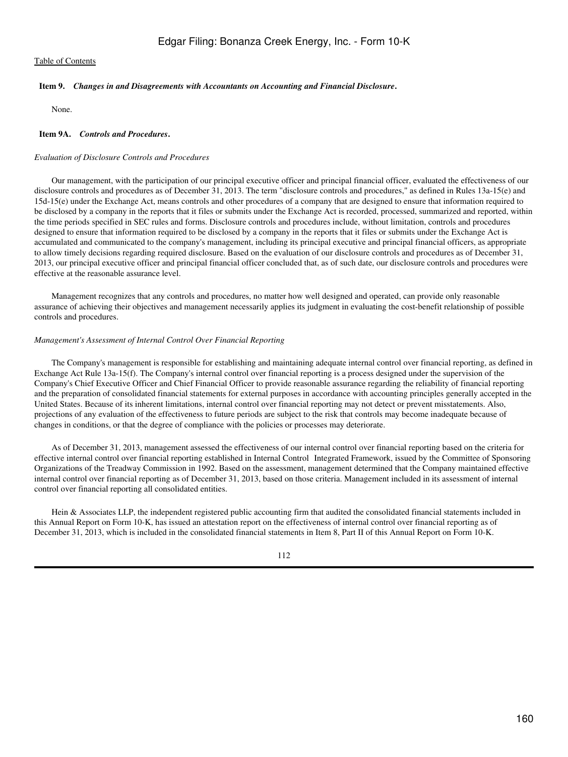**Item 9. *Changes in and Disagreements with Accountants on Accounting and Financial Disclosure*.**

None.

**Item 9A. *Controls and Procedures*.**

*Evaluation of Disclosure Controls and Procedures*

Our management, with the participation of our principal executive officer and principal financial officer, evaluated the effectiveness of our disclosure controls and procedures as of December 31, 2013. The term "disclosure controls and procedures," as defined in Rules 13a-15(e) and 15d-15(e) under the Exchange Act, means controls and other procedures of a company that are designed to ensure that information required to be disclosed by a company in the reports that it files or submits under the Exchange Act is recorded, processed, summarized and reported, within the time periods specified in SEC rules and forms. Disclosure controls and procedures include, without limitation, controls and procedures designed to ensure that information required to be disclosed by a company in the reports that it files or submits under the Exchange Act is accumulated and communicated to the company's management, including its principal executive and principal financial officers, as appropriate to allow timely decisions regarding required disclosure. Based on the evaluation of our disclosure controls and procedures as of December 31, 2013, our principal executive officer and principal financial officer concluded that, as of such date, our disclosure controls and procedures were effective at the reasonable assurance level.

Management recognizes that any controls and procedures, no matter how well designed and operated, can provide only reasonable assurance of achieving their objectives and management necessarily applies its judgment in evaluating the cost-benefit relationship of possible controls and procedures.

*Management's Assessment of Internal Control Over Financial Reporting*

The Company's management is responsible for establishing and maintaining adequate internal control over financial reporting, as defined in Exchange Act Rule 13a-15(f). The Company's internal control over financial reporting is a process designed under the supervision of the Company's Chief Executive Officer and Chief Financial Officer to provide reasonable assurance regarding the reliability of financial reporting and the preparation of consolidated financial statements for external purposes in accordance with accounting principles generally accepted in the United States. Because of its inherent limitations, internal control over financial reporting may not detect or prevent misstatements. Also, projections of any evaluation of the effectiveness to future periods are subject to the risk that controls may become inadequate because of changes in conditions, or that the degree of compliance with the policies or processes may deteriorate.

As of December 31, 2013, management assessed the effectiveness of our internal control over financial reporting based on the criteria for effective internal control over financial reporting established in Internal Control Integrated Framework, issued by the Committee of Sponsoring Organizations of the Treadway Commission in 1992. Based on the assessment, management determined that the Company maintained effective internal control over financial reporting as of December 31, 2013, based on those criteria. Management included in its assessment of internal control over financial reporting all consolidated entities.

Hein & Associates LLP, the independent registered public accounting firm that audited the consolidated financial statements included in this Annual Report on Form 10-K, has issued an attestation report on the effectiveness of internal control over financial reporting as of December 31, 2013, which is included in the consolidated financial statements in Item 8, Part II of this Annual Report on Form 10-K.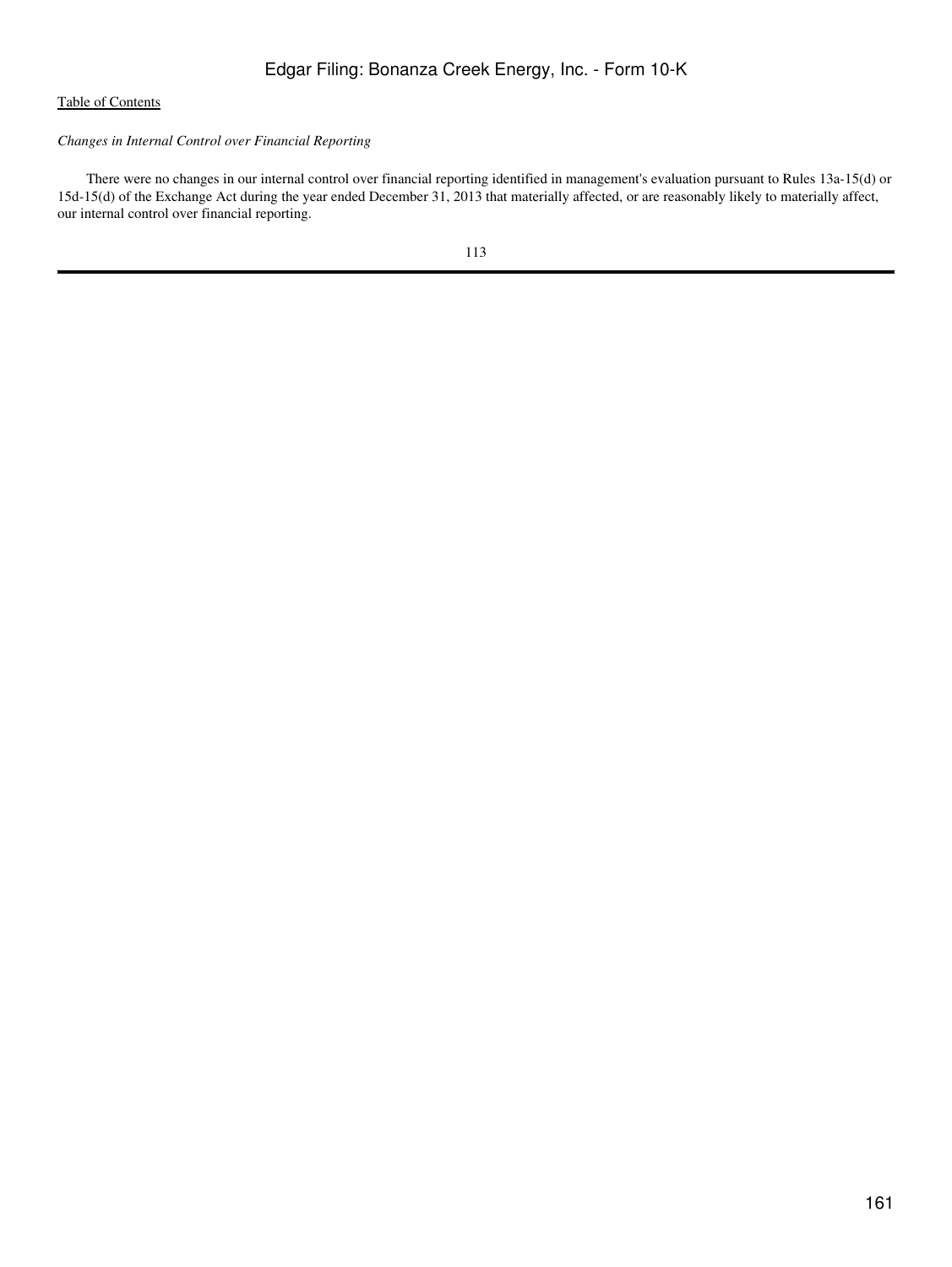*Changes in Internal Control over Financial Reporting*

There were no changes in our internal control over financial reporting identified in management's evaluation pursuant to Rules 13a-15(d) or 15d-15(d) of the Exchange Act during the year ended December 31, 2013 that materially affected, or are reasonably likely to materially affect, our internal control over financial reporting.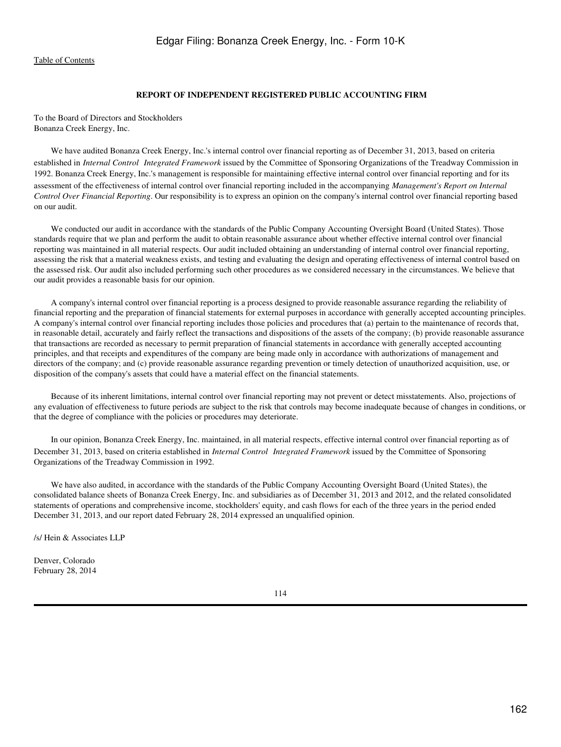**REPORT OF INDEPENDENT REGISTERED PUBLIC ACCOUNTING FIRM**

To the Board of Directors and Stockholders
Bonanza Creek Energy, Inc.

We have audited Bonanza Creek Energy, Inc.'s internal control over financial reporting as of December 31, 2013, based on criteria established in *Internal Control Integrated Framework* issued by the Committee of Sponsoring Organizations of the Treadway Commission in 1992. Bonanza Creek Energy, Inc.'s management is responsible for maintaining effective internal control over financial reporting and for its assessment of the effectiveness of internal control over financial reporting included in the accompanying *Management's Report on Internal Control Over Financial Reporting*. Our responsibility is to express an opinion on the company's internal control over financial reporting based on our audit.

We conducted our audit in accordance with the standards of the Public Company Accounting Oversight Board (United States). Those standards require that we plan and perform the audit to obtain reasonable assurance about whether effective internal control over financial reporting was maintained in all material respects. Our audit included obtaining an understanding of internal control over financial reporting, assessing the risk that a material weakness exists, and testing and evaluating the design and operating effectiveness of internal control based on the assessed risk. Our audit also included performing such other procedures as we considered necessary in the circumstances. We believe that our audit provides a reasonable basis for our opinion.

A company's internal control over financial reporting is a process designed to provide reasonable assurance regarding the reliability of financial reporting and the preparation of financial statements for external purposes in accordance with generally accepted accounting principles. A company's internal control over financial reporting includes those policies and procedures that (a) pertain to the maintenance of records that, in reasonable detail, accurately and fairly reflect the transactions and dispositions of the assets of the company; (b) provide reasonable assurance that transactions are recorded as necessary to permit preparation of financial statements in accordance with generally accepted accounting principles, and that receipts and expenditures of the company are being made only in accordance with authorizations of management and directors of the company; and (c) provide reasonable assurance regarding prevention or timely detection of unauthorized acquisition, use, or disposition of the company's assets that could have a material effect on the financial statements.

Because of its inherent limitations, internal control over financial reporting may not prevent or detect misstatements. Also, projections of any evaluation of effectiveness to future periods are subject to the risk that controls may become inadequate because of changes in conditions, or that the degree of compliance with the policies or procedures may deteriorate.

In our opinion, Bonanza Creek Energy, Inc. maintained, in all material respects, effective internal control over financial reporting as of December 31, 2013, based on criteria established in *Internal Control Integrated Framework* issued by the Committee of Sponsoring Organizations of the Treadway Commission in 1992.

We have also audited, in accordance with the standards of the Public Company Accounting Oversight Board (United States), the consolidated balance sheets of Bonanza Creek Energy, Inc. and subsidiaries as of December 31, 2013 and 2012, and the related consolidated statements of operations and comprehensive income, stockholders' equity, and cash flows for each of the three years in the period ended December 31, 2013, and our report dated February 28, 2014 expressed an unqualified opinion.

/s/ Hein & Associates LLP

Denver, Colorado
February 28, 2014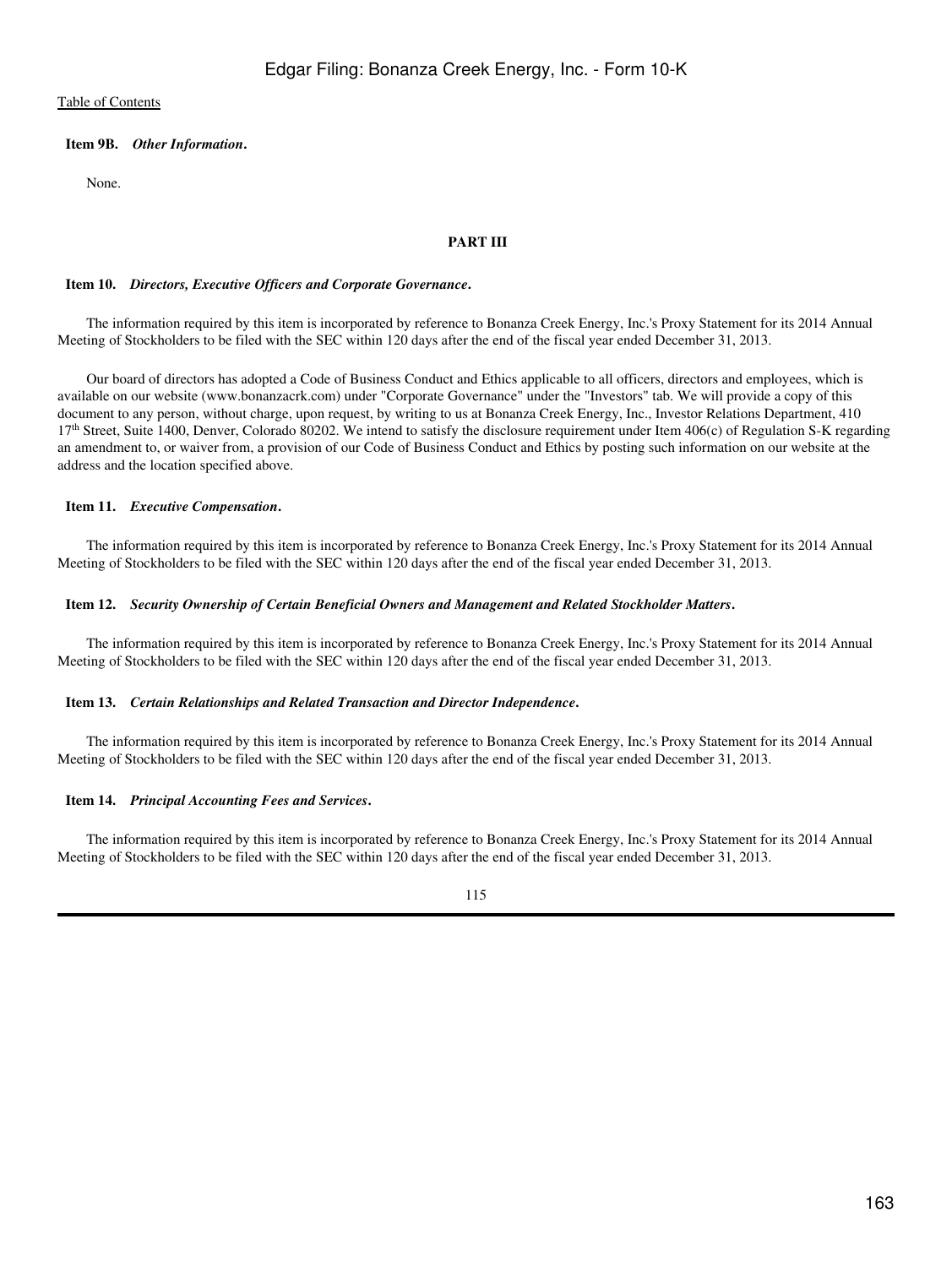**Item 9B.** ***Other Information*****.**

None.

**PART III**

**Item 10.** ***Directors, Executive Officers and Corporate Governance*****.**

The information required by this item is incorporated by reference to Bonanza Creek Energy, Inc.'s Proxy Statement for its 2014 Annual Meeting of Stockholders to be filed with the SEC within 120 days after the end of the fiscal year ended December 31, 2013.

Our board of directors has adopted a Code of Business Conduct and Ethics applicable to all officers, directors and employees, which is available on our website (www.bonanzacrk.com) under "Corporate Governance" under the "Investors" tab. We will provide a copy of this document to any person, without charge, upon request, by writing to us at Bonanza Creek Energy, Inc., Investor Relations Department, 410 17th Street, Suite 1400, Denver, Colorado 80202. We intend to satisfy the disclosure requirement under Item 406(c) of Regulation S-K regarding an amendment to, or waiver from, a provision of our Code of Business Conduct and Ethics by posting such information on our website at the address and the location specified above.

**Item 11.** ***Executive Compensation*****.**

The information required by this item is incorporated by reference to Bonanza Creek Energy, Inc.'s Proxy Statement for its 2014 Annual Meeting of Stockholders to be filed with the SEC within 120 days after the end of the fiscal year ended December 31, 2013.

**Item 12.** ***Security Ownership of Certain Beneficial Owners and Management and Related Stockholder Matters*****.**

The information required by this item is incorporated by reference to Bonanza Creek Energy, Inc.'s Proxy Statement for its 2014 Annual Meeting of Stockholders to be filed with the SEC within 120 days after the end of the fiscal year ended December 31, 2013.

**Item 13.** ***Certain Relationships and Related Transaction and Director Independence*****.**

The information required by this item is incorporated by reference to Bonanza Creek Energy, Inc.'s Proxy Statement for its 2014 Annual Meeting of Stockholders to be filed with the SEC within 120 days after the end of the fiscal year ended December 31, 2013.

**Item 14.** ***Principal Accounting Fees and Services*****.**

The information required by this item is incorporated by reference to Bonanza Creek Energy, Inc.'s Proxy Statement for its 2014 Annual Meeting of Stockholders to be filed with the SEC within 120 days after the end of the fiscal year ended December 31, 2013.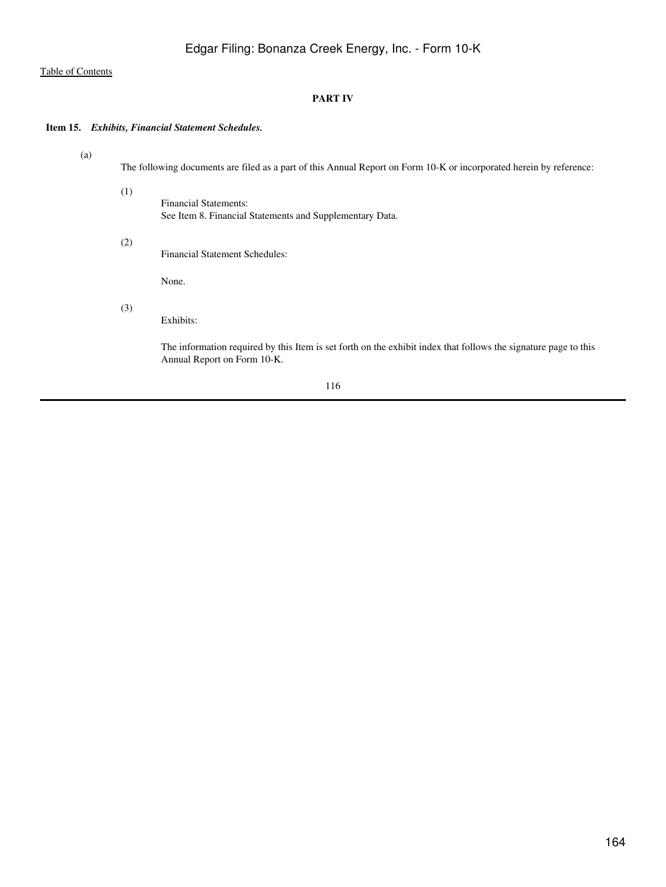[Table of Contents]

## PART IV

**Item 15.** ***Exhibits, Financial Statement Schedules.***

(a) The following documents are filed as a part of this Annual Report on Form 10-K or incorporated herein by reference:

(1) Financial Statements:
See Item 8. Financial Statements and Supplementary Data.

(2) Financial Statement Schedules:

None.

(3) Exhibits:

The information required by this Item is set forth on the exhibit index that follows the signature page to this Annual Report on Form 10-K.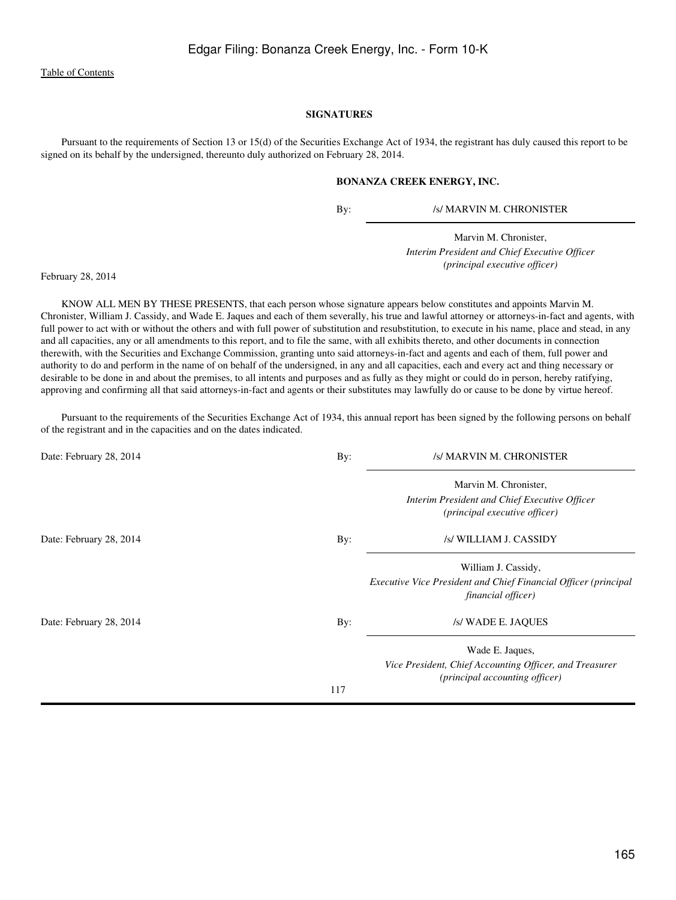## SIGNATURES

Pursuant to the requirements of Section 13 or 15(d) of the Securities Exchange Act of 1934, the registrant has duly caused this report to be signed on its behalf by the undersigned, thereunto duly authorized on February 28, 2014.

**BONANZA CREEK ENERGY, INC.**

By: /s/ MARVIN M. CHRONISTER

Marvin M. Chronister,
*Interim President and Chief Executive Officer*
*(principal executive officer)*

February 28, 2014

KNOW ALL MEN BY THESE PRESENTS, that each person whose signature appears below constitutes and appoints Marvin M. Chronister, William J. Cassidy, and Wade E. Jaques and each of them severally, his true and lawful attorney or attorneys-in-fact and agents, with full power to act with or without the others and with full power of substitution and resubstitution, to execute in his name, place and stead, in any and all capacities, any or all amendments to this report, and to file the same, with all exhibits thereto, and other documents in connection therewith, with the Securities and Exchange Commission, granting unto said attorneys-in-fact and agents and each of them, full power and authority to do and perform in the name of on behalf of the undersigned, in any and all capacities, each and every act and thing necessary or desirable to be done in and about the premises, to all intents and purposes and as fully as they might or could do in person, hereby ratifying, approving and confirming all that said attorneys-in-fact and agents or their substitutes may lawfully do or cause to be done by virtue hereof.

Pursuant to the requirements of the Securities Exchange Act of 1934, this annual report has been signed by the following persons on behalf of the registrant and in the capacities and on the dates indicated.

| Date | | Signature |
|---|---|---|
| Date: February 28, 2014 | By: | /s/ MARVIN M. CHRONISTER<br>Marvin M. Chronister,<br>*Interim President and Chief Executive Officer (principal executive officer)* |
| Date: February 28, 2014 | By: | /s/ WILLIAM J. CASSIDY<br>William J. Cassidy,<br>*Executive Vice President and Chief Financial Officer (principal financial officer)* |
| Date: February 28, 2014 | By: | /s/ WADE E. JAQUES<br>Wade E. Jaques,<br>*Vice President, Chief Accounting Officer, and Treasurer (principal accounting officer)* |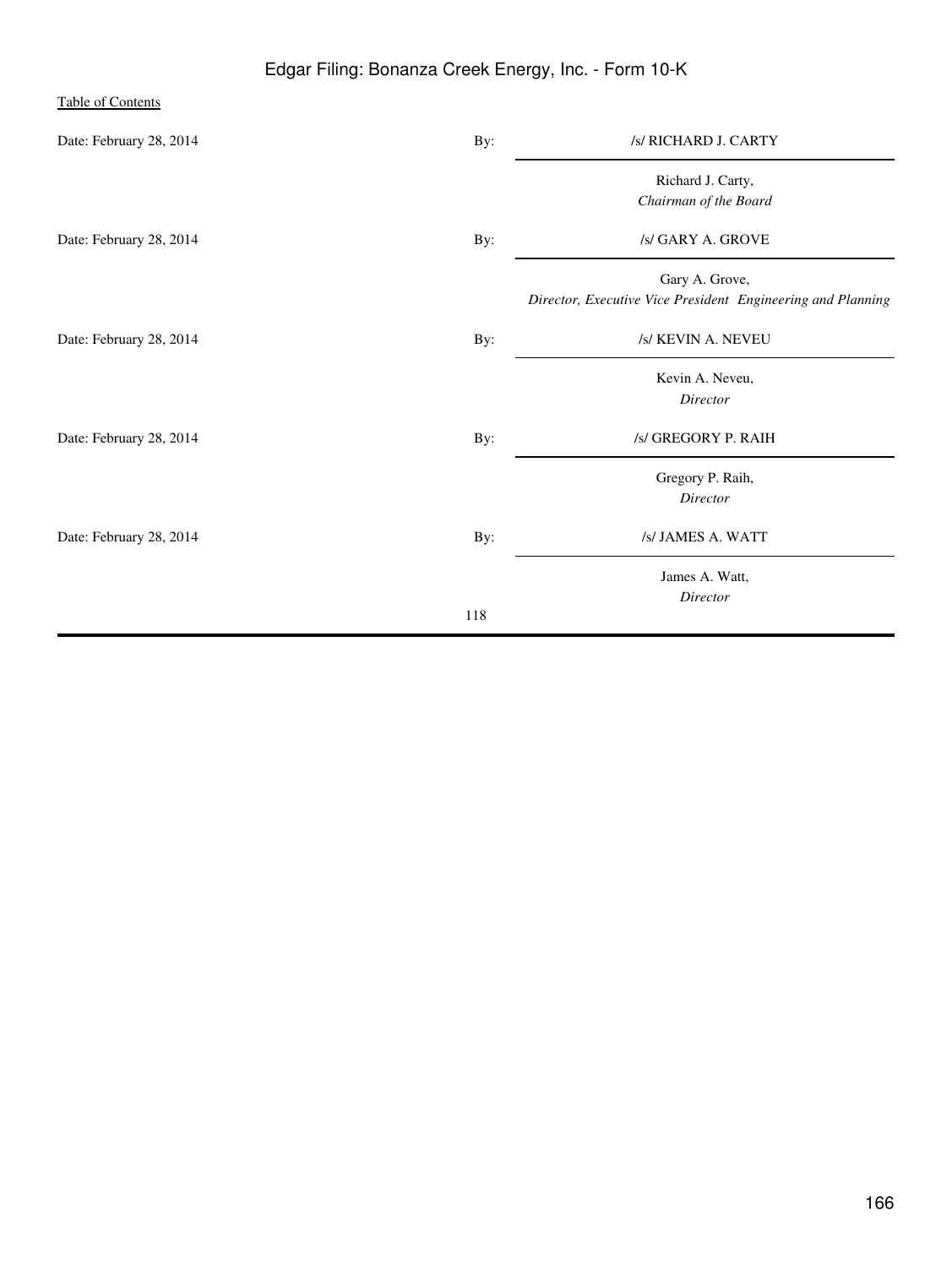| Date: February 28, 2014 | By: | /s/ RICHARD J. CARTY |
|---|---|---|
| | | Richard J. Carty, *Chairman of the Board* |
| Date: February 28, 2014 | By: | /s/ GARY A. GROVE |
| | | Gary A. Grove, *Director, Executive Vice President Engineering and Planning* |
| Date: February 28, 2014 | By: | /s/ KEVIN A. NEVEU |
| | | Kevin A. Neveu, *Director* |
| Date: February 28, 2014 | By: | /s/ GREGORY P. RAIH |
| | | Gregory P. Raih, *Director* |
| Date: February 28, 2014 | By: | /s/ JAMES A. WATT |
| | | James A. Watt, *Director* |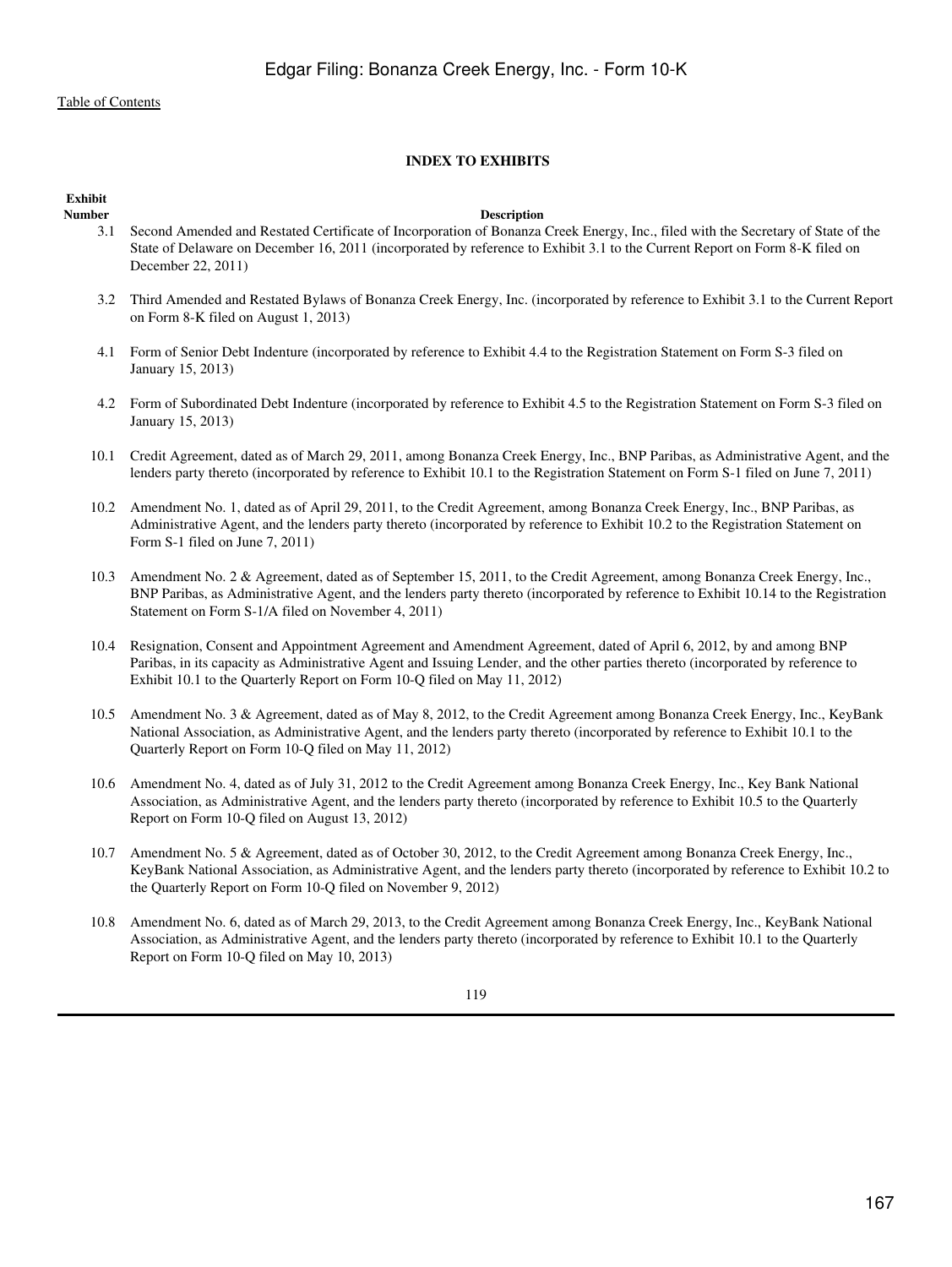## INDEX TO EXHIBITS

| Exhibit Number | Description |
|---|---|
| 3.1 | Second Amended and Restated Certificate of Incorporation of Bonanza Creek Energy, Inc., filed with the Secretary of State of the State of Delaware on December 16, 2011 (incorporated by reference to Exhibit 3.1 to the Current Report on Form 8-K filed on December 22, 2011) |
| 3.2 | Third Amended and Restated Bylaws of Bonanza Creek Energy, Inc. (incorporated by reference to Exhibit 3.1 to the Current Report on Form 8-K filed on August 1, 2013) |
| 4.1 | Form of Senior Debt Indenture (incorporated by reference to Exhibit 4.4 to the Registration Statement on Form S-3 filed on January 15, 2013) |
| 4.2 | Form of Subordinated Debt Indenture (incorporated by reference to Exhibit 4.5 to the Registration Statement on Form S-3 filed on January 15, 2013) |
| 10.1 | Credit Agreement, dated as of March 29, 2011, among Bonanza Creek Energy, Inc., BNP Paribas, as Administrative Agent, and the lenders party thereto (incorporated by reference to Exhibit 10.1 to the Registration Statement on Form S-1 filed on June 7, 2011) |
| 10.2 | Amendment No. 1, dated as of April 29, 2011, to the Credit Agreement, among Bonanza Creek Energy, Inc., BNP Paribas, as Administrative Agent, and the lenders party thereto (incorporated by reference to Exhibit 10.2 to the Registration Statement on Form S-1 filed on June 7, 2011) |
| 10.3 | Amendment No. 2 & Agreement, dated as of September 15, 2011, to the Credit Agreement, among Bonanza Creek Energy, Inc., BNP Paribas, as Administrative Agent, and the lenders party thereto (incorporated by reference to Exhibit 10.14 to the Registration Statement on Form S-1/A filed on November 4, 2011) |
| 10.4 | Resignation, Consent and Appointment Agreement and Amendment Agreement, dated of April 6, 2012, by and among BNP Paribas, in its capacity as Administrative Agent and Issuing Lender, and the other parties thereto (incorporated by reference to Exhibit 10.1 to the Quarterly Report on Form 10-Q filed on May 11, 2012) |
| 10.5 | Amendment No. 3 & Agreement, dated as of May 8, 2012, to the Credit Agreement among Bonanza Creek Energy, Inc., KeyBank National Association, as Administrative Agent, and the lenders party thereto (incorporated by reference to Exhibit 10.1 to the Quarterly Report on Form 10-Q filed on May 11, 2012) |
| 10.6 | Amendment No. 4, dated as of July 31, 2012 to the Credit Agreement among Bonanza Creek Energy, Inc., Key Bank National Association, as Administrative Agent, and the lenders party thereto (incorporated by reference to Exhibit 10.5 to the Quarterly Report on Form 10-Q filed on August 13, 2012) |
| 10.7 | Amendment No. 5 & Agreement, dated as of October 30, 2012, to the Credit Agreement among Bonanza Creek Energy, Inc., KeyBank National Association, as Administrative Agent, and the lenders party thereto (incorporated by reference to Exhibit 10.2 to the Quarterly Report on Form 10-Q filed on November 9, 2012) |
| 10.8 | Amendment No. 6, dated as of March 29, 2013, to the Credit Agreement among Bonanza Creek Energy, Inc., KeyBank National Association, as Administrative Agent, and the lenders party thereto (incorporated by reference to Exhibit 10.1 to the Quarterly Report on Form 10-Q filed on May 10, 2013) |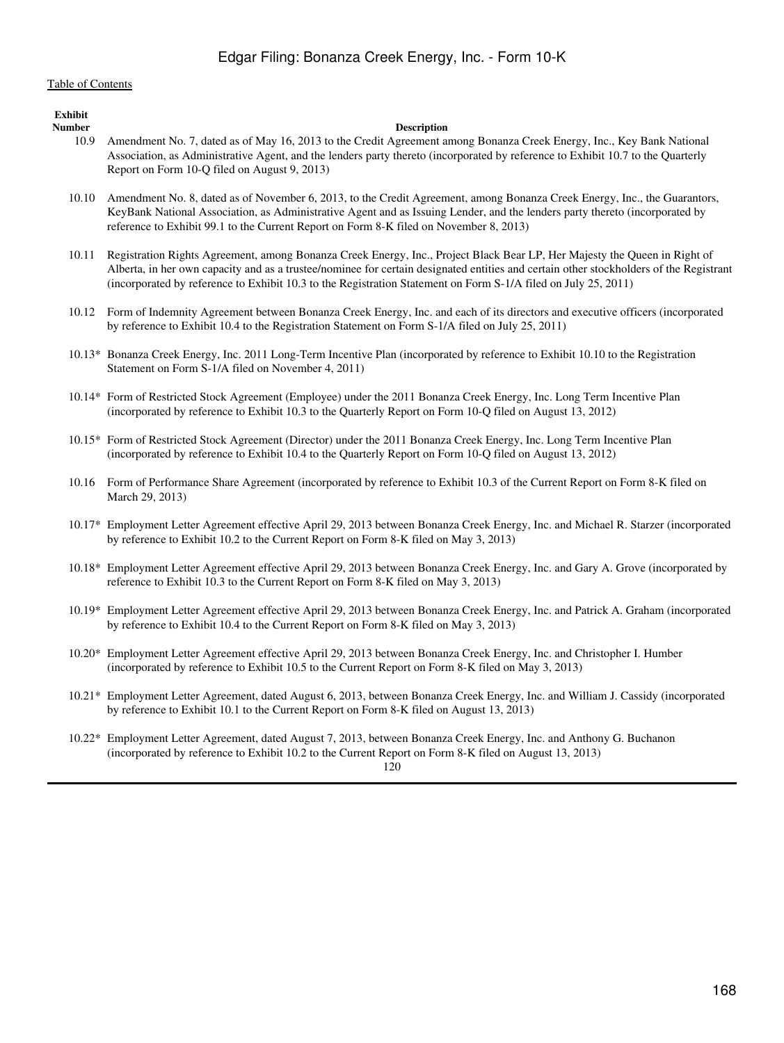| Exhibit Number | Description |
| --- | --- |
| 10.9 | Amendment No. 7, dated as of May 16, 2013 to the Credit Agreement among Bonanza Creek Energy, Inc., Key Bank National Association, as Administrative Agent, and the lenders party thereto (incorporated by reference to Exhibit 10.7 to the Quarterly Report on Form 10-Q filed on August 9, 2013) |
| 10.10 | Amendment No. 8, dated as of November 6, 2013, to the Credit Agreement, among Bonanza Creek Energy, Inc., the Guarantors, KeyBank National Association, as Administrative Agent and as Issuing Lender, and the lenders party thereto (incorporated by reference to Exhibit 99.1 to the Current Report on Form 8-K filed on November 8, 2013) |
| 10.11 | Registration Rights Agreement, among Bonanza Creek Energy, Inc., Project Black Bear LP, Her Majesty the Queen in Right of Alberta, in her own capacity and as a trustee/nominee for certain designated entities and certain other stockholders of the Registrant (incorporated by reference to Exhibit 10.3 to the Registration Statement on Form S-1/A filed on July 25, 2011) |
| 10.12 | Form of Indemnity Agreement between Bonanza Creek Energy, Inc. and each of its directors and executive officers (incorporated by reference to Exhibit 10.4 to the Registration Statement on Form S-1/A filed on July 25, 2011) |
| 10.13* | Bonanza Creek Energy, Inc. 2011 Long-Term Incentive Plan (incorporated by reference to Exhibit 10.10 to the Registration Statement on Form S-1/A filed on November 4, 2011) |
| 10.14* | Form of Restricted Stock Agreement (Employee) under the 2011 Bonanza Creek Energy, Inc. Long Term Incentive Plan (incorporated by reference to Exhibit 10.3 to the Quarterly Report on Form 10-Q filed on August 13, 2012) |
| 10.15* | Form of Restricted Stock Agreement (Director) under the 2011 Bonanza Creek Energy, Inc. Long Term Incentive Plan (incorporated by reference to Exhibit 10.4 to the Quarterly Report on Form 10-Q filed on August 13, 2012) |
| 10.16 | Form of Performance Share Agreement (incorporated by reference to Exhibit 10.3 of the Current Report on Form 8-K filed on March 29, 2013) |
| 10.17* | Employment Letter Agreement effective April 29, 2013 between Bonanza Creek Energy, Inc. and Michael R. Starzer (incorporated by reference to Exhibit 10.2 to the Current Report on Form 8-K filed on May 3, 2013) |
| 10.18* | Employment Letter Agreement effective April 29, 2013 between Bonanza Creek Energy, Inc. and Gary A. Grove (incorporated by reference to Exhibit 10.3 to the Current Report on Form 8-K filed on May 3, 2013) |
| 10.19* | Employment Letter Agreement effective April 29, 2013 between Bonanza Creek Energy, Inc. and Patrick A. Graham (incorporated by reference to Exhibit 10.4 to the Current Report on Form 8-K filed on May 3, 2013) |
| 10.20* | Employment Letter Agreement effective April 29, 2013 between Bonanza Creek Energy, Inc. and Christopher I. Humber (incorporated by reference to Exhibit 10.5 to the Current Report on Form 8-K filed on May 3, 2013) |
| 10.21* | Employment Letter Agreement, dated August 6, 2013, between Bonanza Creek Energy, Inc. and William J. Cassidy (incorporated by reference to Exhibit 10.1 to the Current Report on Form 8-K filed on August 13, 2013) |
| 10.22* | Employment Letter Agreement, dated August 7, 2013, between Bonanza Creek Energy, Inc. and Anthony G. Buchanon (incorporated by reference to Exhibit 10.2 to the Current Report on Form 8-K filed on August 13, 2013) |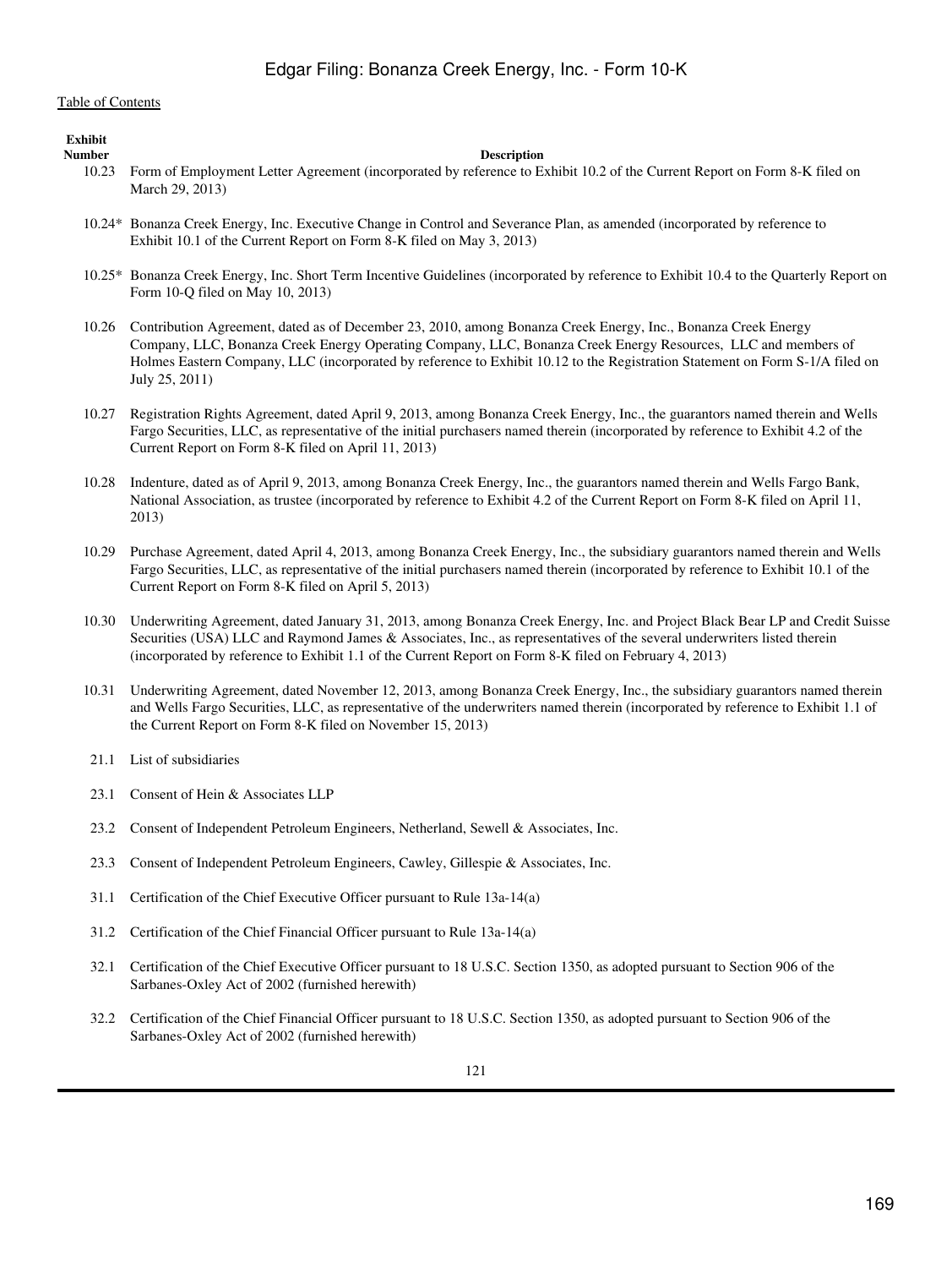Table of Contents

| Exhibit Number | Description |
|---|---|
| 10.23 | Form of Employment Letter Agreement (incorporated by reference to Exhibit 10.2 of the Current Report on Form 8-K filed on March 29, 2013) |
| 10.24* | Bonanza Creek Energy, Inc. Executive Change in Control and Severance Plan, as amended (incorporated by reference to Exhibit 10.1 of the Current Report on Form 8-K filed on May 3, 2013) |
| 10.25* | Bonanza Creek Energy, Inc. Short Term Incentive Guidelines (incorporated by reference to Exhibit 10.4 to the Quarterly Report on Form 10-Q filed on May 10, 2013) |
| 10.26 | Contribution Agreement, dated as of December 23, 2010, among Bonanza Creek Energy, Inc., Bonanza Creek Energy Company, LLC, Bonanza Creek Energy Operating Company, LLC, Bonanza Creek Energy Resources, LLC and members of Holmes Eastern Company, LLC (incorporated by reference to Exhibit 10.12 to the Registration Statement on Form S-1/A filed on July 25, 2011) |
| 10.27 | Registration Rights Agreement, dated April 9, 2013, among Bonanza Creek Energy, Inc., the guarantors named therein and Wells Fargo Securities, LLC, as representative of the initial purchasers named therein (incorporated by reference to Exhibit 4.2 of the Current Report on Form 8-K filed on April 11, 2013) |
| 10.28 | Indenture, dated as of April 9, 2013, among Bonanza Creek Energy, Inc., the guarantors named therein and Wells Fargo Bank, National Association, as trustee (incorporated by reference to Exhibit 4.2 of the Current Report on Form 8-K filed on April 11, 2013) |
| 10.29 | Purchase Agreement, dated April 4, 2013, among Bonanza Creek Energy, Inc., the subsidiary guarantors named therein and Wells Fargo Securities, LLC, as representative of the initial purchasers named therein (incorporated by reference to Exhibit 10.1 of the Current Report on Form 8-K filed on April 5, 2013) |
| 10.30 | Underwriting Agreement, dated January 31, 2013, among Bonanza Creek Energy, Inc. and Project Black Bear LP and Credit Suisse Securities (USA) LLC and Raymond James & Associates, Inc., as representatives of the several underwriters listed therein (incorporated by reference to Exhibit 1.1 of the Current Report on Form 8-K filed on February 4, 2013) |
| 10.31 | Underwriting Agreement, dated November 12, 2013, among Bonanza Creek Energy, Inc., the subsidiary guarantors named therein and Wells Fargo Securities, LLC, as representative of the underwriters named therein (incorporated by reference to Exhibit 1.1 of the Current Report on Form 8-K filed on November 15, 2013) |
| 21.1 | List of subsidiaries |
| 23.1 | Consent of Hein & Associates LLP |
| 23.2 | Consent of Independent Petroleum Engineers, Netherland, Sewell & Associates, Inc. |
| 23.3 | Consent of Independent Petroleum Engineers, Cawley, Gillespie & Associates, Inc. |
| 31.1 | Certification of the Chief Executive Officer pursuant to Rule 13a-14(a) |
| 31.2 | Certification of the Chief Financial Officer pursuant to Rule 13a-14(a) |
| 32.1 | Certification of the Chief Executive Officer pursuant to 18 U.S.C. Section 1350, as adopted pursuant to Section 906 of the Sarbanes-Oxley Act of 2002 (furnished herewith) |
| 32.2 | Certification of the Chief Financial Officer pursuant to 18 U.S.C. Section 1350, as adopted pursuant to Section 906 of the Sarbanes-Oxley Act of 2002 (furnished herewith) |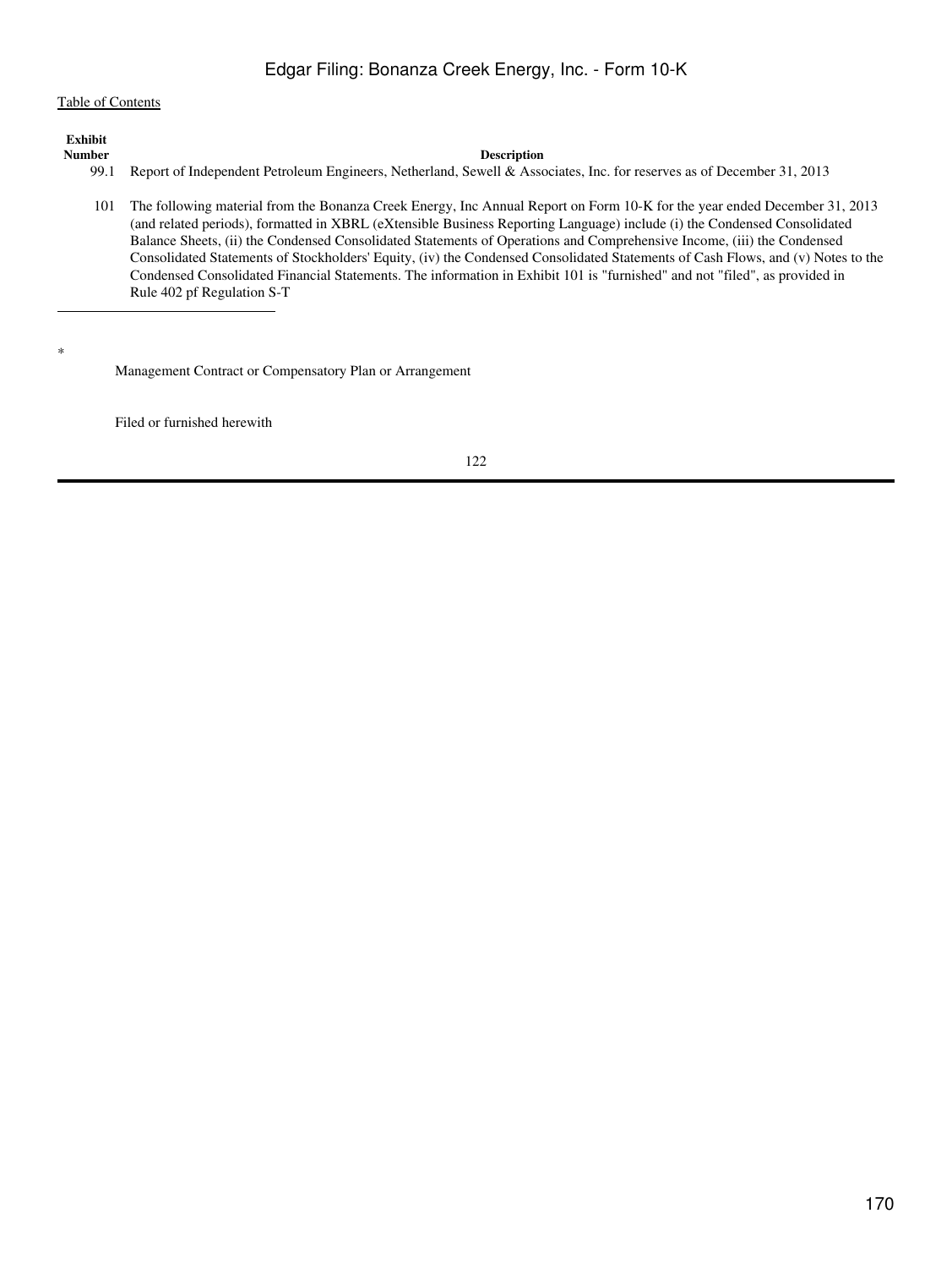[Table of Contents]

| Exhibit Number | Description |
| --- | --- |
| 99.1 | Report of Independent Petroleum Engineers, Netherland, Sewell & Associates, Inc. for reserves as of December 31, 2013 |
| 101 | The following material from the Bonanza Creek Energy, Inc Annual Report on Form 10-K for the year ended December 31, 2013 (and related periods), formatted in XBRL (eXtensible Business Reporting Language) include (i) the Condensed Consolidated Balance Sheets, (ii) the Condensed Consolidated Statements of Operations and Comprehensive Income, (iii) the Condensed Consolidated Statements of Stockholders' Equity, (iv) the Condensed Consolidated Statements of Cash Flows, and (v) Notes to the Condensed Consolidated Financial Statements. The information in Exhibit 101 is "furnished" and not "filed", as provided in Rule 402 pf Regulation S-T |

---

\* Management Contract or Compensatory Plan or Arrangement

Filed or furnished herewith